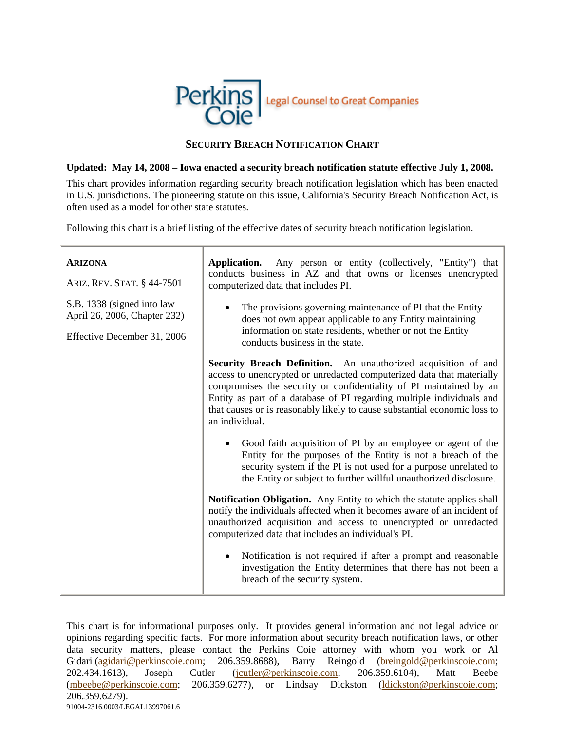Perkins Coie | Legal Counsel to Great Companies

# SECURITY BREACH NOTIFICATION CHART

**Updated: May 14, 2008 – Iowa enacted a security breach notification statute effective July 1, 2008.**

This chart provides information regarding security breach notification legislation which has been enacted in U.S. jurisdictions. The pioneering statute on this issue, California's Security Breach Notification Act, is often used as a model for other state statutes.

Following this chart is a brief listing of the effective dates of security breach notification legislation.

| | |
|---|---|
| **ARIZONA**<br><br>ARIZ. REV. STAT. § 44-7501<br><br>S.B. 1338 (signed into law April 26, 2006, Chapter 232)<br><br>Effective December 31, 2006 | **Application.** Any person or entity (collectively, "Entity") that conducts business in AZ and that owns or licenses unencrypted computerized data that includes PI.<br><br>• The provisions governing maintenance of PI that the Entity does not own appear applicable to any Entity maintaining information on state residents, whether or not the Entity conducts business in the state.<br><br>**Security Breach Definition.** An unauthorized acquisition of and access to unencrypted or unredacted computerized data that materially compromises the security or confidentiality of PI maintained by an Entity as part of a database of PI regarding multiple individuals and that causes or is reasonably likely to cause substantial economic loss to an individual.<br><br>• Good faith acquisition of PI by an employee or agent of the Entity for the purposes of the Entity is not a breach of the security system if the PI is not used for a purpose unrelated to the Entity or subject to further willful unauthorized disclosure.<br><br>**Notification Obligation.** Any Entity to which the statute applies shall notify the individuals affected when it becomes aware of an incident of unauthorized acquisition and access to unencrypted or unredacted computerized data that includes an individual's PI.<br><br>• Notification is not required if after a prompt and reasonable investigation the Entity determines that there has not been a breach of the security system. |

This chart is for informational purposes only. It provides general information and not legal advice or opinions regarding specific facts. For more information about security breach notification laws, or other data security matters, please contact the Perkins Coie attorney with whom you work or Al Gidari (agidari@perkinscoie.com; 206.359.8688), Barry Reingold (breingold@perkinscoie.com; 202.434.1613), Joseph Cutler (jcutler@perkinscoie.com; 206.359.6104), Matt Beebe (mbeebe@perkinscoie.com; 206.359.6277), or Lindsay Dickston (ldickston@perkinscoie.com; 206.359.6279).

91004-2316.0003/LEGAL13997061.6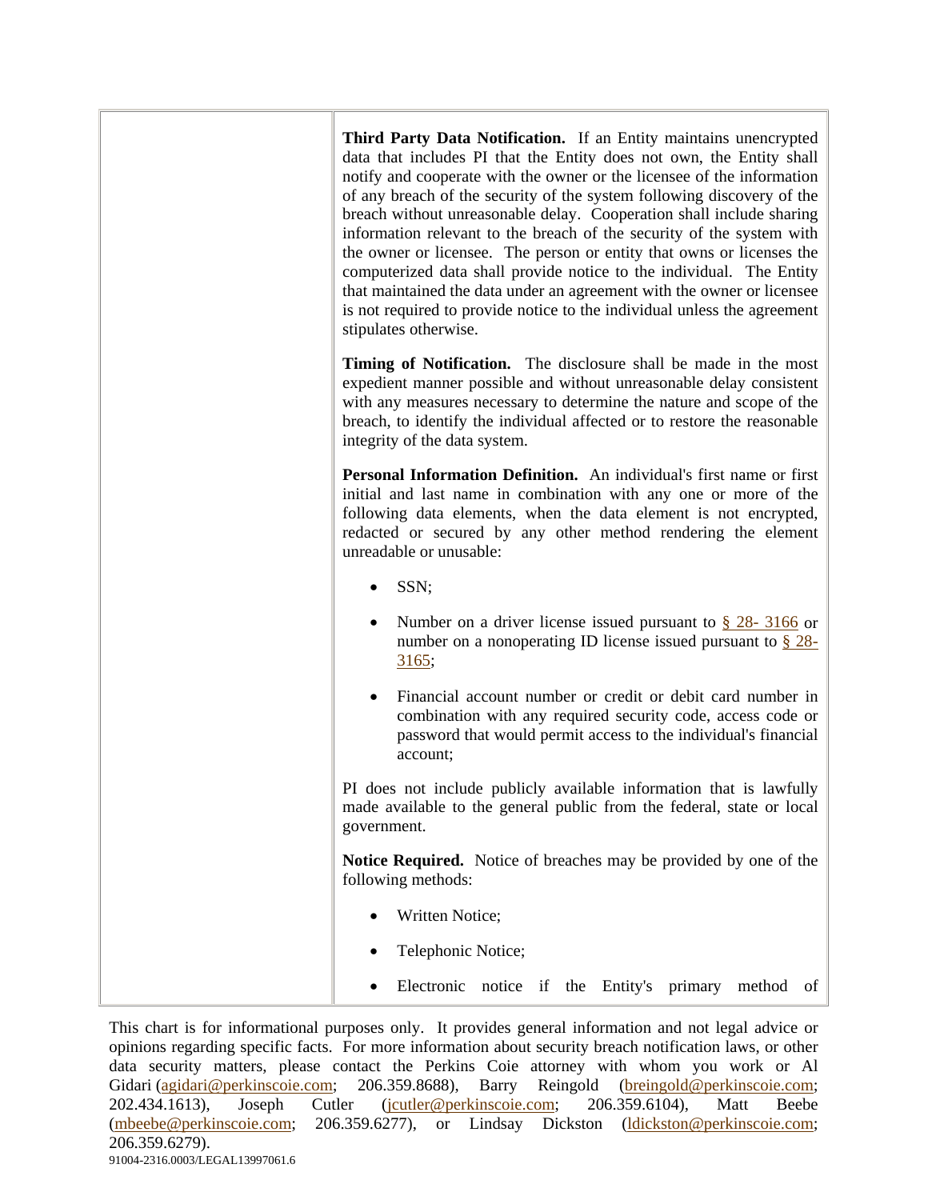| | |
|---|---|
| | **Third Party Data Notification.** If an Entity maintains unencrypted data that includes PI that the Entity does not own, the Entity shall notify and cooperate with the owner or the licensee of the information of any breach of the security of the system following discovery of the breach without unreasonable delay. Cooperation shall include sharing information relevant to the breach of the security of the system with the owner or licensee. The person or entity that owns or licenses the computerized data shall provide notice to the individual. The Entity that maintained the data under an agreement with the owner or licensee is not required to provide notice to the individual unless the agreement stipulates otherwise.<br><br>**Timing of Notification.** The disclosure shall be made in the most expedient manner possible and without unreasonable delay consistent with any measures necessary to determine the nature and scope of the breach, to identify the individual affected or to restore the reasonable integrity of the data system.<br><br>**Personal Information Definition.** An individual's first name or first initial and last name in combination with any one or more of the following data elements, when the data element is not encrypted, redacted or secured by any other method rendering the element unreadable or unusable:<br><br>• SSN;<br><br>• Number on a driver license issued pursuant to § 28- 3166 or number on a nonoperating ID license issued pursuant to § 28-3165;<br><br>• Financial account number or credit or debit card number in combination with any required security code, access code or password that would permit access to the individual's financial account;<br><br>PI does not include publicly available information that is lawfully made available to the general public from the federal, state or local government.<br><br>**Notice Required.** Notice of breaches may be provided by one of the following methods:<br><br>• Written Notice;<br><br>• Telephonic Notice;<br><br>• Electronic notice if the Entity's primary method of |

This chart is for informational purposes only. It provides general information and not legal advice or opinions regarding specific facts. For more information about security breach notification laws, or other data security matters, please contact the Perkins Coie attorney with whom you work or Al Gidari (agidari@perkinscoie.com; 206.359.8688), Barry Reingold (breingold@perkinscoie.com; 202.434.1613), Joseph Cutler (jcutler@perkinscoie.com; 206.359.6104), Matt Beebe (mbeebe@perkinscoie.com; 206.359.6277), or Lindsay Dickston (ldickston@perkinscoie.com; 206.359.6279).

91004-2316.0003/LEGAL13997061.6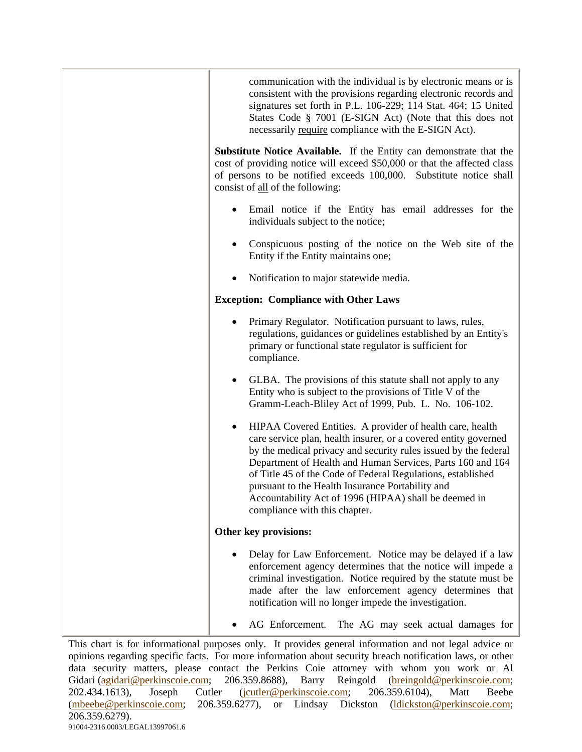| | |
|---|---|
| | communication with the individual is by electronic means or is consistent with the provisions regarding electronic records and signatures set forth in P.L. 106-229; 114 Stat. 464; 15 United States Code § 7001 (E-SIGN Act) (Note that this does not necessarily <u>require</u> compliance with the E-SIGN Act).<br><br>**Substitute Notice Available.** If the Entity can demonstrate that the cost of providing notice will exceed $50,000 or that the affected class of persons to be notified exceeds 100,000. Substitute notice shall consist of <u>all</u> of the following:<br><br>• Email notice if the Entity has email addresses for the individuals subject to the notice;<br>• Conspicuous posting of the notice on the Web site of the Entity if the Entity maintains one;<br>• Notification to major statewide media.<br><br>**Exception: Compliance with Other Laws**<br><br>• Primary Regulator. Notification pursuant to laws, rules, regulations, guidances or guidelines established by an Entity's primary or functional state regulator is sufficient for compliance.<br>• GLBA. The provisions of this statute shall not apply to any Entity who is subject to the provisions of Title V of the Gramm-Leach-Bliley Act of 1999, Pub. L. No. 106-102.<br>• HIPAA Covered Entities. A provider of health care, health care service plan, health insurer, or a covered entity governed by the medical privacy and security rules issued by the federal Department of Health and Human Services, Parts 160 and 164 of Title 45 of the Code of Federal Regulations, established pursuant to the Health Insurance Portability and Accountability Act of 1996 (HIPAA) shall be deemed in compliance with this chapter.<br><br>**Other key provisions:**<br><br>• Delay for Law Enforcement. Notice may be delayed if a law enforcement agency determines that the notice will impede a criminal investigation. Notice required by the statute must be made after the law enforcement agency determines that notification will no longer impede the investigation.<br>• AG Enforcement. The AG may seek actual damages for |

This chart is for informational purposes only. It provides general information and not legal advice or opinions regarding specific facts. For more information about security breach notification laws, or other data security matters, please contact the Perkins Coie attorney with whom you work or Al Gidari (agidari@perkinscoie.com; 206.359.8688), Barry Reingold (breingold@perkinscoie.com; 202.434.1613), Joseph Cutler (jcutler@perkinscoie.com; 206.359.6104), Matt Beebe (mbeebe@perkinscoie.com; 206.359.6277), or Lindsay Dickston (ldickston@perkinscoie.com; 206.359.6279).

91004-2316.0003/LEGAL13997061.6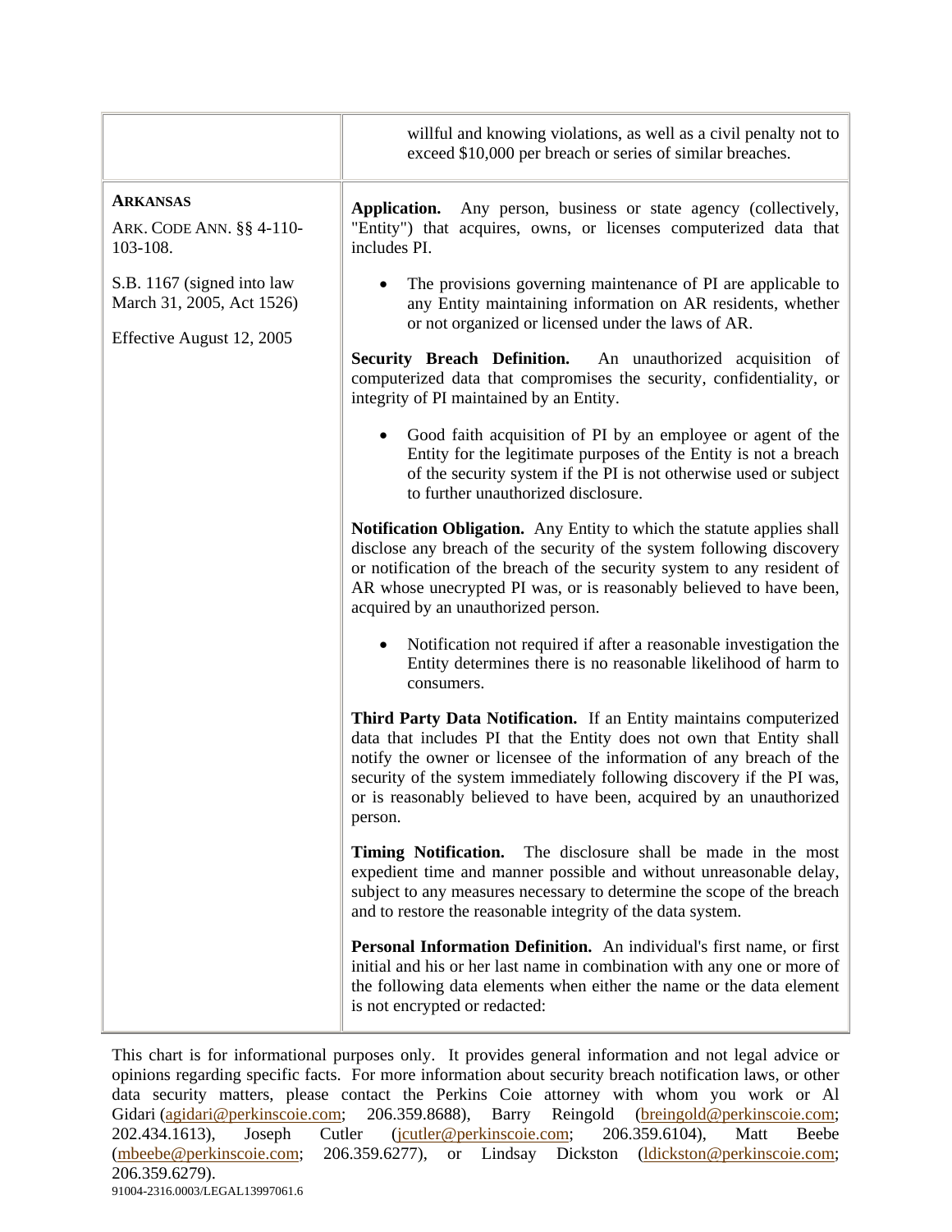| | |
|---|---|
| | willful and knowing violations, as well as a civil penalty not to exceed $10,000 per breach or series of similar breaches. |
| **ARKANSAS**<br><br>ARK. CODE ANN. §§ 4-110-103-108.<br><br>S.B. 1167 (signed into law March 31, 2005, Act 1526)<br><br>Effective August 12, 2005 | **Application.** Any person, business or state agency (collectively, "Entity") that acquires, owns, or licenses computerized data that includes PI.<br><br>• The provisions governing maintenance of PI are applicable to any Entity maintaining information on AR residents, whether or not organized or licensed under the laws of AR.<br><br>**Security Breach Definition.** An unauthorized acquisition of computerized data that compromises the security, confidentiality, or integrity of PI maintained by an Entity.<br><br>• Good faith acquisition of PI by an employee or agent of the Entity for the legitimate purposes of the Entity is not a breach of the security system if the PI is not otherwise used or subject to further unauthorized disclosure.<br><br>**Notification Obligation.** Any Entity to which the statute applies shall disclose any breach of the security of the system following discovery or notification of the breach of the security system to any resident of AR whose unecrypted PI was, or is reasonably believed to have been, acquired by an unauthorized person.<br><br>• Notification not required if after a reasonable investigation the Entity determines there is no reasonable likelihood of harm to consumers.<br><br>**Third Party Data Notification.** If an Entity maintains computerized data that includes PI that the Entity does not own that Entity shall notify the owner or licensee of the information of any breach of the security of the system immediately following discovery if the PI was, or is reasonably believed to have been, acquired by an unauthorized person.<br><br>**Timing Notification.** The disclosure shall be made in the most expedient time and manner possible and without unreasonable delay, subject to any measures necessary to determine the scope of the breach and to restore the reasonable integrity of the data system.<br><br>**Personal Information Definition.** An individual's first name, or first initial and his or her last name in combination with any one or more of the following data elements when either the name or the data element is not encrypted or redacted: |

This chart is for informational purposes only. It provides general information and not legal advice or opinions regarding specific facts. For more information about security breach notification laws, or other data security matters, please contact the Perkins Coie attorney with whom you work or Al Gidari (agidari@perkinscoie.com; 206.359.8688), Barry Reingold (breingold@perkinscoie.com; 202.434.1613), Joseph Cutler (jcutler@perkinscoie.com; 206.359.6104), Matt Beebe (mbeebe@perkinscoie.com; 206.359.6277), or Lindsay Dickston (ldickston@perkinscoie.com; 206.359.6279).

91004-2316.0003/LEGAL13997061.6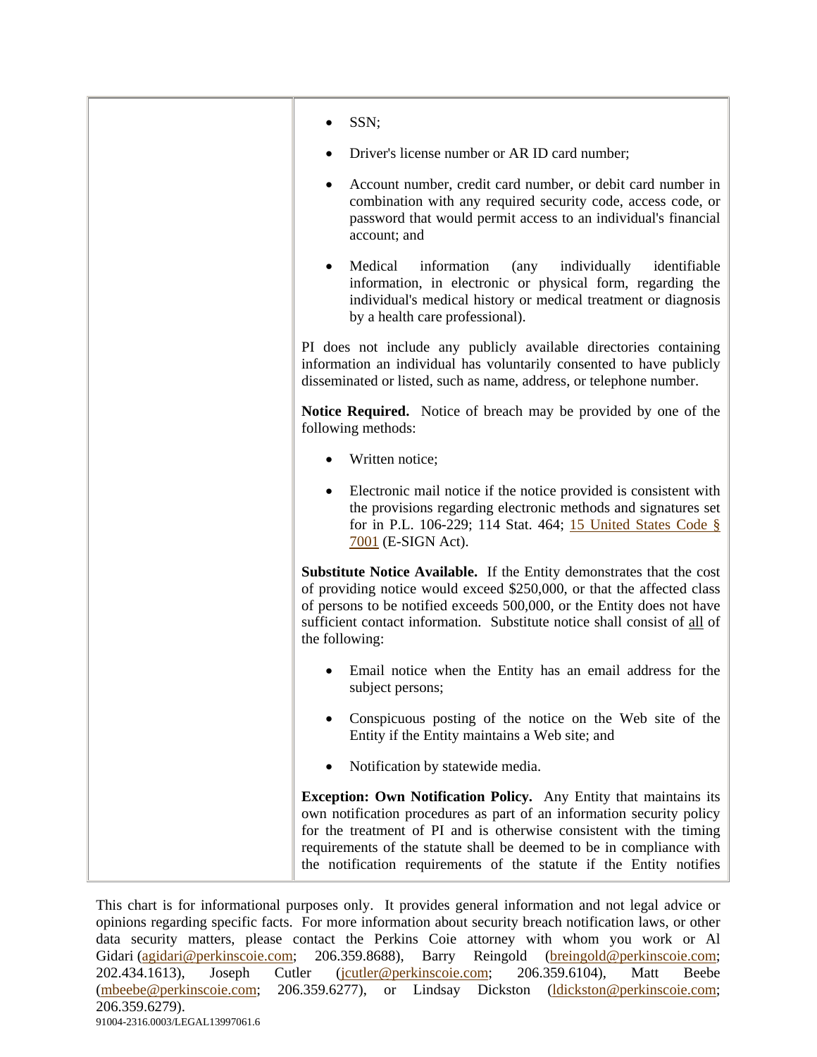| | |
|---|---|
| | • SSN;<br><br>• Driver's license number or AR ID card number;<br><br>• Account number, credit card number, or debit card number in combination with any required security code, access code, or password that would permit access to an individual's financial account; and<br><br>• Medical information (any individually identifiable information, in electronic or physical form, regarding the individual's medical history or medical treatment or diagnosis by a health care professional).<br><br>PI does not include any publicly available directories containing information an individual has voluntarily consented to have publicly disseminated or listed, such as name, address, or telephone number.<br><br>**Notice Required.** Notice of breach may be provided by one of the following methods:<br><br>• Written notice;<br><br>• Electronic mail notice if the notice provided is consistent with the provisions regarding electronic methods and signatures set for in P.L. 106-229; 114 Stat. 464; 15 United States Code § 7001 (E-SIGN Act).<br><br>**Substitute Notice Available.** If the Entity demonstrates that the cost of providing notice would exceed $250,000, or that the affected class of persons to be notified exceeds 500,000, or the Entity does not have sufficient contact information. Substitute notice shall consist of <u>all</u> of the following:<br><br>• Email notice when the Entity has an email address for the subject persons;<br><br>• Conspicuous posting of the notice on the Web site of the Entity if the Entity maintains a Web site; and<br><br>• Notification by statewide media.<br><br>**Exception: Own Notification Policy.** Any Entity that maintains its own notification procedures as part of an information security policy for the treatment of PI and is otherwise consistent with the timing requirements of the statute shall be deemed to be in compliance with the notification requirements of the statute if the Entity notifies |

This chart is for informational purposes only. It provides general information and not legal advice or opinions regarding specific facts. For more information about security breach notification laws, or other data security matters, please contact the Perkins Coie attorney with whom you work or Al Gidari (agidari@perkinscoie.com; 206.359.8688), Barry Reingold (breingold@perkinscoie.com; 202.434.1613), Joseph Cutler (jcutler@perkinscoie.com; 206.359.6104), Matt Beebe (mbeebe@perkinscoie.com; 206.359.6277), or Lindsay Dickston (ldickston@perkinscoie.com; 206.359.6279).

91004-2316.0003/LEGAL13997061.6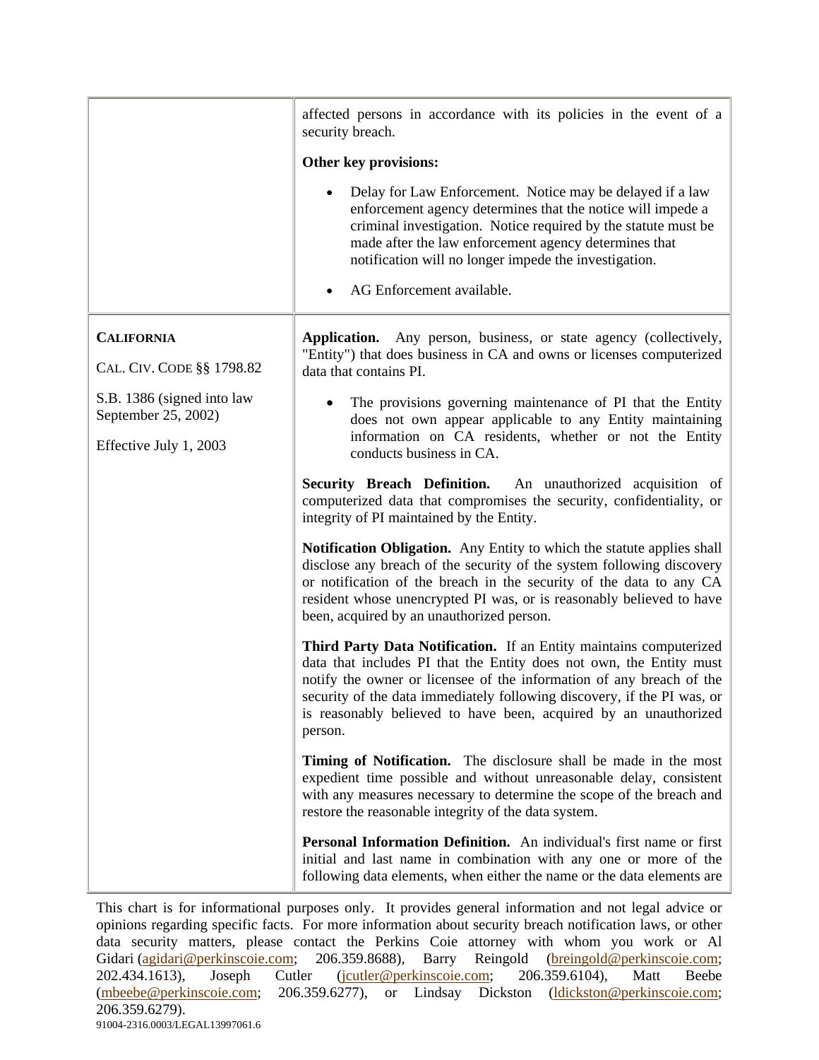| | |
|---|---|
| | affected persons in accordance with its policies in the event of a security breach.<br><br>**Other key provisions:**<br><br>• Delay for Law Enforcement. Notice may be delayed if a law enforcement agency determines that the notice will impede a criminal investigation. Notice required by the statute must be made after the law enforcement agency determines that notification will no longer impede the investigation.<br><br>• AG Enforcement available. |
| **CALIFORNIA**<br><br>CAL. CIV. CODE §§ 1798.82<br><br>S.B. 1386 (signed into law September 25, 2002)<br><br>Effective July 1, 2003 | **Application.** Any person, business, or state agency (collectively, "Entity") that does business in CA and owns or licenses computerized data that contains PI.<br><br>• The provisions governing maintenance of PI that the Entity does not own appear applicable to any Entity maintaining information on CA residents, whether or not the Entity conducts business in CA.<br><br>**Security Breach Definition.** An unauthorized acquisition of computerized data that compromises the security, confidentiality, or integrity of PI maintained by the Entity.<br><br>**Notification Obligation.** Any Entity to which the statute applies shall disclose any breach of the security of the system following discovery or notification of the breach in the security of the data to any CA resident whose unencrypted PI was, or is reasonably believed to have been, acquired by an unauthorized person.<br><br>**Third Party Data Notification.** If an Entity maintains computerized data that includes PI that the Entity does not own, the Entity must notify the owner or licensee of the information of any breach of the security of the data immediately following discovery, if the PI was, or is reasonably believed to have been, acquired by an unauthorized person.<br><br>**Timing of Notification.** The disclosure shall be made in the most expedient time possible and without unreasonable delay, consistent with any measures necessary to determine the scope of the breach and restore the reasonable integrity of the data system.<br><br>**Personal Information Definition.** An individual's first name or first initial and last name in combination with any one or more of the following data elements, when either the name or the data elements are |

This chart is for informational purposes only. It provides general information and not legal advice or opinions regarding specific facts. For more information about security breach notification laws, or other data security matters, please contact the Perkins Coie attorney with whom you work or Al Gidari (agidari@perkinscoie.com; 206.359.8688), Barry Reingold (breingold@perkinscoie.com; 202.434.1613), Joseph Cutler (jcutler@perkinscoie.com; 206.359.6104), Matt Beebe (mbeebe@perkinscoie.com; 206.359.6277), or Lindsay Dickston (ldickston@perkinscoie.com; 206.359.6279).

91004-2316.0003/LEGAL13997061.6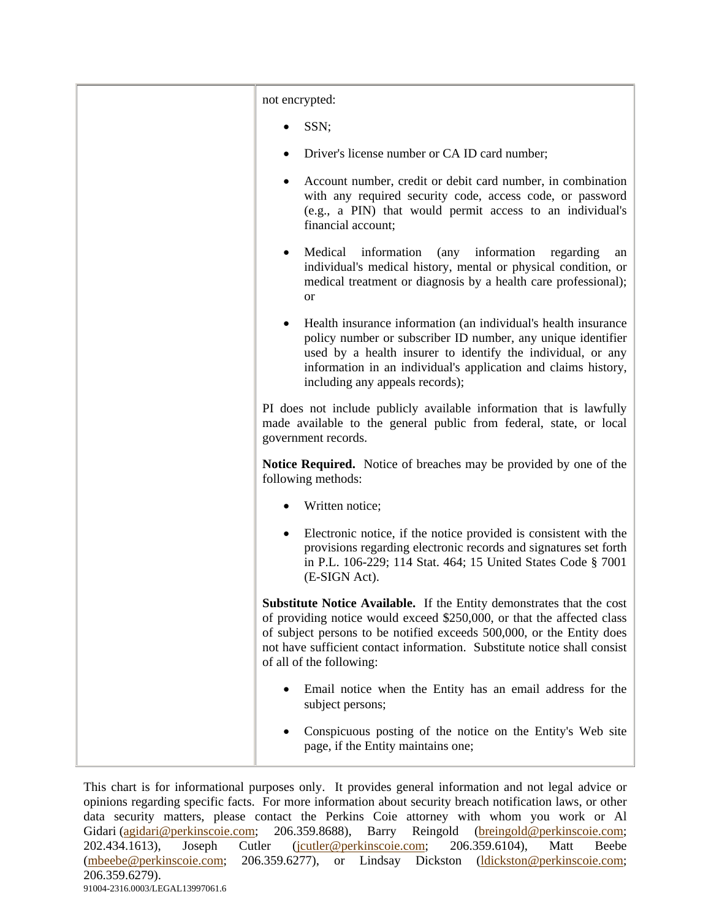not encrypted:

- SSN;
- Driver's license number or CA ID card number;
- Account number, credit or debit card number, in combination with any required security code, access code, or password (e.g., a PIN) that would permit access to an individual's financial account;
- Medical information (any information regarding an individual's medical history, mental or physical condition, or medical treatment or diagnosis by a health care professional); or
- Health insurance information (an individual's health insurance policy number or subscriber ID number, any unique identifier used by a health insurer to identify the individual, or any information in an individual's application and claims history, including any appeals records);

PI does not include publicly available information that is lawfully made available to the general public from federal, state, or local government records.

**Notice Required.** Notice of breaches may be provided by one of the following methods:

- Written notice;
- Electronic notice, if the notice provided is consistent with the provisions regarding electronic records and signatures set forth in P.L. 106-229; 114 Stat. 464; 15 United States Code § 7001 (E-SIGN Act).

**Substitute Notice Available.** If the Entity demonstrates that the cost of providing notice would exceed $250,000, or that the affected class of subject persons to be notified exceeds 500,000, or the Entity does not have sufficient contact information. Substitute notice shall consist of all of the following:

- Email notice when the Entity has an email address for the subject persons;
- Conspicuous posting of the notice on the Entity's Web site page, if the Entity maintains one;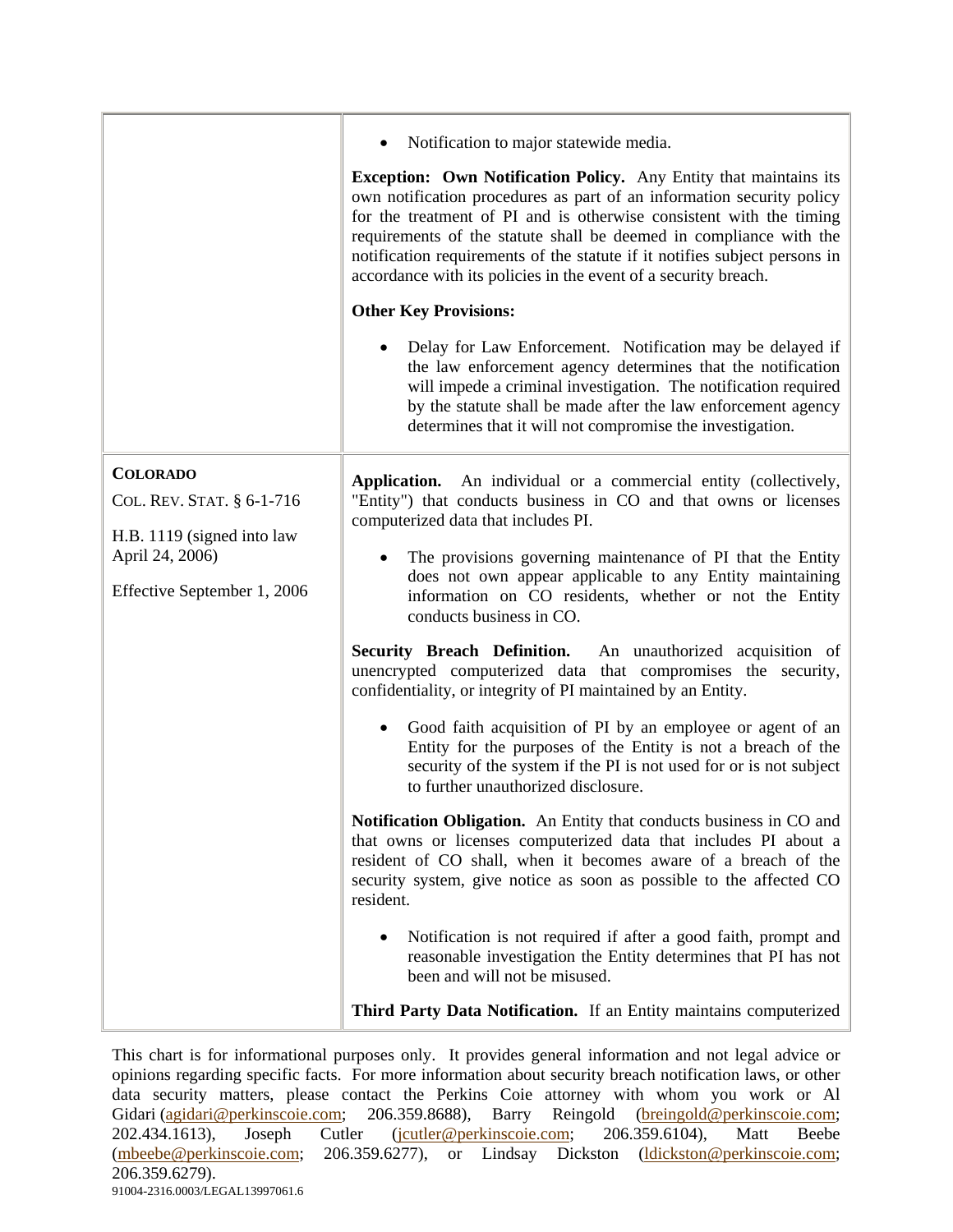| | |
|---|---|
| | • Notification to major statewide media.<br><br>**Exception: Own Notification Policy.** Any Entity that maintains its own notification procedures as part of an information security policy for the treatment of PI and is otherwise consistent with the timing requirements of the statute shall be deemed in compliance with the notification requirements of the statute if it notifies subject persons in accordance with its policies in the event of a security breach.<br><br>**Other Key Provisions:**<br><br>• Delay for Law Enforcement. Notification may be delayed if the law enforcement agency determines that the notification will impede a criminal investigation. The notification required by the statute shall be made after the law enforcement agency determines that it will not compromise the investigation. |
| **COLORADO**<br><br>COL. REV. STAT. § 6-1-716<br><br>H.B. 1119 (signed into law April 24, 2006)<br><br>Effective September 1, 2006 | **Application.** An individual or a commercial entity (collectively, "Entity") that conducts business in CO and that owns or licenses computerized data that includes PI.<br><br>• The provisions governing maintenance of PI that the Entity does not own appear applicable to any Entity maintaining information on CO residents, whether or not the Entity conducts business in CO.<br><br>**Security Breach Definition.** An unauthorized acquisition of unencrypted computerized data that compromises the security, confidentiality, or integrity of PI maintained by an Entity.<br><br>• Good faith acquisition of PI by an employee or agent of an Entity for the purposes of the Entity is not a breach of the security of the system if the PI is not used for or is not subject to further unauthorized disclosure.<br><br>**Notification Obligation.** An Entity that conducts business in CO and that owns or licenses computerized data that includes PI about a resident of CO shall, when it becomes aware of a breach of the security system, give notice as soon as possible to the affected CO resident.<br><br>• Notification is not required if after a good faith, prompt and reasonable investigation the Entity determines that PI has not been and will not be misused.<br><br>**Third Party Data Notification.** If an Entity maintains computerized |

This chart is for informational purposes only. It provides general information and not legal advice or opinions regarding specific facts. For more information about security breach notification laws, or other data security matters, please contact the Perkins Coie attorney with whom you work or Al Gidari (agidari@perkinscoie.com; 206.359.8688), Barry Reingold (breingold@perkinscoie.com; 202.434.1613), Joseph Cutler (jcutler@perkinscoie.com; 206.359.6104), Matt Beebe (mbeebe@perkinscoie.com; 206.359.6277), or Lindsay Dickston (ldickston@perkinscoie.com; 206.359.6279).

91004-2316.0003/LEGAL13997061.6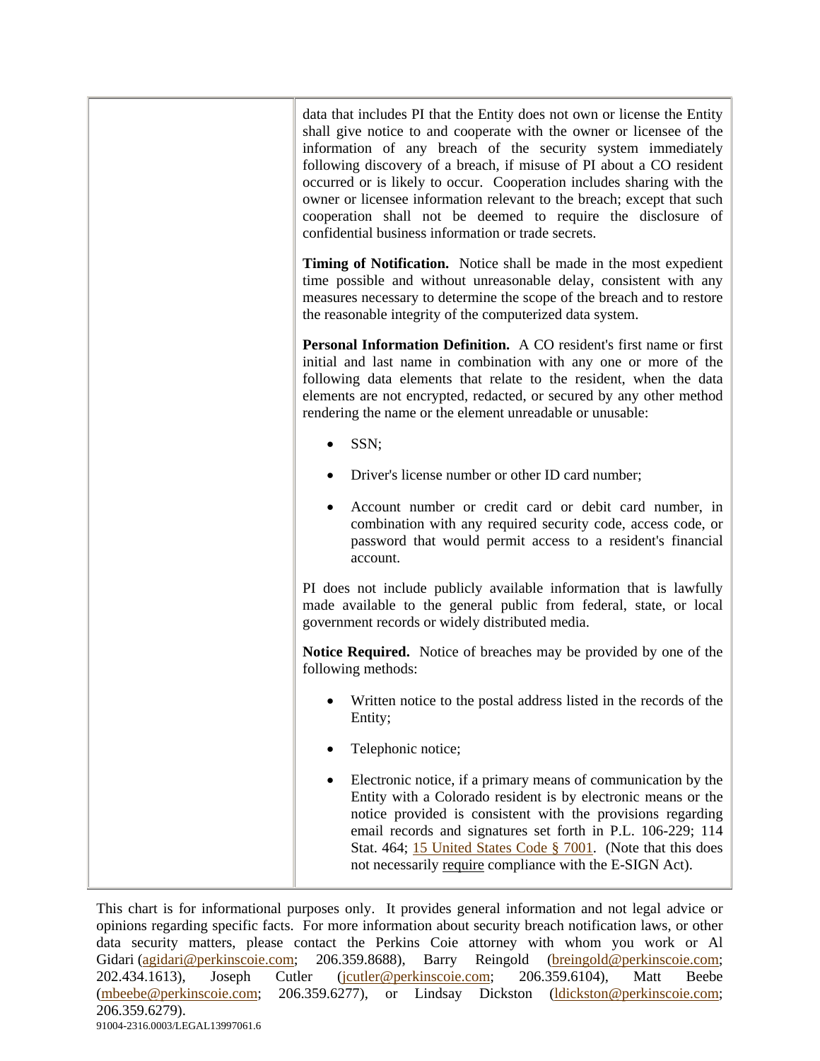| | |
|---|---|
| | data that includes PI that the Entity does not own or license the Entity shall give notice to and cooperate with the owner or licensee of the information of any breach of the security system immediately following discovery of a breach, if misuse of PI about a CO resident occurred or is likely to occur. Cooperation includes sharing with the owner or licensee information relevant to the breach; except that such cooperation shall not be deemed to require the disclosure of confidential business information or trade secrets.<br><br>**Timing of Notification.** Notice shall be made in the most expedient time possible and without unreasonable delay, consistent with any measures necessary to determine the scope of the breach and to restore the reasonable integrity of the computerized data system.<br><br>**Personal Information Definition.** A CO resident's first name or first initial and last name in combination with any one or more of the following data elements that relate to the resident, when the data elements are not encrypted, redacted, or secured by any other method rendering the name or the element unreadable or unusable:<br><br>• SSN;<br><br>• Driver's license number or other ID card number;<br><br>• Account number or credit card or debit card number, in combination with any required security code, access code, or password that would permit access to a resident's financial account.<br><br>PI does not include publicly available information that is lawfully made available to the general public from federal, state, or local government records or widely distributed media.<br><br>**Notice Required.** Notice of breaches may be provided by one of the following methods:<br><br>• Written notice to the postal address listed in the records of the Entity;<br><br>• Telephonic notice;<br><br>• Electronic notice, if a primary means of communication by the Entity with a Colorado resident is by electronic means or the notice provided is consistent with the provisions regarding email records and signatures set forth in P.L. 106-229; 114 Stat. 464; 15 United States Code § 7001. (Note that this does not necessarily require compliance with the E-SIGN Act). |

This chart is for informational purposes only. It provides general information and not legal advice or opinions regarding specific facts. For more information about security breach notification laws, or other data security matters, please contact the Perkins Coie attorney with whom you work or Al Gidari (agidari@perkinscoie.com; 206.359.8688), Barry Reingold (breingold@perkinscoie.com; 202.434.1613), Joseph Cutler (jcutler@perkinscoie.com; 206.359.6104), Matt Beebe (mbeebe@perkinscoie.com; 206.359.6277), or Lindsay Dickston (ldickston@perkinscoie.com; 206.359.6279).

91004-2316.0003/LEGAL13997061.6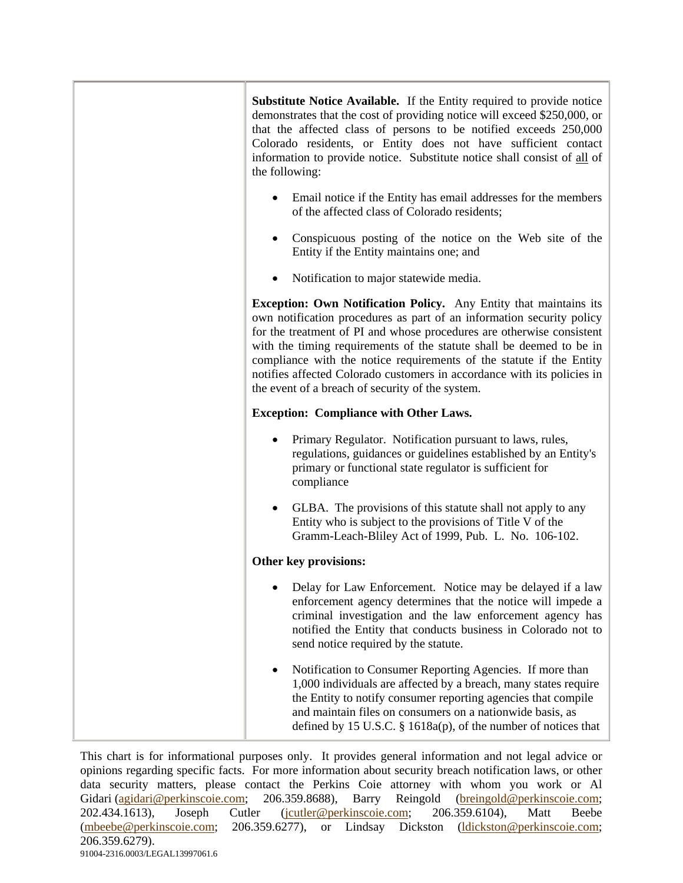| | |
|---|---|
| | **Substitute Notice Available.** If the Entity required to provide notice demonstrates that the cost of providing notice will exceed $250,000, or that the affected class of persons to be notified exceeds 250,000 Colorado residents, or Entity does not have sufficient contact information to provide notice. Substitute notice shall consist of all of the following:<br><br>• Email notice if the Entity has email addresses for the members of the affected class of Colorado residents;<br><br>• Conspicuous posting of the notice on the Web site of the Entity if the Entity maintains one; and<br><br>• Notification to major statewide media.<br><br>**Exception: Own Notification Policy.** Any Entity that maintains its own notification procedures as part of an information security policy for the treatment of PI and whose procedures are otherwise consistent with the timing requirements of the statute shall be deemed to be in compliance with the notice requirements of the statute if the Entity notifies affected Colorado customers in accordance with its policies in the event of a breach of security of the system.<br><br>**Exception: Compliance with Other Laws.**<br><br>• Primary Regulator. Notification pursuant to laws, rules, regulations, guidances or guidelines established by an Entity's primary or functional state regulator is sufficient for compliance<br><br>• GLBA. The provisions of this statute shall not apply to any Entity who is subject to the provisions of Title V of the Gramm-Leach-Bliley Act of 1999, Pub. L. No. 106-102.<br><br>**Other key provisions:**<br><br>• Delay for Law Enforcement. Notice may be delayed if a law enforcement agency determines that the notice will impede a criminal investigation and the law enforcement agency has notified the Entity that conducts business in Colorado not to send notice required by the statute.<br><br>• Notification to Consumer Reporting Agencies. If more than 1,000 individuals are affected by a breach, many states require the Entity to notify consumer reporting agencies that compile and maintain files on consumers on a nationwide basis, as defined by 15 U.S.C. § 1618a(p), of the number of notices that |

This chart is for informational purposes only. It provides general information and not legal advice or opinions regarding specific facts. For more information about security breach notification laws, or other data security matters, please contact the Perkins Coie attorney with whom you work or Al Gidari (agidari@perkinscoie.com; 206.359.8688), Barry Reingold (breingold@perkinscoie.com; 202.434.1613), Joseph Cutler (jcutler@perkinscoie.com; 206.359.6104), Matt Beebe (mbeebe@perkinscoie.com; 206.359.6277), or Lindsay Dickston (ldickston@perkinscoie.com; 206.359.6279).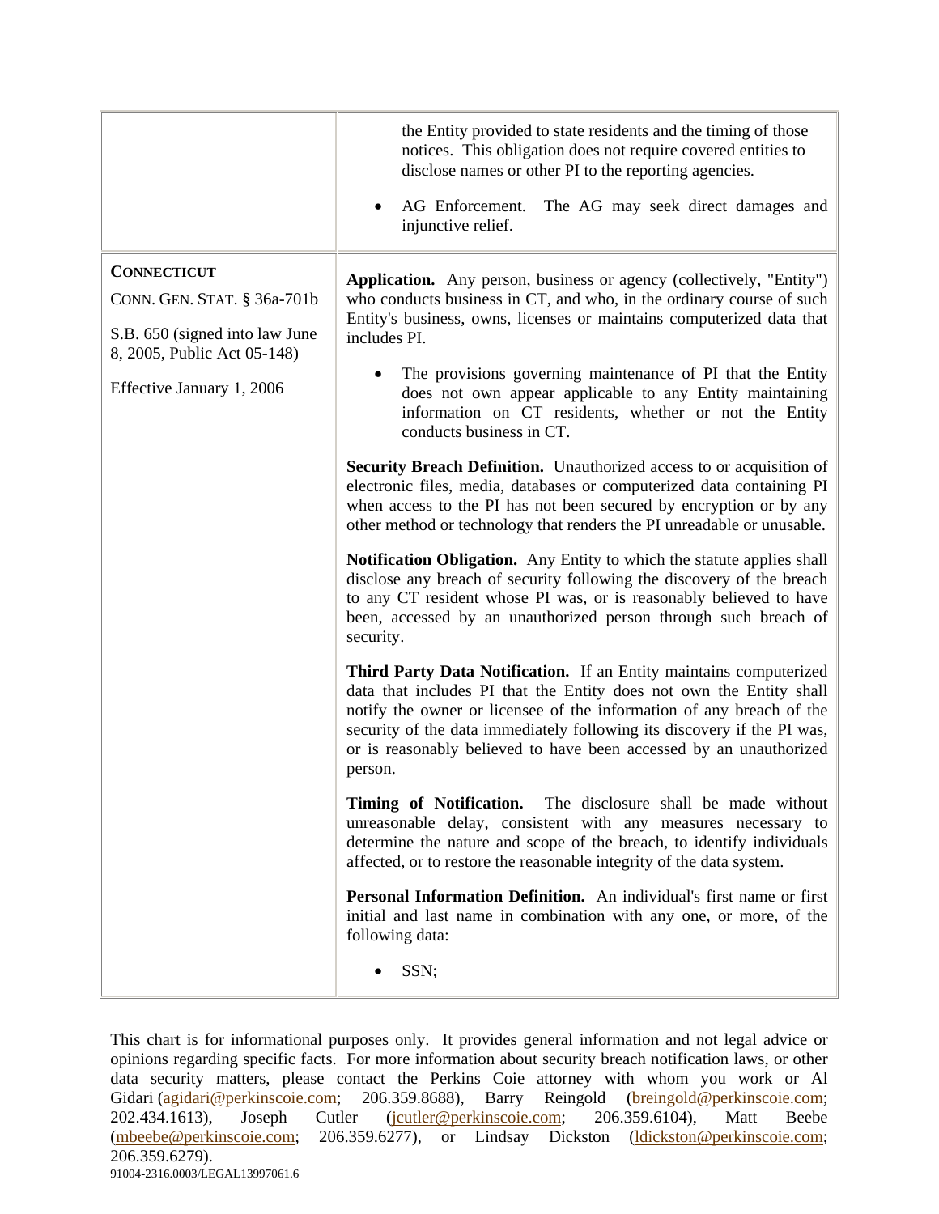| | |
|---|---|
| | the Entity provided to state residents and the timing of those notices. This obligation does not require covered entities to disclose names or other PI to the reporting agencies.<br><br>• AG Enforcement. The AG may seek direct damages and injunctive relief. |
| **CONNECTICUT**<br><br>CONN. GEN. STAT. § 36a-701b<br><br>S.B. 650 (signed into law June 8, 2005, Public Act 05-148)<br><br>Effective January 1, 2006 | **Application.** Any person, business or agency (collectively, "Entity") who conducts business in CT, and who, in the ordinary course of such Entity's business, owns, licenses or maintains computerized data that includes PI.<br><br>• The provisions governing maintenance of PI that the Entity does not own appear applicable to any Entity maintaining information on CT residents, whether or not the Entity conducts business in CT.<br><br>**Security Breach Definition.** Unauthorized access to or acquisition of electronic files, media, databases or computerized data containing PI when access to the PI has not been secured by encryption or by any other method or technology that renders the PI unreadable or unusable.<br><br>**Notification Obligation.** Any Entity to which the statute applies shall disclose any breach of security following the discovery of the breach to any CT resident whose PI was, or is reasonably believed to have been, accessed by an unauthorized person through such breach of security.<br><br>**Third Party Data Notification.** If an Entity maintains computerized data that includes PI that the Entity does not own the Entity shall notify the owner or licensee of the information of any breach of the security of the data immediately following its discovery if the PI was, or is reasonably believed to have been accessed by an unauthorized person.<br><br>**Timing of Notification.** The disclosure shall be made without unreasonable delay, consistent with any measures necessary to determine the nature and scope of the breach, to identify individuals affected, or to restore the reasonable integrity of the data system.<br><br>**Personal Information Definition.** An individual's first name or first initial and last name in combination with any one, or more, of the following data:<br><br>• SSN; |

This chart is for informational purposes only. It provides general information and not legal advice or opinions regarding specific facts. For more information about security breach notification laws, or other data security matters, please contact the Perkins Coie attorney with whom you work or Al Gidari (agidari@perkinscoie.com; 206.359.8688), Barry Reingold (breingold@perkinscoie.com; 202.434.1613), Joseph Cutler (jcutler@perkinscoie.com; 206.359.6104), Matt Beebe (mbeebe@perkinscoie.com; 206.359.6277), or Lindsay Dickston (ldickston@perkinscoie.com; 206.359.6279).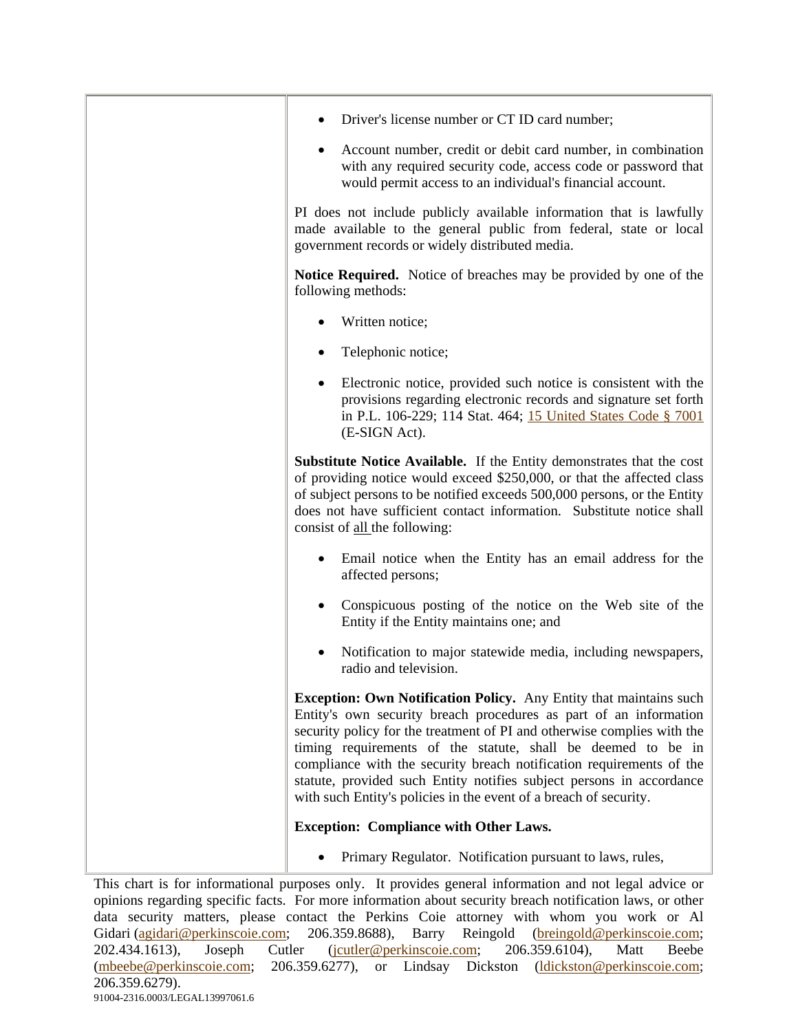| | |
|---|---|
| | • Driver's license number or CT ID card number;<br><br>• Account number, credit or debit card number, in combination with any required security code, access code or password that would permit access to an individual's financial account.<br><br>PI does not include publicly available information that is lawfully made available to the general public from federal, state or local government records or widely distributed media.<br><br>**Notice Required.** Notice of breaches may be provided by one of the following methods:<br><br>• Written notice;<br><br>• Telephonic notice;<br><br>• Electronic notice, provided such notice is consistent with the provisions regarding electronic records and signature set forth in P.L. 106-229; 114 Stat. 464; 15 United States Code § 7001 (E-SIGN Act).<br><br>**Substitute Notice Available.** If the Entity demonstrates that the cost of providing notice would exceed $250,000, or that the affected class of subject persons to be notified exceeds 500,000 persons, or the Entity does not have sufficient contact information. Substitute notice shall consist of <u>all</u> the following:<br><br>• Email notice when the Entity has an email address for the affected persons;<br><br>• Conspicuous posting of the notice on the Web site of the Entity if the Entity maintains one; and<br><br>• Notification to major statewide media, including newspapers, radio and television.<br><br>**Exception: Own Notification Policy.** Any Entity that maintains such Entity's own security breach procedures as part of an information security policy for the treatment of PI and otherwise complies with the timing requirements of the statute, shall be deemed to be in compliance with the security breach notification requirements of the statute, provided such Entity notifies subject persons in accordance with such Entity's policies in the event of a breach of security.<br><br>**Exception: Compliance with Other Laws.**<br><br>• Primary Regulator. Notification pursuant to laws, rules, |

This chart is for informational purposes only. It provides general information and not legal advice or opinions regarding specific facts. For more information about security breach notification laws, or other data security matters, please contact the Perkins Coie attorney with whom you work or Al Gidari (agidari@perkinscoie.com; 206.359.8688), Barry Reingold (breingold@perkinscoie.com; 202.434.1613), Joseph Cutler (jcutler@perkinscoie.com; 206.359.6104), Matt Beebe (mbeebe@perkinscoie.com; 206.359.6277), or Lindsay Dickston (ldickston@perkinscoie.com; 206.359.6279).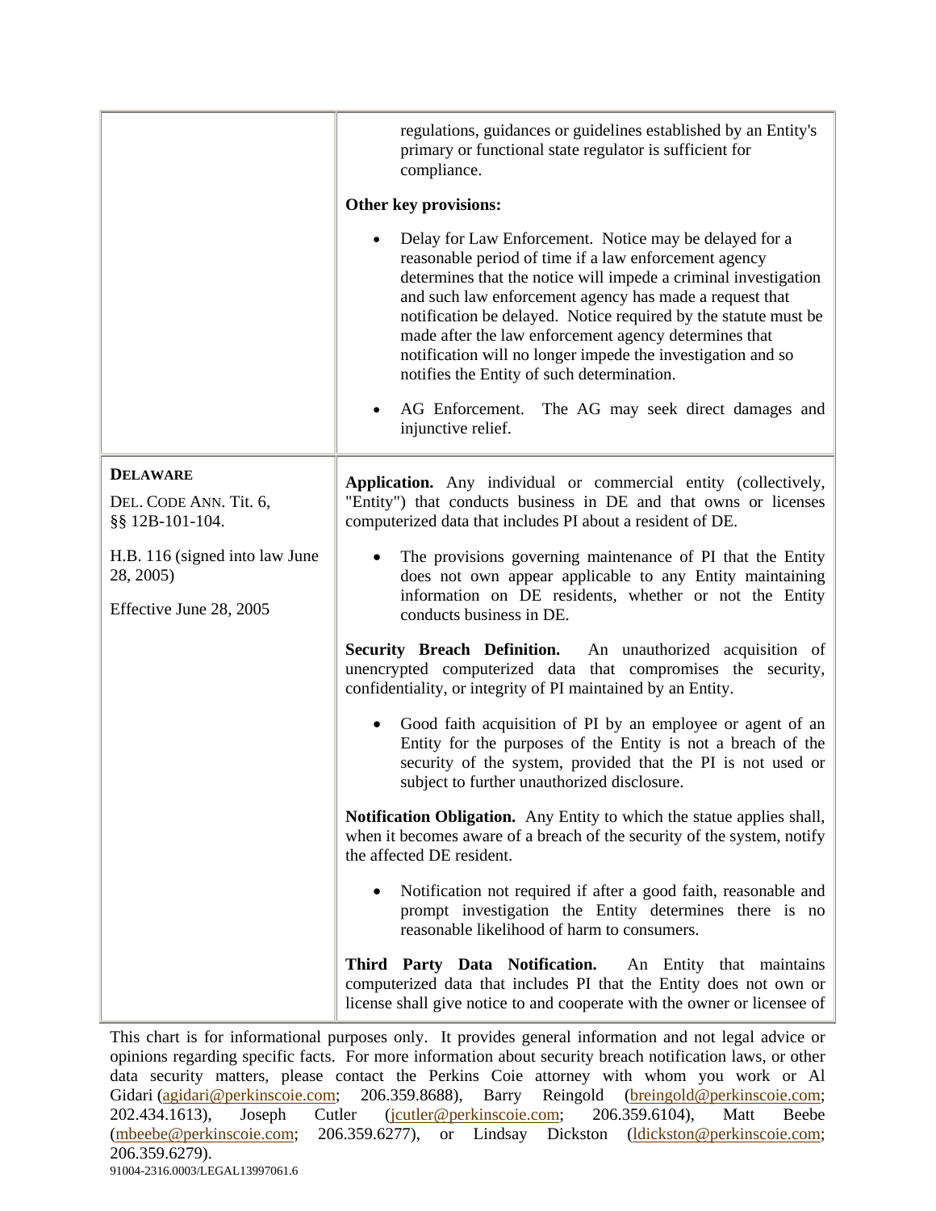| | |
|---|---|
| | regulations, guidances or guidelines established by an Entity's primary or functional state regulator is sufficient for compliance.<br><br>**Other key provisions:**<br><br>• Delay for Law Enforcement. Notice may be delayed for a reasonable period of time if a law enforcement agency determines that the notice will impede a criminal investigation and such law enforcement agency has made a request that notification be delayed. Notice required by the statute must be made after the law enforcement agency determines that notification will no longer impede the investigation and so notifies the Entity of such determination.<br><br>• AG Enforcement. The AG may seek direct damages and injunctive relief. |
| **DELAWARE**<br><br>DEL. CODE ANN. Tit. 6, §§ 12B-101-104.<br><br>H.B. 116 (signed into law June 28, 2005)<br><br>Effective June 28, 2005 | **Application.** Any individual or commercial entity (collectively, "Entity") that conducts business in DE and that owns or licenses computerized data that includes PI about a resident of DE.<br><br>• The provisions governing maintenance of PI that the Entity does not own appear applicable to any Entity maintaining information on DE residents, whether or not the Entity conducts business in DE.<br><br>**Security Breach Definition.** An unauthorized acquisition of unencrypted computerized data that compromises the security, confidentiality, or integrity of PI maintained by an Entity.<br><br>• Good faith acquisition of PI by an employee or agent of an Entity for the purposes of the Entity is not a breach of the security of the system, provided that the PI is not used or subject to further unauthorized disclosure.<br><br>**Notification Obligation.** Any Entity to which the statue applies shall, when it becomes aware of a breach of the security of the system, notify the affected DE resident.<br><br>• Notification not required if after a good faith, reasonable and prompt investigation the Entity determines there is no reasonable likelihood of harm to consumers.<br><br>**Third Party Data Notification.** An Entity that maintains computerized data that includes PI that the Entity does not own or license shall give notice to and cooperate with the owner or licensee of |

This chart is for informational purposes only. It provides general information and not legal advice or opinions regarding specific facts. For more information about security breach notification laws, or other data security matters, please contact the Perkins Coie attorney with whom you work or Al Gidari (agidari@perkinscoie.com; 206.359.8688), Barry Reingold (breingold@perkinscoie.com; 202.434.1613), Joseph Cutler (jcutler@perkinscoie.com; 206.359.6104), Matt Beebe (mbeebe@perkinscoie.com; 206.359.6277), or Lindsay Dickston (ldickston@perkinscoie.com; 206.359.6279).

91004-2316.0003/LEGAL13997061.6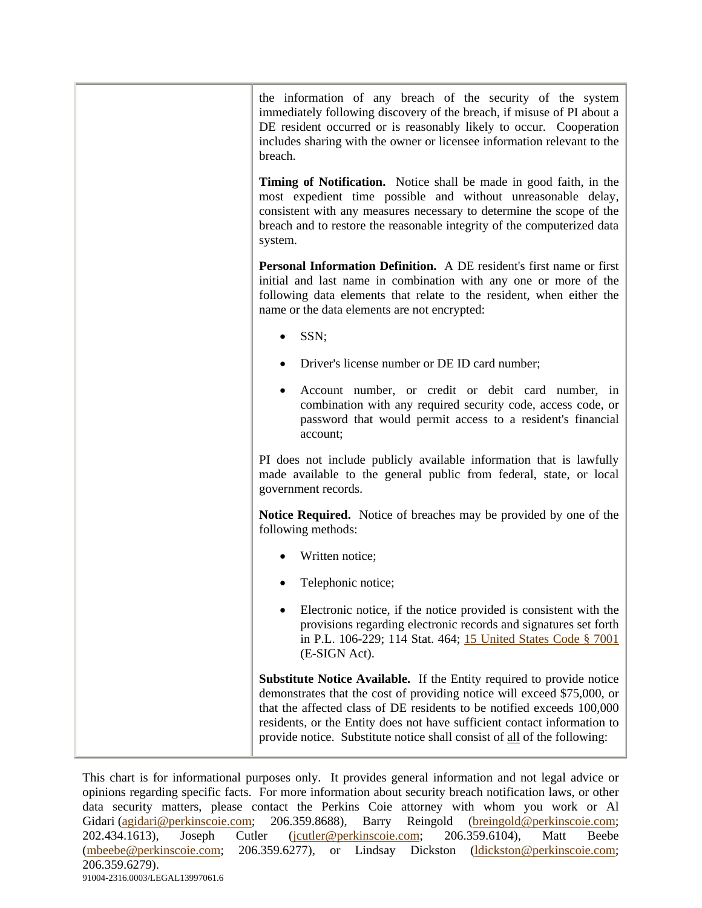| | |
|---|---|
| | the information of any breach of the security of the system immediately following discovery of the breach, if misuse of PI about a DE resident occurred or is reasonably likely to occur. Cooperation includes sharing with the owner or licensee information relevant to the breach.<br><br>**Timing of Notification.** Notice shall be made in good faith, in the most expedient time possible and without unreasonable delay, consistent with any measures necessary to determine the scope of the breach and to restore the reasonable integrity of the computerized data system.<br><br>**Personal Information Definition.** A DE resident's first name or first initial and last name in combination with any one or more of the following data elements that relate to the resident, when either the name or the data elements are not encrypted:<br><br>• SSN;<br><br>• Driver's license number or DE ID card number;<br><br>• Account number, or credit or debit card number, in combination with any required security code, access code, or password that would permit access to a resident's financial account;<br><br>PI does not include publicly available information that is lawfully made available to the general public from federal, state, or local government records.<br><br>**Notice Required.** Notice of breaches may be provided by one of the following methods:<br><br>• Written notice;<br><br>• Telephonic notice;<br><br>• Electronic notice, if the notice provided is consistent with the provisions regarding electronic records and signatures set forth in P.L. 106-229; 114 Stat. 464; 15 United States Code § 7001 (E-SIGN Act).<br><br>**Substitute Notice Available.** If the Entity required to provide notice demonstrates that the cost of providing notice will exceed $75,000, or that the affected class of DE residents to be notified exceeds 100,000 residents, or the Entity does not have sufficient contact information to provide notice. Substitute notice shall consist of <u>all</u> of the following: |

This chart is for informational purposes only. It provides general information and not legal advice or opinions regarding specific facts. For more information about security breach notification laws, or other data security matters, please contact the Perkins Coie attorney with whom you work or Al Gidari (agidari@perkinscoie.com; 206.359.8688), Barry Reingold (breingold@perkinscoie.com; 202.434.1613), Joseph Cutler (jcutler@perkinscoie.com; 206.359.6104), Matt Beebe (mbeebe@perkinscoie.com; 206.359.6277), or Lindsay Dickston (ldickston@perkinscoie.com; 206.359.6279).

91004-2316.0003/LEGAL13997061.6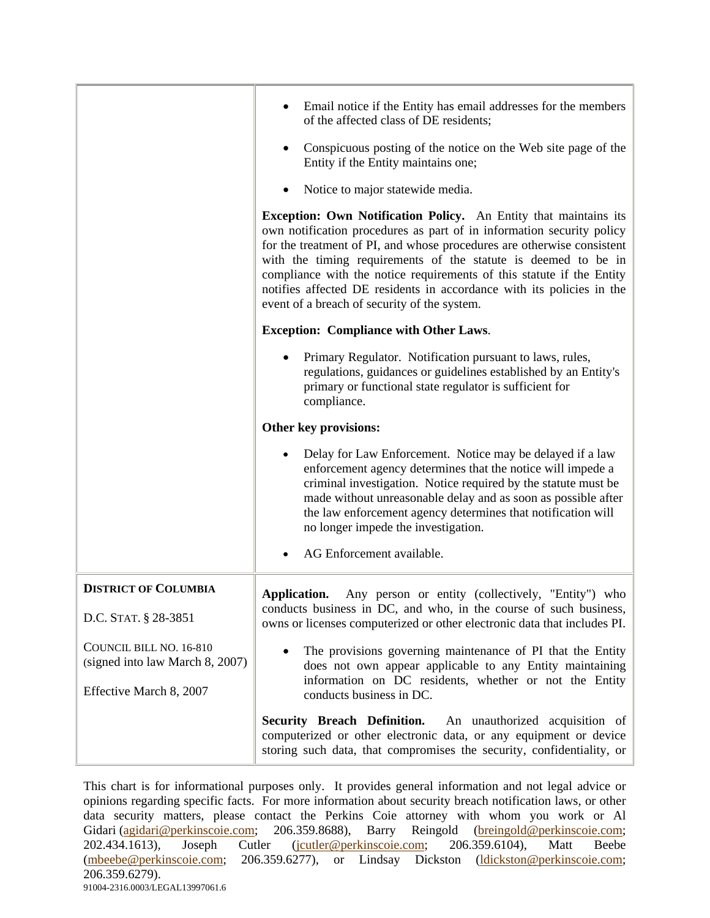| | |
|---|---|
| | • Email notice if the Entity has email addresses for the members of the affected class of DE residents;<br><br>• Conspicuous posting of the notice on the Web site page of the Entity if the Entity maintains one;<br><br>• Notice to major statewide media.<br><br>**Exception: Own Notification Policy.** An Entity that maintains its own notification procedures as part of in information security policy for the treatment of PI, and whose procedures are otherwise consistent with the timing requirements of the statute is deemed to be in compliance with the notice requirements of this statute if the Entity notifies affected DE residents in accordance with its policies in the event of a breach of security of the system.<br><br>**Exception: Compliance with Other Laws**.<br><br>• Primary Regulator. Notification pursuant to laws, rules, regulations, guidances or guidelines established by an Entity's primary or functional state regulator is sufficient for compliance.<br><br>**Other key provisions:**<br><br>• Delay for Law Enforcement. Notice may be delayed if a law enforcement agency determines that the notice will impede a criminal investigation. Notice required by the statute must be made without unreasonable delay and as soon as possible after the law enforcement agency determines that notification will no longer impede the investigation.<br><br>• AG Enforcement available. |
| **DISTRICT OF COLUMBIA**<br><br>D.C. STAT. § 28-3851<br><br>COUNCIL BILL NO. 16-810 (signed into law March 8, 2007)<br><br>Effective March 8, 2007 | **Application.** Any person or entity (collectively, "Entity") who conducts business in DC, and who, in the course of such business, owns or licenses computerized or other electronic data that includes PI.<br><br>• The provisions governing maintenance of PI that the Entity does not own appear applicable to any Entity maintaining information on DC residents, whether or not the Entity conducts business in DC.<br><br>**Security Breach Definition.** An unauthorized acquisition of computerized or other electronic data, or any equipment or device storing such data, that compromises the security, confidentiality, or |

This chart is for informational purposes only. It provides general information and not legal advice or opinions regarding specific facts. For more information about security breach notification laws, or other data security matters, please contact the Perkins Coie attorney with whom you work or Al Gidari (agidari@perkinscoie.com; 206.359.8688), Barry Reingold (breingold@perkinscoie.com; 202.434.1613), Joseph Cutler (jcutler@perkinscoie.com; 206.359.6104), Matt Beebe (mbeebe@perkinscoie.com; 206.359.6277), or Lindsay Dickston (ldickston@perkinscoie.com; 206.359.6279).
91004-2316.0003/LEGAL13997061.6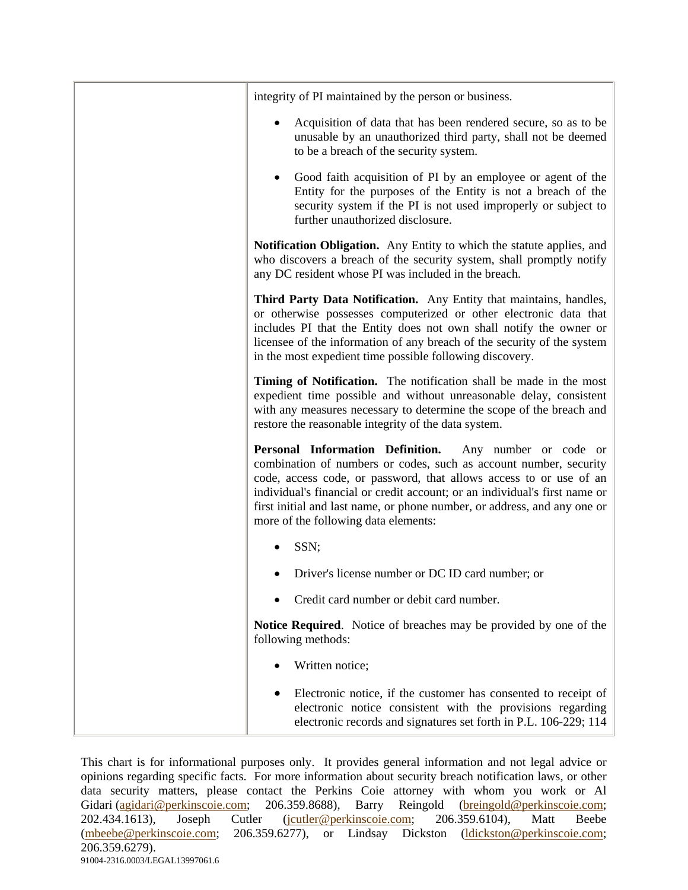| | |
|---|---|
| | integrity of PI maintained by the person or business.<br><br>• Acquisition of data that has been rendered secure, so as to be unusable by an unauthorized third party, shall not be deemed to be a breach of the security system.<br><br>• Good faith acquisition of PI by an employee or agent of the Entity for the purposes of the Entity is not a breach of the security system if the PI is not used improperly or subject to further unauthorized disclosure.<br><br>**Notification Obligation.** Any Entity to which the statute applies, and who discovers a breach of the security system, shall promptly notify any DC resident whose PI was included in the breach.<br><br>**Third Party Data Notification.** Any Entity that maintains, handles, or otherwise possesses computerized or other electronic data that includes PI that the Entity does not own shall notify the owner or licensee of the information of any breach of the security of the system in the most expedient time possible following discovery.<br><br>**Timing of Notification.** The notification shall be made in the most expedient time possible and without unreasonable delay, consistent with any measures necessary to determine the scope of the breach and restore the reasonable integrity of the data system.<br><br>**Personal Information Definition.** Any number or code or combination of numbers or codes, such as account number, security code, access code, or password, that allows access to or use of an individual's financial or credit account; or an individual's first name or first initial and last name, or phone number, or address, and any one or more of the following data elements:<br><br>• SSN;<br><br>• Driver's license number or DC ID card number; or<br><br>• Credit card number or debit card number.<br><br>**Notice Required**. Notice of breaches may be provided by one of the following methods:<br><br>• Written notice;<br><br>• Electronic notice, if the customer has consented to receipt of electronic notice consistent with the provisions regarding electronic records and signatures set forth in P.L. 106-229; 114 |

This chart is for informational purposes only. It provides general information and not legal advice or opinions regarding specific facts. For more information about security breach notification laws, or other data security matters, please contact the Perkins Coie attorney with whom you work or Al Gidari (agidari@perkinscoie.com; 206.359.8688), Barry Reingold (breingold@perkinscoie.com; 202.434.1613), Joseph Cutler (jcutler@perkinscoie.com; 206.359.6104), Matt Beebe (mbeebe@perkinscoie.com; 206.359.6277), or Lindsay Dickston (ldickston@perkinscoie.com; 206.359.6279).

91004-2316.0003/LEGAL13997061.6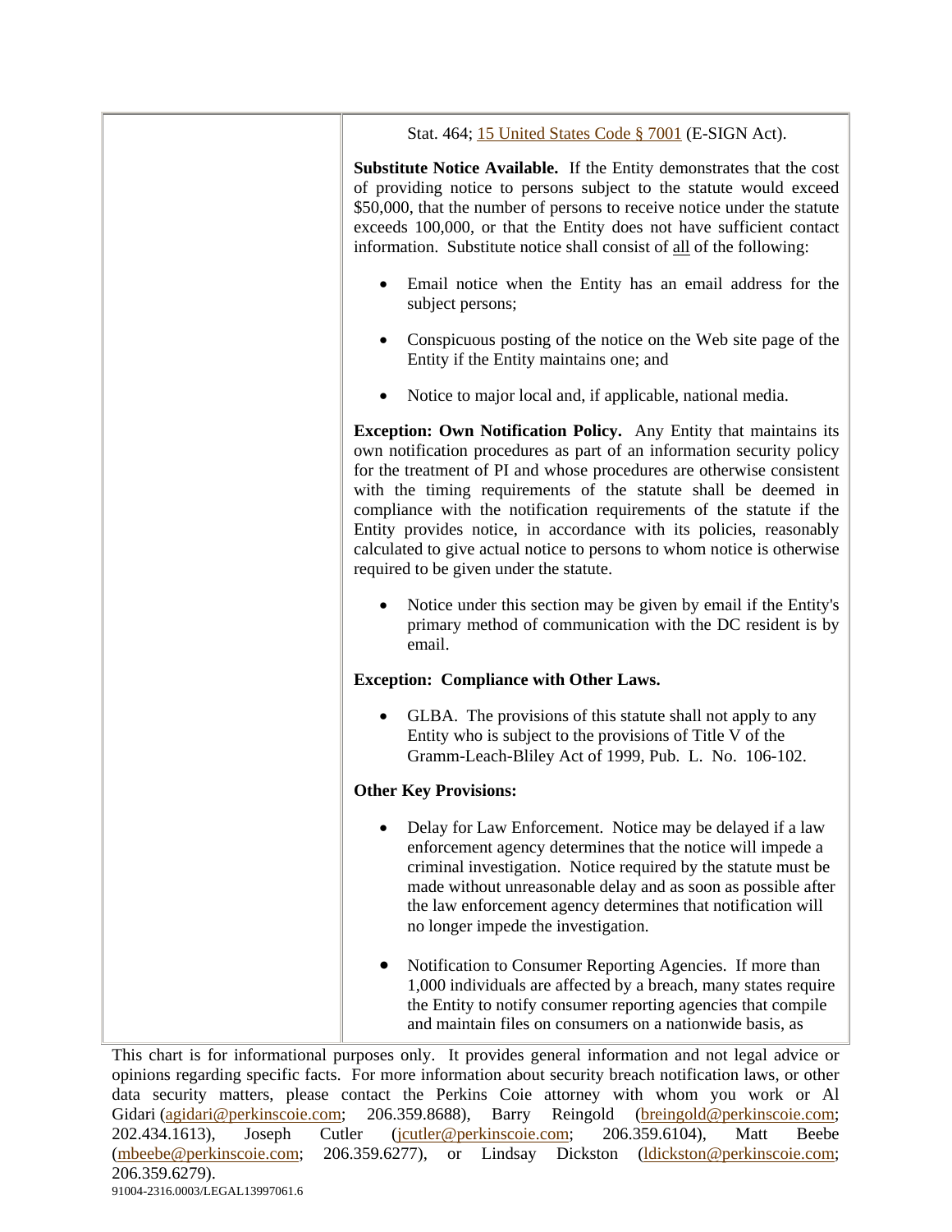| | Stat. 464; 15 United States Code § 7001 (E-SIGN Act).<br><br>**Substitute Notice Available.** If the Entity demonstrates that the cost of providing notice to persons subject to the statute would exceed $50,000, that the number of persons to receive notice under the statute exceeds 100,000, or that the Entity does not have sufficient contact information. Substitute notice shall consist of all of the following:<br><br>• Email notice when the Entity has an email address for the subject persons;<br><br>• Conspicuous posting of the notice on the Web site page of the Entity if the Entity maintains one; and<br><br>• Notice to major local and, if applicable, national media.<br><br>**Exception: Own Notification Policy.** Any Entity that maintains its own notification procedures as part of an information security policy for the treatment of PI and whose procedures are otherwise consistent with the timing requirements of the statute shall be deemed in compliance with the notification requirements of the statute if the Entity provides notice, in accordance with its policies, reasonably calculated to give actual notice to persons to whom notice is otherwise required to be given under the statute.<br><br>• Notice under this section may be given by email if the Entity's primary method of communication with the DC resident is by email.<br><br>**Exception: Compliance with Other Laws.**<br><br>• GLBA. The provisions of this statute shall not apply to any Entity who is subject to the provisions of Title V of the Gramm-Leach-Bliley Act of 1999, Pub. L. No. 106-102.<br><br>**Other Key Provisions:**<br><br>• Delay for Law Enforcement. Notice may be delayed if a law enforcement agency determines that the notice will impede a criminal investigation. Notice required by the statute must be made without unreasonable delay and as soon as possible after the law enforcement agency determines that notification will no longer impede the investigation.<br><br>• Notification to Consumer Reporting Agencies. If more than 1,000 individuals are affected by a breach, many states require the Entity to notify consumer reporting agencies that compile and maintain files on consumers on a nationwide basis, as |
|---|---|

This chart is for informational purposes only. It provides general information and not legal advice or opinions regarding specific facts. For more information about security breach notification laws, or other data security matters, please contact the Perkins Coie attorney with whom you work or Al Gidari (agidari@perkinscoie.com; 206.359.8688), Barry Reingold (breingold@perkinscoie.com; 202.434.1613), Joseph Cutler (jcutler@perkinscoie.com; 206.359.6104), Matt Beebe (mbeebe@perkinscoie.com; 206.359.6277), or Lindsay Dickston (ldickston@perkinscoie.com; 206.359.6279).

91004-2316.0003/LEGAL13997061.6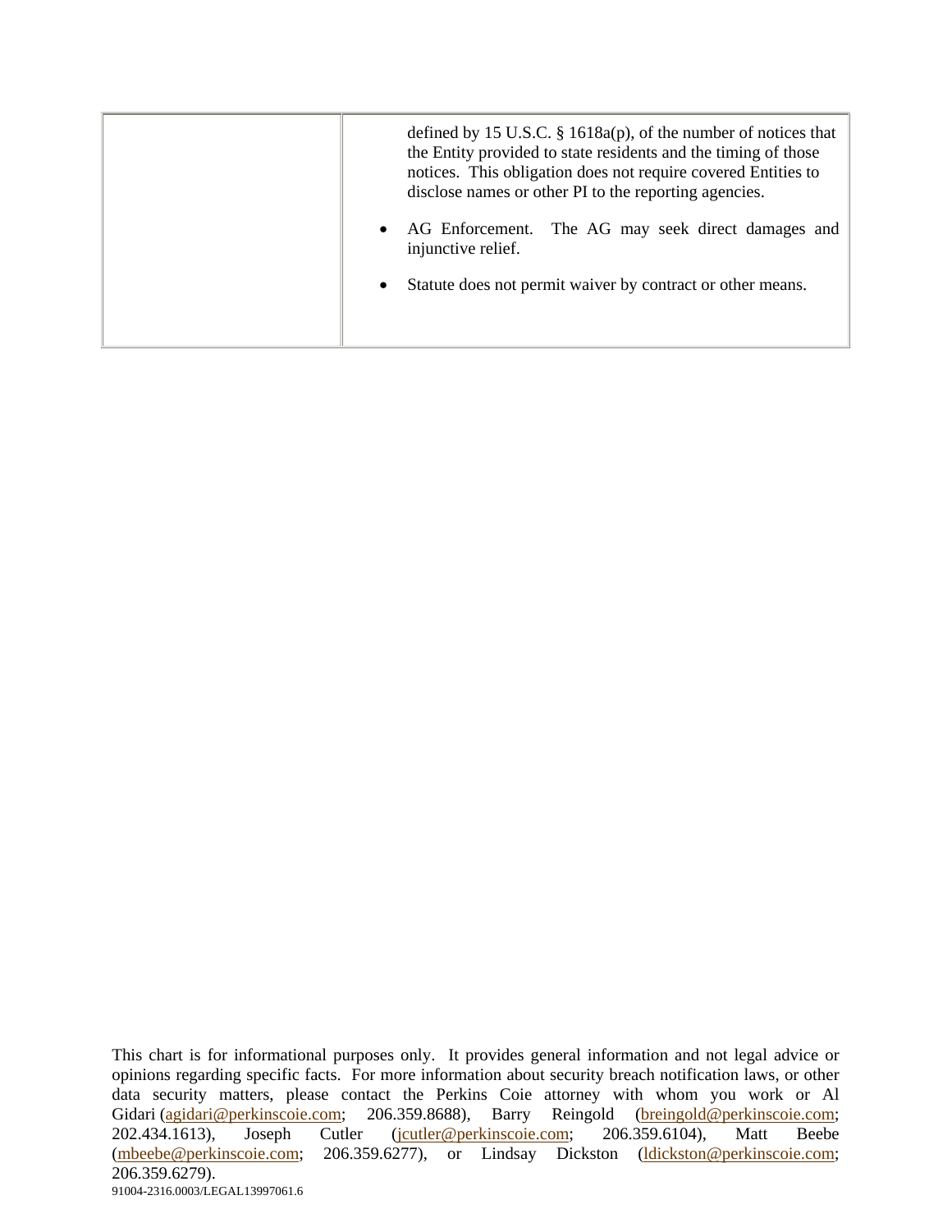| | |
|---|---|
| | defined by 15 U.S.C. § 1618a(p), of the number of notices that the Entity provided to state residents and the timing of those notices. This obligation does not require covered Entities to disclose names or other PI to the reporting agencies.<br><br>• AG Enforcement. The AG may seek direct damages and injunctive relief.<br><br>• Statute does not permit waiver by contract or other means. |

This chart is for informational purposes only. It provides general information and not legal advice or opinions regarding specific facts. For more information about security breach notification laws, or other data security matters, please contact the Perkins Coie attorney with whom you work or Al Gidari (agidari@perkinscoie.com; 206.359.8688), Barry Reingold (breingold@perkinscoie.com; 202.434.1613), Joseph Cutler (jcutler@perkinscoie.com; 206.359.6104), Matt Beebe (mbeebe@perkinscoie.com; 206.359.6277), or Lindsay Dickston (ldickston@perkinscoie.com; 206.359.6279).

91004-2316.0003/LEGAL13997061.6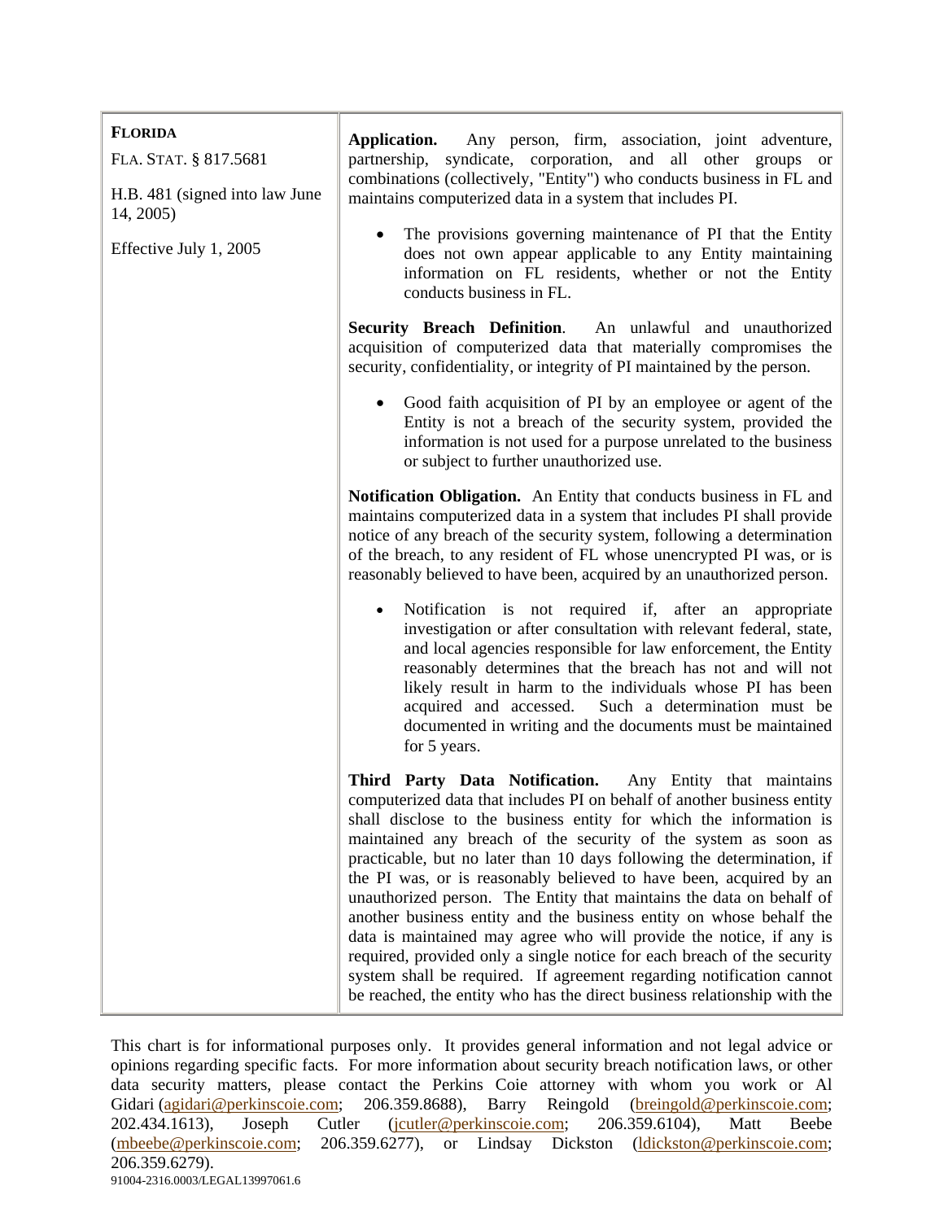| | |
|---|---|
| **FLORIDA**<br><br>FLA. STAT. § 817.5681<br><br>H.B. 481 (signed into law June 14, 2005)<br><br>Effective July 1, 2005 | **Application.** Any person, firm, association, joint adventure, partnership, syndicate, corporation, and all other groups or combinations (collectively, "Entity") who conducts business in FL and maintains computerized data in a system that includes PI.<br><br>• The provisions governing maintenance of PI that the Entity does not own appear applicable to any Entity maintaining information on FL residents, whether or not the Entity conducts business in FL.<br><br>**Security Breach Definition**. An unlawful and unauthorized acquisition of computerized data that materially compromises the security, confidentiality, or integrity of PI maintained by the person.<br><br>• Good faith acquisition of PI by an employee or agent of the Entity is not a breach of the security system, provided the information is not used for a purpose unrelated to the business or subject to further unauthorized use.<br><br>**Notification Obligation.** An Entity that conducts business in FL and maintains computerized data in a system that includes PI shall provide notice of any breach of the security system, following a determination of the breach, to any resident of FL whose unencrypted PI was, or is reasonably believed to have been, acquired by an unauthorized person.<br><br>• Notification is not required if, after an appropriate investigation or after consultation with relevant federal, state, and local agencies responsible for law enforcement, the Entity reasonably determines that the breach has not and will not likely result in harm to the individuals whose PI has been acquired and accessed. Such a determination must be documented in writing and the documents must be maintained for 5 years.<br><br>**Third Party Data Notification.** Any Entity that maintains computerized data that includes PI on behalf of another business entity shall disclose to the business entity for which the information is maintained any breach of the security of the system as soon as practicable, but no later than 10 days following the determination, if the PI was, or is reasonably believed to have been, acquired by an unauthorized person. The Entity that maintains the data on behalf of another business entity and the business entity on whose behalf the data is maintained may agree who will provide the notice, if any is required, provided only a single notice for each breach of the security system shall be required. If agreement regarding notification cannot be reached, the entity who has the direct business relationship with the |

This chart is for informational purposes only. It provides general information and not legal advice or opinions regarding specific facts. For more information about security breach notification laws, or other data security matters, please contact the Perkins Coie attorney with whom you work or Al Gidari (agidari@perkinscoie.com; 206.359.8688), Barry Reingold (breingold@perkinscoie.com; 202.434.1613), Joseph Cutler (jcutler@perkinscoie.com; 206.359.6104), Matt Beebe (mbeebe@perkinscoie.com; 206.359.6277), or Lindsay Dickston (ldickston@perkinscoie.com; 206.359.6279).

91004-2316.0003/LEGAL13997061.6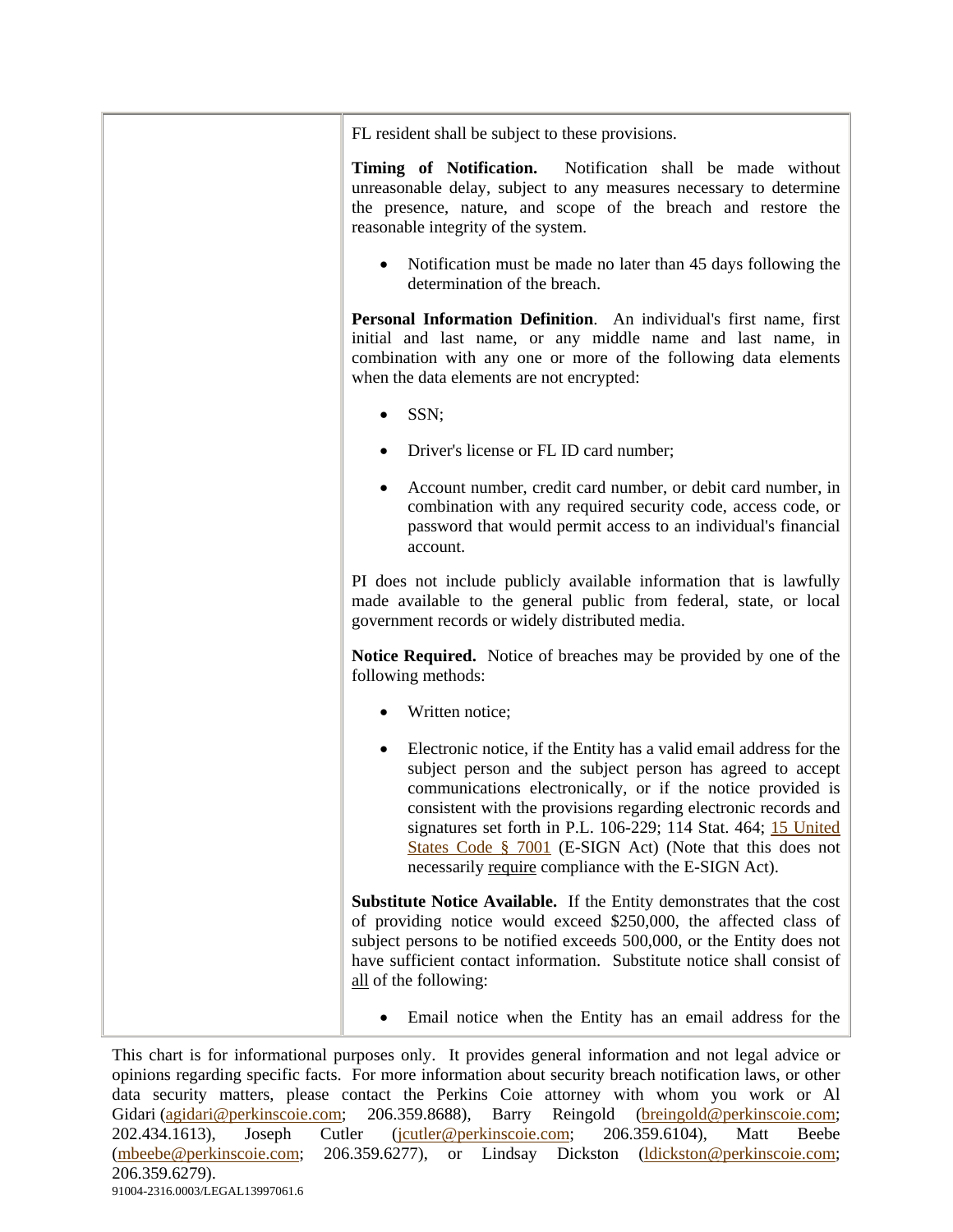| | FL resident shall be subject to these provisions.<br><br>**Timing of Notification.** Notification shall be made without unreasonable delay, subject to any measures necessary to determine the presence, nature, and scope of the breach and restore the reasonable integrity of the system.<br><br>• Notification must be made no later than 45 days following the determination of the breach.<br><br>**Personal Information Definition**. An individual's first name, first initial and last name, or any middle name and last name, in combination with any one or more of the following data elements when the data elements are not encrypted:<br><br>• SSN;<br><br>• Driver's license or FL ID card number;<br><br>• Account number, credit card number, or debit card number, in combination with any required security code, access code, or password that would permit access to an individual's financial account.<br><br>PI does not include publicly available information that is lawfully made available to the general public from federal, state, or local government records or widely distributed media.<br><br>**Notice Required.** Notice of breaches may be provided by one of the following methods:<br><br>• Written notice;<br><br>• Electronic notice, if the Entity has a valid email address for the subject person and the subject person has agreed to accept communications electronically, or if the notice provided is consistent with the provisions regarding electronic records and signatures set forth in P.L. 106-229; 114 Stat. 464; 15 United States Code § 7001 (E-SIGN Act) (Note that this does not necessarily require compliance with the E-SIGN Act).<br><br>**Substitute Notice Available.** If the Entity demonstrates that the cost of providing notice would exceed $250,000, the affected class of subject persons to be notified exceeds 500,000, or the Entity does not have sufficient contact information. Substitute notice shall consist of all of the following:<br><br>• Email notice when the Entity has an email address for the |
|---|---|

This chart is for informational purposes only. It provides general information and not legal advice or opinions regarding specific facts. For more information about security breach notification laws, or other data security matters, please contact the Perkins Coie attorney with whom you work or Al Gidari (agidari@perkinscoie.com; 206.359.8688), Barry Reingold (breingold@perkinscoie.com; 202.434.1613), Joseph Cutler (jcutler@perkinscoie.com; 206.359.6104), Matt Beebe (mbeebe@perkinscoie.com; 206.359.6277), or Lindsay Dickston (ldickston@perkinscoie.com; 206.359.6279).

91004-2316.0003/LEGAL13997061.6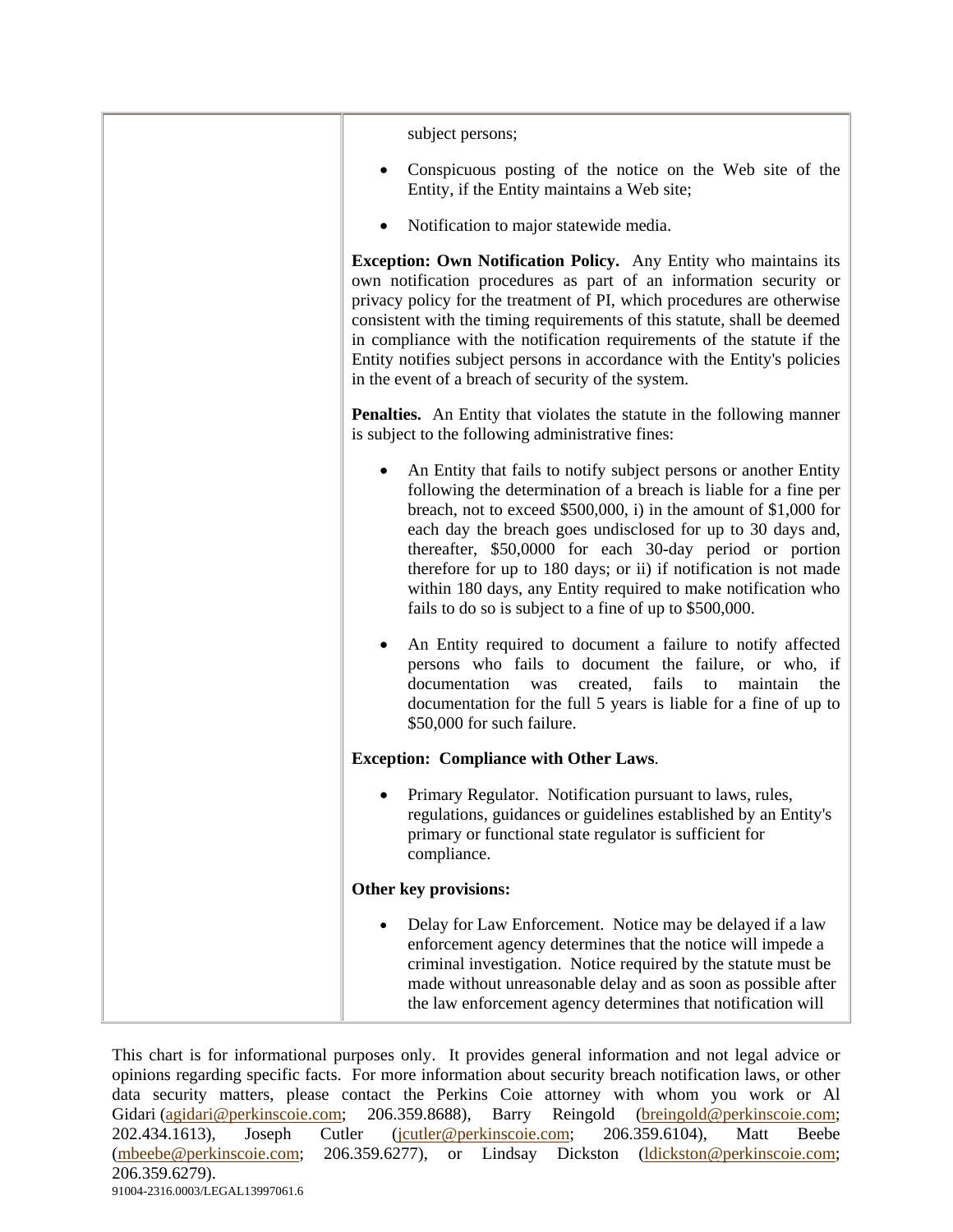| | subject persons;<br><br>• Conspicuous posting of the notice on the Web site of the Entity, if the Entity maintains a Web site;<br><br>• Notification to major statewide media.<br><br>**Exception: Own Notification Policy.** Any Entity who maintains its own notification procedures as part of an information security or privacy policy for the treatment of PI, which procedures are otherwise consistent with the timing requirements of this statute, shall be deemed in compliance with the notification requirements of the statute if the Entity notifies subject persons in accordance with the Entity's policies in the event of a breach of security of the system.<br><br>**Penalties.** An Entity that violates the statute in the following manner is subject to the following administrative fines:<br><br>• An Entity that fails to notify subject persons or another Entity following the determination of a breach is liable for a fine per breach, not to exceed $500,000, i) in the amount of $1,000 for each day the breach goes undisclosed for up to 30 days and, thereafter, $50,0000 for each 30-day period or portion therefore for up to 180 days; or ii) if notification is not made within 180 days, any Entity required to make notification who fails to do so is subject to a fine of up to $500,000.<br><br>• An Entity required to document a failure to notify affected persons who fails to document the failure, or who, if documentation was created, fails to maintain the documentation for the full 5 years is liable for a fine of up to $50,000 for such failure.<br><br>**Exception: Compliance with Other Laws**.<br><br>• Primary Regulator. Notification pursuant to laws, rules, regulations, guidances or guidelines established by an Entity's primary or functional state regulator is sufficient for compliance.<br><br>**Other key provisions:**<br><br>• Delay for Law Enforcement. Notice may be delayed if a law enforcement agency determines that the notice will impede a criminal investigation. Notice required by the statute must be made without unreasonable delay and as soon as possible after the law enforcement agency determines that notification will |
|---|---|

This chart is for informational purposes only. It provides general information and not legal advice or opinions regarding specific facts. For more information about security breach notification laws, or other data security matters, please contact the Perkins Coie attorney with whom you work or Al Gidari (agidari@perkinscoie.com; 206.359.8688), Barry Reingold (breingold@perkinscoie.com; 202.434.1613), Joseph Cutler (jcutler@perkinscoie.com; 206.359.6104), Matt Beebe (mbeebe@perkinscoie.com; 206.359.6277), or Lindsay Dickston (ldickston@perkinscoie.com; 206.359.6279).

91004-2316.0003/LEGAL13997061.6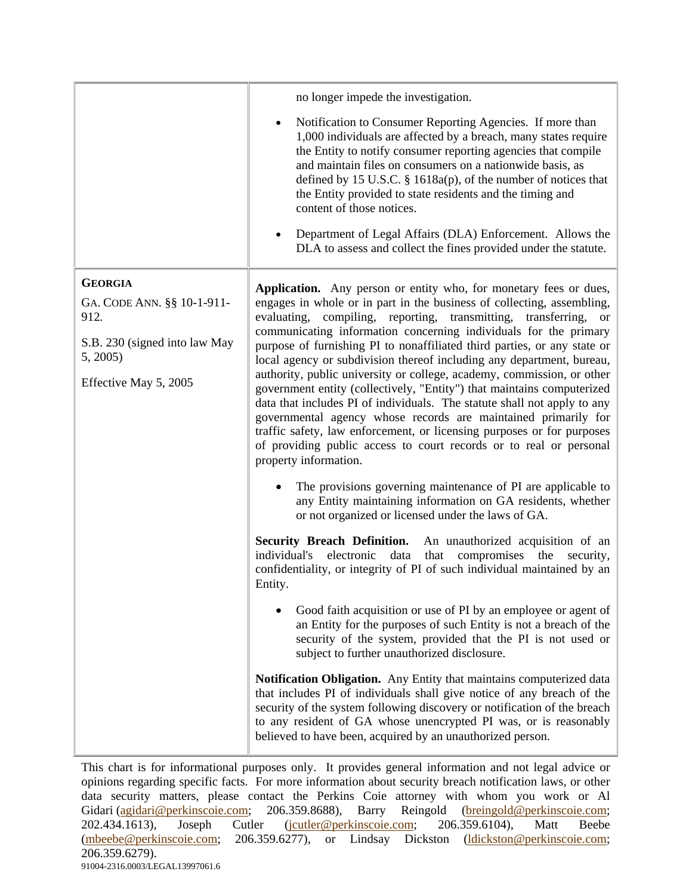| | |
|---|---|
| | no longer impede the investigation.<br><br>• Notification to Consumer Reporting Agencies. If more than 1,000 individuals are affected by a breach, many states require the Entity to notify consumer reporting agencies that compile and maintain files on consumers on a nationwide basis, as defined by 15 U.S.C. § 1618a(p), of the number of notices that the Entity provided to state residents and the timing and content of those notices.<br><br>• Department of Legal Affairs (DLA) Enforcement. Allows the DLA to assess and collect the fines provided under the statute. |
| **GEORGIA**<br><br>GA. CODE ANN. §§ 10-1-911-912.<br><br>S.B. 230 (signed into law May 5, 2005)<br><br>Effective May 5, 2005 | **Application.** Any person or entity who, for monetary fees or dues, engages in whole or in part in the business of collecting, assembling, evaluating, compiling, reporting, transmitting, transferring, or communicating information concerning individuals for the primary purpose of furnishing PI to nonaffiliated third parties, or any state or local agency or subdivision thereof including any department, bureau, authority, public university or college, academy, commission, or other government entity (collectively, "Entity") that maintains computerized data that includes PI of individuals. The statute shall not apply to any governmental agency whose records are maintained primarily for traffic safety, law enforcement, or licensing purposes or for purposes of providing public access to court records or to real or personal property information.<br><br>• The provisions governing maintenance of PI are applicable to any Entity maintaining information on GA residents, whether or not organized or licensed under the laws of GA.<br><br>**Security Breach Definition.** An unauthorized acquisition of an individual's electronic data that compromises the security, confidentiality, or integrity of PI of such individual maintained by an Entity.<br><br>• Good faith acquisition or use of PI by an employee or agent of an Entity for the purposes of such Entity is not a breach of the security of the system, provided that the PI is not used or subject to further unauthorized disclosure.<br><br>**Notification Obligation.** Any Entity that maintains computerized data that includes PI of individuals shall give notice of any breach of the security of the system following discovery or notification of the breach to any resident of GA whose unencrypted PI was, or is reasonably believed to have been, acquired by an unauthorized person. |

This chart is for informational purposes only. It provides general information and not legal advice or opinions regarding specific facts. For more information about security breach notification laws, or other data security matters, please contact the Perkins Coie attorney with whom you work or Al Gidari (agidari@perkinscoie.com; 206.359.8688), Barry Reingold (breingold@perkinscoie.com; 202.434.1613), Joseph Cutler (jcutler@perkinscoie.com; 206.359.6104), Matt Beebe (mbeebe@perkinscoie.com; 206.359.6277), or Lindsay Dickston (ldickston@perkinscoie.com; 206.359.6279).

91004-2316.0003/LEGAL13997061.6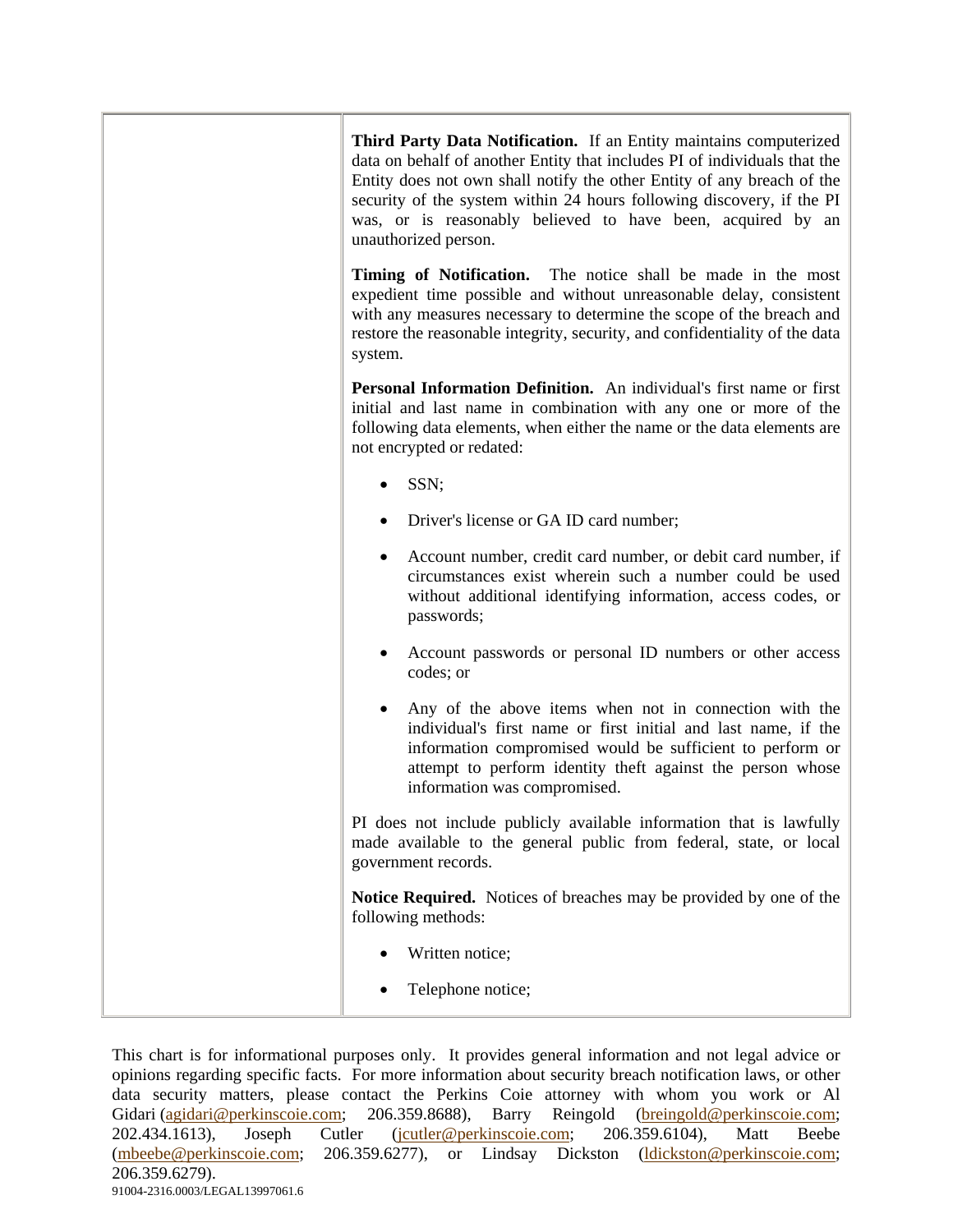| | |
|---|---|
| | **Third Party Data Notification.** If an Entity maintains computerized data on behalf of another Entity that includes PI of individuals that the Entity does not own shall notify the other Entity of any breach of the security of the system within 24 hours following discovery, if the PI was, or is reasonably believed to have been, acquired by an unauthorized person.<br><br>**Timing of Notification.** The notice shall be made in the most expedient time possible and without unreasonable delay, consistent with any measures necessary to determine the scope of the breach and restore the reasonable integrity, security, and confidentiality of the data system.<br><br>**Personal Information Definition.** An individual's first name or first initial and last name in combination with any one or more of the following data elements, when either the name or the data elements are not encrypted or redated:<br><br>• SSN;<br>• Driver's license or GA ID card number;<br>• Account number, credit card number, or debit card number, if circumstances exist wherein such a number could be used without additional identifying information, access codes, or passwords;<br>• Account passwords or personal ID numbers or other access codes; or<br>• Any of the above items when not in connection with the individual's first name or first initial and last name, if the information compromised would be sufficient to perform or attempt to perform identity theft against the person whose information was compromised.<br><br>PI does not include publicly available information that is lawfully made available to the general public from federal, state, or local government records.<br><br>**Notice Required.** Notices of breaches may be provided by one of the following methods:<br><br>• Written notice;<br>• Telephone notice; |

This chart is for informational purposes only. It provides general information and not legal advice or opinions regarding specific facts. For more information about security breach notification laws, or other data security matters, please contact the Perkins Coie attorney with whom you work or Al Gidari (agidari@perkinscoie.com; 206.359.8688), Barry Reingold (breingold@perkinscoie.com; 202.434.1613), Joseph Cutler (jcutler@perkinscoie.com; 206.359.6104), Matt Beebe (mbeebe@perkinscoie.com; 206.359.6277), or Lindsay Dickston (ldickston@perkinscoie.com; 206.359.6279).

91004-2316.0003/LEGAL13997061.6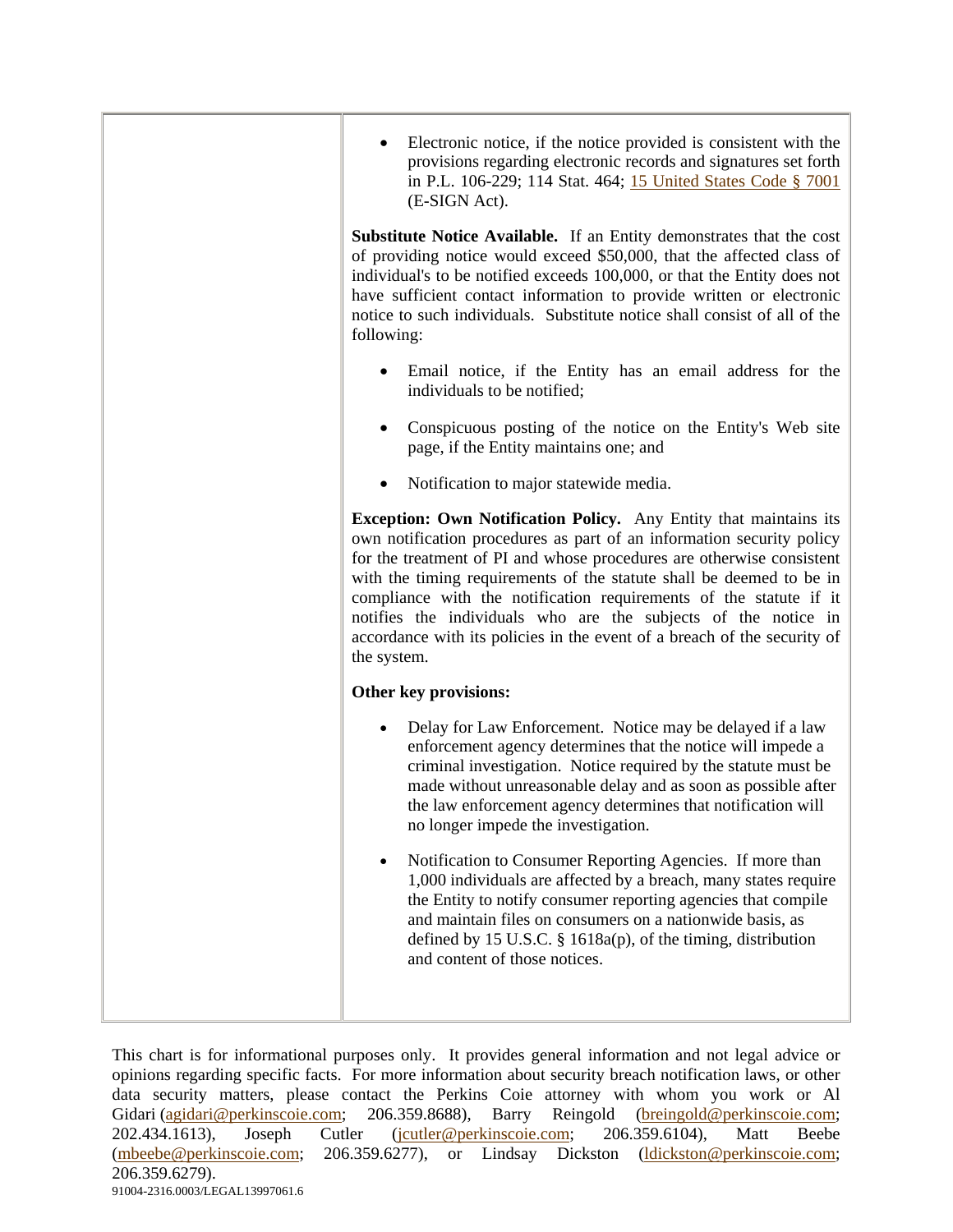| | |
|---|---|
| | • Electronic notice, if the notice provided is consistent with the provisions regarding electronic records and signatures set forth in P.L. 106-229; 114 Stat. 464; 15 United States Code § 7001 (E-SIGN Act).<br><br>**Substitute Notice Available.** If an Entity demonstrates that the cost of providing notice would exceed $50,000, that the affected class of individual's to be notified exceeds 100,000, or that the Entity does not have sufficient contact information to provide written or electronic notice to such individuals. Substitute notice shall consist of all of the following:<br><br>• Email notice, if the Entity has an email address for the individuals to be notified;<br><br>• Conspicuous posting of the notice on the Entity's Web site page, if the Entity maintains one; and<br><br>• Notification to major statewide media.<br><br>**Exception: Own Notification Policy.** Any Entity that maintains its own notification procedures as part of an information security policy for the treatment of PI and whose procedures are otherwise consistent with the timing requirements of the statute shall be deemed to be in compliance with the notification requirements of the statute if it notifies the individuals who are the subjects of the notice in accordance with its policies in the event of a breach of the security of the system.<br><br>**Other key provisions:**<br><br>• Delay for Law Enforcement. Notice may be delayed if a law enforcement agency determines that the notice will impede a criminal investigation. Notice required by the statute must be made without unreasonable delay and as soon as possible after the law enforcement agency determines that notification will no longer impede the investigation.<br><br>• Notification to Consumer Reporting Agencies. If more than 1,000 individuals are affected by a breach, many states require the Entity to notify consumer reporting agencies that compile and maintain files on consumers on a nationwide basis, as defined by 15 U.S.C. § 1618a(p), of the timing, distribution and content of those notices. |

This chart is for informational purposes only. It provides general information and not legal advice or opinions regarding specific facts. For more information about security breach notification laws, or other data security matters, please contact the Perkins Coie attorney with whom you work or Al Gidari (agidari@perkinscoie.com; 206.359.8688), Barry Reingold (breingold@perkinscoie.com; 202.434.1613), Joseph Cutler (jcutler@perkinscoie.com; 206.359.6104), Matt Beebe (mbeebe@perkinscoie.com; 206.359.6277), or Lindsay Dickston (ldickston@perkinscoie.com; 206.359.6279).

91004-2316.0003/LEGAL13997061.6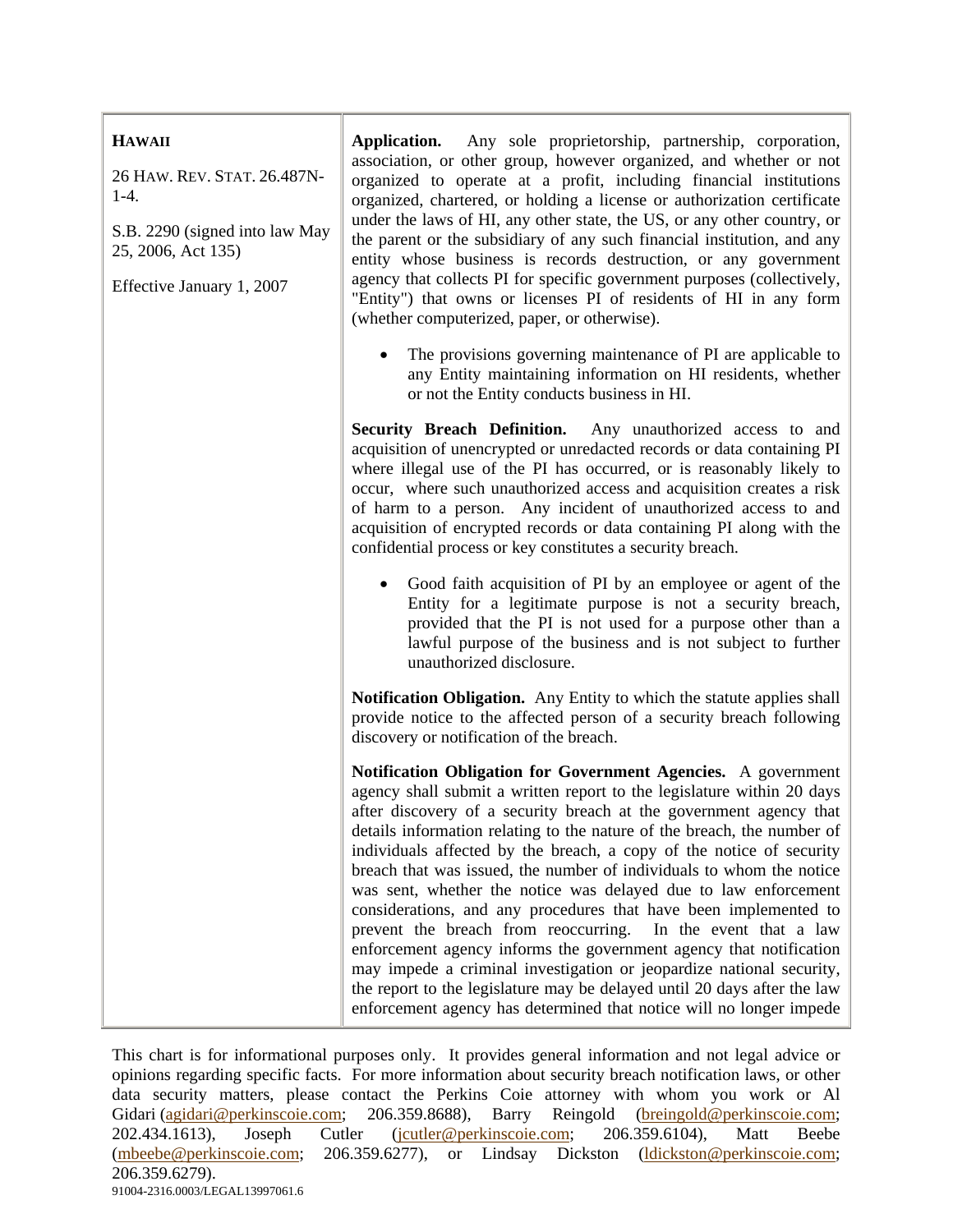| **HAWAII**<br><br>26 HAW. REV. STAT. 26.487N-1-4.<br><br>S.B. 2290 (signed into law May 25, 2006, Act 135)<br><br>Effective January 1, 2007 | **Application.** Any sole proprietorship, partnership, corporation, association, or other group, however organized, and whether or not organized to operate at a profit, including financial institutions organized, chartered, or holding a license or authorization certificate under the laws of HI, any other state, the US, or any other country, or the parent or the subsidiary of any such financial institution, and any entity whose business is records destruction, or any government agency that collects PI for specific government purposes (collectively, "Entity") that owns or licenses PI of residents of HI in any form (whether computerized, paper, or otherwise).<br><br>• The provisions governing maintenance of PI are applicable to any Entity maintaining information on HI residents, whether or not the Entity conducts business in HI.<br><br>**Security Breach Definition.** Any unauthorized access to and acquisition of unencrypted or unredacted records or data containing PI where illegal use of the PI has occurred, or is reasonably likely to occur, where such unauthorized access and acquisition creates a risk of harm to a person. Any incident of unauthorized access to and acquisition of encrypted records or data containing PI along with the confidential process or key constitutes a security breach.<br><br>• Good faith acquisition of PI by an employee or agent of the Entity for a legitimate purpose is not a security breach, provided that the PI is not used for a purpose other than a lawful purpose of the business and is not subject to further unauthorized disclosure.<br><br>**Notification Obligation.** Any Entity to which the statute applies shall provide notice to the affected person of a security breach following discovery or notification of the breach.<br><br>**Notification Obligation for Government Agencies.** A government agency shall submit a written report to the legislature within 20 days after discovery of a security breach at the government agency that details information relating to the nature of the breach, the number of individuals affected by the breach, a copy of the notice of security breach that was issued, the number of individuals to whom the notice was sent, whether the notice was delayed due to law enforcement considerations, and any procedures that have been implemented to prevent the breach from reoccurring. In the event that a law enforcement agency informs the government agency that notification may impede a criminal investigation or jeopardize national security, the report to the legislature may be delayed until 20 days after the law enforcement agency has determined that notice will no longer impede |
|---|---|

This chart is for informational purposes only. It provides general information and not legal advice or opinions regarding specific facts. For more information about security breach notification laws, or other data security matters, please contact the Perkins Coie attorney with whom you work or Al Gidari (agidari@perkinscoie.com; 206.359.8688), Barry Reingold (breingold@perkinscoie.com; 202.434.1613), Joseph Cutler (jcutler@perkinscoie.com; 206.359.6104), Matt Beebe (mbeebe@perkinscoie.com; 206.359.6277), or Lindsay Dickston (ldickston@perkinscoie.com; 206.359.6279).

91004-2316.0003/LEGAL13997061.6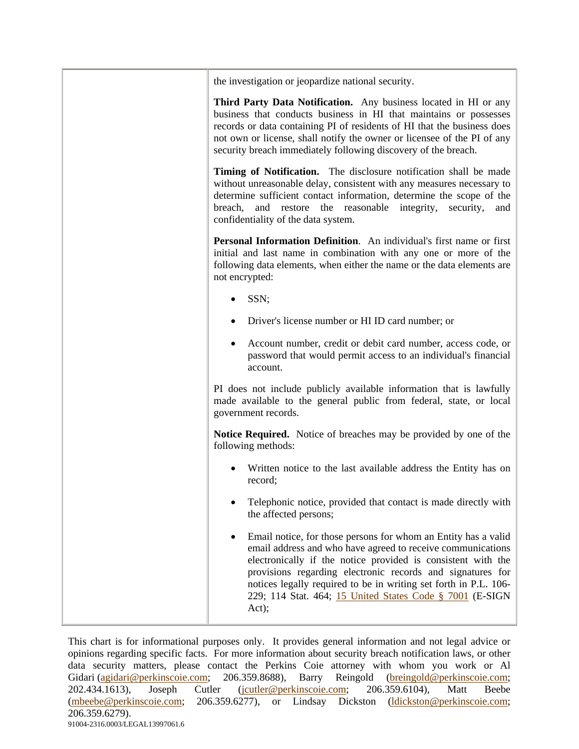| | the investigation or jeopardize national security.<br><br>**Third Party Data Notification.** Any business located in HI or any business that conducts business in HI that maintains or possesses records or data containing PI of residents of HI that the business does not own or license, shall notify the owner or licensee of the PI of any security breach immediately following discovery of the breach.<br><br>**Timing of Notification.** The disclosure notification shall be made without unreasonable delay, consistent with any measures necessary to determine sufficient contact information, determine the scope of the breach, and restore the reasonable integrity, security, and confidentiality of the data system.<br><br>**Personal Information Definition**. An individual's first name or first initial and last name in combination with any one or more of the following data elements, when either the name or the data elements are not encrypted:<br><br>• SSN;<br>• Driver's license number or HI ID card number; or<br>• Account number, credit or debit card number, access code, or password that would permit access to an individual's financial account.<br><br>PI does not include publicly available information that is lawfully made available to the general public from federal, state, or local government records.<br><br>**Notice Required.** Notice of breaches may be provided by one of the following methods:<br><br>• Written notice to the last available address the Entity has on record;<br>• Telephonic notice, provided that contact is made directly with the affected persons;<br>• Email notice, for those persons for whom an Entity has a valid email address and who have agreed to receive communications electronically if the notice provided is consistent with the provisions regarding electronic records and signatures for notices legally required to be in writing set forth in P.L. 106-229; 114 Stat. 464; 15 United States Code § 7001 (E-SIGN Act); |
|---|---|

This chart is for informational purposes only. It provides general information and not legal advice or opinions regarding specific facts. For more information about security breach notification laws, or other data security matters, please contact the Perkins Coie attorney with whom you work or Al Gidari (agidari@perkinscoie.com; 206.359.8688), Barry Reingold (breingold@perkinscoie.com; 202.434.1613), Joseph Cutler (jcutler@perkinscoie.com; 206.359.6104), Matt Beebe (mbeebe@perkinscoie.com; 206.359.6277), or Lindsay Dickston (ldickston@perkinscoie.com; 206.359.6279).

91004-2316.0003/LEGAL13997061.6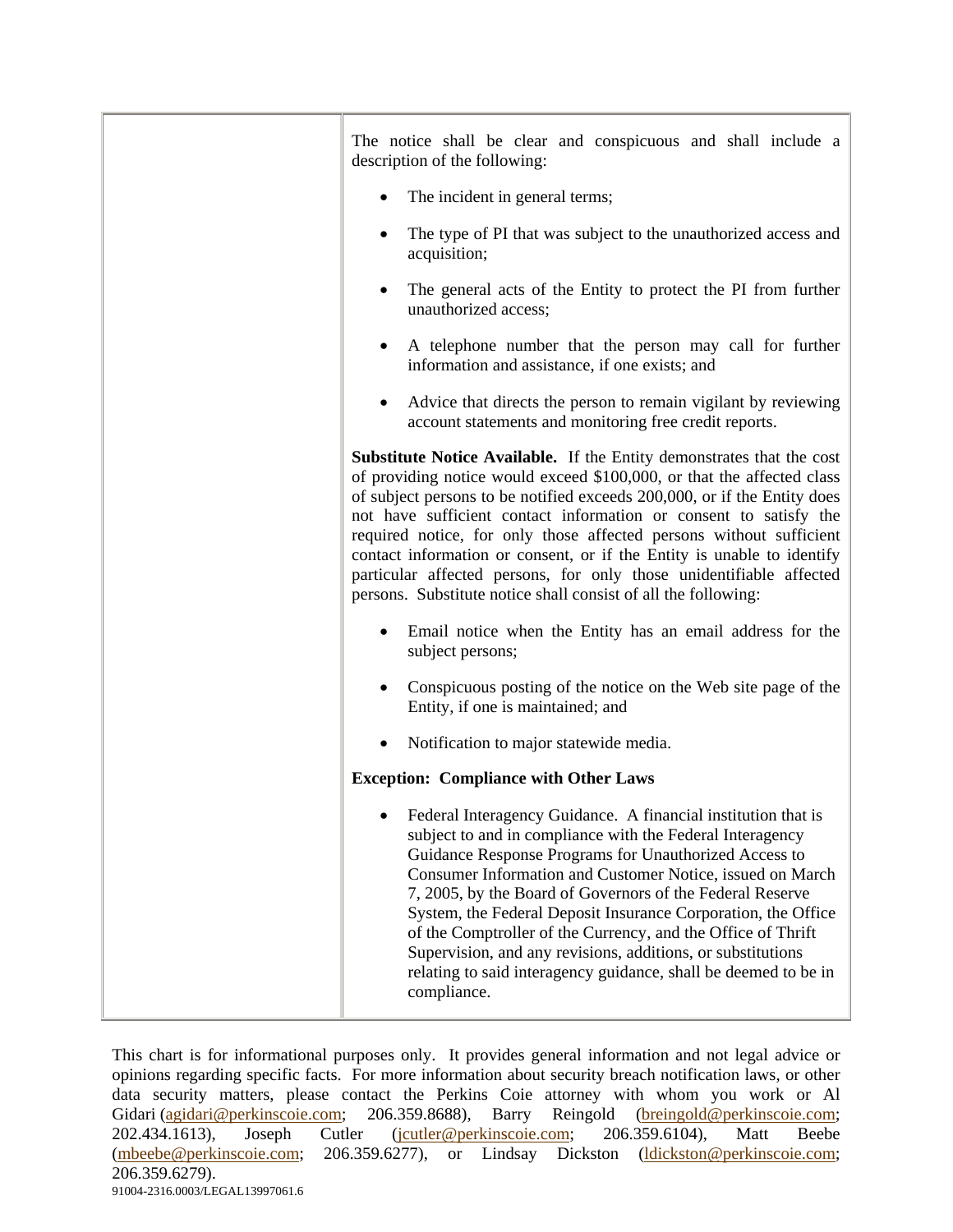| | The notice shall be clear and conspicuous and shall include a description of the following:<br><br>• The incident in general terms;<br><br>• The type of PI that was subject to the unauthorized access and acquisition;<br><br>• The general acts of the Entity to protect the PI from further unauthorized access;<br><br>• A telephone number that the person may call for further information and assistance, if one exists; and<br><br>• Advice that directs the person to remain vigilant by reviewing account statements and monitoring free credit reports.<br><br>**Substitute Notice Available.** If the Entity demonstrates that the cost of providing notice would exceed $100,000, or that the affected class of subject persons to be notified exceeds 200,000, or if the Entity does not have sufficient contact information or consent to satisfy the required notice, for only those affected persons without sufficient contact information or consent, or if the Entity is unable to identify particular affected persons, for only those unidentifiable affected persons. Substitute notice shall consist of all the following:<br><br>• Email notice when the Entity has an email address for the subject persons;<br><br>• Conspicuous posting of the notice on the Web site page of the Entity, if one is maintained; and<br><br>• Notification to major statewide media.<br><br>**Exception: Compliance with Other Laws**<br><br>• Federal Interagency Guidance. A financial institution that is subject to and in compliance with the Federal Interagency Guidance Response Programs for Unauthorized Access to Consumer Information and Customer Notice, issued on March 7, 2005, by the Board of Governors of the Federal Reserve System, the Federal Deposit Insurance Corporation, the Office of the Comptroller of the Currency, and the Office of Thrift Supervision, and any revisions, additions, or substitutions relating to said interagency guidance, shall be deemed to be in compliance. |
|---|---|

This chart is for informational purposes only. It provides general information and not legal advice or opinions regarding specific facts. For more information about security breach notification laws, or other data security matters, please contact the Perkins Coie attorney with whom you work or Al Gidari (agidari@perkinscoie.com; 206.359.8688), Barry Reingold (breingold@perkinscoie.com; 202.434.1613), Joseph Cutler (jcutler@perkinscoie.com; 206.359.6104), Matt Beebe (mbeebe@perkinscoie.com; 206.359.6277), or Lindsay Dickston (ldickston@perkinscoie.com; 206.359.6279).

91004-2316.0003/LEGAL13997061.6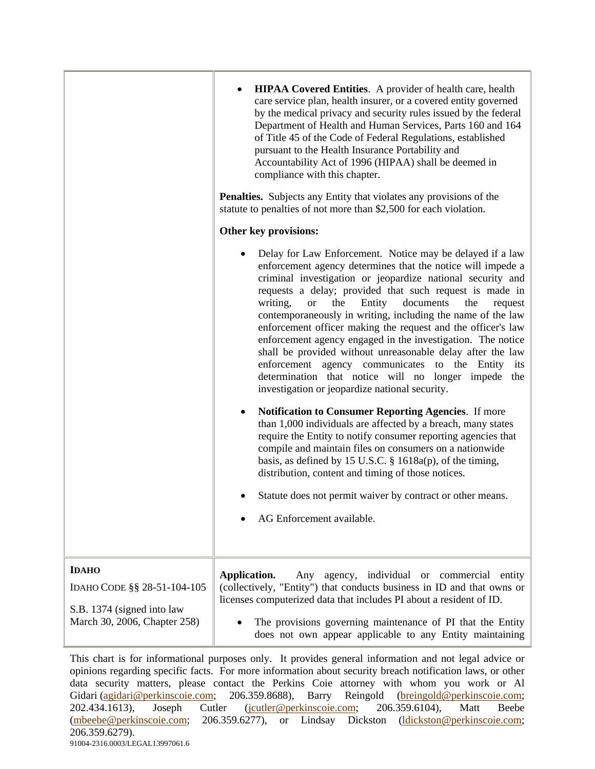| | |
|---|---|
| | <ul><li>**HIPAA Covered Entities**. A provider of health care, health care service plan, health insurer, or a covered entity governed by the medical privacy and security rules issued by the federal Department of Health and Human Services, Parts 160 and 164 of Title 45 of the Code of Federal Regulations, established pursuant to the Health Insurance Portability and Accountability Act of 1996 (HIPAA) shall be deemed in compliance with this chapter.</li></ul>**Penalties.** Subjects any Entity that violates any provisions of the statute to penalties of not more than $2,500 for each violation.<br><br>**Other key provisions:**<ul><li>Delay for Law Enforcement. Notice may be delayed if a law enforcement agency determines that the notice will impede a criminal investigation or jeopardize national security and requests a delay; provided that such request is made in writing, or the Entity documents the request contemporaneously in writing, including the name of the law enforcement officer making the request and the officer's law enforcement agency engaged in the investigation. The notice shall be provided without unreasonable delay after the law enforcement agency communicates to the Entity its determination that notice will no longer impede the investigation or jeopardize national security.</li><li>**Notification to Consumer Reporting Agencies**. If more than 1,000 individuals are affected by a breach, many states require the Entity to notify consumer reporting agencies that compile and maintain files on consumers on a nationwide basis, as defined by 15 U.S.C. § 1618a(p), of the timing, distribution, content and timing of those notices.</li><li>Statute does not permit waiver by contract or other means.</li><li>AG Enforcement available.</li></ul> |
| **IDAHO**<br>IDAHO CODE §§ 28-51-104-105<br><br>S.B. 1374 (signed into law March 30, 2006, Chapter 258) | **Application.** Any agency, individual or commercial entity (collectively, "Entity") that conducts business in ID and that owns or licenses computerized data that includes PI about a resident of ID.<ul><li>The provisions governing maintenance of PI that the Entity does not own appear applicable to any Entity maintaining</li></ul> |

This chart is for informational purposes only. It provides general information and not legal advice or opinions regarding specific facts. For more information about security breach notification laws, or other data security matters, please contact the Perkins Coie attorney with whom you work or Al Gidari (agidari@perkinscoie.com; 206.359.8688), Barry Reingold (breingold@perkinscoie.com; 202.434.1613), Joseph Cutler (jcutler@perkinscoie.com; 206.359.6104), Matt Beebe (mbeebe@perkinscoie.com; 206.359.6277), or Lindsay Dickston (ldickston@perkinscoie.com; 206.359.6279).

91004-2316.0003/LEGAL13997061.6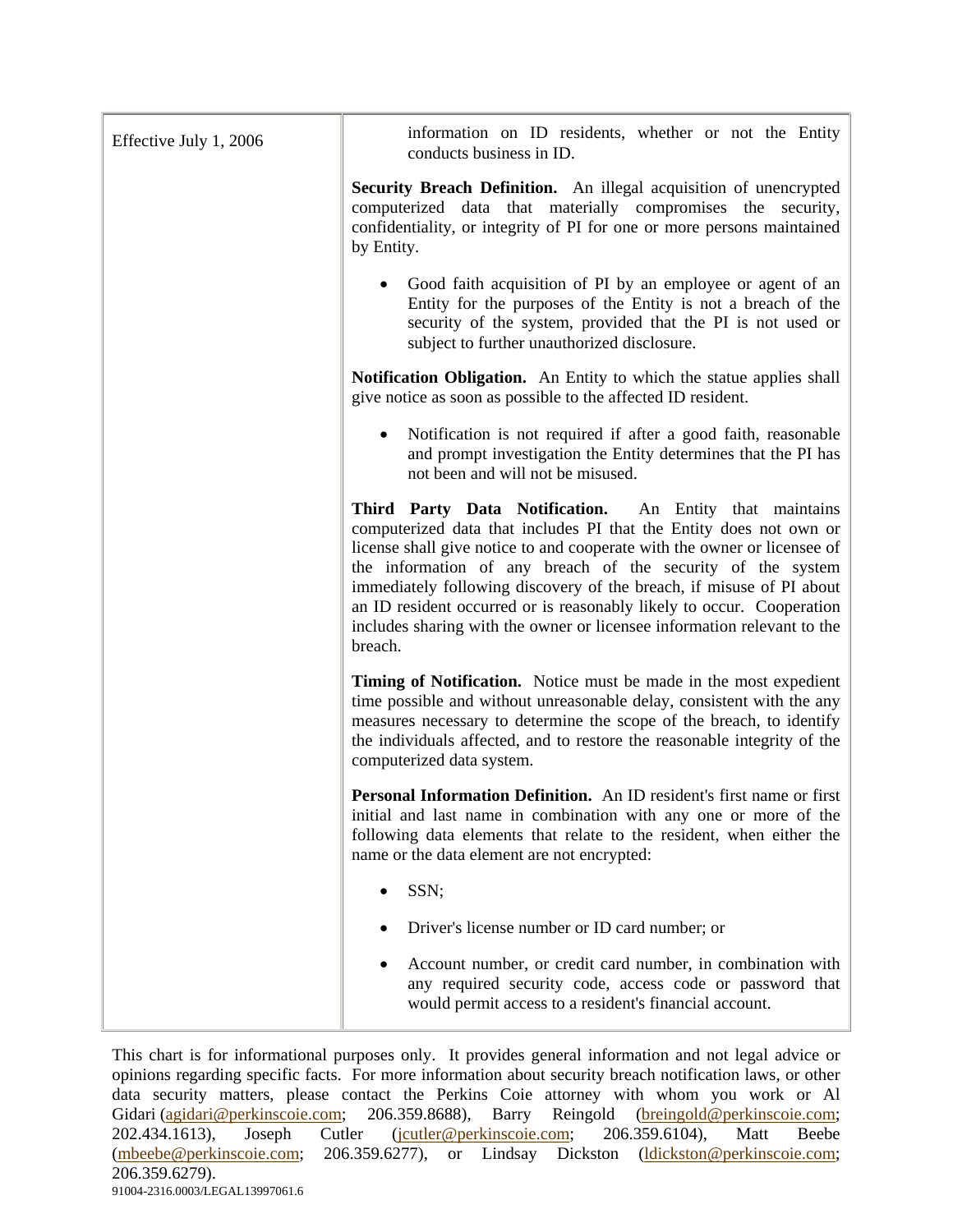| | |
|---|---|
| Effective July 1, 2006 | information on ID residents, whether or not the Entity conducts business in ID.<br><br>**Security Breach Definition.** An illegal acquisition of unencrypted computerized data that materially compromises the security, confidentiality, or integrity of PI for one or more persons maintained by Entity.<br><br>• Good faith acquisition of PI by an employee or agent of an Entity for the purposes of the Entity is not a breach of the security of the system, provided that the PI is not used or subject to further unauthorized disclosure.<br><br>**Notification Obligation.** An Entity to which the statue applies shall give notice as soon as possible to the affected ID resident.<br><br>• Notification is not required if after a good faith, reasonable and prompt investigation the Entity determines that the PI has not been and will not be misused.<br><br>**Third Party Data Notification.** An Entity that maintains computerized data that includes PI that the Entity does not own or license shall give notice to and cooperate with the owner or licensee of the information of any breach of the security of the system immediately following discovery of the breach, if misuse of PI about an ID resident occurred or is reasonably likely to occur. Cooperation includes sharing with the owner or licensee information relevant to the breach.<br><br>**Timing of Notification.** Notice must be made in the most expedient time possible and without unreasonable delay, consistent with the any measures necessary to determine the scope of the breach, to identify the individuals affected, and to restore the reasonable integrity of the computerized data system.<br><br>**Personal Information Definition.** An ID resident's first name or first initial and last name in combination with any one or more of the following data elements that relate to the resident, when either the name or the data element are not encrypted:<br><br>• SSN;<br><br>• Driver's license number or ID card number; or<br><br>• Account number, or credit card number, in combination with any required security code, access code or password that would permit access to a resident's financial account. |

This chart is for informational purposes only. It provides general information and not legal advice or opinions regarding specific facts. For more information about security breach notification laws, or other data security matters, please contact the Perkins Coie attorney with whom you work or Al Gidari (agidari@perkinscoie.com; 206.359.8688), Barry Reingold (breingold@perkinscoie.com; 202.434.1613), Joseph Cutler (jcutler@perkinscoie.com; 206.359.6104), Matt Beebe (mbeebe@perkinscoie.com; 206.359.6277), or Lindsay Dickston (ldickston@perkinscoie.com; 206.359.6279).

91004-2316.0003/LEGAL13997061.6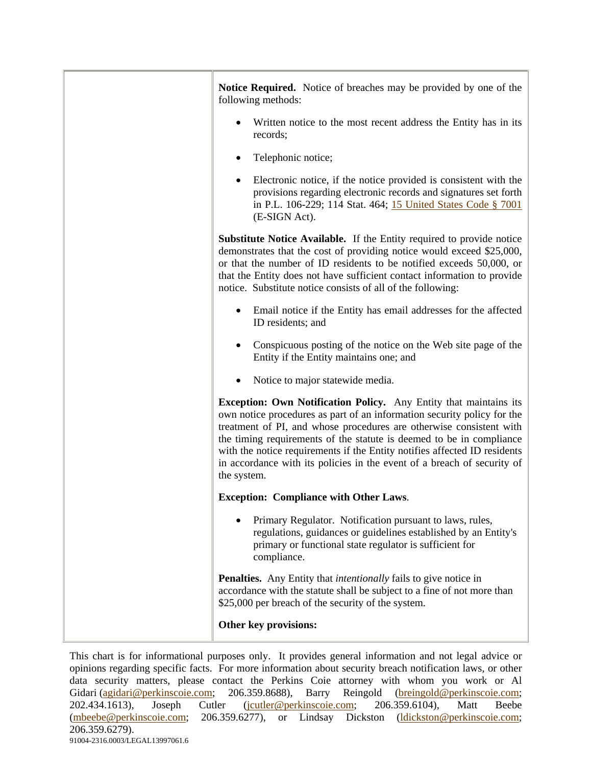| | **Notice Required.** Notice of breaches may be provided by one of the following methods:<br><br>• Written notice to the most recent address the Entity has in its records;<br><br>• Telephonic notice;<br><br>• Electronic notice, if the notice provided is consistent with the provisions regarding electronic records and signatures set forth in P.L. 106-229; 114 Stat. 464; 15 United States Code § 7001 (E-SIGN Act).<br><br>**Substitute Notice Available.** If the Entity required to provide notice demonstrates that the cost of providing notice would exceed $25,000, or that the number of ID residents to be notified exceeds 50,000, or that the Entity does not have sufficient contact information to provide notice. Substitute notice consists of all of the following:<br><br>• Email notice if the Entity has email addresses for the affected ID residents; and<br><br>• Conspicuous posting of the notice on the Web site page of the Entity if the Entity maintains one; and<br><br>• Notice to major statewide media.<br><br>**Exception: Own Notification Policy.** Any Entity that maintains its own notice procedures as part of an information security policy for the treatment of PI, and whose procedures are otherwise consistent with the timing requirements of the statute is deemed to be in compliance with the notice requirements if the Entity notifies affected ID residents in accordance with its policies in the event of a breach of security of the system.<br><br>**Exception: Compliance with Other Laws**.<br><br>• Primary Regulator. Notification pursuant to laws, rules, regulations, guidances or guidelines established by an Entity's primary or functional state regulator is sufficient for compliance.<br><br>**Penalties.** Any Entity that *intentionally* fails to give notice in accordance with the statute shall be subject to a fine of not more than $25,000 per breach of the security of the system.<br><br>**Other key provisions:** |
|---|---|

This chart is for informational purposes only. It provides general information and not legal advice or opinions regarding specific facts. For more information about security breach notification laws, or other data security matters, please contact the Perkins Coie attorney with whom you work or Al Gidari (agidari@perkinscoie.com; 206.359.8688), Barry Reingold (breingold@perkinscoie.com; 202.434.1613), Joseph Cutler (jcutler@perkinscoie.com; 206.359.6104), Matt Beebe (mbeebe@perkinscoie.com; 206.359.6277), or Lindsay Dickston (ldickston@perkinscoie.com; 206.359.6279).

91004-2316.0003/LEGAL13997061.6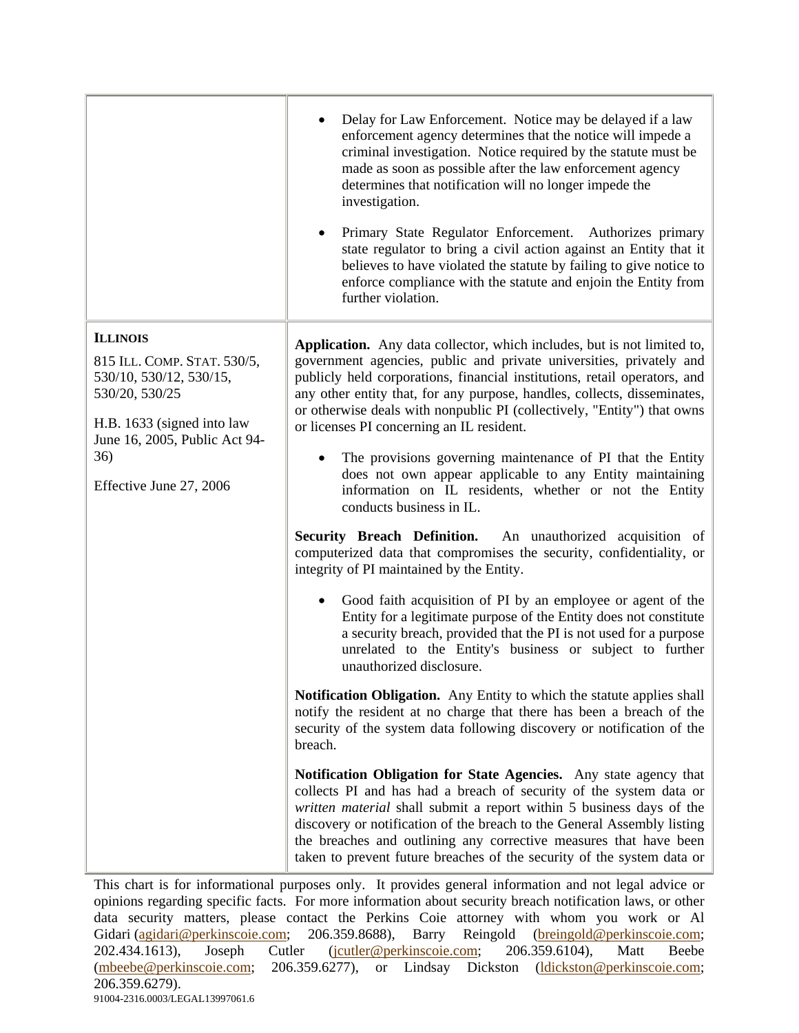| | |
|---|---|
| | • Delay for Law Enforcement. Notice may be delayed if a law enforcement agency determines that the notice will impede a criminal investigation. Notice required by the statute must be made as soon as possible after the law enforcement agency determines that notification will no longer impede the investigation.<br><br>• Primary State Regulator Enforcement. Authorizes primary state regulator to bring a civil action against an Entity that it believes to have violated the statute by failing to give notice to enforce compliance with the statute and enjoin the Entity from further violation. |
| **ILLINOIS**<br><br>815 ILL. COMP. STAT. 530/5, 530/10, 530/12, 530/15, 530/20, 530/25<br><br>H.B. 1633 (signed into law June 16, 2005, Public Act 94-36)<br><br>Effective June 27, 2006 | **Application.** Any data collector, which includes, but is not limited to, government agencies, public and private universities, privately and publicly held corporations, financial institutions, retail operators, and any other entity that, for any purpose, handles, collects, disseminates, or otherwise deals with nonpublic PI (collectively, "Entity") that owns or licenses PI concerning an IL resident.<br><br>• The provisions governing maintenance of PI that the Entity does not own appear applicable to any Entity maintaining information on IL residents, whether or not the Entity conducts business in IL.<br><br>**Security Breach Definition.** An unauthorized acquisition of computerized data that compromises the security, confidentiality, or integrity of PI maintained by the Entity.<br><br>• Good faith acquisition of PI by an employee or agent of the Entity for a legitimate purpose of the Entity does not constitute a security breach, provided that the PI is not used for a purpose unrelated to the Entity's business or subject to further unauthorized disclosure.<br><br>**Notification Obligation.** Any Entity to which the statute applies shall notify the resident at no charge that there has been a breach of the security of the system data following discovery or notification of the breach.<br><br>**Notification Obligation for State Agencies.** Any state agency that collects PI and has had a breach of security of the system data or *written material* shall submit a report within 5 business days of the discovery or notification of the breach to the General Assembly listing the breaches and outlining any corrective measures that have been taken to prevent future breaches of the security of the system data or |

This chart is for informational purposes only. It provides general information and not legal advice or opinions regarding specific facts. For more information about security breach notification laws, or other data security matters, please contact the Perkins Coie attorney with whom you work or Al Gidari (agidari@perkinscoie.com; 206.359.8688), Barry Reingold (breingold@perkinscoie.com; 202.434.1613), Joseph Cutler (jcutler@perkinscoie.com; 206.359.6104), Matt Beebe (mbeebe@perkinscoie.com; 206.359.6277), or Lindsay Dickston (ldickston@perkinscoie.com; 206.359.6279).

91004-2316.0003/LEGAL13997061.6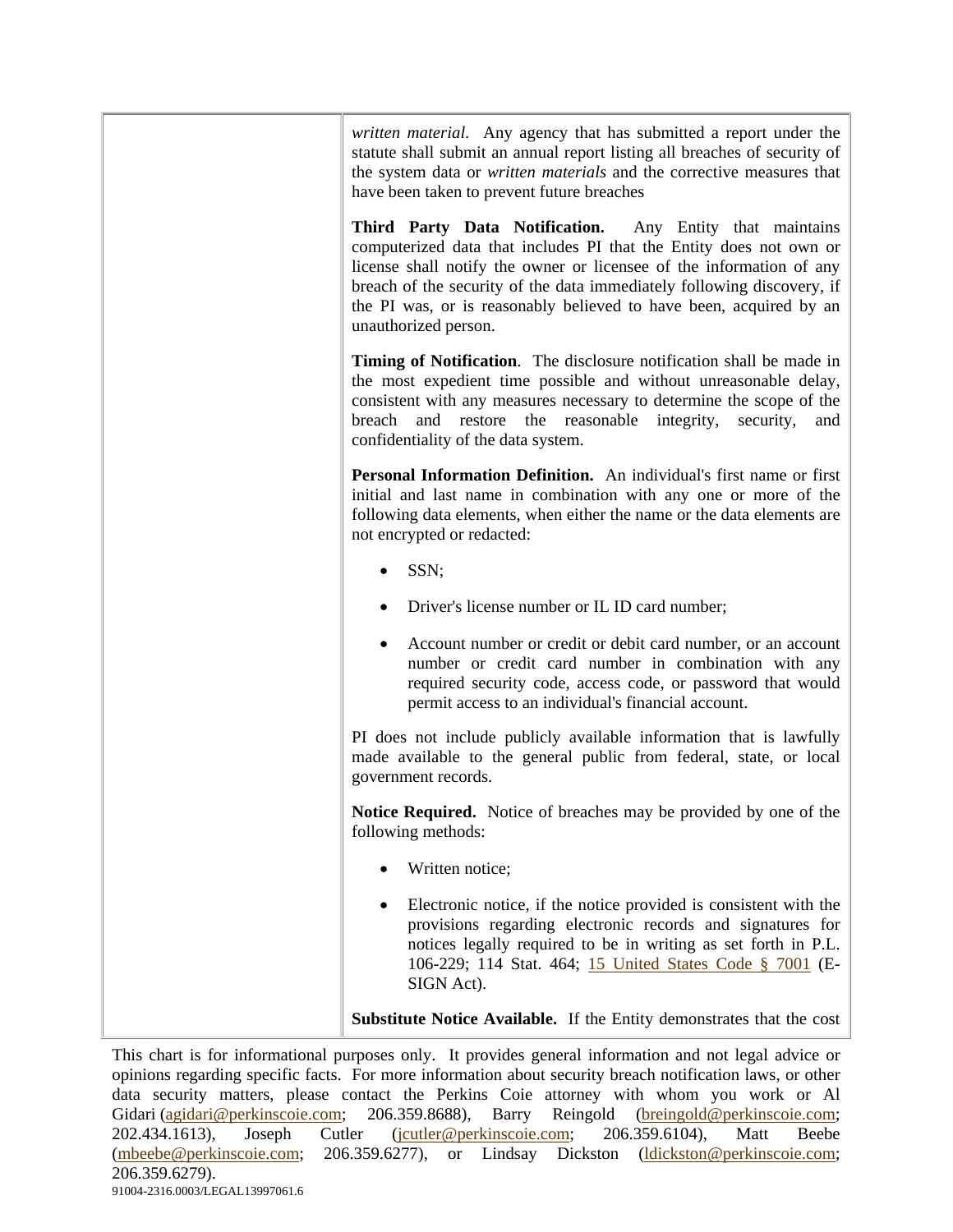| | |
|---|---|
| | *written material*. Any agency that has submitted a report under the statute shall submit an annual report listing all breaches of security of the system data or *written materials* and the corrective measures that have been taken to prevent future breaches<br><br>**Third Party Data Notification.** Any Entity that maintains computerized data that includes PI that the Entity does not own or license shall notify the owner or licensee of the information of any breach of the security of the data immediately following discovery, if the PI was, or is reasonably believed to have been, acquired by an unauthorized person.<br><br>**Timing of Notification**. The disclosure notification shall be made in the most expedient time possible and without unreasonable delay, consistent with any measures necessary to determine the scope of the breach and restore the reasonable integrity, security, and confidentiality of the data system.<br><br>**Personal Information Definition.** An individual's first name or first initial and last name in combination with any one or more of the following data elements, when either the name or the data elements are not encrypted or redacted:<br><br>• SSN;<br>• Driver's license number or IL ID card number;<br>• Account number or credit or debit card number, or an account number or credit card number in combination with any required security code, access code, or password that would permit access to an individual's financial account.<br><br>PI does not include publicly available information that is lawfully made available to the general public from federal, state, or local government records.<br><br>**Notice Required.** Notice of breaches may be provided by one of the following methods:<br><br>• Written notice;<br>• Electronic notice, if the notice provided is consistent with the provisions regarding electronic records and signatures for notices legally required to be in writing as set forth in P.L. 106-229; 114 Stat. 464; 15 United States Code § 7001 (E-SIGN Act).<br><br>**Substitute Notice Available.** If the Entity demonstrates that the cost |

This chart is for informational purposes only. It provides general information and not legal advice or opinions regarding specific facts. For more information about security breach notification laws, or other data security matters, please contact the Perkins Coie attorney with whom you work or Al Gidari (agidari@perkinscoie.com; 206.359.8688), Barry Reingold (breingold@perkinscoie.com; 202.434.1613), Joseph Cutler (jcutler@perkinscoie.com; 206.359.6104), Matt Beebe (mbeebe@perkinscoie.com; 206.359.6277), or Lindsay Dickston (ldickston@perkinscoie.com; 206.359.6279).

91004-2316.0003/LEGAL13997061.6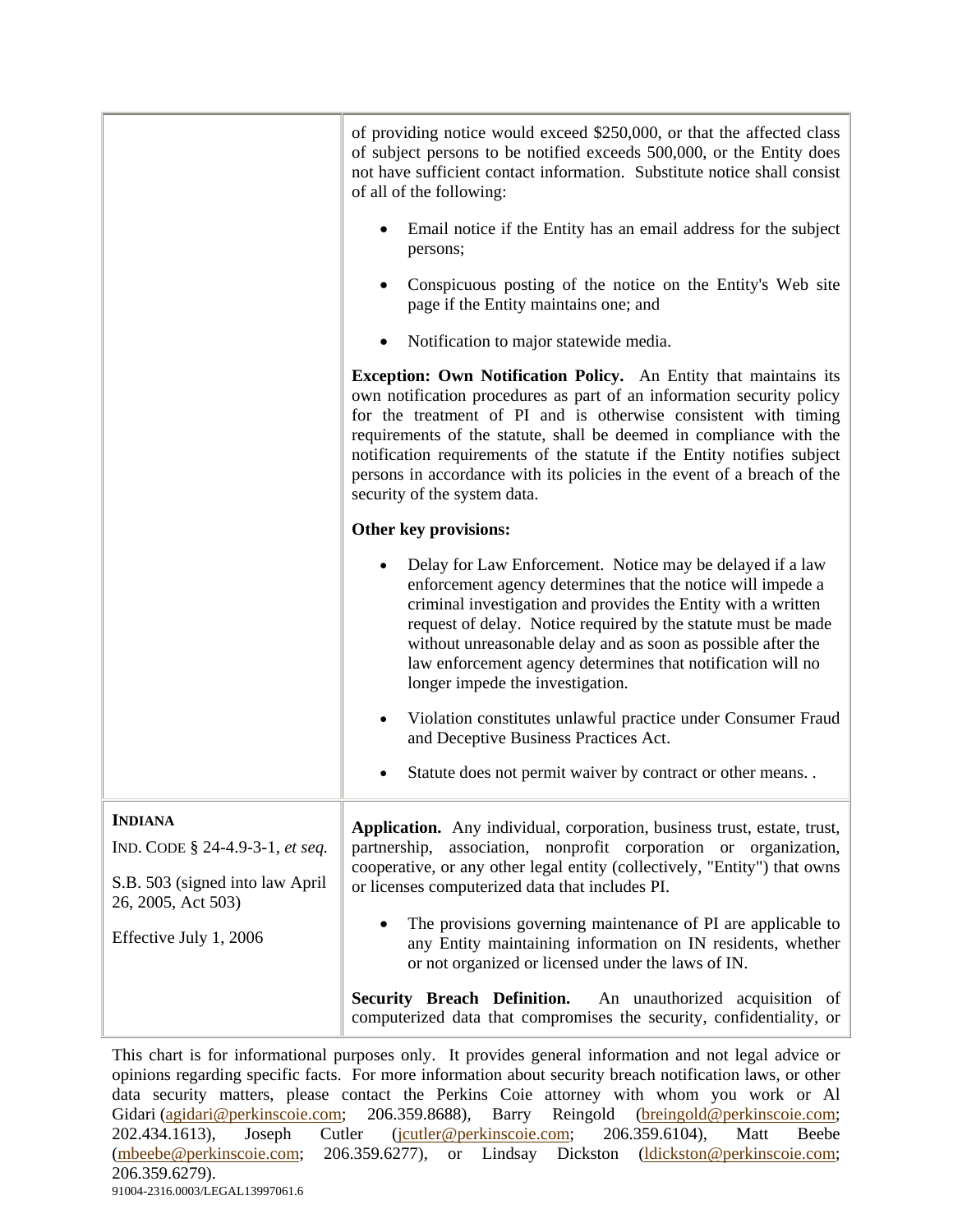| | |
|---|---|
| | of providing notice would exceed $250,000, or that the affected class of subject persons to be notified exceeds 500,000, or the Entity does not have sufficient contact information. Substitute notice shall consist of all of the following:<br><br>• Email notice if the Entity has an email address for the subject persons;<br><br>• Conspicuous posting of the notice on the Entity's Web site page if the Entity maintains one; and<br><br>• Notification to major statewide media.<br><br>**Exception: Own Notification Policy.** An Entity that maintains its own notification procedures as part of an information security policy for the treatment of PI and is otherwise consistent with timing requirements of the statute, shall be deemed in compliance with the notification requirements of the statute if the Entity notifies subject persons in accordance with its policies in the event of a breach of the security of the system data.<br><br>**Other key provisions:**<br><br>• Delay for Law Enforcement. Notice may be delayed if a law enforcement agency determines that the notice will impede a criminal investigation and provides the Entity with a written request of delay. Notice required by the statute must be made without unreasonable delay and as soon as possible after the law enforcement agency determines that notification will no longer impede the investigation.<br><br>• Violation constitutes unlawful practice under Consumer Fraud and Deceptive Business Practices Act.<br><br>• Statute does not permit waiver by contract or other means. . |
| **INDIANA**<br><br>IND. CODE § 24-4.9-3-1, *et seq.*<br><br>S.B. 503 (signed into law April 26, 2005, Act 503)<br><br>Effective July 1, 2006 | **Application.** Any individual, corporation, business trust, estate, trust, partnership, association, nonprofit corporation or organization, cooperative, or any other legal entity (collectively, "Entity") that owns or licenses computerized data that includes PI.<br><br>• The provisions governing maintenance of PI are applicable to any Entity maintaining information on IN residents, whether or not organized or licensed under the laws of IN.<br><br>**Security Breach Definition.** An unauthorized acquisition of computerized data that compromises the security, confidentiality, or |

This chart is for informational purposes only. It provides general information and not legal advice or opinions regarding specific facts. For more information about security breach notification laws, or other data security matters, please contact the Perkins Coie attorney with whom you work or Al Gidari (agidari@perkinscoie.com; 206.359.8688), Barry Reingold (breingold@perkinscoie.com; 202.434.1613), Joseph Cutler (jcutler@perkinscoie.com; 206.359.6104), Matt Beebe (mbeebe@perkinscoie.com; 206.359.6277), or Lindsay Dickston (ldickston@perkinscoie.com; 206.359.6279).

91004-2316.0003/LEGAL13997061.6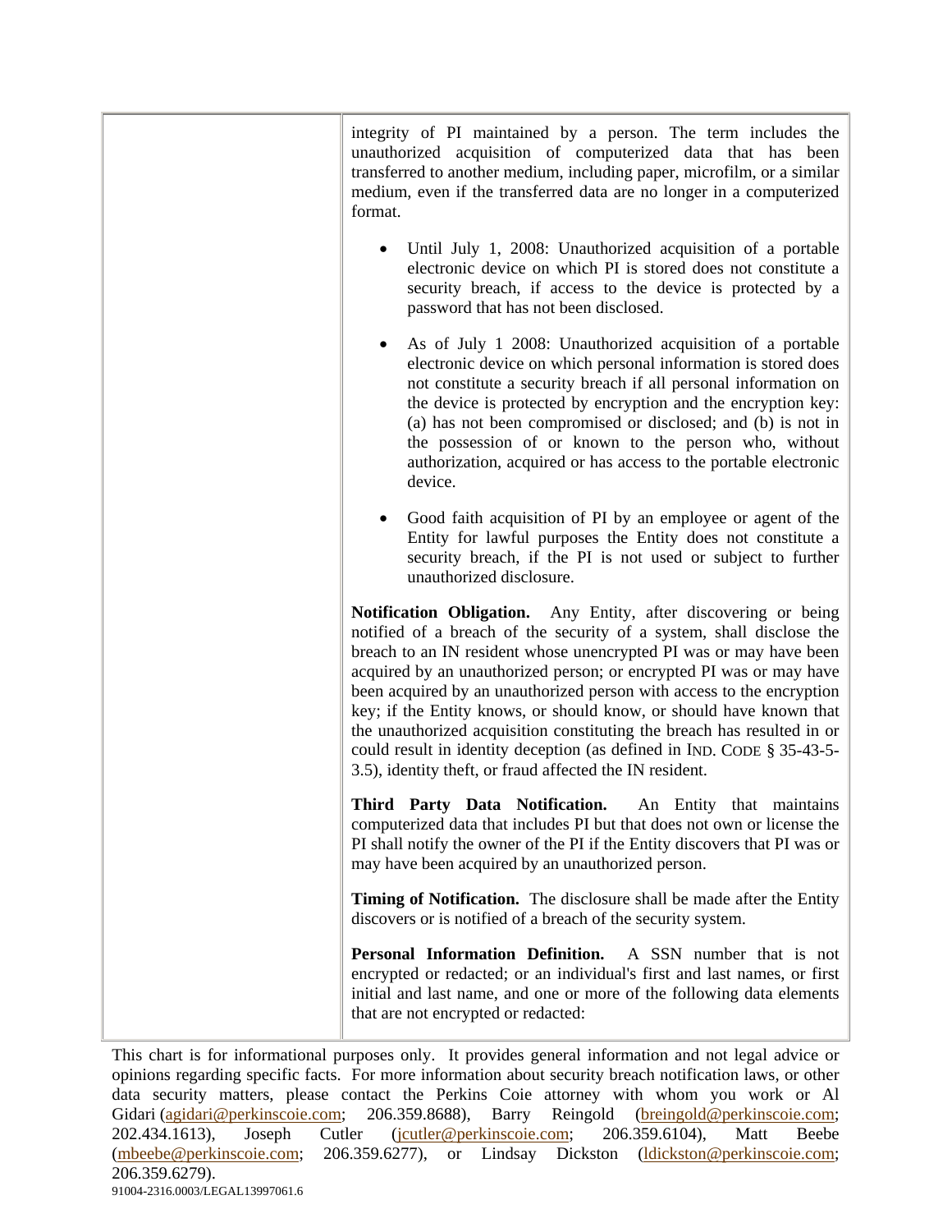| | integrity of PI maintained by a person. The term includes the unauthorized acquisition of computerized data that has been transferred to another medium, including paper, microfilm, or a similar medium, even if the transferred data are no longer in a computerized format.<br><br>• Until July 1, 2008: Unauthorized acquisition of a portable electronic device on which PI is stored does not constitute a security breach, if access to the device is protected by a password that has not been disclosed.<br><br>• As of July 1 2008: Unauthorized acquisition of a portable electronic device on which personal information is stored does not constitute a security breach if all personal information on the device is protected by encryption and the encryption key: (a) has not been compromised or disclosed; and (b) is not in the possession of or known to the person who, without authorization, acquired or has access to the portable electronic device.<br><br>• Good faith acquisition of PI by an employee or agent of the Entity for lawful purposes the Entity does not constitute a security breach, if the PI is not used or subject to further unauthorized disclosure.<br><br>**Notification Obligation.** Any Entity, after discovering or being notified of a breach of the security of a system, shall disclose the breach to an IN resident whose unencrypted PI was or may have been acquired by an unauthorized person; or encrypted PI was or may have been acquired by an unauthorized person with access to the encryption key; if the Entity knows, or should know, or should have known that the unauthorized acquisition constituting the breach has resulted in or could result in identity deception (as defined in IND. CODE § 35-43-5-3.5), identity theft, or fraud affected the IN resident.<br><br>**Third Party Data Notification.** An Entity that maintains computerized data that includes PI but that does not own or license the PI shall notify the owner of the PI if the Entity discovers that PI was or may have been acquired by an unauthorized person.<br><br>**Timing of Notification.** The disclosure shall be made after the Entity discovers or is notified of a breach of the security system.<br><br>**Personal Information Definition.** A SSN number that is not encrypted or redacted; or an individual's first and last names, or first initial and last name, and one or more of the following data elements that are not encrypted or redacted: |
|---|---|

This chart is for informational purposes only. It provides general information and not legal advice or opinions regarding specific facts. For more information about security breach notification laws, or other data security matters, please contact the Perkins Coie attorney with whom you work or Al Gidari (agidari@perkinscoie.com; 206.359.8688), Barry Reingold (breingold@perkinscoie.com; 202.434.1613), Joseph Cutler (jcutler@perkinscoie.com; 206.359.6104), Matt Beebe (mbeebe@perkinscoie.com; 206.359.6277), or Lindsay Dickston (ldickston@perkinscoie.com; 206.359.6279).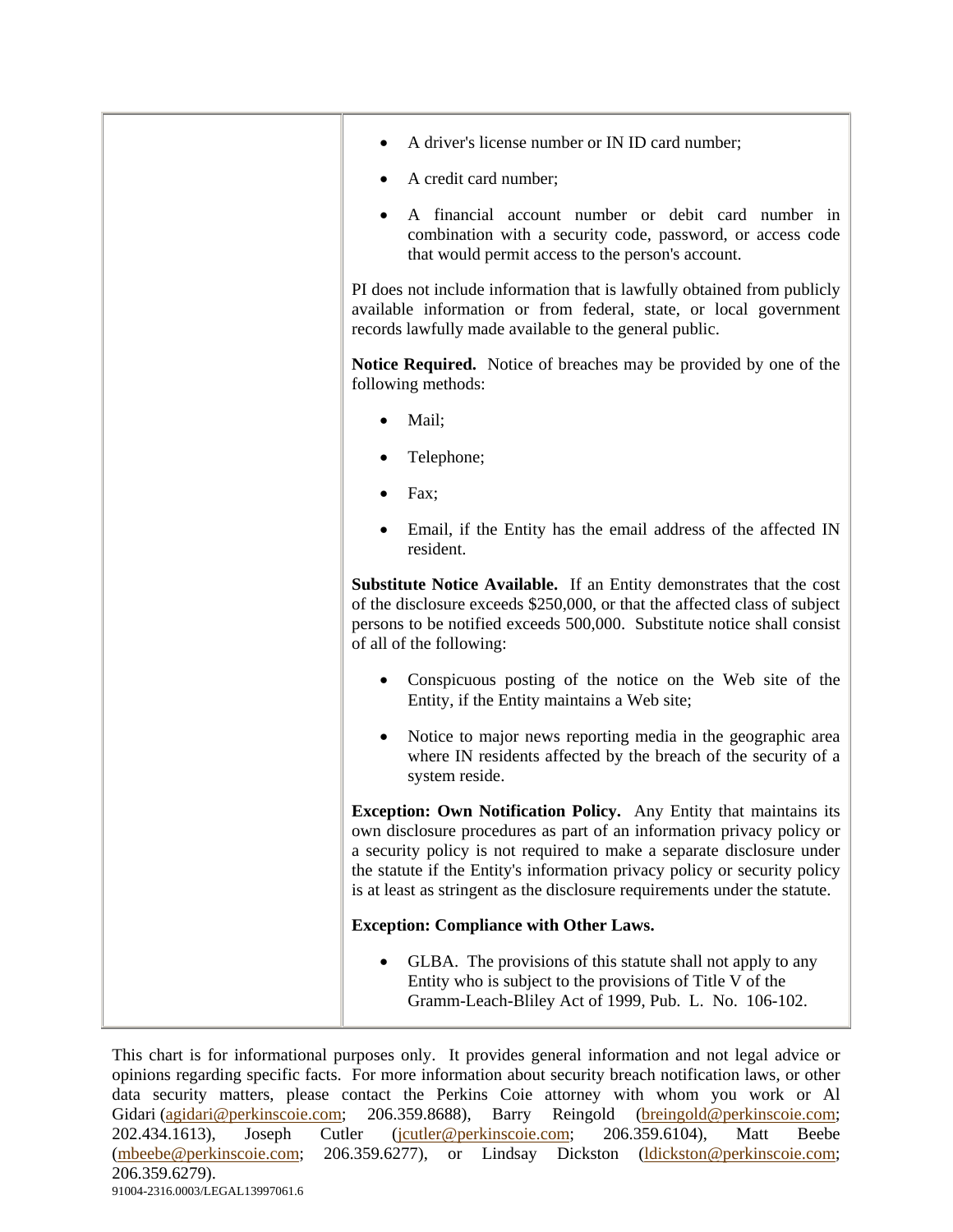| | |
|---|---|
| | • A driver's license number or IN ID card number;<br>• A credit card number;<br>• A financial account number or debit card number in combination with a security code, password, or access code that would permit access to the person's account.<br><br>PI does not include information that is lawfully obtained from publicly available information or from federal, state, or local government records lawfully made available to the general public.<br><br>**Notice Required.** Notice of breaches may be provided by one of the following methods:<br><br>• Mail;<br>• Telephone;<br>• Fax;<br>• Email, if the Entity has the email address of the affected IN resident.<br><br>**Substitute Notice Available.** If an Entity demonstrates that the cost of the disclosure exceeds $250,000, or that the affected class of subject persons to be notified exceeds 500,000. Substitute notice shall consist of all of the following:<br><br>• Conspicuous posting of the notice on the Web site of the Entity, if the Entity maintains a Web site;<br>• Notice to major news reporting media in the geographic area where IN residents affected by the breach of the security of a system reside.<br><br>**Exception: Own Notification Policy.** Any Entity that maintains its own disclosure procedures as part of an information privacy policy or a security policy is not required to make a separate disclosure under the statute if the Entity's information privacy policy or security policy is at least as stringent as the disclosure requirements under the statute.<br><br>**Exception: Compliance with Other Laws.**<br><br>• GLBA. The provisions of this statute shall not apply to any Entity who is subject to the provisions of Title V of the Gramm-Leach-Bliley Act of 1999, Pub. L. No. 106-102. |

This chart is for informational purposes only. It provides general information and not legal advice or opinions regarding specific facts. For more information about security breach notification laws, or other data security matters, please contact the Perkins Coie attorney with whom you work or Al Gidari (agidari@perkinscoie.com; 206.359.8688), Barry Reingold (breingold@perkinscoie.com; 202.434.1613), Joseph Cutler (jcutler@perkinscoie.com; 206.359.6104), Matt Beebe (mbeebe@perkinscoie.com; 206.359.6277), or Lindsay Dickston (ldickston@perkinscoie.com; 206.359.6279).

91004-2316.0003/LEGAL13997061.6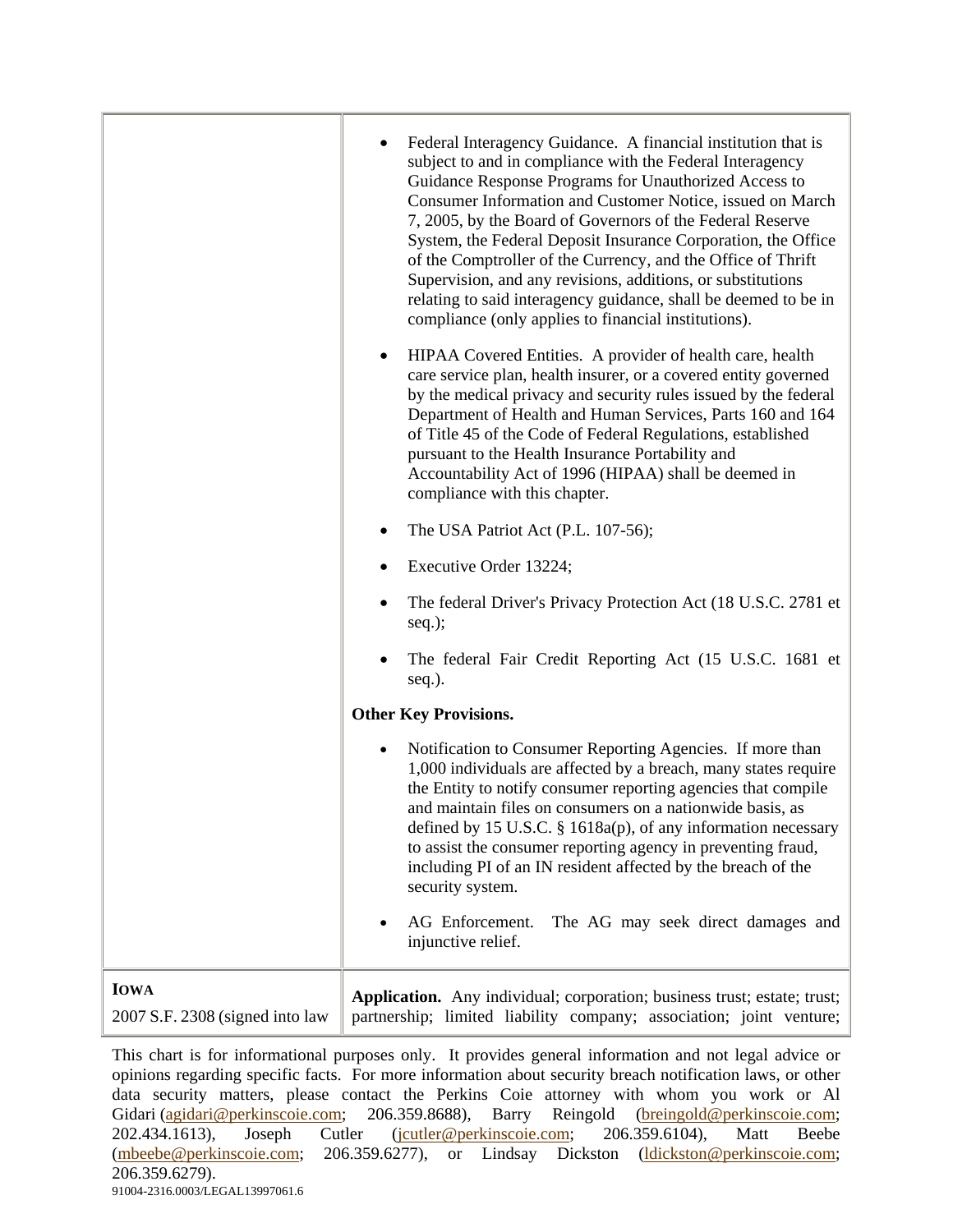| | |
|---|---|
| | • Federal Interagency Guidance. A financial institution that is subject to and in compliance with the Federal Interagency Guidance Response Programs for Unauthorized Access to Consumer Information and Customer Notice, issued on March 7, 2005, by the Board of Governors of the Federal Reserve System, the Federal Deposit Insurance Corporation, the Office of the Comptroller of the Currency, and the Office of Thrift Supervision, and any revisions, additions, or substitutions relating to said interagency guidance, shall be deemed to be in compliance (only applies to financial institutions).<br><br>• HIPAA Covered Entities. A provider of health care, health care service plan, health insurer, or a covered entity governed by the medical privacy and security rules issued by the federal Department of Health and Human Services, Parts 160 and 164 of Title 45 of the Code of Federal Regulations, established pursuant to the Health Insurance Portability and Accountability Act of 1996 (HIPAA) shall be deemed in compliance with this chapter.<br><br>• The USA Patriot Act (P.L. 107-56);<br><br>• Executive Order 13224;<br><br>• The federal Driver's Privacy Protection Act (18 U.S.C. 2781 et seq.);<br><br>• The federal Fair Credit Reporting Act (15 U.S.C. 1681 et seq.).<br><br>**Other Key Provisions.**<br><br>• Notification to Consumer Reporting Agencies. If more than 1,000 individuals are affected by a breach, many states require the Entity to notify consumer reporting agencies that compile and maintain files on consumers on a nationwide basis, as defined by 15 U.S.C. § 1618a(p), of any information necessary to assist the consumer reporting agency in preventing fraud, including PI of an IN resident affected by the breach of the security system.<br><br>• AG Enforcement. The AG may seek direct damages and injunctive relief. |
| **IOWA**<br><br>2007 S.F. 2308 (signed into law | **Application.** Any individual; corporation; business trust; estate; trust; partnership; limited liability company; association; joint venture; |

This chart is for informational purposes only. It provides general information and not legal advice or opinions regarding specific facts. For more information about security breach notification laws, or other data security matters, please contact the Perkins Coie attorney with whom you work or Al Gidari (agidari@perkinscoie.com; 206.359.8688), Barry Reingold (breingold@perkinscoie.com; 202.434.1613), Joseph Cutler (jcutler@perkinscoie.com; 206.359.6104), Matt Beebe (mbeebe@perkinscoie.com; 206.359.6277), or Lindsay Dickston (ldickston@perkinscoie.com; 206.359.6279).

91004-2316.0003/LEGAL13997061.6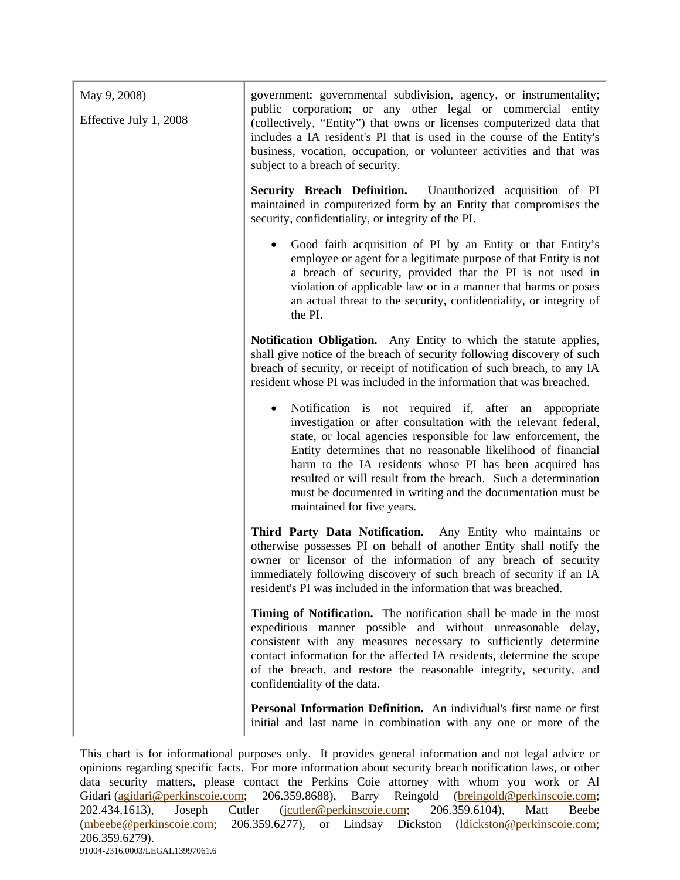| | |
|---|---|
| May 9, 2008)<br><br>Effective July 1, 2008 | government; governmental subdivision, agency, or instrumentality; public corporation; or any other legal or commercial entity (collectively, "Entity") that owns or licenses computerized data that includes a IA resident's PI that is used in the course of the Entity's business, vocation, occupation, or volunteer activities and that was subject to a breach of security.<br><br>**Security Breach Definition.** Unauthorized acquisition of PI maintained in computerized form by an Entity that compromises the security, confidentiality, or integrity of the PI.<br><br>• Good faith acquisition of PI by an Entity or that Entity's employee or agent for a legitimate purpose of that Entity is not a breach of security, provided that the PI is not used in violation of applicable law or in a manner that harms or poses an actual threat to the security, confidentiality, or integrity of the PI.<br><br>**Notification Obligation.** Any Entity to which the statute applies, shall give notice of the breach of security following discovery of such breach of security, or receipt of notification of such breach, to any IA resident whose PI was included in the information that was breached.<br><br>• Notification is not required if, after an appropriate investigation or after consultation with the relevant federal, state, or local agencies responsible for law enforcement, the Entity determines that no reasonable likelihood of financial harm to the IA residents whose PI has been acquired has resulted or will result from the breach. Such a determination must be documented in writing and the documentation must be maintained for five years.<br><br>**Third Party Data Notification.** Any Entity who maintains or otherwise possesses PI on behalf of another Entity shall notify the owner or licensor of the information of any breach of security immediately following discovery of such breach of security if an IA resident's PI was included in the information that was breached.<br><br>**Timing of Notification.** The notification shall be made in the most expeditious manner possible and without unreasonable delay, consistent with any measures necessary to sufficiently determine contact information for the affected IA residents, determine the scope of the breach, and restore the reasonable integrity, security, and confidentiality of the data.<br><br>**Personal Information Definition.** An individual's first name or first initial and last name in combination with any one or more of the |

This chart is for informational purposes only. It provides general information and not legal advice or opinions regarding specific facts. For more information about security breach notification laws, or other data security matters, please contact the Perkins Coie attorney with whom you work or Al Gidari (agidari@perkinscoie.com; 206.359.8688), Barry Reingold (breingold@perkinscoie.com; 202.434.1613), Joseph Cutler (jcutler@perkinscoie.com; 206.359.6104), Matt Beebe (mbeebe@perkinscoie.com; 206.359.6277), or Lindsay Dickston (ldickston@perkinscoie.com; 206.359.6279).

91004-2316.0003/LEGAL13997061.6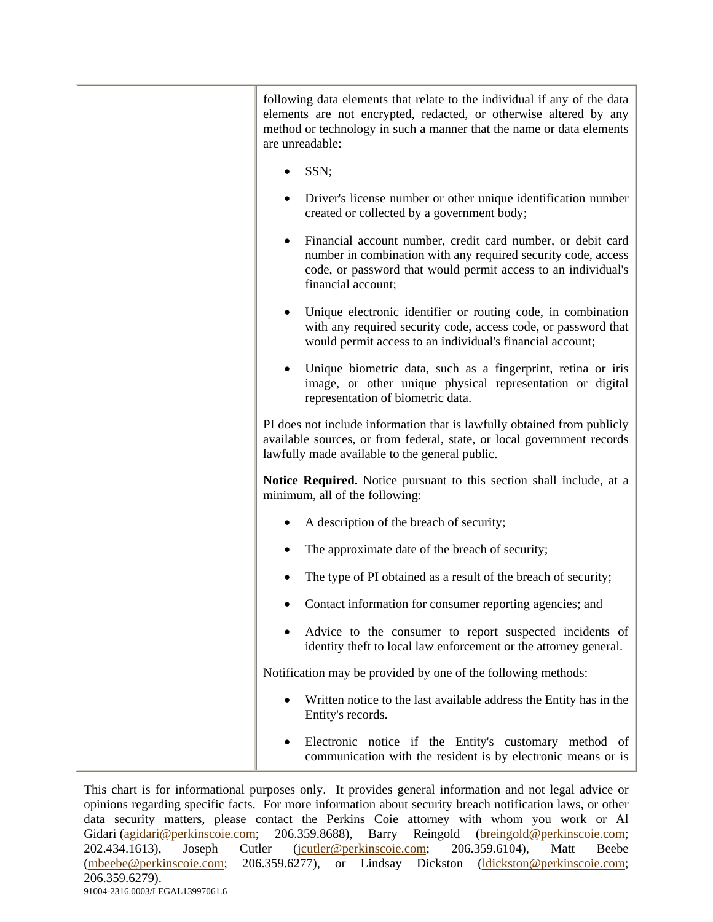| | following data elements that relate to the individual if any of the data elements are not encrypted, redacted, or otherwise altered by any method or technology in such a manner that the name or data elements are unreadable:<br><br>• SSN;<br><br>• Driver's license number or other unique identification number created or collected by a government body;<br><br>• Financial account number, credit card number, or debit card number in combination with any required security code, access code, or password that would permit access to an individual's financial account;<br><br>• Unique electronic identifier or routing code, in combination with any required security code, access code, or password that would permit access to an individual's financial account;<br><br>• Unique biometric data, such as a fingerprint, retina or iris image, or other unique physical representation or digital representation of biometric data.<br><br>PI does not include information that is lawfully obtained from publicly available sources, or from federal, state, or local government records lawfully made available to the general public.<br><br>**Notice Required.** Notice pursuant to this section shall include, at a minimum, all of the following:<br><br>• A description of the breach of security;<br><br>• The approximate date of the breach of security;<br><br>• The type of PI obtained as a result of the breach of security;<br><br>• Contact information for consumer reporting agencies; and<br><br>• Advice to the consumer to report suspected incidents of identity theft to local law enforcement or the attorney general.<br><br>Notification may be provided by one of the following methods:<br><br>• Written notice to the last available address the Entity has in the Entity's records.<br><br>• Electronic notice if the Entity's customary method of communication with the resident is by electronic means or is |
|---|---|

This chart is for informational purposes only. It provides general information and not legal advice or opinions regarding specific facts. For more information about security breach notification laws, or other data security matters, please contact the Perkins Coie attorney with whom you work or Al Gidari (agidari@perkinscoie.com; 206.359.8688), Barry Reingold (breingold@perkinscoie.com; 202.434.1613), Joseph Cutler (jcutler@perkinscoie.com; 206.359.6104), Matt Beebe (mbeebe@perkinscoie.com; 206.359.6277), or Lindsay Dickston (ldickston@perkinscoie.com; 206.359.6279).

91004-2316.0003/LEGAL13997061.6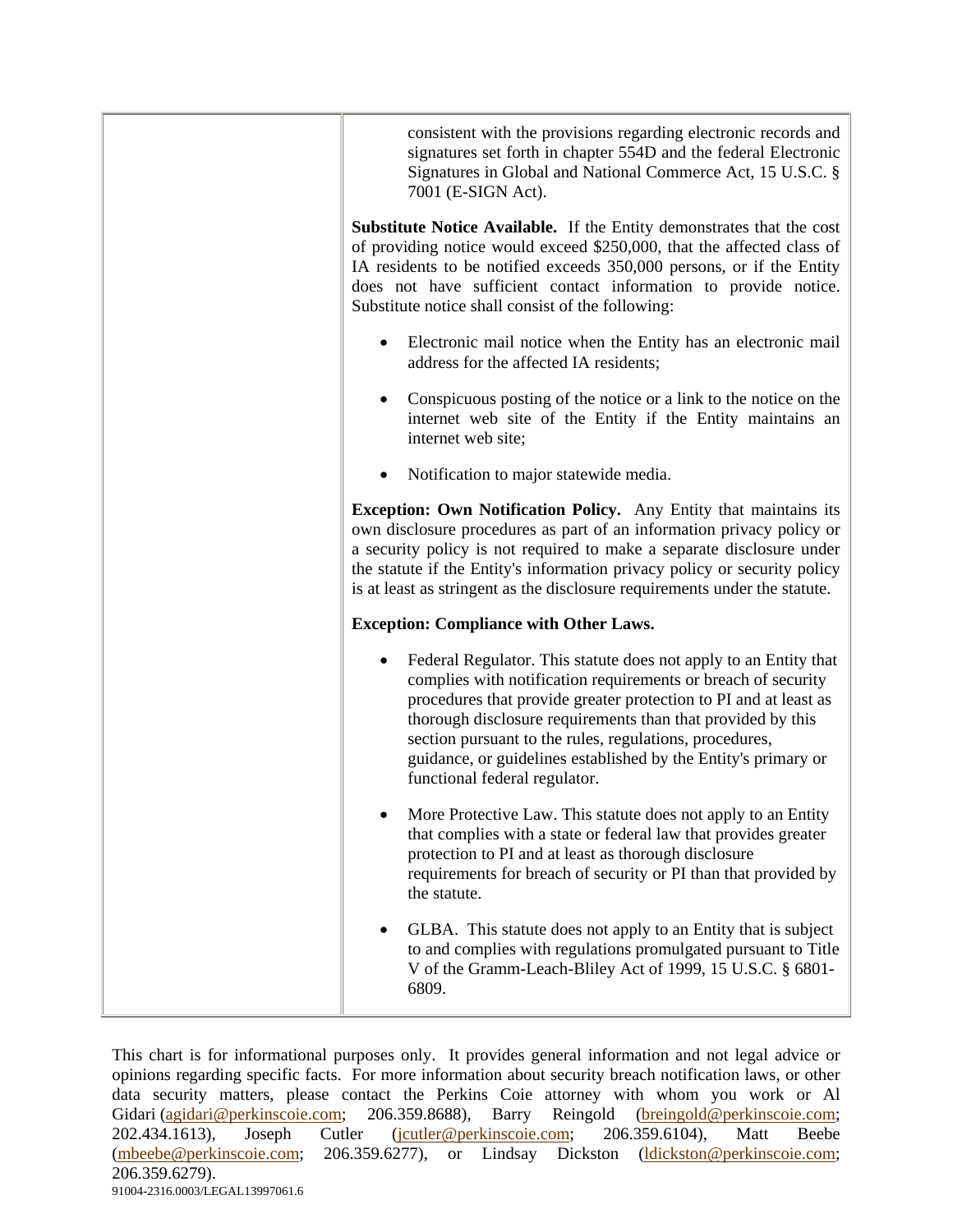| | |
|---|---|
| | consistent with the provisions regarding electronic records and signatures set forth in chapter 554D and the federal Electronic Signatures in Global and National Commerce Act, 15 U.S.C. § 7001 (E-SIGN Act).<br><br>**Substitute Notice Available.** If the Entity demonstrates that the cost of providing notice would exceed $250,000, that the affected class of IA residents to be notified exceeds 350,000 persons, or if the Entity does not have sufficient contact information to provide notice. Substitute notice shall consist of the following:<br><br>• Electronic mail notice when the Entity has an electronic mail address for the affected IA residents;<br><br>• Conspicuous posting of the notice or a link to the notice on the internet web site of the Entity if the Entity maintains an internet web site;<br><br>• Notification to major statewide media.<br><br>**Exception: Own Notification Policy.** Any Entity that maintains its own disclosure procedures as part of an information privacy policy or a security policy is not required to make a separate disclosure under the statute if the Entity's information privacy policy or security policy is at least as stringent as the disclosure requirements under the statute.<br><br>**Exception: Compliance with Other Laws.**<br><br>• Federal Regulator. This statute does not apply to an Entity that complies with notification requirements or breach of security procedures that provide greater protection to PI and at least as thorough disclosure requirements than that provided by this section pursuant to the rules, regulations, procedures, guidance, or guidelines established by the Entity's primary or functional federal regulator.<br><br>• More Protective Law. This statute does not apply to an Entity that complies with a state or federal law that provides greater protection to PI and at least as thorough disclosure requirements for breach of security or PI than that provided by the statute.<br><br>• GLBA. This statute does not apply to an Entity that is subject to and complies with regulations promulgated pursuant to Title V of the Gramm-Leach-Bliley Act of 1999, 15 U.S.C. § 6801-6809. |

This chart is for informational purposes only. It provides general information and not legal advice or opinions regarding specific facts. For more information about security breach notification laws, or other data security matters, please contact the Perkins Coie attorney with whom you work or Al Gidari (agidari@perkinscoie.com; 206.359.8688), Barry Reingold (breingold@perkinscoie.com; 202.434.1613), Joseph Cutler (jcutler@perkinscoie.com; 206.359.6104), Matt Beebe (mbeebe@perkinscoie.com; 206.359.6277), or Lindsay Dickston (ldickston@perkinscoie.com; 206.359.6279).

91004-2316.0003/LEGAL13997061.6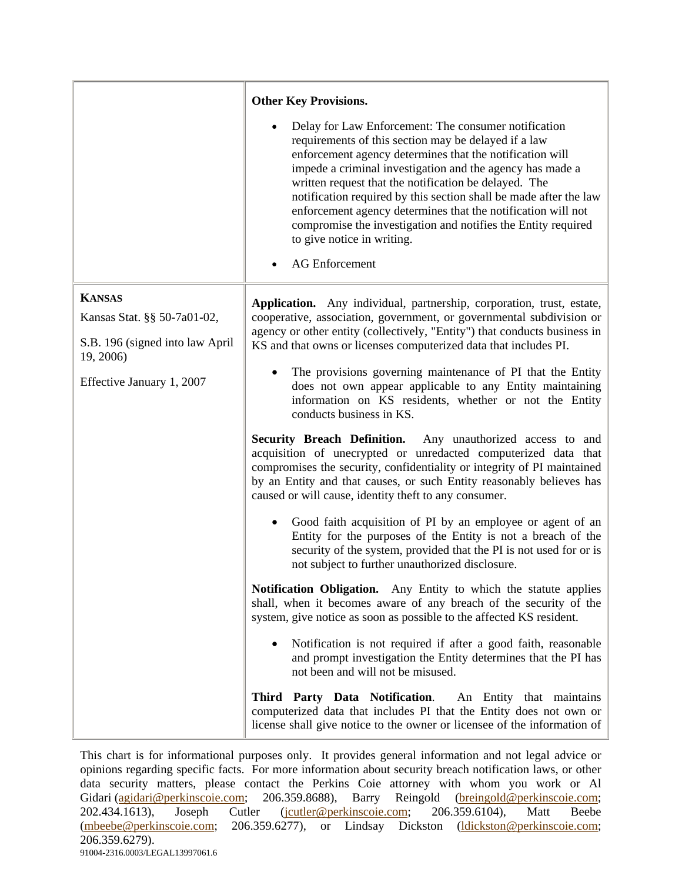| | |
|---|---|
| | **Other Key Provisions.**<br><br>• Delay for Law Enforcement: The consumer notification requirements of this section may be delayed if a law enforcement agency determines that the notification will impede a criminal investigation and the agency has made a written request that the notification be delayed. The notification required by this section shall be made after the law enforcement agency determines that the notification will not compromise the investigation and notifies the Entity required to give notice in writing.<br><br>• AG Enforcement |
| **KANSAS**<br><br>Kansas Stat. §§ 50-7a01-02,<br><br>S.B. 196 (signed into law April 19, 2006)<br><br>Effective January 1, 2007 | **Application.** Any individual, partnership, corporation, trust, estate, cooperative, association, government, or governmental subdivision or agency or other entity (collectively, "Entity") that conducts business in KS and that owns or licenses computerized data that includes PI.<br><br>• The provisions governing maintenance of PI that the Entity does not own appear applicable to any Entity maintaining information on KS residents, whether or not the Entity conducts business in KS.<br><br>**Security Breach Definition.** Any unauthorized access to and acquisition of unecrypted or unredacted computerized data that compromises the security, confidentiality or integrity of PI maintained by an Entity and that causes, or such Entity reasonably believes has caused or will cause, identity theft to any consumer.<br><br>• Good faith acquisition of PI by an employee or agent of an Entity for the purposes of the Entity is not a breach of the security of the system, provided that the PI is not used for or is not subject to further unauthorized disclosure.<br><br>**Notification Obligation.** Any Entity to which the statute applies shall, when it becomes aware of any breach of the security of the system, give notice as soon as possible to the affected KS resident.<br><br>• Notification is not required if after a good faith, reasonable and prompt investigation the Entity determines that the PI has not been and will not be misused.<br><br>**Third Party Data Notification**. An Entity that maintains computerized data that includes PI that the Entity does not own or license shall give notice to the owner or licensee of the information of |

This chart is for informational purposes only. It provides general information and not legal advice or opinions regarding specific facts. For more information about security breach notification laws, or other data security matters, please contact the Perkins Coie attorney with whom you work or Al Gidari (agidari@perkinscoie.com; 206.359.8688), Barry Reingold (breingold@perkinscoie.com; 202.434.1613), Joseph Cutler (jcutler@perkinscoie.com; 206.359.6104), Matt Beebe (mbeebe@perkinscoie.com; 206.359.6277), or Lindsay Dickston (ldickston@perkinscoie.com; 206.359.6279).

91004-2316.0003/LEGAL13997061.6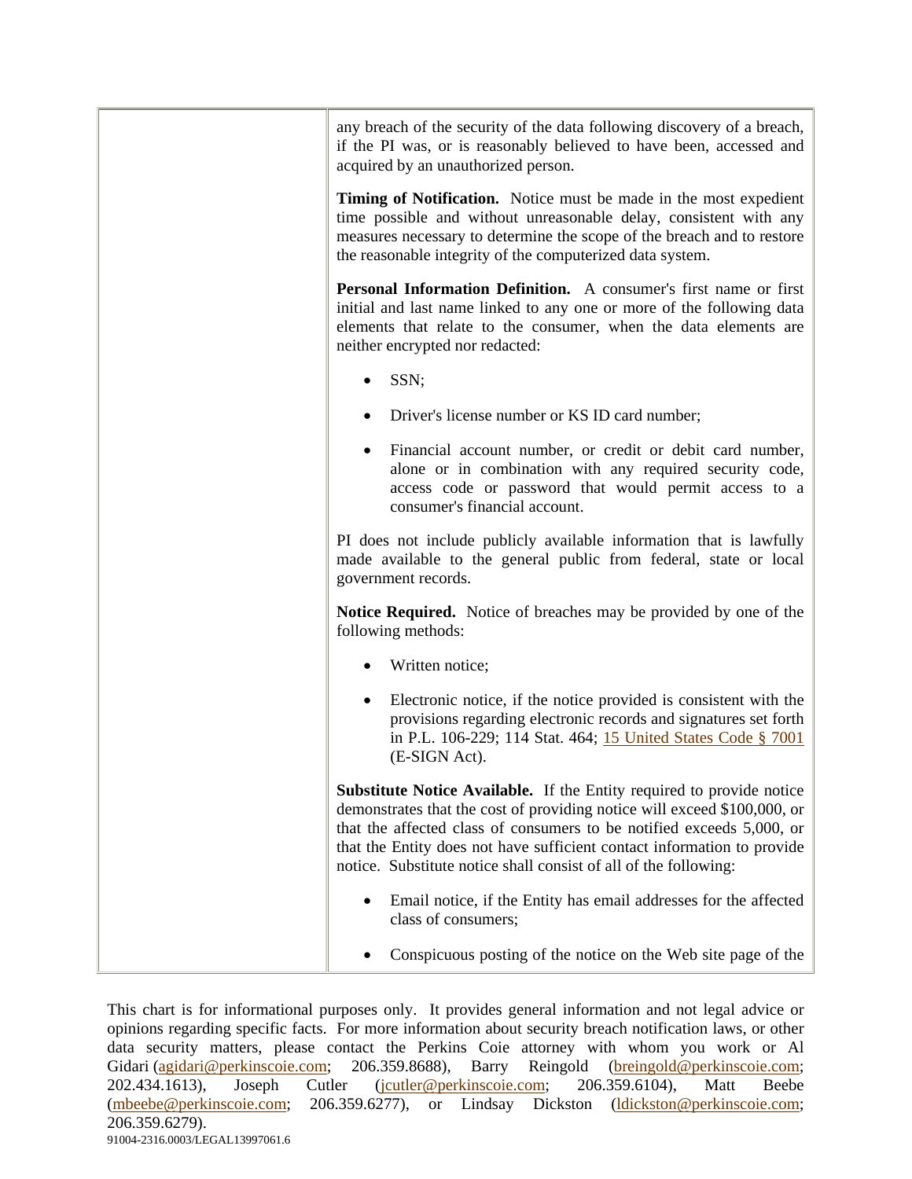| | |
|---|---|
| | any breach of the security of the data following discovery of a breach, if the PI was, or is reasonably believed to have been, accessed and acquired by an unauthorized person.<br><br>**Timing of Notification.** Notice must be made in the most expedient time possible and without unreasonable delay, consistent with any measures necessary to determine the scope of the breach and to restore the reasonable integrity of the computerized data system.<br><br>**Personal Information Definition.** A consumer's first name or first initial and last name linked to any one or more of the following data elements that relate to the consumer, when the data elements are neither encrypted nor redacted:<br><br>• SSN;<br><br>• Driver's license number or KS ID card number;<br><br>• Financial account number, or credit or debit card number, alone or in combination with any required security code, access code or password that would permit access to a consumer's financial account.<br><br>PI does not include publicly available information that is lawfully made available to the general public from federal, state or local government records.<br><br>**Notice Required.** Notice of breaches may be provided by one of the following methods:<br><br>• Written notice;<br><br>• Electronic notice, if the notice provided is consistent with the provisions regarding electronic records and signatures set forth in P.L. 106-229; 114 Stat. 464; 15 United States Code § 7001 (E-SIGN Act).<br><br>**Substitute Notice Available.** If the Entity required to provide notice demonstrates that the cost of providing notice will exceed $100,000, or that the affected class of consumers to be notified exceeds 5,000, or that the Entity does not have sufficient contact information to provide notice. Substitute notice shall consist of all of the following:<br><br>• Email notice, if the Entity has email addresses for the affected class of consumers;<br><br>• Conspicuous posting of the notice on the Web site page of the |

This chart is for informational purposes only. It provides general information and not legal advice or opinions regarding specific facts. For more information about security breach notification laws, or other data security matters, please contact the Perkins Coie attorney with whom you work or Al Gidari (agidari@perkinscoie.com; 206.359.8688), Barry Reingold (breingold@perkinscoie.com; 202.434.1613), Joseph Cutler (jcutler@perkinscoie.com; 206.359.6104), Matt Beebe (mbeebe@perkinscoie.com; 206.359.6277), or Lindsay Dickston (ldickston@perkinscoie.com; 206.359.6279).

91004-2316.0003/LEGAL13997061.6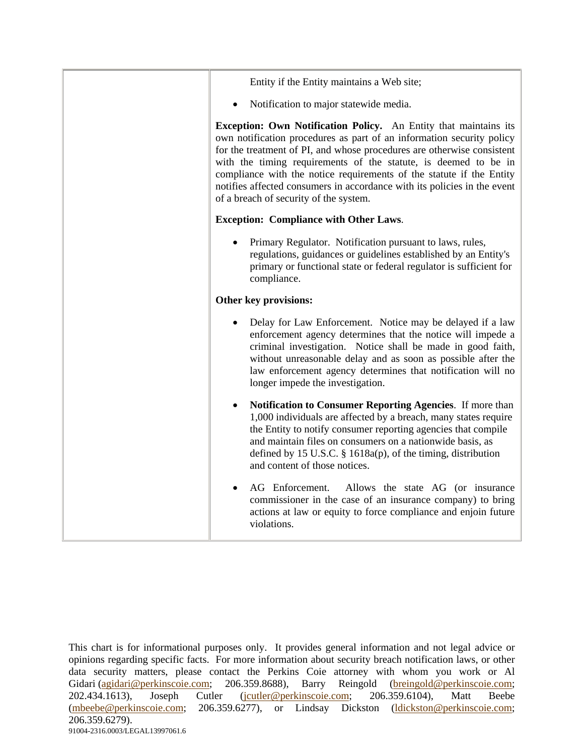| | |
|---|---|
| | Entity if the Entity maintains a Web site;<br><br>• Notification to major statewide media.<br><br>**Exception: Own Notification Policy.** An Entity that maintains its own notification procedures as part of an information security policy for the treatment of PI, and whose procedures are otherwise consistent with the timing requirements of the statute, is deemed to be in compliance with the notice requirements of the statute if the Entity notifies affected consumers in accordance with its policies in the event of a breach of security of the system.<br><br>**Exception: Compliance with Other Laws**.<br><br>• Primary Regulator. Notification pursuant to laws, rules, regulations, guidances or guidelines established by an Entity's primary or functional state or federal regulator is sufficient for compliance.<br><br>**Other key provisions:**<br><br>• Delay for Law Enforcement. Notice may be delayed if a law enforcement agency determines that the notice will impede a criminal investigation. Notice shall be made in good faith, without unreasonable delay and as soon as possible after the law enforcement agency determines that notification will no longer impede the investigation.<br><br>• **Notification to Consumer Reporting Agencies**. If more than 1,000 individuals are affected by a breach, many states require the Entity to notify consumer reporting agencies that compile and maintain files on consumers on a nationwide basis, as defined by 15 U.S.C. § 1618a(p), of the timing, distribution and content of those notices.<br><br>• AG Enforcement. Allows the state AG (or insurance commissioner in the case of an insurance company) to bring actions at law or equity to force compliance and enjoin future violations. |

This chart is for informational purposes only. It provides general information and not legal advice or opinions regarding specific facts. For more information about security breach notification laws, or other data security matters, please contact the Perkins Coie attorney with whom you work or Al Gidari (agidari@perkinscoie.com; 206.359.8688), Barry Reingold (breingold@perkinscoie.com; 202.434.1613), Joseph Cutler (jcutler@perkinscoie.com; 206.359.6104), Matt Beebe (mbeebe@perkinscoie.com; 206.359.6277), or Lindsay Dickston (ldickston@perkinscoie.com; 206.359.6279).

91004-2316.0003/LEGAL13997061.6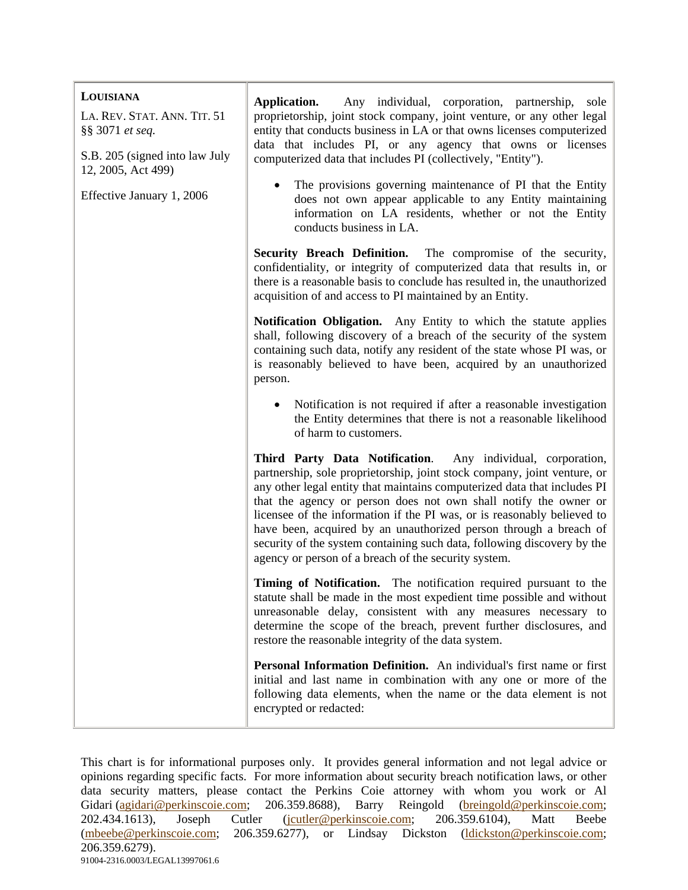| **LOUISIANA** | |
|---|---|
| LA. REV. STAT. ANN. TIT. 51 §§ 3071 *et seq.*<br><br>S.B. 205 (signed into law July 12, 2005, Act 499)<br><br>Effective January 1, 2006 | **Application.** Any individual, corporation, partnership, sole proprietorship, joint stock company, joint venture, or any other legal entity that conducts business in LA or that owns licenses computerized data that includes PI, or any agency that owns or licenses computerized data that includes PI (collectively, "Entity").<br><br>• The provisions governing maintenance of PI that the Entity does not own appear applicable to any Entity maintaining information on LA residents, whether or not the Entity conducts business in LA.<br><br>**Security Breach Definition.** The compromise of the security, confidentiality, or integrity of computerized data that results in, or there is a reasonable basis to conclude has resulted in, the unauthorized acquisition of and access to PI maintained by an Entity.<br><br>**Notification Obligation.** Any Entity to which the statute applies shall, following discovery of a breach of the security of the system containing such data, notify any resident of the state whose PI was, or is reasonably believed to have been, acquired by an unauthorized person.<br><br>• Notification is not required if after a reasonable investigation the Entity determines that there is not a reasonable likelihood of harm to customers.<br><br>**Third Party Data Notification**. Any individual, corporation, partnership, sole proprietorship, joint stock company, joint venture, or any other legal entity that maintains computerized data that includes PI that the agency or person does not own shall notify the owner or licensee of the information if the PI was, or is reasonably believed to have been, acquired by an unauthorized person through a breach of security of the system containing such data, following discovery by the agency or person of a breach of the security system.<br><br>**Timing of Notification.** The notification required pursuant to the statute shall be made in the most expedient time possible and without unreasonable delay, consistent with any measures necessary to determine the scope of the breach, prevent further disclosures, and restore the reasonable integrity of the data system.<br><br>**Personal Information Definition.** An individual's first name or first initial and last name in combination with any one or more of the following data elements, when the name or the data element is not encrypted or redacted: |

This chart is for informational purposes only. It provides general information and not legal advice or opinions regarding specific facts. For more information about security breach notification laws, or other data security matters, please contact the Perkins Coie attorney with whom you work or Al Gidari (agidari@perkinscoie.com; 206.359.8688), Barry Reingold (breingold@perkinscoie.com; 202.434.1613), Joseph Cutler (jcutler@perkinscoie.com; 206.359.6104), Matt Beebe (mbeebe@perkinscoie.com; 206.359.6277), or Lindsay Dickston (ldickston@perkinscoie.com; 206.359.6279).

91004-2316.0003/LEGAL13997061.6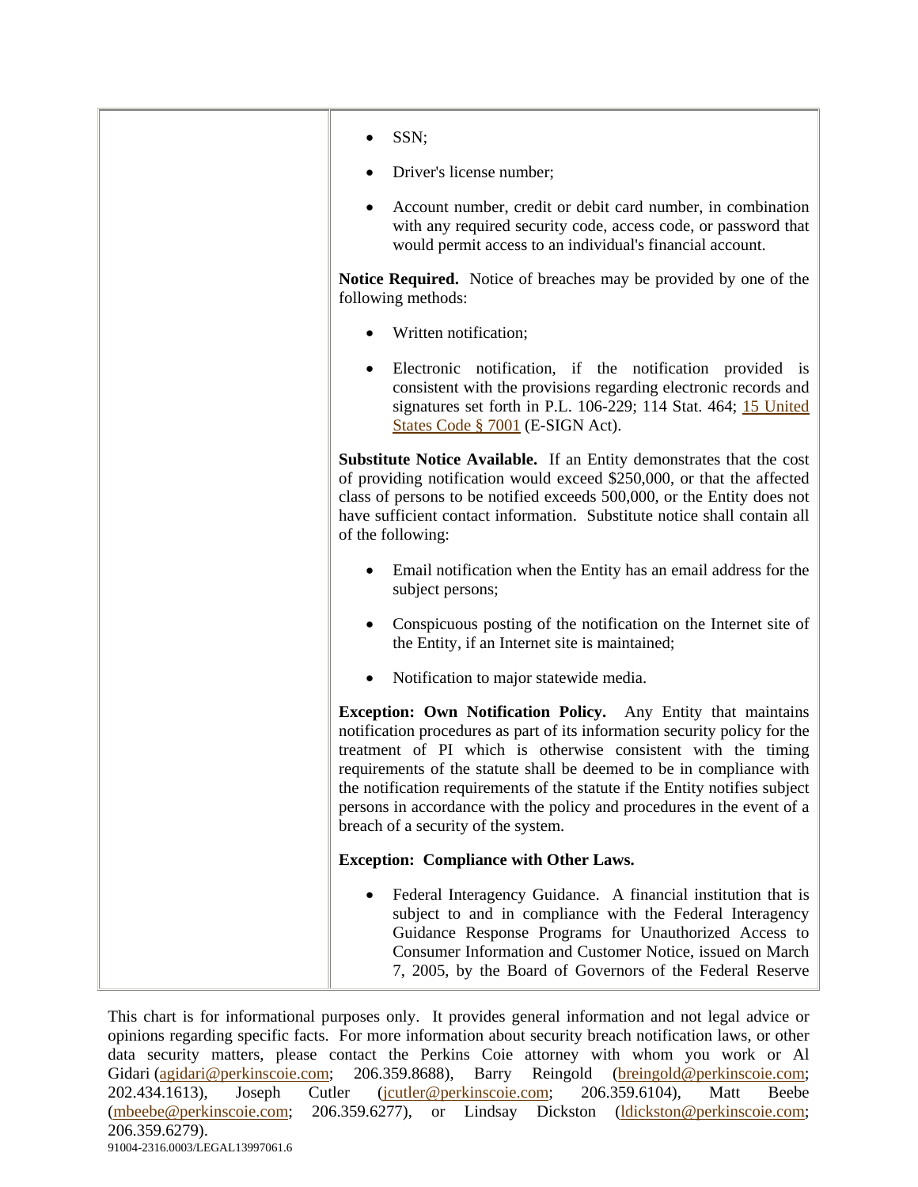| | <ul><li>SSN;</li><li>Driver's license number;</li><li>Account number, credit or debit card number, in combination with any required security code, access code, or password that would permit access to an individual's financial account.</li></ul>**Notice Required.** Notice of breaches may be provided by one of the following methods:<ul><li>Written notification;</li><li>Electronic notification, if the notification provided is consistent with the provisions regarding electronic records and signatures set forth in P.L. 106-229; 114 Stat. 464; 15 United States Code § 7001 (E-SIGN Act).</li></ul>**Substitute Notice Available.** If an Entity demonstrates that the cost of providing notification would exceed $250,000, or that the affected class of persons to be notified exceeds 500,000, or the Entity does not have sufficient contact information. Substitute notice shall contain all of the following:<ul><li>Email notification when the Entity has an email address for the subject persons;</li><li>Conspicuous posting of the notification on the Internet site of the Entity, if an Internet site is maintained;</li><li>Notification to major statewide media.</li></ul>**Exception: Own Notification Policy.** Any Entity that maintains notification procedures as part of its information security policy for the treatment of PI which is otherwise consistent with the timing requirements of the statute shall be deemed to be in compliance with the notification requirements of the statute if the Entity notifies subject persons in accordance with the policy and procedures in the event of a breach of a security of the system.<br><br>**Exception: Compliance with Other Laws.**<ul><li>Federal Interagency Guidance. A financial institution that is subject to and in compliance with the Federal Interagency Guidance Response Programs for Unauthorized Access to Consumer Information and Customer Notice, issued on March 7, 2005, by the Board of Governors of the Federal Reserve</li></ul> |
|---|---|

This chart is for informational purposes only. It provides general information and not legal advice or opinions regarding specific facts. For more information about security breach notification laws, or other data security matters, please contact the Perkins Coie attorney with whom you work or Al Gidari (agidari@perkinscoie.com; 206.359.8688), Barry Reingold (breingold@perkinscoie.com; 202.434.1613), Joseph Cutler (jcutler@perkinscoie.com; 206.359.6104), Matt Beebe (mbeebe@perkinscoie.com; 206.359.6277), or Lindsay Dickston (ldickston@perkinscoie.com; 206.359.6279).

91004-2316.0003/LEGAL13997061.6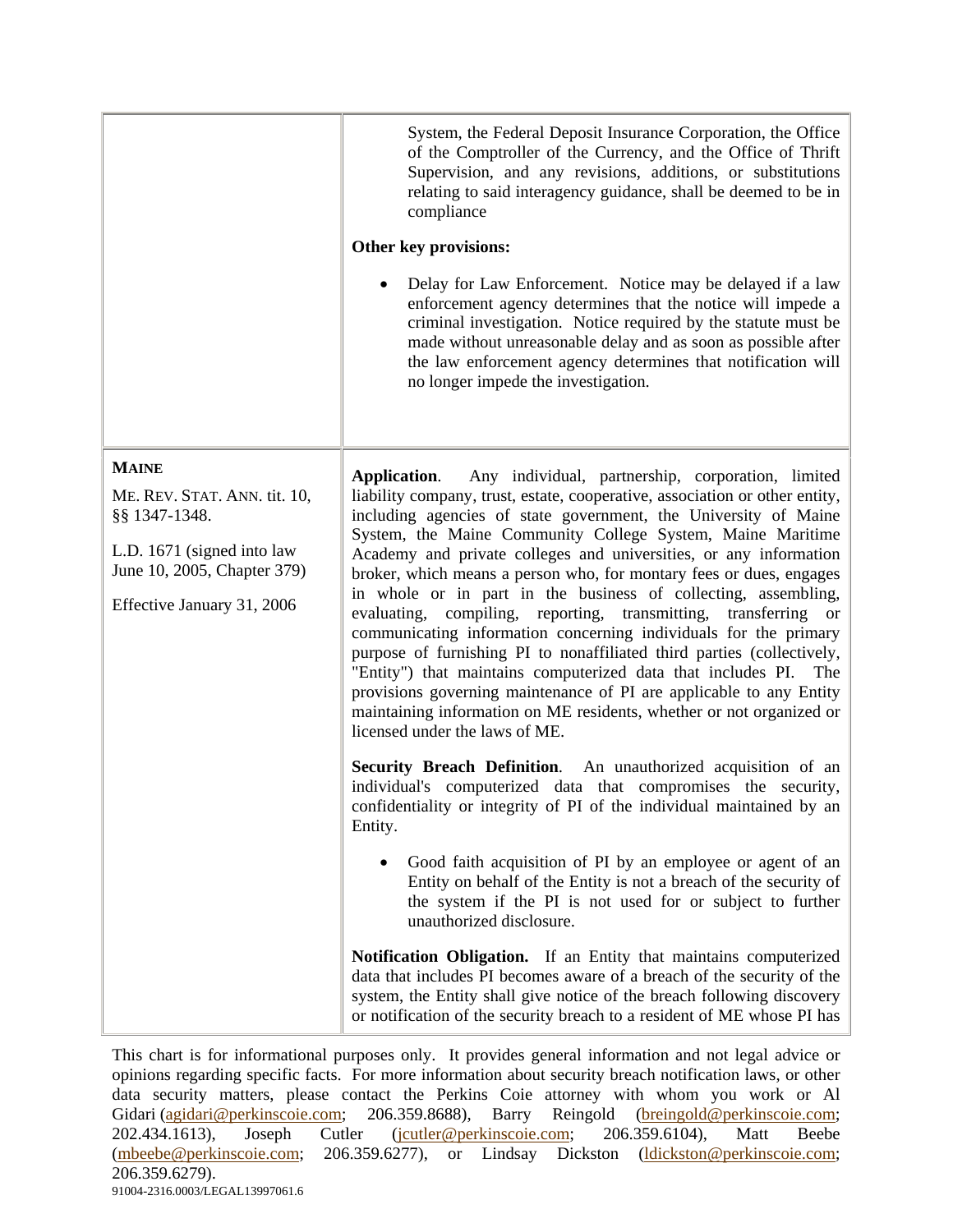| | |
|---|---|
| | System, the Federal Deposit Insurance Corporation, the Office of the Comptroller of the Currency, and the Office of Thrift Supervision, and any revisions, additions, or substitutions relating to said interagency guidance, shall be deemed to be in compliance<br><br>**Other key provisions:**<br><br>• Delay for Law Enforcement. Notice may be delayed if a law enforcement agency determines that the notice will impede a criminal investigation. Notice required by the statute must be made without unreasonable delay and as soon as possible after the law enforcement agency determines that notification will no longer impede the investigation. |
| **MAINE**<br><br>ME. REV. STAT. ANN. tit. 10, §§ 1347-1348.<br><br>L.D. 1671 (signed into law June 10, 2005, Chapter 379)<br><br>Effective January 31, 2006 | **Application**. Any individual, partnership, corporation, limited liability company, trust, estate, cooperative, association or other entity, including agencies of state government, the University of Maine System, the Maine Community College System, Maine Maritime Academy and private colleges and universities, or any information broker, which means a person who, for montary fees or dues, engages in whole or in part in the business of collecting, assembling, evaluating, compiling, reporting, transmitting, transferring or communicating information concerning individuals for the primary purpose of furnishing PI to nonaffiliated third parties (collectively, "Entity") that maintains computerized data that includes PI. The provisions governing maintenance of PI are applicable to any Entity maintaining information on ME residents, whether or not organized or licensed under the laws of ME.<br><br>**Security Breach Definition**. An unauthorized acquisition of an individual's computerized data that compromises the security, confidentiality or integrity of PI of the individual maintained by an Entity.<br><br>• Good faith acquisition of PI by an employee or agent of an Entity on behalf of the Entity is not a breach of the security of the system if the PI is not used for or subject to further unauthorized disclosure.<br><br>**Notification Obligation.** If an Entity that maintains computerized data that includes PI becomes aware of a breach of the security of the system, the Entity shall give notice of the breach following discovery or notification of the security breach to a resident of ME whose PI has |

This chart is for informational purposes only. It provides general information and not legal advice or opinions regarding specific facts. For more information about security breach notification laws, or other data security matters, please contact the Perkins Coie attorney with whom you work or Al Gidari (agidari@perkinscoie.com; 206.359.8688), Barry Reingold (breingold@perkinscoie.com; 202.434.1613), Joseph Cutler (jcutler@perkinscoie.com; 206.359.6104), Matt Beebe (mbeebe@perkinscoie.com; 206.359.6277), or Lindsay Dickston (ldickston@perkinscoie.com; 206.359.6279).

91004-2316.0003/LEGAL13997061.6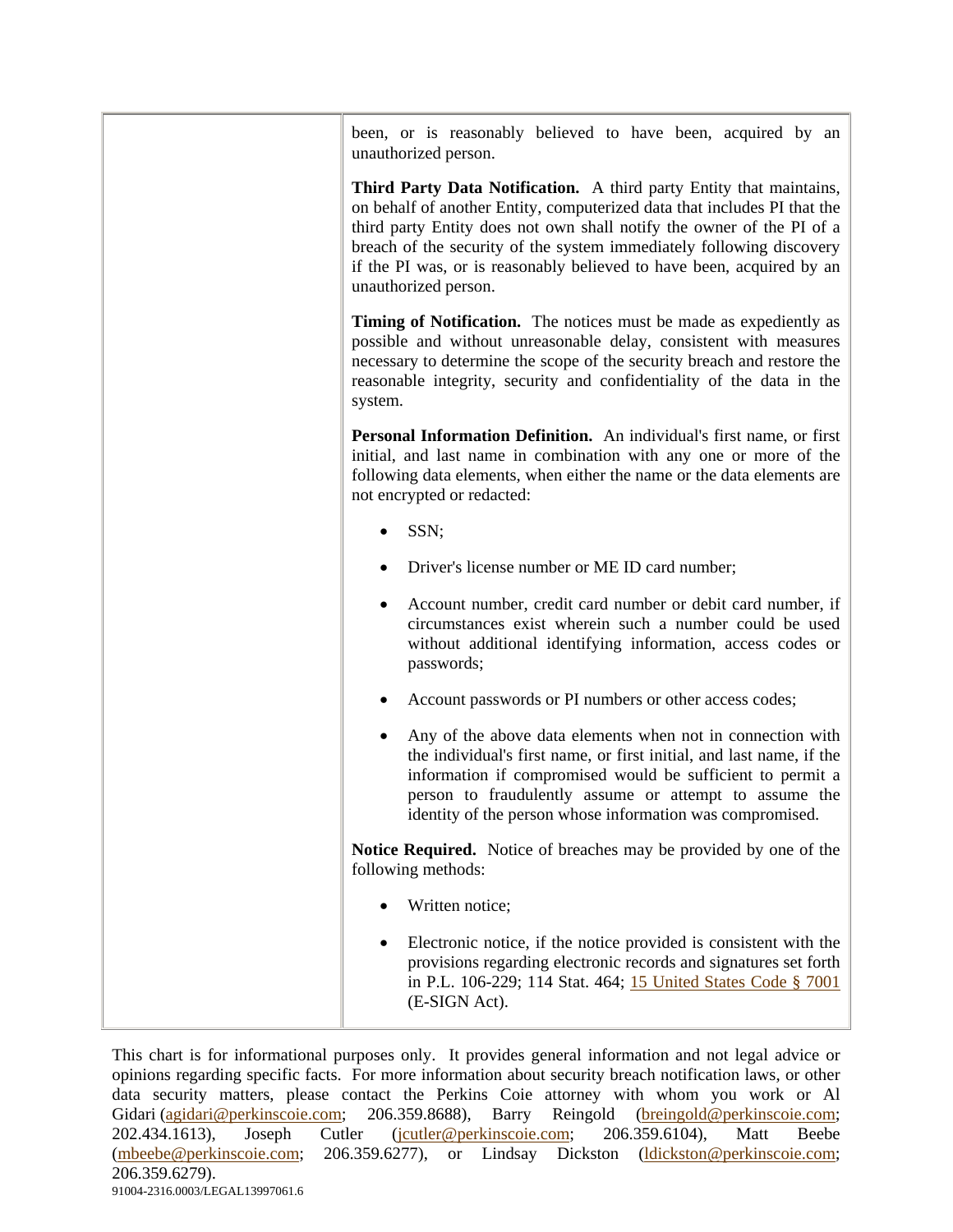| | been, or is reasonably believed to have been, acquired by an unauthorized person.<br><br>**Third Party Data Notification.** A third party Entity that maintains, on behalf of another Entity, computerized data that includes PI that the third party Entity does not own shall notify the owner of the PI of a breach of the security of the system immediately following discovery if the PI was, or is reasonably believed to have been, acquired by an unauthorized person.<br><br>**Timing of Notification.** The notices must be made as expediently as possible and without unreasonable delay, consistent with measures necessary to determine the scope of the security breach and restore the reasonable integrity, security and confidentiality of the data in the system.<br><br>**Personal Information Definition.** An individual's first name, or first initial, and last name in combination with any one or more of the following data elements, when either the name or the data elements are not encrypted or redacted:<br><br>• SSN;<br><br>• Driver's license number or ME ID card number;<br><br>• Account number, credit card number or debit card number, if circumstances exist wherein such a number could be used without additional identifying information, access codes or passwords;<br><br>• Account passwords or PI numbers or other access codes;<br><br>• Any of the above data elements when not in connection with the individual's first name, or first initial, and last name, if the information if compromised would be sufficient to permit a person to fraudulently assume or attempt to assume the identity of the person whose information was compromised.<br><br>**Notice Required.** Notice of breaches may be provided by one of the following methods:<br><br>• Written notice;<br><br>• Electronic notice, if the notice provided is consistent with the provisions regarding electronic records and signatures set forth in P.L. 106-229; 114 Stat. 464; 15 United States Code § 7001 (E-SIGN Act). |
|---|---|

This chart is for informational purposes only. It provides general information and not legal advice or opinions regarding specific facts. For more information about security breach notification laws, or other data security matters, please contact the Perkins Coie attorney with whom you work or Al Gidari (agidari@perkinscoie.com; 206.359.8688), Barry Reingold (breingold@perkinscoie.com; 202.434.1613), Joseph Cutler (jcutler@perkinscoie.com; 206.359.6104), Matt Beebe (mbeebe@perkinscoie.com; 206.359.6277), or Lindsay Dickston (ldickston@perkinscoie.com; 206.359.6279).

91004-2316.0003/LEGAL13997061.6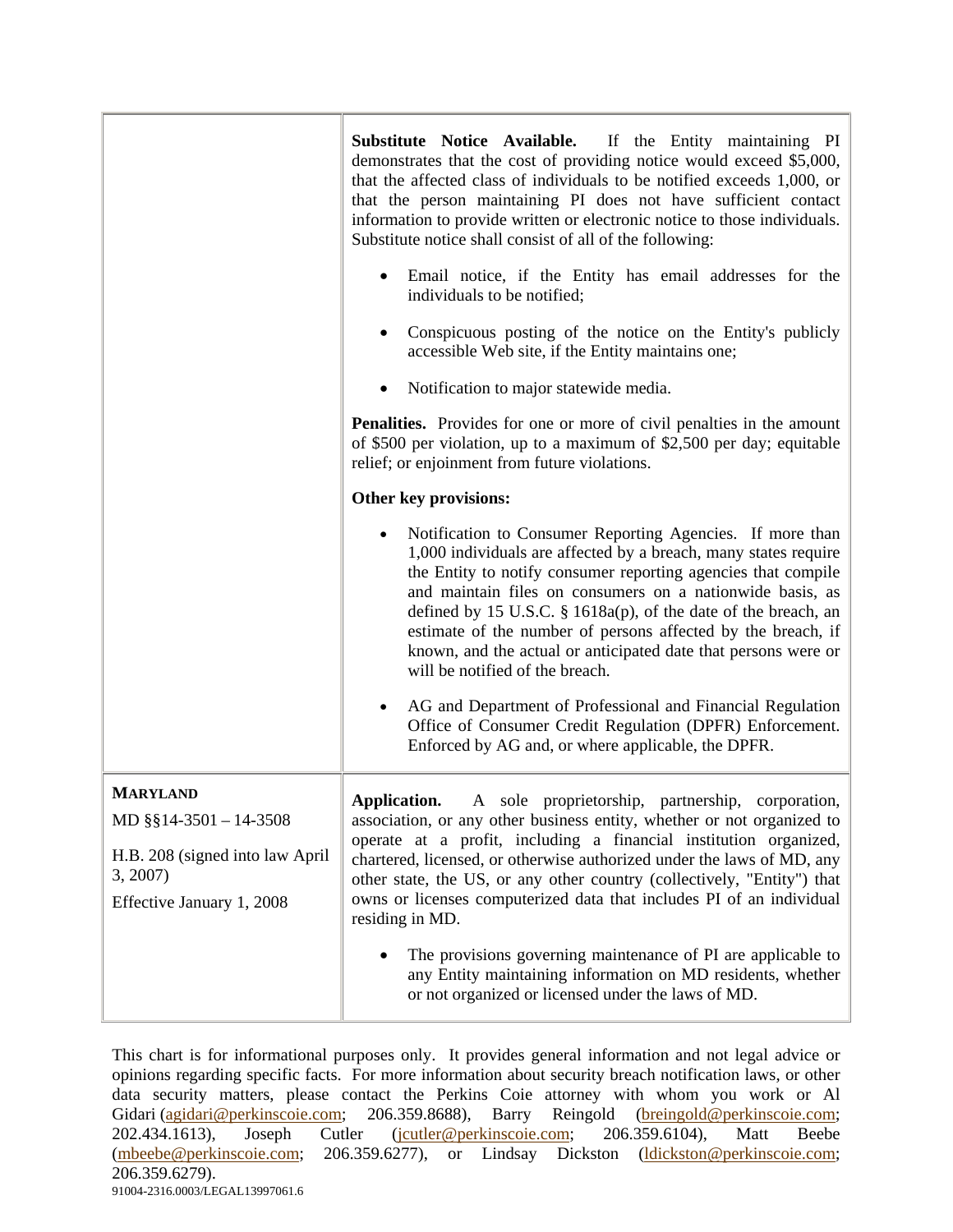| | |
|---|---|
| | **Substitute Notice Available.** If the Entity maintaining PI demonstrates that the cost of providing notice would exceed $5,000, that the affected class of individuals to be notified exceeds 1,000, or that the person maintaining PI does not have sufficient contact information to provide written or electronic notice to those individuals. Substitute notice shall consist of all of the following:<br><br>• Email notice, if the Entity has email addresses for the individuals to be notified;<br><br>• Conspicuous posting of the notice on the Entity's publicly accessible Web site, if the Entity maintains one;<br><br>• Notification to major statewide media.<br><br>**Penalities.** Provides for one or more of civil penalties in the amount of $500 per violation, up to a maximum of $2,500 per day; equitable relief; or enjoinment from future violations.<br><br>**Other key provisions:**<br><br>• Notification to Consumer Reporting Agencies. If more than 1,000 individuals are affected by a breach, many states require the Entity to notify consumer reporting agencies that compile and maintain files on consumers on a nationwide basis, as defined by 15 U.S.C. § 1618a(p), of the date of the breach, an estimate of the number of persons affected by the breach, if known, and the actual or anticipated date that persons were or will be notified of the breach.<br><br>• AG and Department of Professional and Financial Regulation Office of Consumer Credit Regulation (DPFR) Enforcement. Enforced by AG and, or where applicable, the DPFR. |
| **MARYLAND**<br><br>MD §§14-3501 – 14-3508<br><br>H.B. 208 (signed into law April 3, 2007)<br><br>Effective January 1, 2008 | **Application.** A sole proprietorship, partnership, corporation, association, or any other business entity, whether or not organized to operate at a profit, including a financial institution organized, chartered, licensed, or otherwise authorized under the laws of MD, any other state, the US, or any other country (collectively, "Entity") that owns or licenses computerized data that includes PI of an individual residing in MD.<br><br>• The provisions governing maintenance of PI are applicable to any Entity maintaining information on MD residents, whether or not organized or licensed under the laws of MD. |

This chart is for informational purposes only. It provides general information and not legal advice or opinions regarding specific facts. For more information about security breach notification laws, or other data security matters, please contact the Perkins Coie attorney with whom you work or Al Gidari (agidari@perkinscoie.com; 206.359.8688), Barry Reingold (breingold@perkinscoie.com; 202.434.1613), Joseph Cutler (jcutler@perkinscoie.com; 206.359.6104), Matt Beebe (mbeebe@perkinscoie.com; 206.359.6277), or Lindsay Dickston (ldickston@perkinscoie.com; 206.359.6279).

91004-2316.0003/LEGAL13997061.6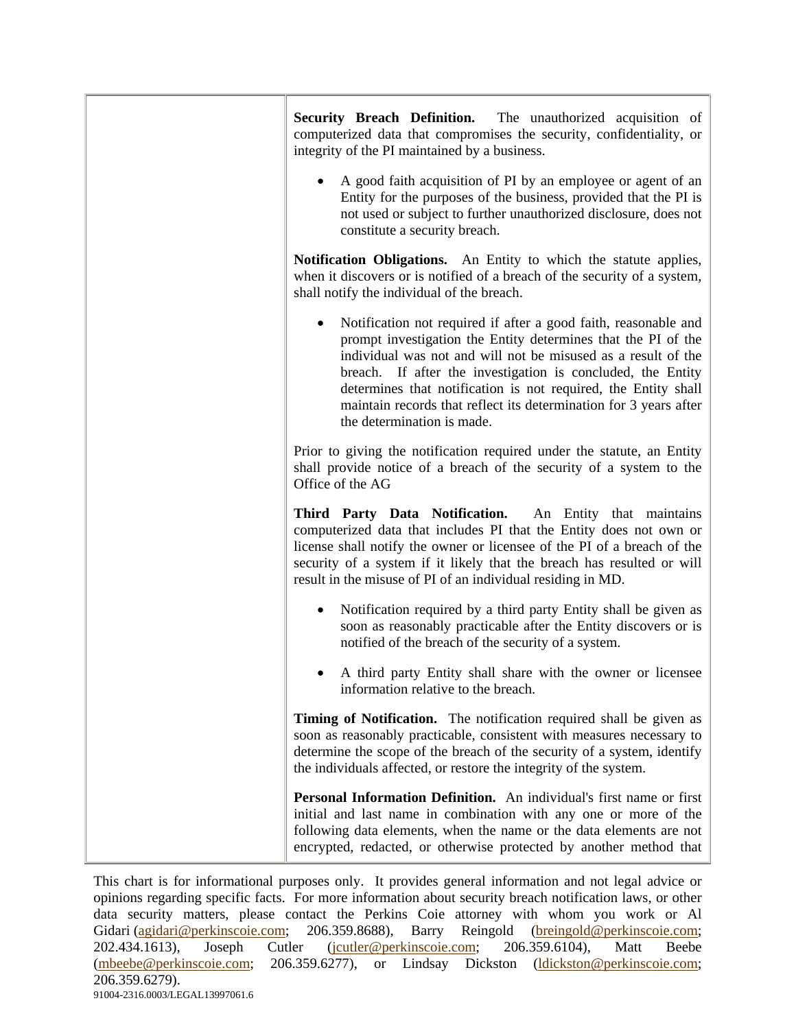| | |
|---|---|
| | **Security Breach Definition.** The unauthorized acquisition of computerized data that compromises the security, confidentiality, or integrity of the PI maintained by a business.<br><br>• A good faith acquisition of PI by an employee or agent of an Entity for the purposes of the business, provided that the PI is not used or subject to further unauthorized disclosure, does not constitute a security breach.<br><br>**Notification Obligations.** An Entity to which the statute applies, when it discovers or is notified of a breach of the security of a system, shall notify the individual of the breach.<br><br>• Notification not required if after a good faith, reasonable and prompt investigation the Entity determines that the PI of the individual was not and will not be misused as a result of the breach. If after the investigation is concluded, the Entity determines that notification is not required, the Entity shall maintain records that reflect its determination for 3 years after the determination is made.<br><br>Prior to giving the notification required under the statute, an Entity shall provide notice of a breach of the security of a system to the Office of the AG<br><br>**Third Party Data Notification.** An Entity that maintains computerized data that includes PI that the Entity does not own or license shall notify the owner or licensee of the PI of a breach of the security of a system if it likely that the breach has resulted or will result in the misuse of PI of an individual residing in MD.<br><br>• Notification required by a third party Entity shall be given as soon as reasonably practicable after the Entity discovers or is notified of the breach of the security of a system.<br><br>• A third party Entity shall share with the owner or licensee information relative to the breach.<br><br>**Timing of Notification.** The notification required shall be given as soon as reasonably practicable, consistent with measures necessary to determine the scope of the breach of the security of a system, identify the individuals affected, or restore the integrity of the system.<br><br>**Personal Information Definition.** An individual's first name or first initial and last name in combination with any one or more of the following data elements, when the name or the data elements are not encrypted, redacted, or otherwise protected by another method that |

This chart is for informational purposes only. It provides general information and not legal advice or opinions regarding specific facts. For more information about security breach notification laws, or other data security matters, please contact the Perkins Coie attorney with whom you work or Al Gidari (agidari@perkinscoie.com; 206.359.8688), Barry Reingold (breingold@perkinscoie.com; 202.434.1613), Joseph Cutler (jcutler@perkinscoie.com; 206.359.6104), Matt Beebe (mbeebe@perkinscoie.com; 206.359.6277), or Lindsay Dickston (ldickston@perkinscoie.com; 206.359.6279).

91004-2316.0003/LEGAL13997061.6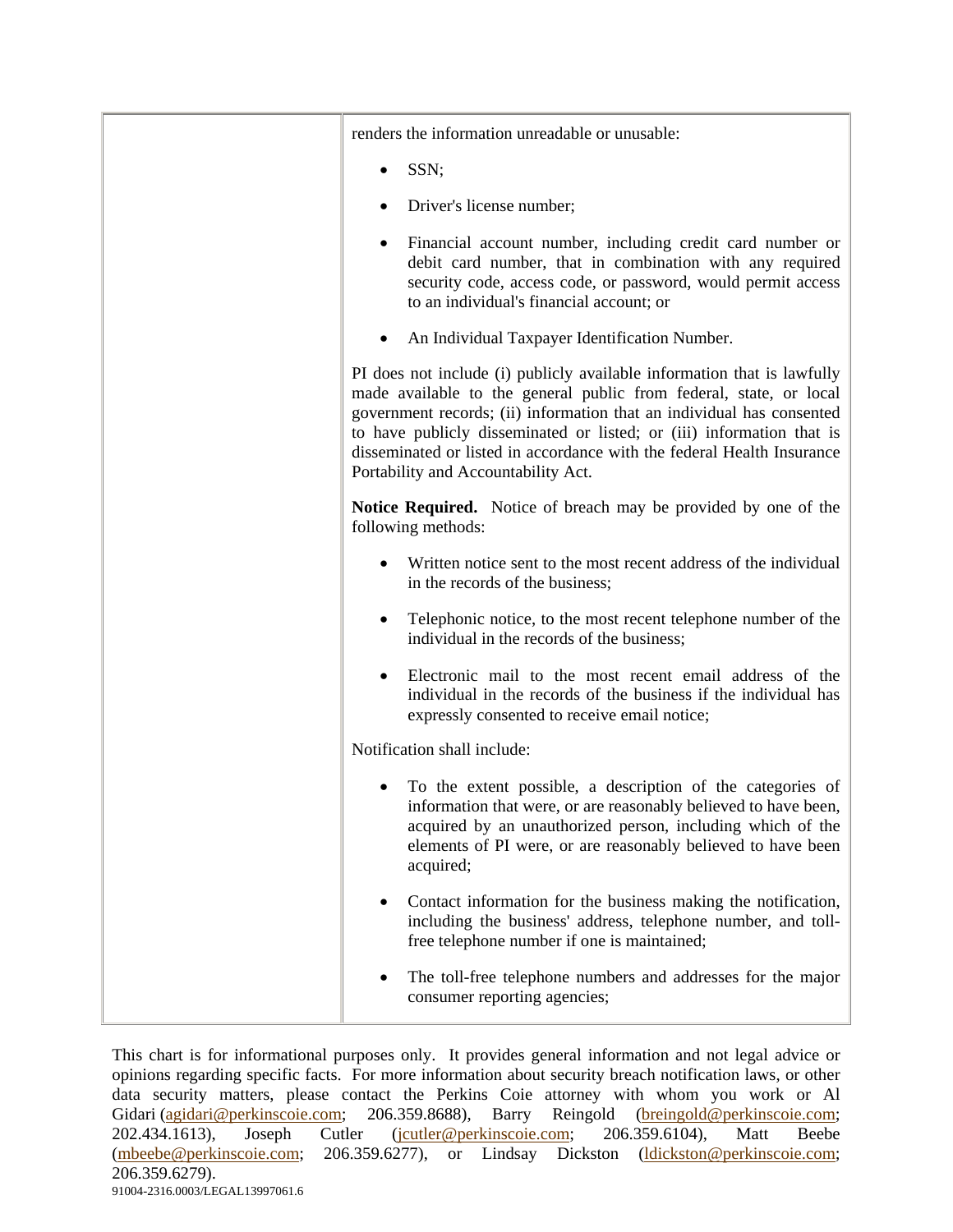| | |
|---|---|
| | renders the information unreadable or unusable:<br><br>• SSN;<br><br>• Driver's license number;<br><br>• Financial account number, including credit card number or debit card number, that in combination with any required security code, access code, or password, would permit access to an individual's financial account; or<br><br>• An Individual Taxpayer Identification Number.<br><br>PI does not include (i) publicly available information that is lawfully made available to the general public from federal, state, or local government records; (ii) information that an individual has consented to have publicly disseminated or listed; or (iii) information that is disseminated or listed in accordance with the federal Health Insurance Portability and Accountability Act.<br><br>**Notice Required.** Notice of breach may be provided by one of the following methods:<br><br>• Written notice sent to the most recent address of the individual in the records of the business;<br><br>• Telephonic notice, to the most recent telephone number of the individual in the records of the business;<br><br>• Electronic mail to the most recent email address of the individual in the records of the business if the individual has expressly consented to receive email notice;<br><br>Notification shall include:<br><br>• To the extent possible, a description of the categories of information that were, or are reasonably believed to have been, acquired by an unauthorized person, including which of the elements of PI were, or are reasonably believed to have been acquired;<br><br>• Contact information for the business making the notification, including the business' address, telephone number, and toll-free telephone number if one is maintained;<br><br>• The toll-free telephone numbers and addresses for the major consumer reporting agencies; |

This chart is for informational purposes only. It provides general information and not legal advice or opinions regarding specific facts. For more information about security breach notification laws, or other data security matters, please contact the Perkins Coie attorney with whom you work or Al Gidari (agidari@perkinscoie.com; 206.359.8688), Barry Reingold (breingold@perkinscoie.com; 202.434.1613), Joseph Cutler (jcutler@perkinscoie.com; 206.359.6104), Matt Beebe (mbeebe@perkinscoie.com; 206.359.6277), or Lindsay Dickston (ldickston@perkinscoie.com; 206.359.6279).

91004-2316.0003/LEGAL13997061.6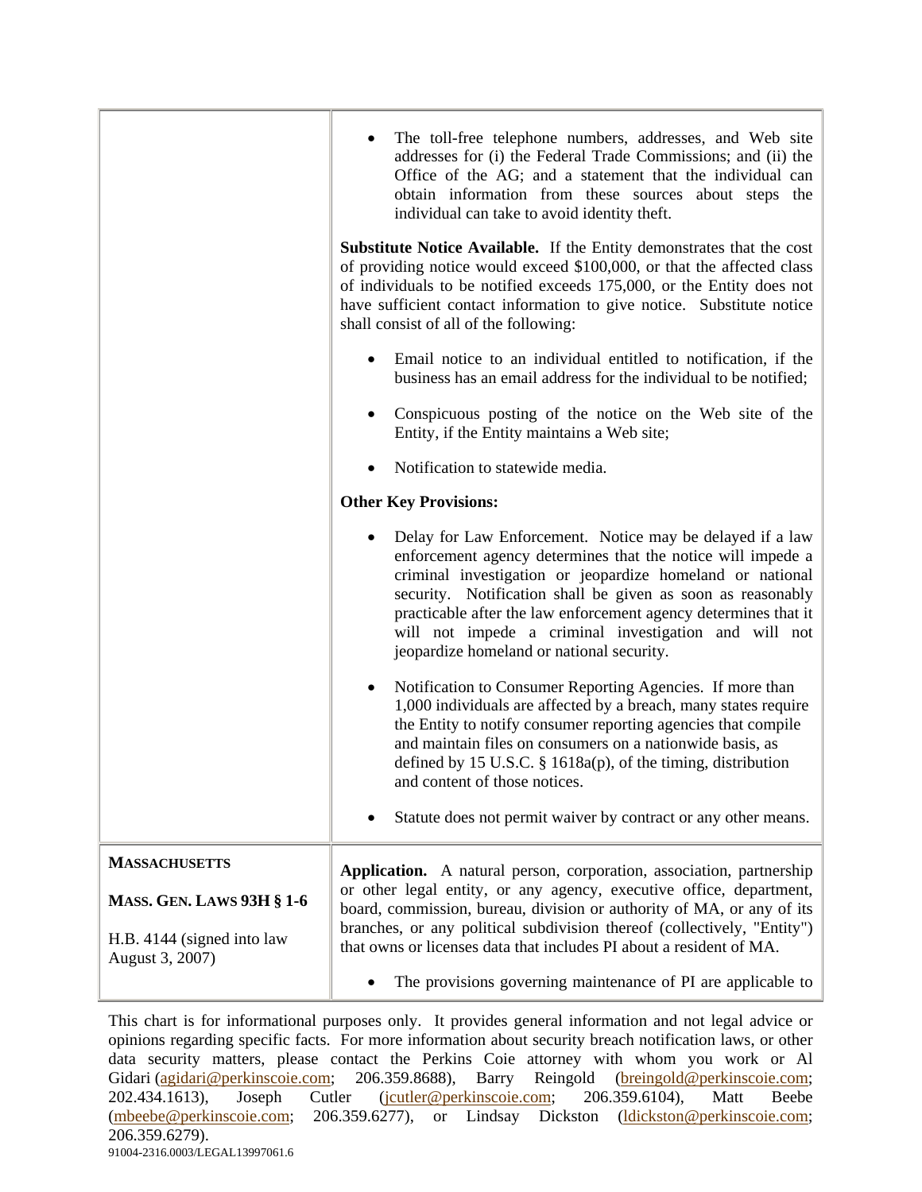| | |
|---|---|
| | • The toll-free telephone numbers, addresses, and Web site addresses for (i) the Federal Trade Commissions; and (ii) the Office of the AG; and a statement that the individual can obtain information from these sources about steps the individual can take to avoid identity theft.<br><br>**Substitute Notice Available.** If the Entity demonstrates that the cost of providing notice would exceed $100,000, or that the affected class of individuals to be notified exceeds 175,000, or the Entity does not have sufficient contact information to give notice. Substitute notice shall consist of all of the following:<br><br>• Email notice to an individual entitled to notification, if the business has an email address for the individual to be notified;<br><br>• Conspicuous posting of the notice on the Web site of the Entity, if the Entity maintains a Web site;<br><br>• Notification to statewide media.<br><br>**Other Key Provisions:**<br><br>• Delay for Law Enforcement. Notice may be delayed if a law enforcement agency determines that the notice will impede a criminal investigation or jeopardize homeland or national security. Notification shall be given as soon as reasonably practicable after the law enforcement agency determines that it will not impede a criminal investigation and will not jeopardize homeland or national security.<br><br>• Notification to Consumer Reporting Agencies. If more than 1,000 individuals are affected by a breach, many states require the Entity to notify consumer reporting agencies that compile and maintain files on consumers on a nationwide basis, as defined by 15 U.S.C. § 1618a(p), of the timing, distribution and content of those notices.<br><br>• Statute does not permit waiver by contract or any other means. |
| **MASSACHUSETTS**<br><br>**MASS. GEN. LAWS 93H § 1-6**<br><br>H.B. 4144 (signed into law August 3, 2007) | **Application.** A natural person, corporation, association, partnership or other legal entity, or any agency, executive office, department, board, commission, bureau, division or authority of MA, or any of its branches, or any political subdivision thereof (collectively, "Entity") that owns or licenses data that includes PI about a resident of MA.<br><br>• The provisions governing maintenance of PI are applicable to |

This chart is for informational purposes only. It provides general information and not legal advice or opinions regarding specific facts. For more information about security breach notification laws, or other data security matters, please contact the Perkins Coie attorney with whom you work or Al Gidari (agidari@perkinscoie.com; 206.359.8688), Barry Reingold (breingold@perkinscoie.com; 202.434.1613), Joseph Cutler (jcutler@perkinscoie.com; 206.359.6104), Matt Beebe (mbeebe@perkinscoie.com; 206.359.6277), or Lindsay Dickston (ldickston@perkinscoie.com; 206.359.6279).

91004-2316.0003/LEGAL13997061.6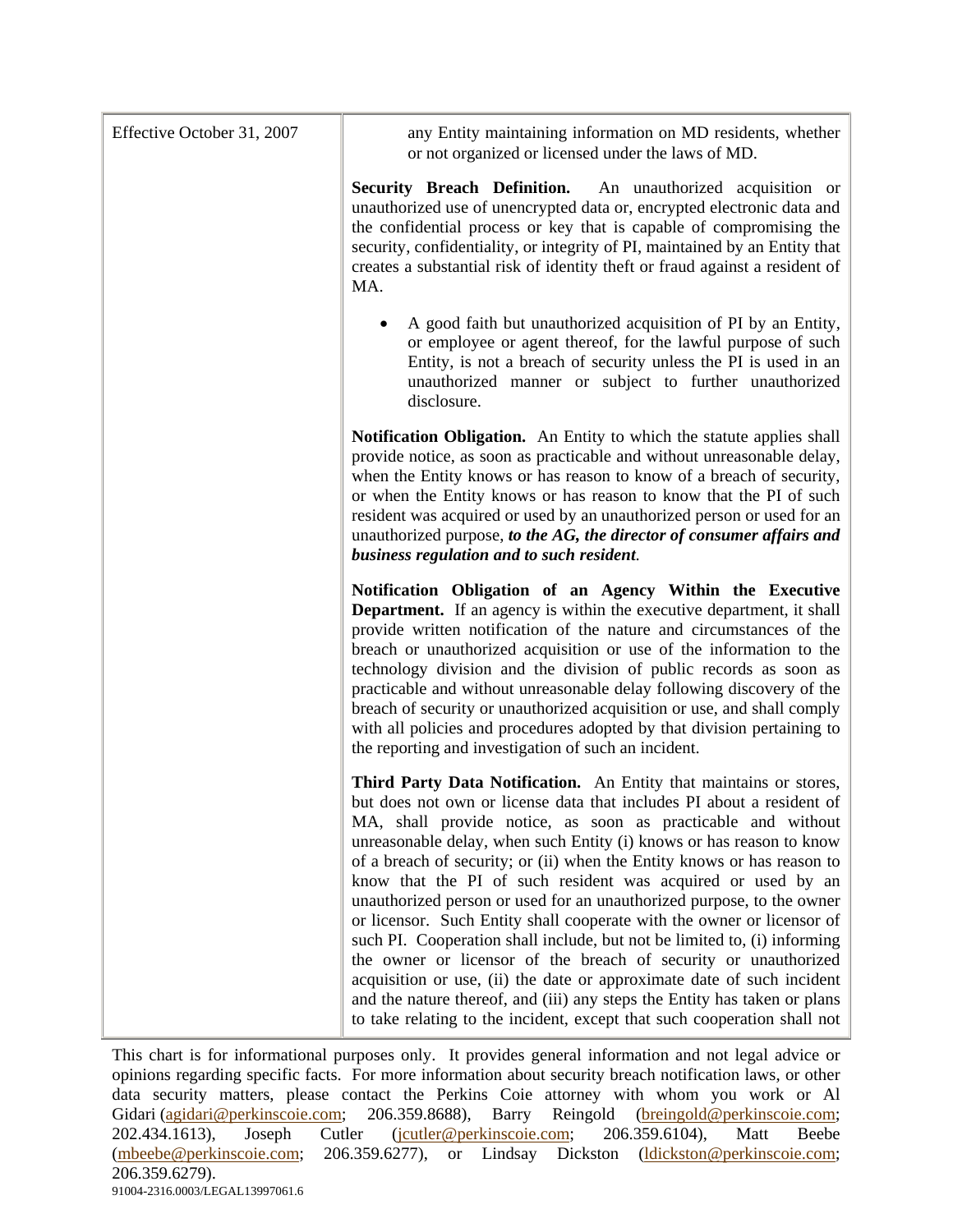| | |
|---|---|
| Effective October 31, 2007 | any Entity maintaining information on MD residents, whether or not organized or licensed under the laws of MD.<br><br>**Security Breach Definition.** An unauthorized acquisition or unauthorized use of unencrypted data or, encrypted electronic data and the confidential process or key that is capable of compromising the security, confidentiality, or integrity of PI, maintained by an Entity that creates a substantial risk of identity theft or fraud against a resident of MA.<br><br>• A good faith but unauthorized acquisition of PI by an Entity, or employee or agent thereof, for the lawful purpose of such Entity, is not a breach of security unless the PI is used in an unauthorized manner or subject to further unauthorized disclosure.<br><br>**Notification Obligation.** An Entity to which the statute applies shall provide notice, as soon as practicable and without unreasonable delay, when the Entity knows or has reason to know of a breach of security, or when the Entity knows or has reason to know that the PI of such resident was acquired or used by an unauthorized person or used for an unauthorized purpose, ***to the AG, the director of consumer affairs and business regulation and to such resident***.<br><br>**Notification Obligation of an Agency Within the Executive Department.** If an agency is within the executive department, it shall provide written notification of the nature and circumstances of the breach or unauthorized acquisition or use of the information to the technology division and the division of public records as soon as practicable and without unreasonable delay following discovery of the breach of security or unauthorized acquisition or use, and shall comply with all policies and procedures adopted by that division pertaining to the reporting and investigation of such an incident.<br><br>**Third Party Data Notification.** An Entity that maintains or stores, but does not own or license data that includes PI about a resident of MA, shall provide notice, as soon as practicable and without unreasonable delay, when such Entity (i) knows or has reason to know of a breach of security; or (ii) when the Entity knows or has reason to know that the PI of such resident was acquired or used by an unauthorized person or used for an unauthorized purpose, to the owner or licensor. Such Entity shall cooperate with the owner or licensor of such PI. Cooperation shall include, but not be limited to, (i) informing the owner or licensor of the breach of security or unauthorized acquisition or use, (ii) the date or approximate date of such incident and the nature thereof, and (iii) any steps the Entity has taken or plans to take relating to the incident, except that such cooperation shall not |

This chart is for informational purposes only. It provides general information and not legal advice or opinions regarding specific facts. For more information about security breach notification laws, or other data security matters, please contact the Perkins Coie attorney with whom you work or Al Gidari (agidari@perkinscoie.com; 206.359.8688), Barry Reingold (breingold@perkinscoie.com; 202.434.1613), Joseph Cutler (jcutler@perkinscoie.com; 206.359.6104), Matt Beebe (mbeebe@perkinscoie.com; 206.359.6277), or Lindsay Dickston (ldickston@perkinscoie.com; 206.359.6279).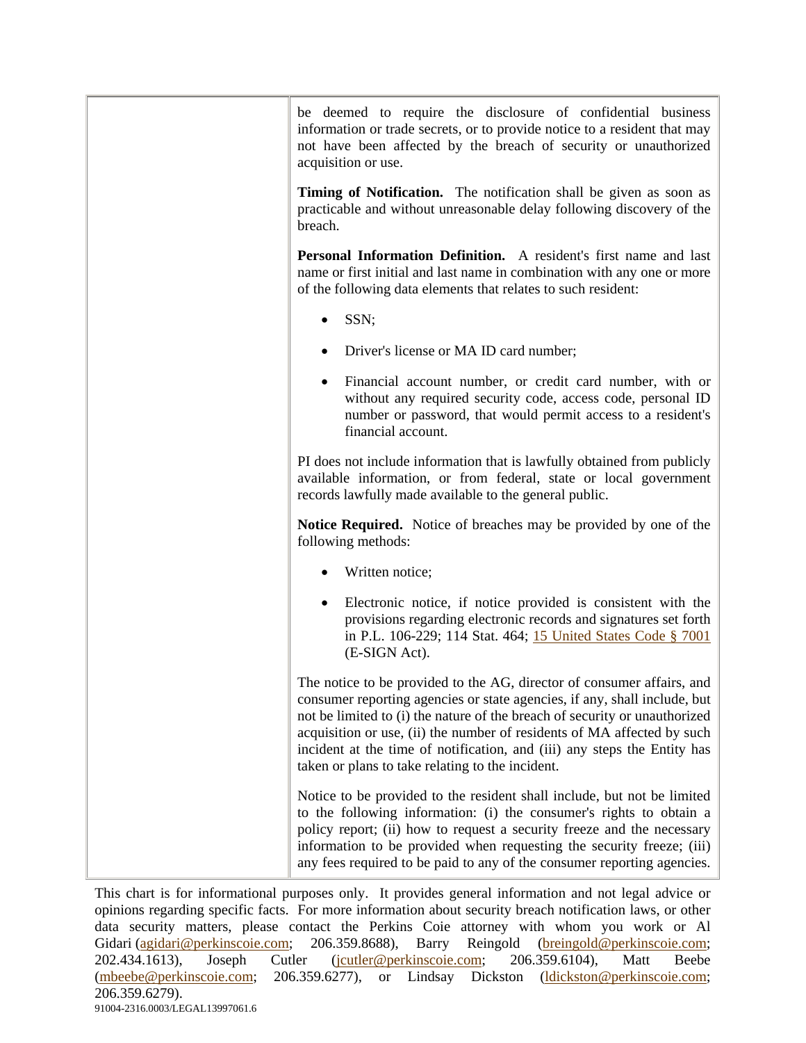| | |
|---|---|
| | be deemed to require the disclosure of confidential business information or trade secrets, or to provide notice to a resident that may not have been affected by the breach of security or unauthorized acquisition or use.<br><br>**Timing of Notification.** The notification shall be given as soon as practicable and without unreasonable delay following discovery of the breach.<br><br>**Personal Information Definition.** A resident's first name and last name or first initial and last name in combination with any one or more of the following data elements that relates to such resident:<br><br>• SSN;<br>• Driver's license or MA ID card number;<br>• Financial account number, or credit card number, with or without any required security code, access code, personal ID number or password, that would permit access to a resident's financial account.<br><br>PI does not include information that is lawfully obtained from publicly available information, or from federal, state or local government records lawfully made available to the general public.<br><br>**Notice Required.** Notice of breaches may be provided by one of the following methods:<br><br>• Written notice;<br>• Electronic notice, if notice provided is consistent with the provisions regarding electronic records and signatures set forth in P.L. 106-229; 114 Stat. 464; 15 United States Code § 7001 (E-SIGN Act).<br><br>The notice to be provided to the AG, director of consumer affairs, and consumer reporting agencies or state agencies, if any, shall include, but not be limited to (i) the nature of the breach of security or unauthorized acquisition or use, (ii) the number of residents of MA affected by such incident at the time of notification, and (iii) any steps the Entity has taken or plans to take relating to the incident.<br><br>Notice to be provided to the resident shall include, but not be limited to the following information: (i) the consumer's rights to obtain a policy report; (ii) how to request a security freeze and the necessary information to be provided when requesting the security freeze; (iii) any fees required to be paid to any of the consumer reporting agencies. |

This chart is for informational purposes only. It provides general information and not legal advice or opinions regarding specific facts. For more information about security breach notification laws, or other data security matters, please contact the Perkins Coie attorney with whom you work or Al Gidari (agidari@perkinscoie.com; 206.359.8688), Barry Reingold (breingold@perkinscoie.com; 202.434.1613), Joseph Cutler (jcutler@perkinscoie.com; 206.359.6104), Matt Beebe (mbeebe@perkinscoie.com; 206.359.6277), or Lindsay Dickston (ldickston@perkinscoie.com; 206.359.6279).

91004-2316.0003/LEGAL13997061.6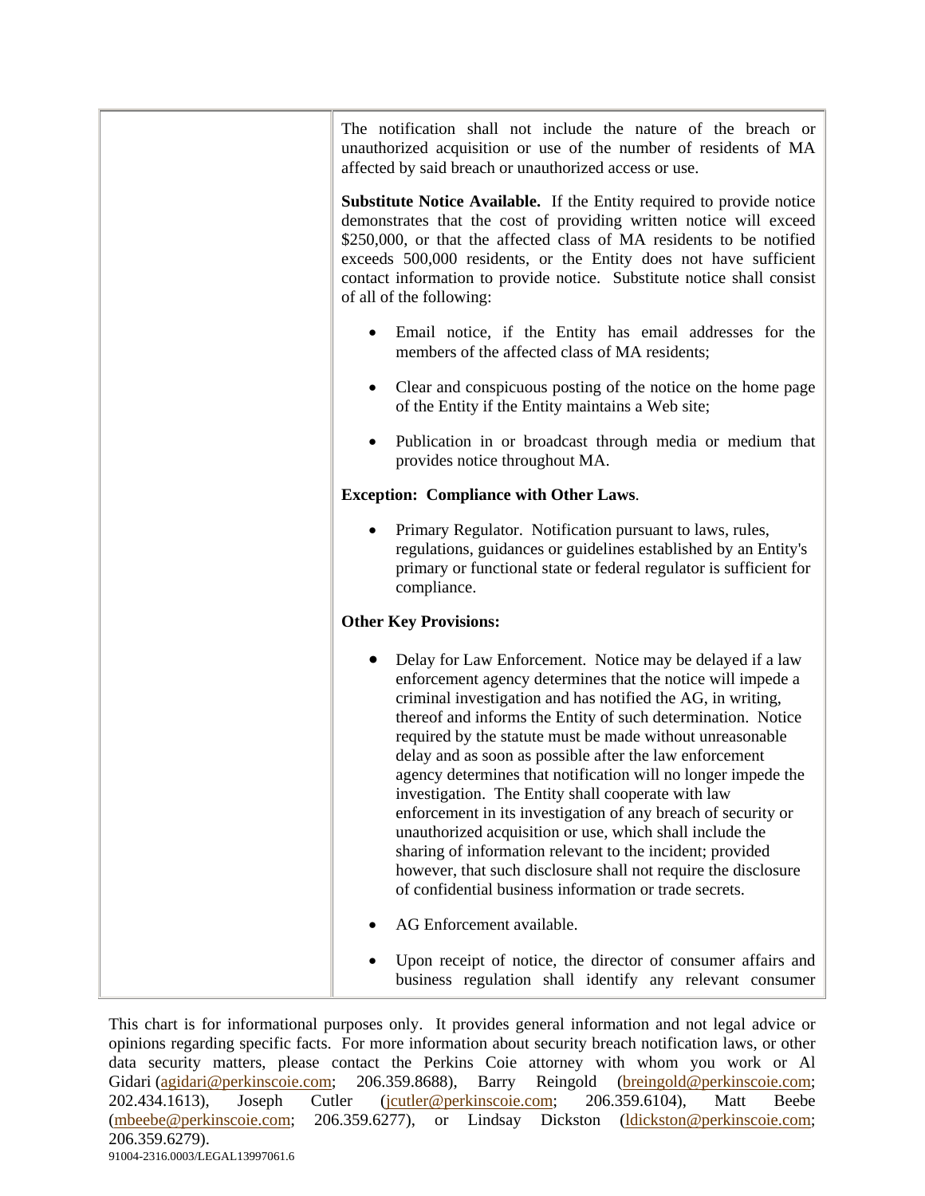| | |
|---|---|
| | The notification shall not include the nature of the breach or unauthorized acquisition or use of the number of residents of MA affected by said breach or unauthorized access or use.<br><br>**Substitute Notice Available.** If the Entity required to provide notice demonstrates that the cost of providing written notice will exceed \$250,000, or that the affected class of MA residents to be notified exceeds 500,000 residents, or the Entity does not have sufficient contact information to provide notice. Substitute notice shall consist of all of the following:<br><br>• Email notice, if the Entity has email addresses for the members of the affected class of MA residents;<br><br>• Clear and conspicuous posting of the notice on the home page of the Entity if the Entity maintains a Web site;<br><br>• Publication in or broadcast through media or medium that provides notice throughout MA.<br><br>**Exception: Compliance with Other Laws**.<br><br>• Primary Regulator. Notification pursuant to laws, rules, regulations, guidances or guidelines established by an Entity's primary or functional state or federal regulator is sufficient for compliance.<br><br>**Other Key Provisions:**<br><br>• Delay for Law Enforcement. Notice may be delayed if a law enforcement agency determines that the notice will impede a criminal investigation and has notified the AG, in writing, thereof and informs the Entity of such determination. Notice required by the statute must be made without unreasonable delay and as soon as possible after the law enforcement agency determines that notification will no longer impede the investigation. The Entity shall cooperate with law enforcement in its investigation of any breach of security or unauthorized acquisition or use, which shall include the sharing of information relevant to the incident; provided however, that such disclosure shall not require the disclosure of confidential business information or trade secrets.<br><br>• AG Enforcement available.<br><br>• Upon receipt of notice, the director of consumer affairs and business regulation shall identify any relevant consumer |

This chart is for informational purposes only. It provides general information and not legal advice or opinions regarding specific facts. For more information about security breach notification laws, or other data security matters, please contact the Perkins Coie attorney with whom you work or Al Gidari (agidari@perkinscoie.com; 206.359.8688), Barry Reingold (breingold@perkinscoie.com; 202.434.1613), Joseph Cutler (jcutler@perkinscoie.com; 206.359.6104), Matt Beebe (mbeebe@perkinscoie.com; 206.359.6277), or Lindsay Dickston (ldickston@perkinscoie.com; 206.359.6279).

91004-2316.0003/LEGAL13997061.6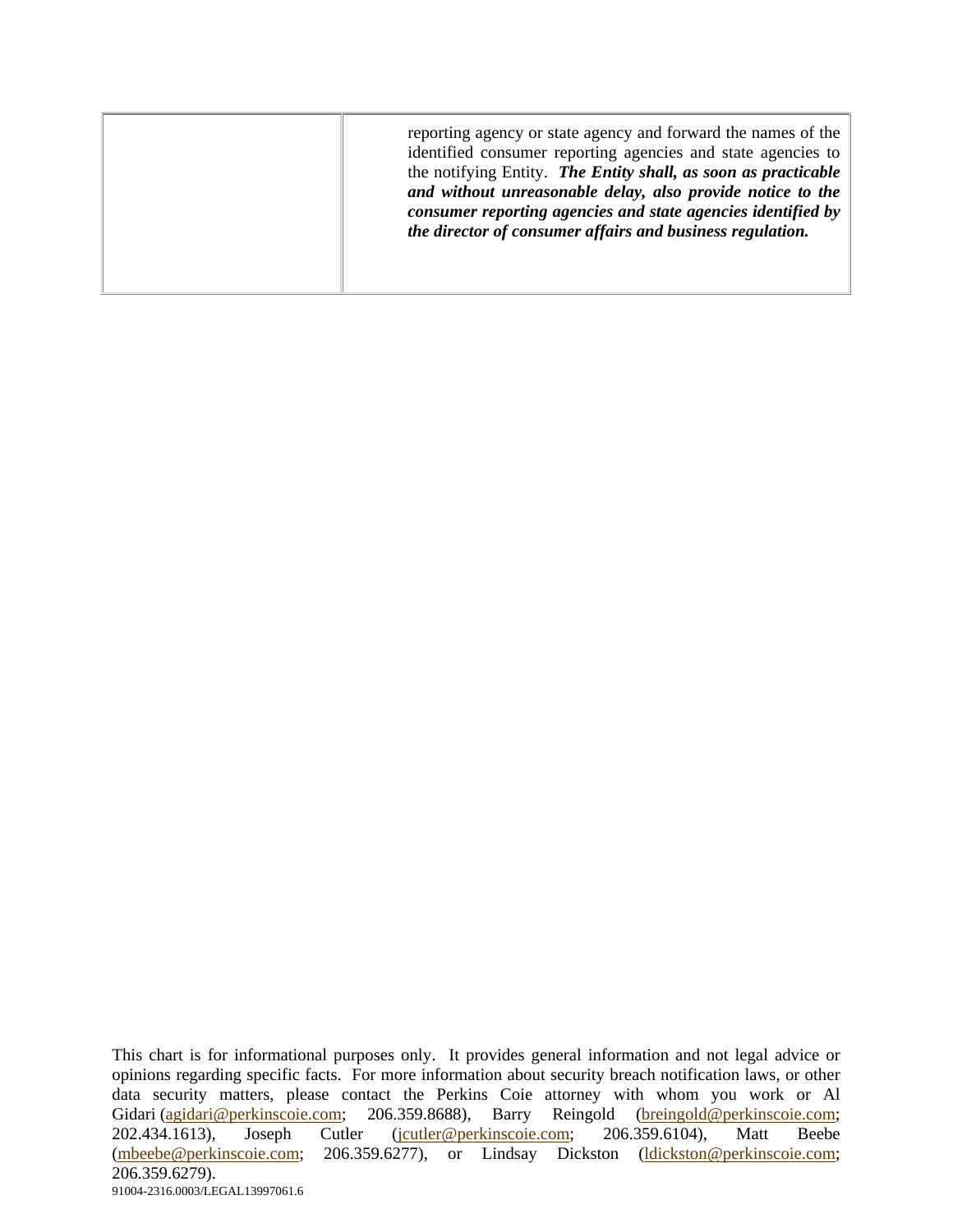| | |
|---|---|
| | reporting agency or state agency and forward the names of the identified consumer reporting agencies and state agencies to the notifying Entity. ***The Entity shall, as soon as practicable and without unreasonable delay, also provide notice to the consumer reporting agencies and state agencies identified by the director of consumer affairs and business regulation.*** |

This chart is for informational purposes only. It provides general information and not legal advice or opinions regarding specific facts. For more information about security breach notification laws, or other data security matters, please contact the Perkins Coie attorney with whom you work or Al Gidari (agidari@perkinscoie.com; 206.359.8688), Barry Reingold (breingold@perkinscoie.com; 202.434.1613), Joseph Cutler (jcutler@perkinscoie.com; 206.359.6104), Matt Beebe (mbeebe@perkinscoie.com; 206.359.6277), or Lindsay Dickston (ldickston@perkinscoie.com; 206.359.6279).

91004-2316.0003/LEGAL13997061.6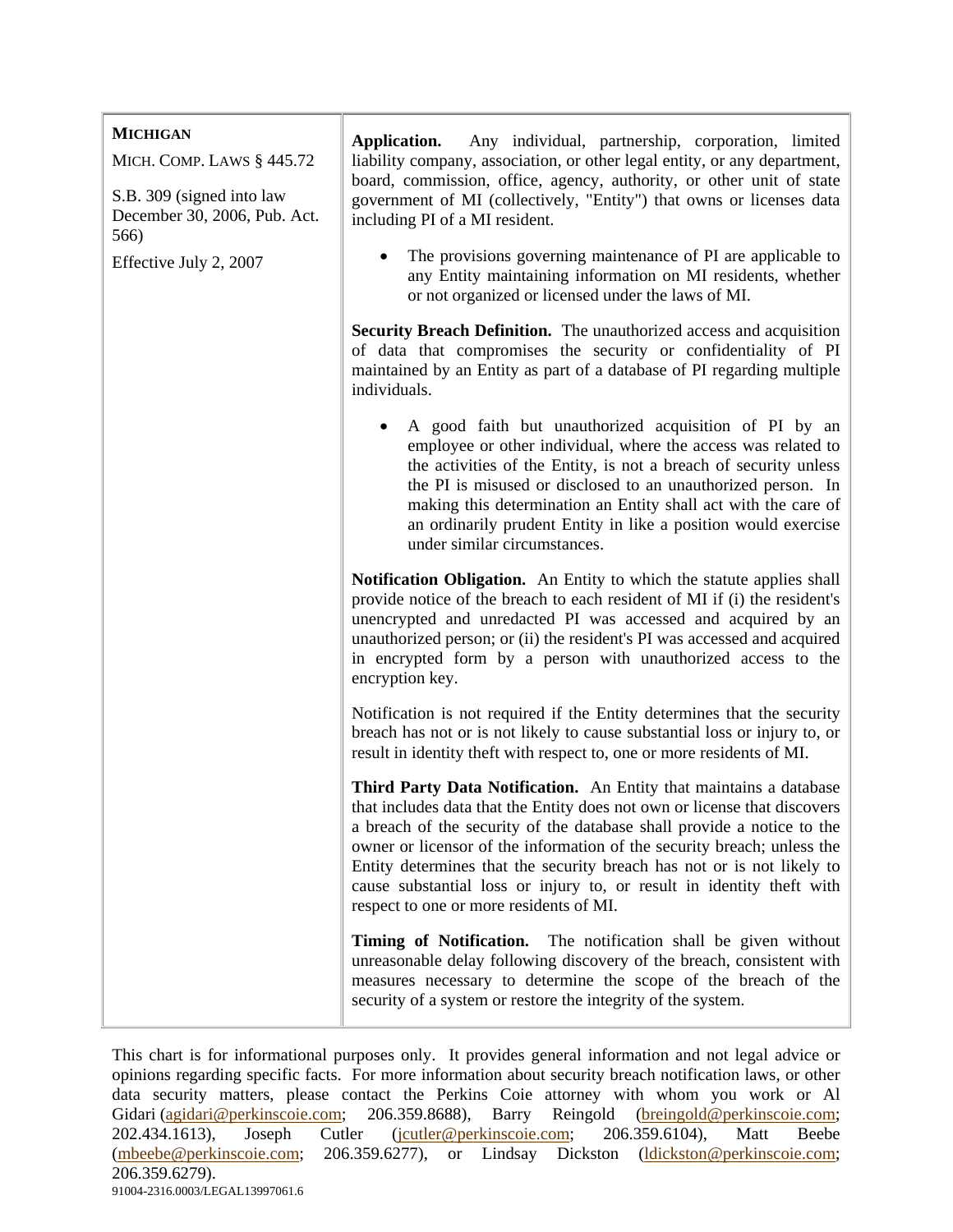| | |
|---|---|
| **MICHIGAN**<br><br>MICH. COMP. LAWS § 445.72<br><br>S.B. 309 (signed into law December 30, 2006, Pub. Act. 566)<br><br>Effective July 2, 2007 | **Application.** Any individual, partnership, corporation, limited liability company, association, or other legal entity, or any department, board, commission, office, agency, authority, or other unit of state government of MI (collectively, "Entity") that owns or licenses data including PI of a MI resident.<br><br>• The provisions governing maintenance of PI are applicable to any Entity maintaining information on MI residents, whether or not organized or licensed under the laws of MI.<br><br>**Security Breach Definition.** The unauthorized access and acquisition of data that compromises the security or confidentiality of PI maintained by an Entity as part of a database of PI regarding multiple individuals.<br><br>• A good faith but unauthorized acquisition of PI by an employee or other individual, where the access was related to the activities of the Entity, is not a breach of security unless the PI is misused or disclosed to an unauthorized person. In making this determination an Entity shall act with the care of an ordinarily prudent Entity in like a position would exercise under similar circumstances.<br><br>**Notification Obligation.** An Entity to which the statute applies shall provide notice of the breach to each resident of MI if (i) the resident's unencrypted and unredacted PI was accessed and acquired by an unauthorized person; or (ii) the resident's PI was accessed and acquired in encrypted form by a person with unauthorized access to the encryption key.<br><br>Notification is not required if the Entity determines that the security breach has not or is not likely to cause substantial loss or injury to, or result in identity theft with respect to, one or more residents of MI.<br><br>**Third Party Data Notification.** An Entity that maintains a database that includes data that the Entity does not own or license that discovers a breach of the security of the database shall provide a notice to the owner or licensor of the information of the security breach; unless the Entity determines that the security breach has not or is not likely to cause substantial loss or injury to, or result in identity theft with respect to one or more residents of MI.<br><br>**Timing of Notification.** The notification shall be given without unreasonable delay following discovery of the breach, consistent with measures necessary to determine the scope of the breach of the security of a system or restore the integrity of the system. |

This chart is for informational purposes only. It provides general information and not legal advice or opinions regarding specific facts. For more information about security breach notification laws, or other data security matters, please contact the Perkins Coie attorney with whom you work or Al Gidari (agidari@perkinscoie.com; 206.359.8688), Barry Reingold (breingold@perkinscoie.com; 202.434.1613), Joseph Cutler (jcutler@perkinscoie.com; 206.359.6104), Matt Beebe (mbeebe@perkinscoie.com; 206.359.6277), or Lindsay Dickston (ldickston@perkinscoie.com; 206.359.6279).

91004-2316.0003/LEGAL13997061.6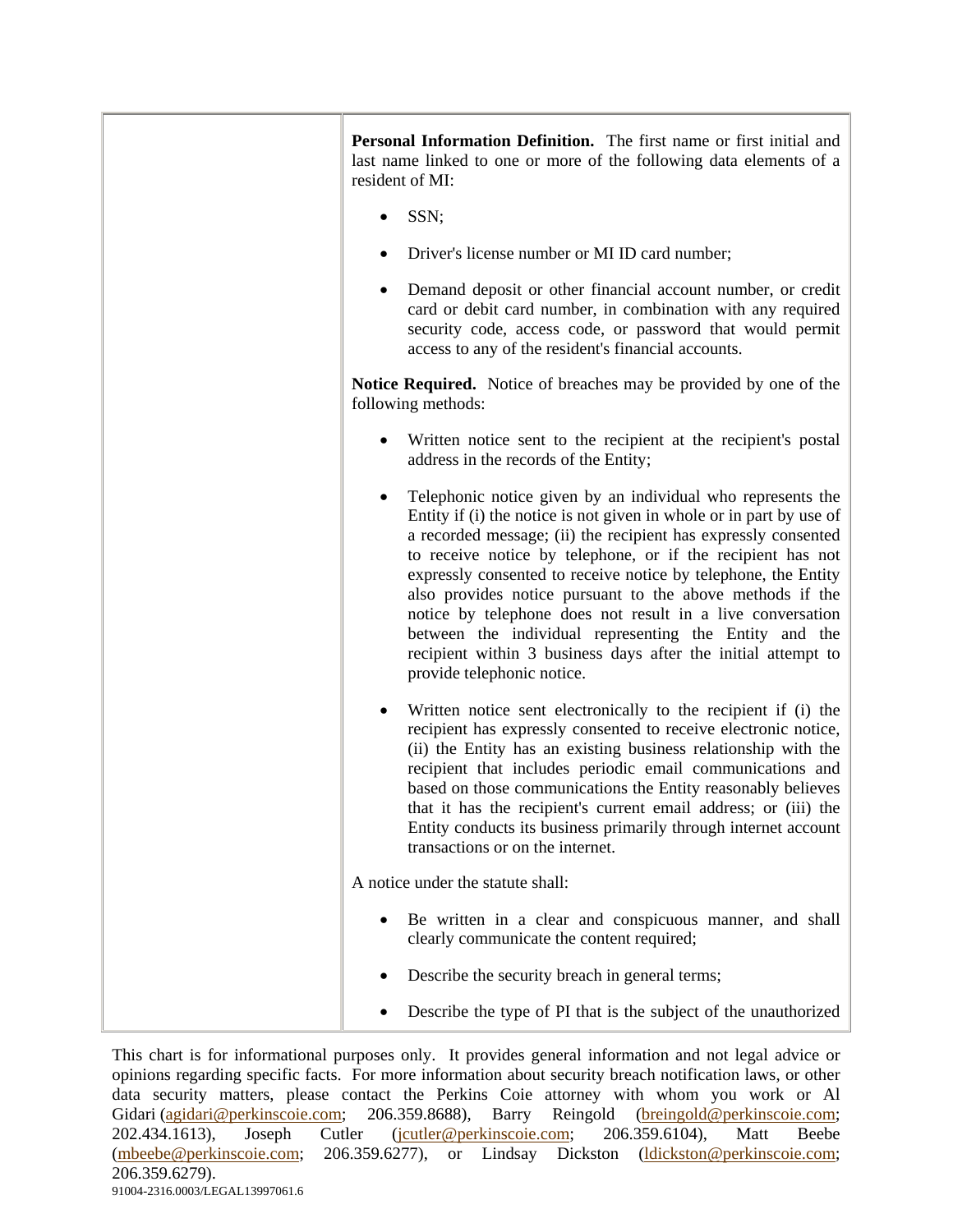| | **Personal Information Definition.** The first name or first initial and last name linked to one or more of the following data elements of a resident of MI:<br><br>• SSN;<br><br>• Driver's license number or MI ID card number;<br><br>• Demand deposit or other financial account number, or credit card or debit card number, in combination with any required security code, access code, or password that would permit access to any of the resident's financial accounts.<br><br>**Notice Required.** Notice of breaches may be provided by one of the following methods:<br><br>• Written notice sent to the recipient at the recipient's postal address in the records of the Entity;<br><br>• Telephonic notice given by an individual who represents the Entity if (i) the notice is not given in whole or in part by use of a recorded message; (ii) the recipient has expressly consented to receive notice by telephone, or if the recipient has not expressly consented to receive notice by telephone, the Entity also provides notice pursuant to the above methods if the notice by telephone does not result in a live conversation between the individual representing the Entity and the recipient within 3 business days after the initial attempt to provide telephonic notice.<br><br>• Written notice sent electronically to the recipient if (i) the recipient has expressly consented to receive electronic notice, (ii) the Entity has an existing business relationship with the recipient that includes periodic email communications and based on those communications the Entity reasonably believes that it has the recipient's current email address; or (iii) the Entity conducts its business primarily through internet account transactions or on the internet.<br><br>A notice under the statute shall:<br><br>• Be written in a clear and conspicuous manner, and shall clearly communicate the content required;<br><br>• Describe the security breach in general terms;<br><br>• Describe the type of PI that is the subject of the unauthorized |
|---|---|

This chart is for informational purposes only. It provides general information and not legal advice or opinions regarding specific facts. For more information about security breach notification laws, or other data security matters, please contact the Perkins Coie attorney with whom you work or Al Gidari (agidari@perkinscoie.com; 206.359.8688), Barry Reingold (breingold@perkinscoie.com; 202.434.1613), Joseph Cutler (jcutler@perkinscoie.com; 206.359.6104), Matt Beebe (mbeebe@perkinscoie.com; 206.359.6277), or Lindsay Dickston (ldickston@perkinscoie.com; 206.359.6279).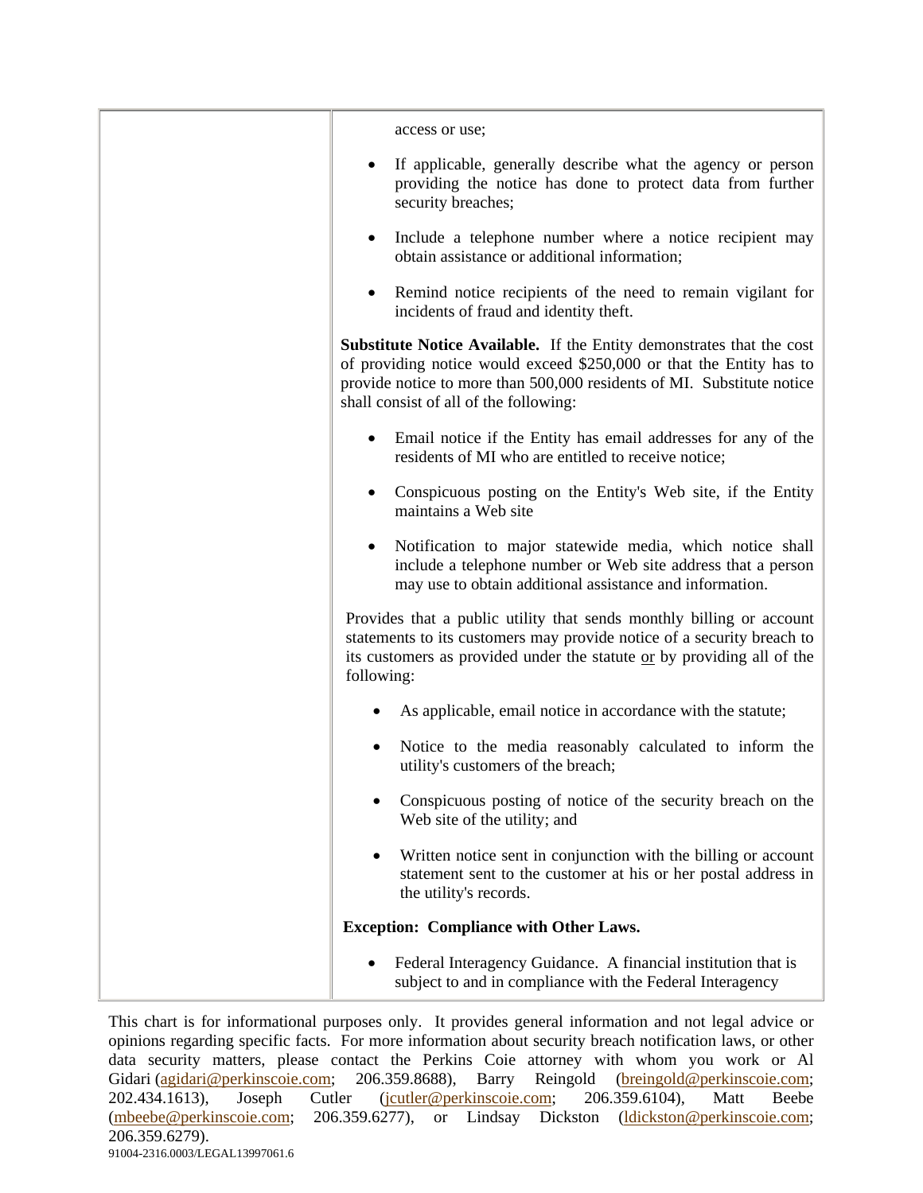| | access or use;<br><br>• If applicable, generally describe what the agency or person providing the notice has done to protect data from further security breaches;<br><br>• Include a telephone number where a notice recipient may obtain assistance or additional information;<br><br>• Remind notice recipients of the need to remain vigilant for incidents of fraud and identity theft.<br><br>**Substitute Notice Available.** If the Entity demonstrates that the cost of providing notice would exceed $250,000 or that the Entity has to provide notice to more than 500,000 residents of MI. Substitute notice shall consist of all of the following:<br><br>• Email notice if the Entity has email addresses for any of the residents of MI who are entitled to receive notice;<br><br>• Conspicuous posting on the Entity's Web site, if the Entity maintains a Web site<br><br>• Notification to major statewide media, which notice shall include a telephone number or Web site address that a person may use to obtain additional assistance and information.<br><br>Provides that a public utility that sends monthly billing or account statements to its customers may provide notice of a security breach to its customers as provided under the statute <u>or</u> by providing all of the following:<br><br>• As applicable, email notice in accordance with the statute;<br><br>• Notice to the media reasonably calculated to inform the utility's customers of the breach;<br><br>• Conspicuous posting of notice of the security breach on the Web site of the utility; and<br><br>• Written notice sent in conjunction with the billing or account statement sent to the customer at his or her postal address in the utility's records.<br><br>**Exception: Compliance with Other Laws.**<br><br>• Federal Interagency Guidance. A financial institution that is subject to and in compliance with the Federal Interagency |
|---|---|

This chart is for informational purposes only. It provides general information and not legal advice or opinions regarding specific facts. For more information about security breach notification laws, or other data security matters, please contact the Perkins Coie attorney with whom you work or Al Gidari (agidari@perkinscoie.com; 206.359.8688), Barry Reingold (breingold@perkinscoie.com; 202.434.1613), Joseph Cutler (jcutler@perkinscoie.com; 206.359.6104), Matt Beebe (mbeebe@perkinscoie.com; 206.359.6277), or Lindsay Dickston (ldickston@perkinscoie.com; 206.359.6279).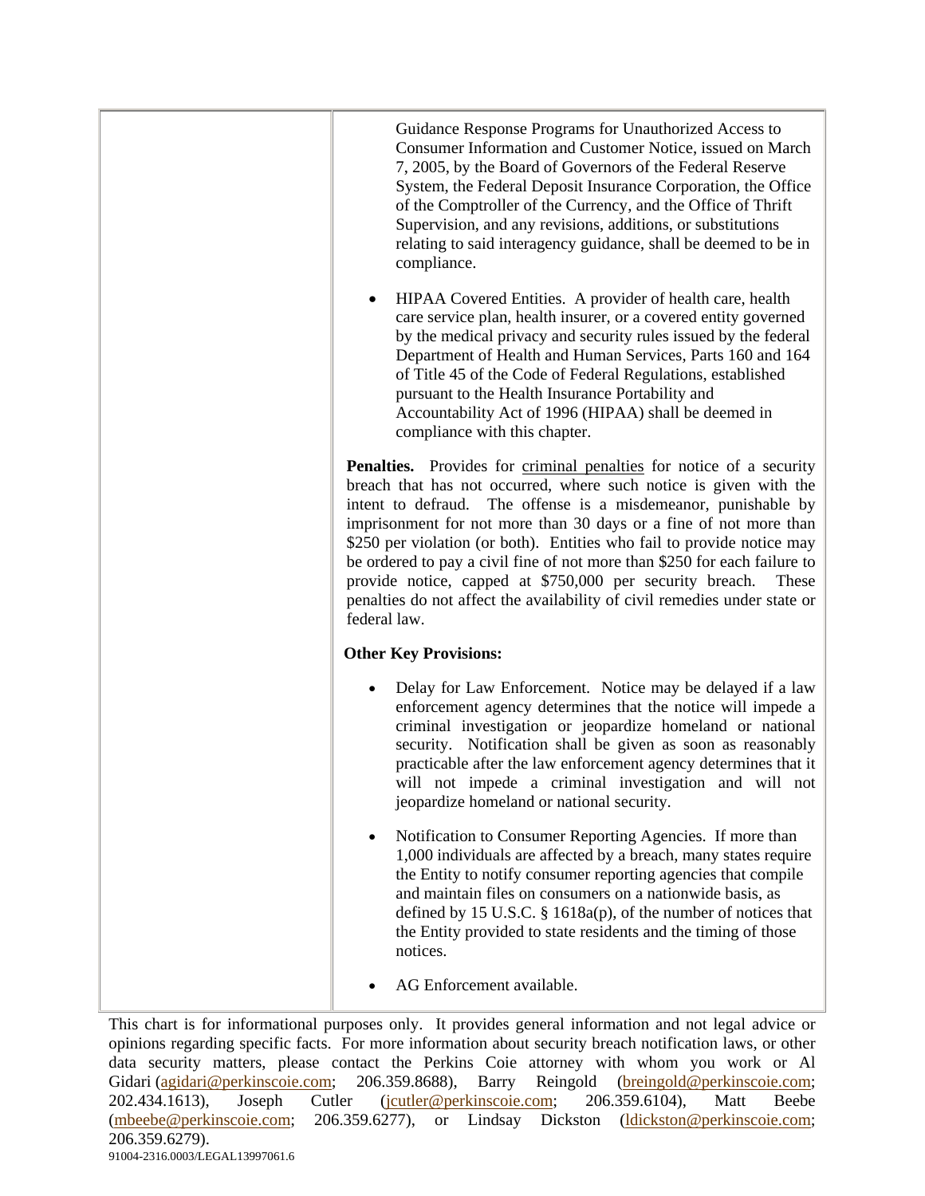| | Guidance Response Programs for Unauthorized Access to Consumer Information and Customer Notice, issued on March 7, 2005, by the Board of Governors of the Federal Reserve System, the Federal Deposit Insurance Corporation, the Office of the Comptroller of the Currency, and the Office of Thrift Supervision, and any revisions, additions, or substitutions relating to said interagency guidance, shall be deemed to be in compliance.<br><br>• HIPAA Covered Entities. A provider of health care, health care service plan, health insurer, or a covered entity governed by the medical privacy and security rules issued by the federal Department of Health and Human Services, Parts 160 and 164 of Title 45 of the Code of Federal Regulations, established pursuant to the Health Insurance Portability and Accountability Act of 1996 (HIPAA) shall be deemed in compliance with this chapter.<br><br>**Penalties.** Provides for criminal penalties for notice of a security breach that has not occurred, where such notice is given with the intent to defraud. The offense is a misdemeanor, punishable by imprisonment for not more than 30 days or a fine of not more than $250 per violation (or both). Entities who fail to provide notice may be ordered to pay a civil fine of not more than $250 for each failure to provide notice, capped at $750,000 per security breach. These penalties do not affect the availability of civil remedies under state or federal law.<br><br>**Other Key Provisions:**<br><br>• Delay for Law Enforcement. Notice may be delayed if a law enforcement agency determines that the notice will impede a criminal investigation or jeopardize homeland or national security. Notification shall be given as soon as reasonably practicable after the law enforcement agency determines that it will not impede a criminal investigation and will not jeopardize homeland or national security.<br><br>• Notification to Consumer Reporting Agencies. If more than 1,000 individuals are affected by a breach, many states require the Entity to notify consumer reporting agencies that compile and maintain files on consumers on a nationwide basis, as defined by 15 U.S.C. § 1618a(p), of the number of notices that the Entity provided to state residents and the timing of those notices.<br><br>• AG Enforcement available. |
|---|---|

This chart is for informational purposes only. It provides general information and not legal advice or opinions regarding specific facts. For more information about security breach notification laws, or other data security matters, please contact the Perkins Coie attorney with whom you work or Al Gidari (agidari@perkinscoie.com; 206.359.8688), Barry Reingold (breingold@perkinscoie.com; 202.434.1613), Joseph Cutler (jcutler@perkinscoie.com; 206.359.6104), Matt Beebe (mbeebe@perkinscoie.com; 206.359.6277), or Lindsay Dickston (ldickston@perkinscoie.com; 206.359.6279).

91004-2316.0003/LEGAL13997061.6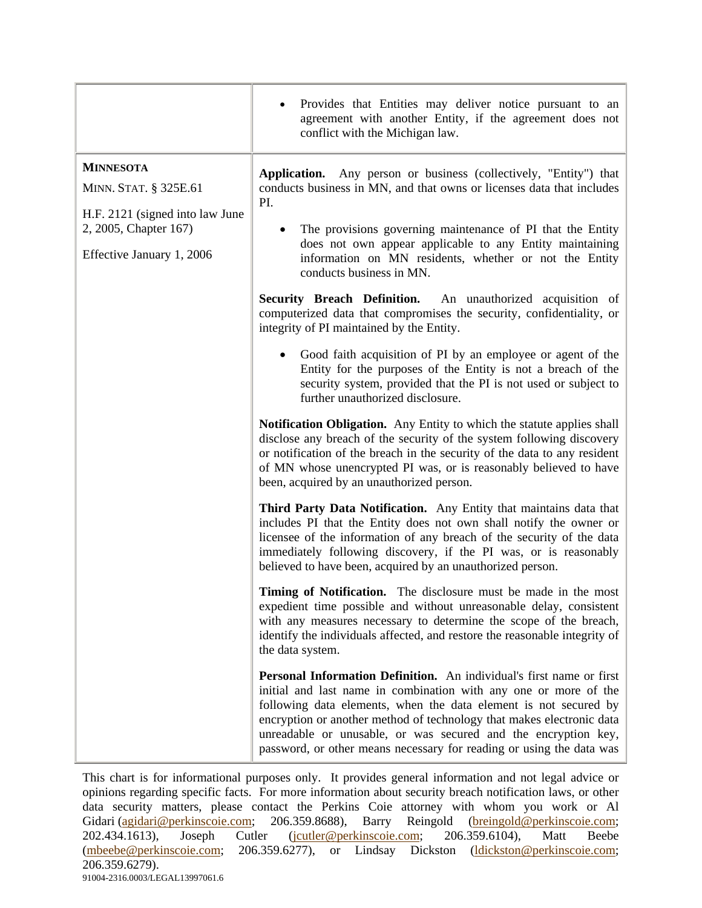| | |
|---|---|
| | • Provides that Entities may deliver notice pursuant to an agreement with another Entity, if the agreement does not conflict with the Michigan law. |
| **MINNESOTA**<br><br>MINN. STAT. § 325E.61<br><br>H.F. 2121 (signed into law June 2, 2005, Chapter 167)<br><br>Effective January 1, 2006 | **Application.** Any person or business (collectively, "Entity") that conducts business in MN, and that owns or licenses data that includes PI.<br><br>• The provisions governing maintenance of PI that the Entity does not own appear applicable to any Entity maintaining information on MN residents, whether or not the Entity conducts business in MN.<br><br>**Security Breach Definition.** An unauthorized acquisition of computerized data that compromises the security, confidentiality, or integrity of PI maintained by the Entity.<br><br>• Good faith acquisition of PI by an employee or agent of the Entity for the purposes of the Entity is not a breach of the security system, provided that the PI is not used or subject to further unauthorized disclosure.<br><br>**Notification Obligation.** Any Entity to which the statute applies shall disclose any breach of the security of the system following discovery or notification of the breach in the security of the data to any resident of MN whose unencrypted PI was, or is reasonably believed to have been, acquired by an unauthorized person.<br><br>**Third Party Data Notification.** Any Entity that maintains data that includes PI that the Entity does not own shall notify the owner or licensee of the information of any breach of the security of the data immediately following discovery, if the PI was, or is reasonably believed to have been, acquired by an unauthorized person.<br><br>**Timing of Notification.** The disclosure must be made in the most expedient time possible and without unreasonable delay, consistent with any measures necessary to determine the scope of the breach, identify the individuals affected, and restore the reasonable integrity of the data system.<br><br>**Personal Information Definition.** An individual's first name or first initial and last name in combination with any one or more of the following data elements, when the data element is not secured by encryption or another method of technology that makes electronic data unreadable or unusable, or was secured and the encryption key, password, or other means necessary for reading or using the data was |

This chart is for informational purposes only. It provides general information and not legal advice or opinions regarding specific facts. For more information about security breach notification laws, or other data security matters, please contact the Perkins Coie attorney with whom you work or Al Gidari (agidari@perkinscoie.com; 206.359.8688), Barry Reingold (breingold@perkinscoie.com; 202.434.1613), Joseph Cutler (jcutler@perkinscoie.com; 206.359.6104), Matt Beebe (mbeebe@perkinscoie.com; 206.359.6277), or Lindsay Dickston (ldickston@perkinscoie.com; 206.359.6279).

91004-2316.0003/LEGAL13997061.6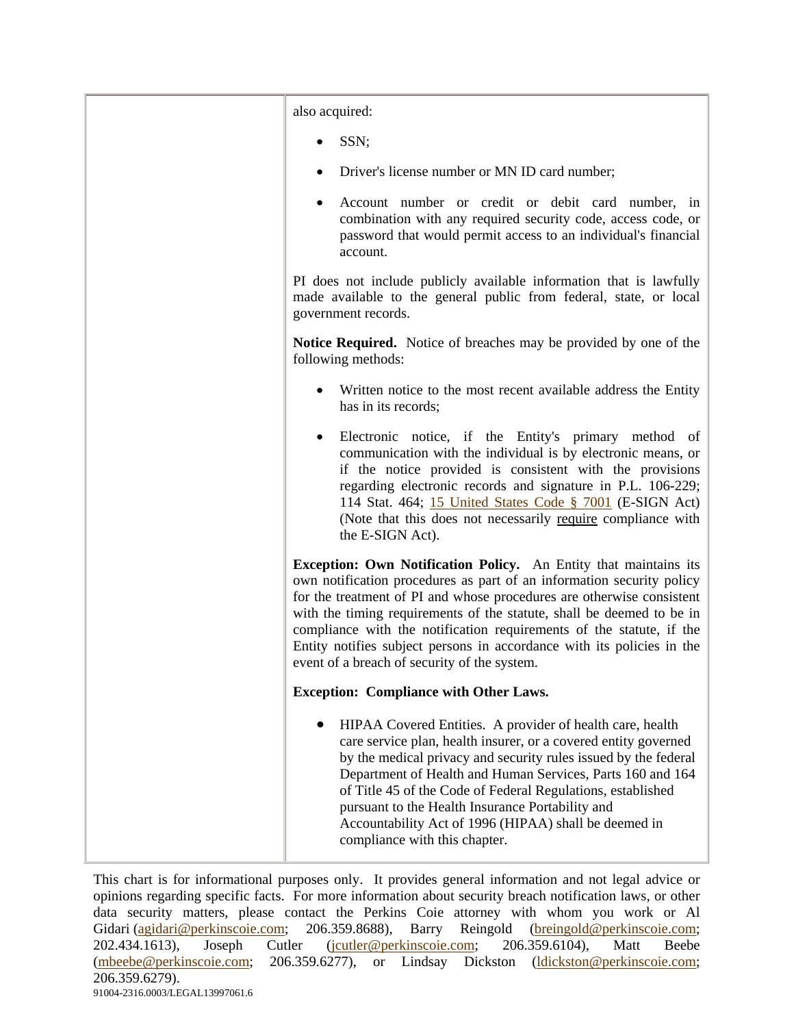| | also acquired:<br><br>• SSN;<br><br>• Driver's license number or MN ID card number;<br><br>• Account number or credit or debit card number, in combination with any required security code, access code, or password that would permit access to an individual's financial account.<br><br>PI does not include publicly available information that is lawfully made available to the general public from federal, state, or local government records.<br><br>**Notice Required.** Notice of breaches may be provided by one of the following methods:<br><br>• Written notice to the most recent available address the Entity has in its records;<br><br>• Electronic notice, if the Entity's primary method of communication with the individual is by electronic means, or if the notice provided is consistent with the provisions regarding electronic records and signature in P.L. 106-229; 114 Stat. 464; 15 United States Code § 7001 (E-SIGN Act) (Note that this does not necessarily require compliance with the E-SIGN Act).<br><br>**Exception: Own Notification Policy.** An Entity that maintains its own notification procedures as part of an information security policy for the treatment of PI and whose procedures are otherwise consistent with the timing requirements of the statute, shall be deemed to be in compliance with the notification requirements of the statute, if the Entity notifies subject persons in accordance with its policies in the event of a breach of security of the system.<br><br>**Exception: Compliance with Other Laws.**<br><br>• HIPAA Covered Entities. A provider of health care, health care service plan, health insurer, or a covered entity governed by the medical privacy and security rules issued by the federal Department of Health and Human Services, Parts 160 and 164 of Title 45 of the Code of Federal Regulations, established pursuant to the Health Insurance Portability and Accountability Act of 1996 (HIPAA) shall be deemed in compliance with this chapter. |
|---|---|

This chart is for informational purposes only. It provides general information and not legal advice or opinions regarding specific facts. For more information about security breach notification laws, or other data security matters, please contact the Perkins Coie attorney with whom you work or Al Gidari (agidari@perkinscoie.com; 206.359.8688), Barry Reingold (breingold@perkinscoie.com; 202.434.1613), Joseph Cutler (jcutler@perkinscoie.com; 206.359.6104), Matt Beebe (mbeebe@perkinscoie.com; 206.359.6277), or Lindsay Dickston (ldickston@perkinscoie.com; 206.359.6279).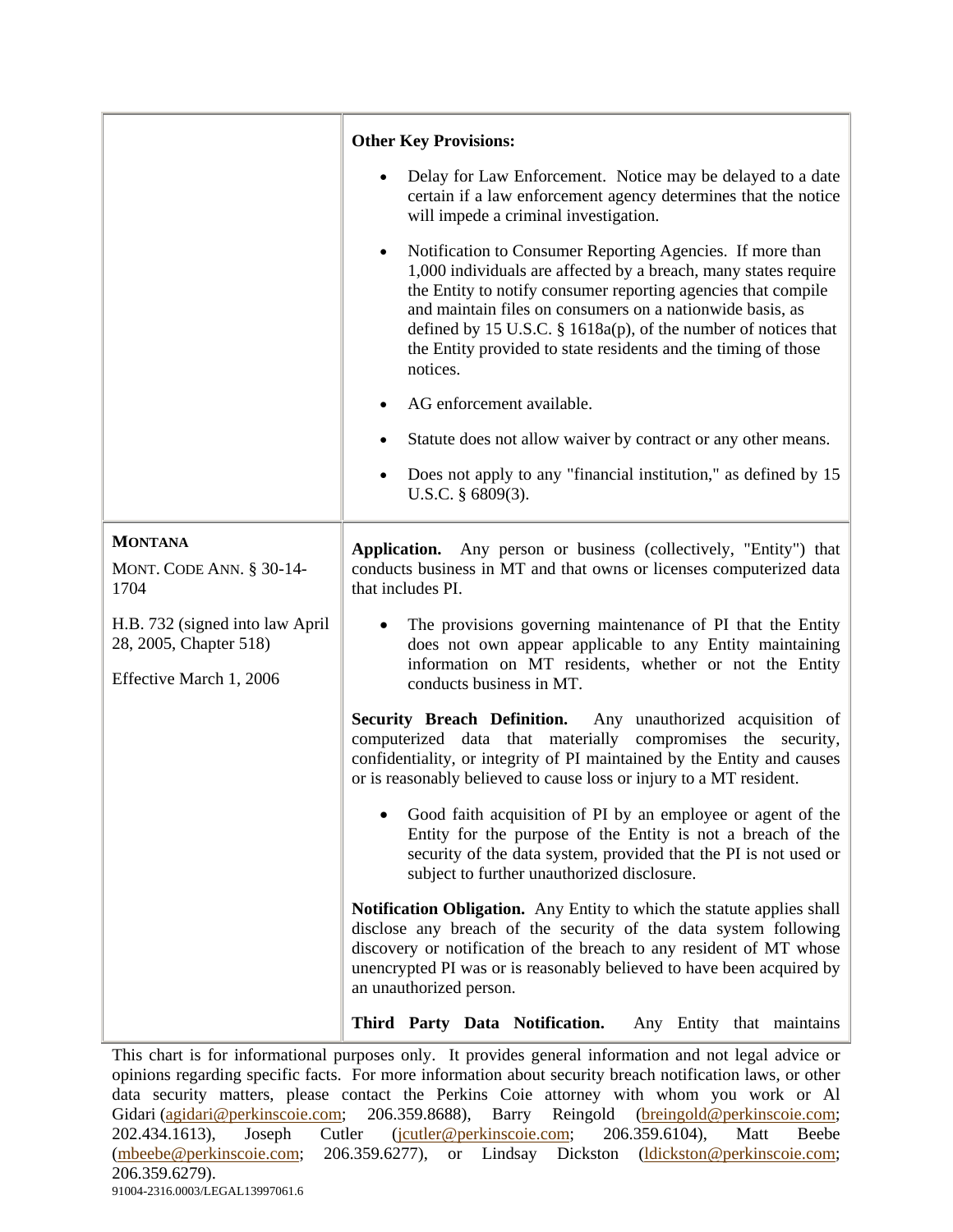| | |
|---|---|
| | **Other Key Provisions:**<br><br>• Delay for Law Enforcement. Notice may be delayed to a date certain if a law enforcement agency determines that the notice will impede a criminal investigation.<br><br>• Notification to Consumer Reporting Agencies. If more than 1,000 individuals are affected by a breach, many states require the Entity to notify consumer reporting agencies that compile and maintain files on consumers on a nationwide basis, as defined by 15 U.S.C. § 1618a(p), of the number of notices that the Entity provided to state residents and the timing of those notices.<br><br>• AG enforcement available.<br><br>• Statute does not allow waiver by contract or any other means.<br><br>• Does not apply to any "financial institution," as defined by 15 U.S.C. § 6809(3). |
| **MONTANA**<br><br>MONT. CODE ANN. § 30-14-1704<br><br>H.B. 732 (signed into law April 28, 2005, Chapter 518)<br><br>Effective March 1, 2006 | **Application.** Any person or business (collectively, "Entity") that conducts business in MT and that owns or licenses computerized data that includes PI.<br><br>• The provisions governing maintenance of PI that the Entity does not own appear applicable to any Entity maintaining information on MT residents, whether or not the Entity conducts business in MT.<br><br>**Security Breach Definition.** Any unauthorized acquisition of computerized data that materially compromises the security, confidentiality, or integrity of PI maintained by the Entity and causes or is reasonably believed to cause loss or injury to a MT resident.<br><br>• Good faith acquisition of PI by an employee or agent of the Entity for the purpose of the Entity is not a breach of the security of the data system, provided that the PI is not used or subject to further unauthorized disclosure.<br><br>**Notification Obligation.** Any Entity to which the statute applies shall disclose any breach of the security of the data system following discovery or notification of the breach to any resident of MT whose unencrypted PI was or is reasonably believed to have been acquired by an unauthorized person.<br><br>**Third Party Data Notification.** Any Entity that maintains |

This chart is for informational purposes only. It provides general information and not legal advice or opinions regarding specific facts. For more information about security breach notification laws, or other data security matters, please contact the Perkins Coie attorney with whom you work or Al Gidari (agidari@perkinscoie.com; 206.359.8688), Barry Reingold (breingold@perkinscoie.com; 202.434.1613), Joseph Cutler (jcutler@perkinscoie.com; 206.359.6104), Matt Beebe (mbeebe@perkinscoie.com; 206.359.6277), or Lindsay Dickston (ldickston@perkinscoie.com; 206.359.6279).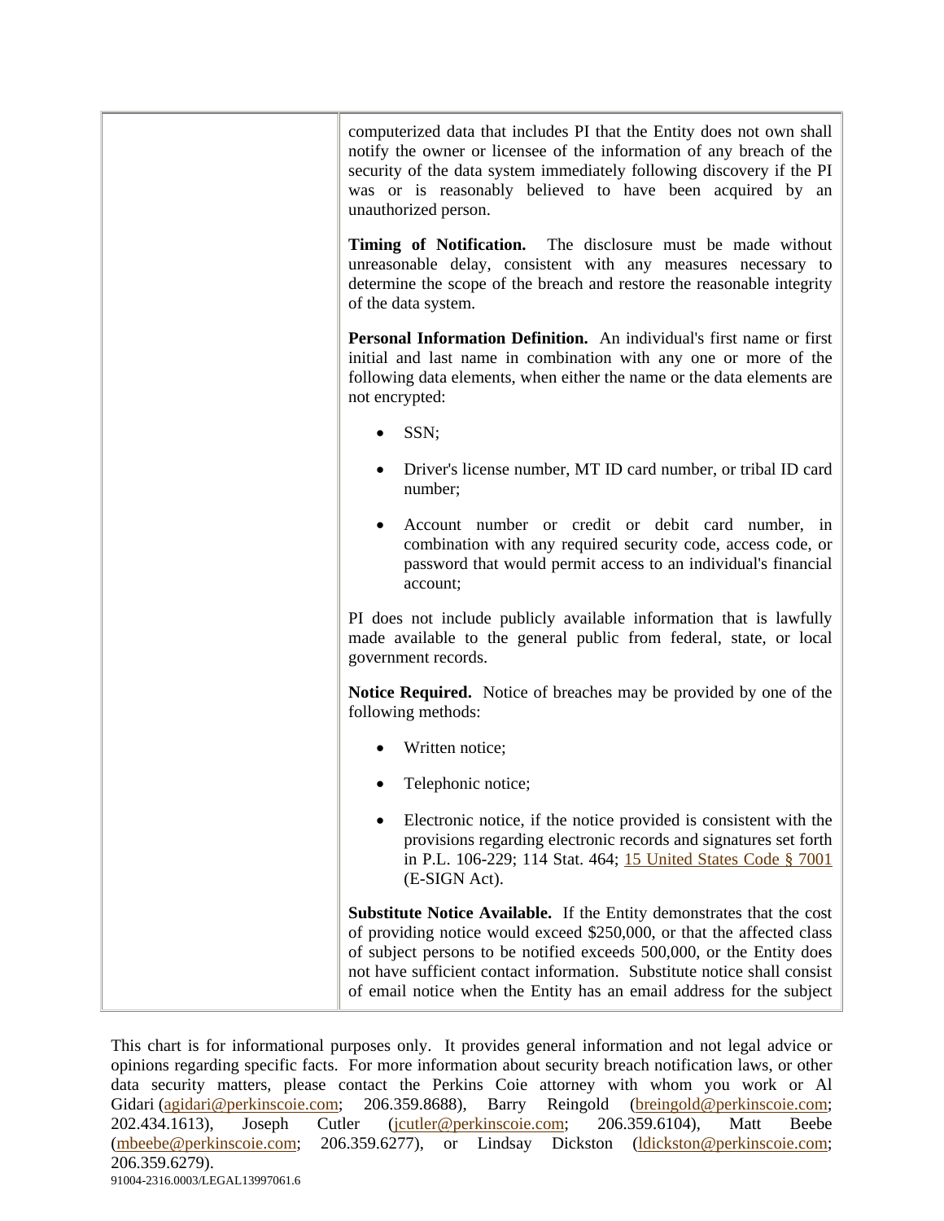| | |
|---|---|
| | computerized data that includes PI that the Entity does not own shall notify the owner or licensee of the information of any breach of the security of the data system immediately following discovery if the PI was or is reasonably believed to have been acquired by an unauthorized person.<br><br>**Timing of Notification.** The disclosure must be made without unreasonable delay, consistent with any measures necessary to determine the scope of the breach and restore the reasonable integrity of the data system.<br><br>**Personal Information Definition.** An individual's first name or first initial and last name in combination with any one or more of the following data elements, when either the name or the data elements are not encrypted:<br><br>• SSN;<br>• Driver's license number, MT ID card number, or tribal ID card number;<br>• Account number or credit or debit card number, in combination with any required security code, access code, or password that would permit access to an individual's financial account;<br><br>PI does not include publicly available information that is lawfully made available to the general public from federal, state, or local government records.<br><br>**Notice Required.** Notice of breaches may be provided by one of the following methods:<br><br>• Written notice;<br>• Telephonic notice;<br>• Electronic notice, if the notice provided is consistent with the provisions regarding electronic records and signatures set forth in P.L. 106-229; 114 Stat. 464; 15 United States Code § 7001 (E-SIGN Act).<br><br>**Substitute Notice Available.** If the Entity demonstrates that the cost of providing notice would exceed $250,000, or that the affected class of subject persons to be notified exceeds 500,000, or the Entity does not have sufficient contact information. Substitute notice shall consist of email notice when the Entity has an email address for the subject |

This chart is for informational purposes only. It provides general information and not legal advice or opinions regarding specific facts. For more information about security breach notification laws, or other data security matters, please contact the Perkins Coie attorney with whom you work or Al Gidari (agidari@perkinscoie.com; 206.359.8688), Barry Reingold (breingold@perkinscoie.com; 202.434.1613), Joseph Cutler (jcutler@perkinscoie.com; 206.359.6104), Matt Beebe (mbeebe@perkinscoie.com; 206.359.6277), or Lindsay Dickston (ldickston@perkinscoie.com; 206.359.6279).

91004-2316.0003/LEGAL13997061.6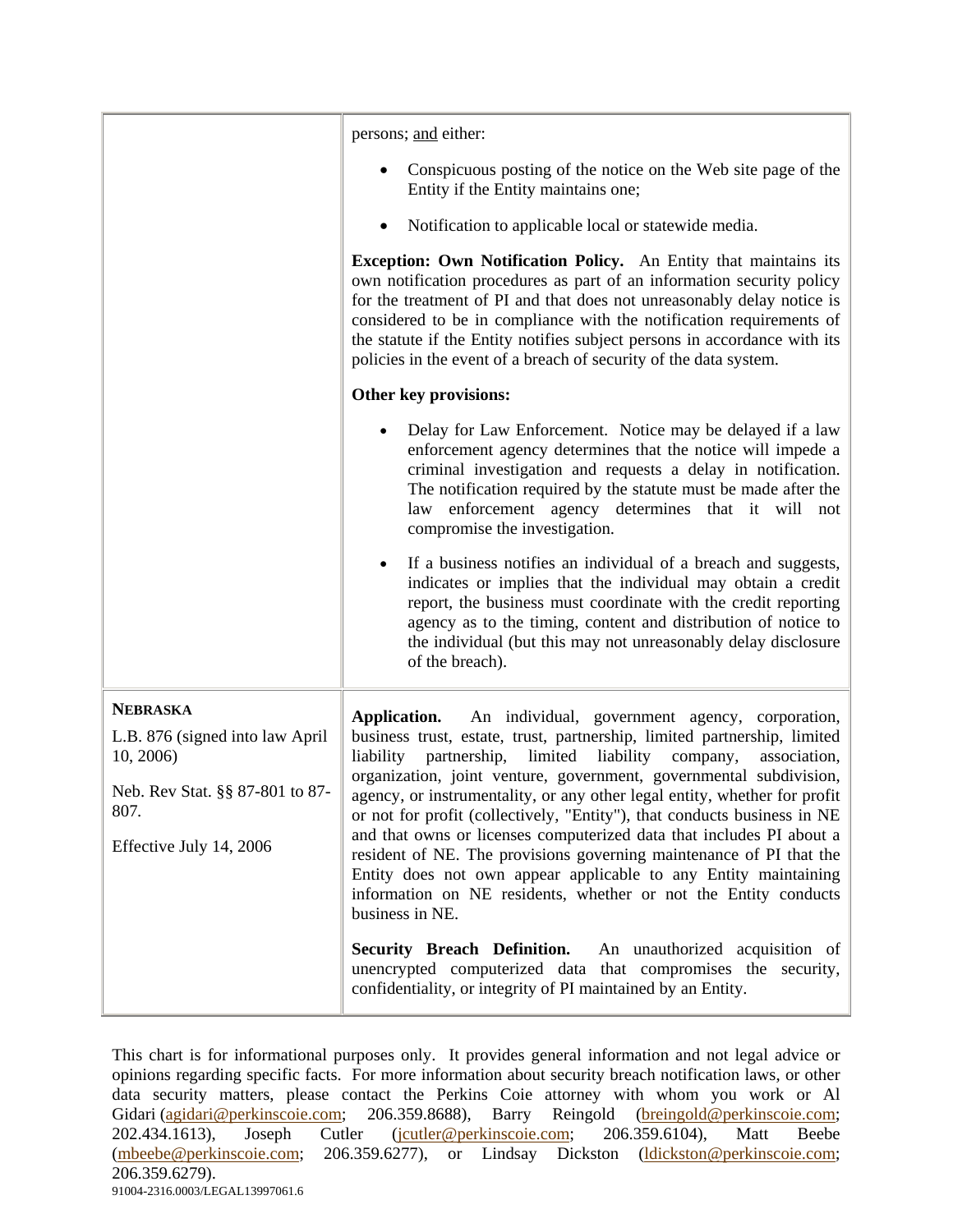| | |
|---|---|
| | persons; <u>and</u> either:<br><br>• Conspicuous posting of the notice on the Web site page of the Entity if the Entity maintains one;<br><br>• Notification to applicable local or statewide media.<br><br>**Exception: Own Notification Policy.** An Entity that maintains its own notification procedures as part of an information security policy for the treatment of PI and that does not unreasonably delay notice is considered to be in compliance with the notification requirements of the statute if the Entity notifies subject persons in accordance with its policies in the event of a breach of security of the data system.<br><br>**Other key provisions:**<br><br>• Delay for Law Enforcement. Notice may be delayed if a law enforcement agency determines that the notice will impede a criminal investigation and requests a delay in notification. The notification required by the statute must be made after the law enforcement agency determines that it will not compromise the investigation.<br><br>• If a business notifies an individual of a breach and suggests, indicates or implies that the individual may obtain a credit report, the business must coordinate with the credit reporting agency as to the timing, content and distribution of notice to the individual (but this may not unreasonably delay disclosure of the breach). |
| **NEBRASKA**<br><br>L.B. 876 (signed into law April 10, 2006)<br><br>Neb. Rev Stat. §§ 87-801 to 87-807.<br><br>Effective July 14, 2006 | **Application.** An individual, government agency, corporation, business trust, estate, trust, partnership, limited partnership, limited liability partnership, limited liability company, association, organization, joint venture, government, governmental subdivision, agency, or instrumentality, or any other legal entity, whether for profit or not for profit (collectively, "Entity"), that conducts business in NE and that owns or licenses computerized data that includes PI about a resident of NE. The provisions governing maintenance of PI that the Entity does not own appear applicable to any Entity maintaining information on NE residents, whether or not the Entity conducts business in NE.<br><br>**Security Breach Definition.** An unauthorized acquisition of unencrypted computerized data that compromises the security, confidentiality, or integrity of PI maintained by an Entity. |

This chart is for informational purposes only. It provides general information and not legal advice or opinions regarding specific facts. For more information about security breach notification laws, or other data security matters, please contact the Perkins Coie attorney with whom you work or Al Gidari (agidari@perkinscoie.com; 206.359.8688), Barry Reingold (breingold@perkinscoie.com; 202.434.1613), Joseph Cutler (jcutler@perkinscoie.com; 206.359.6104), Matt Beebe (mbeebe@perkinscoie.com; 206.359.6277), or Lindsay Dickston (ldickston@perkinscoie.com; 206.359.6279).

91004-2316.0003/LEGAL13997061.6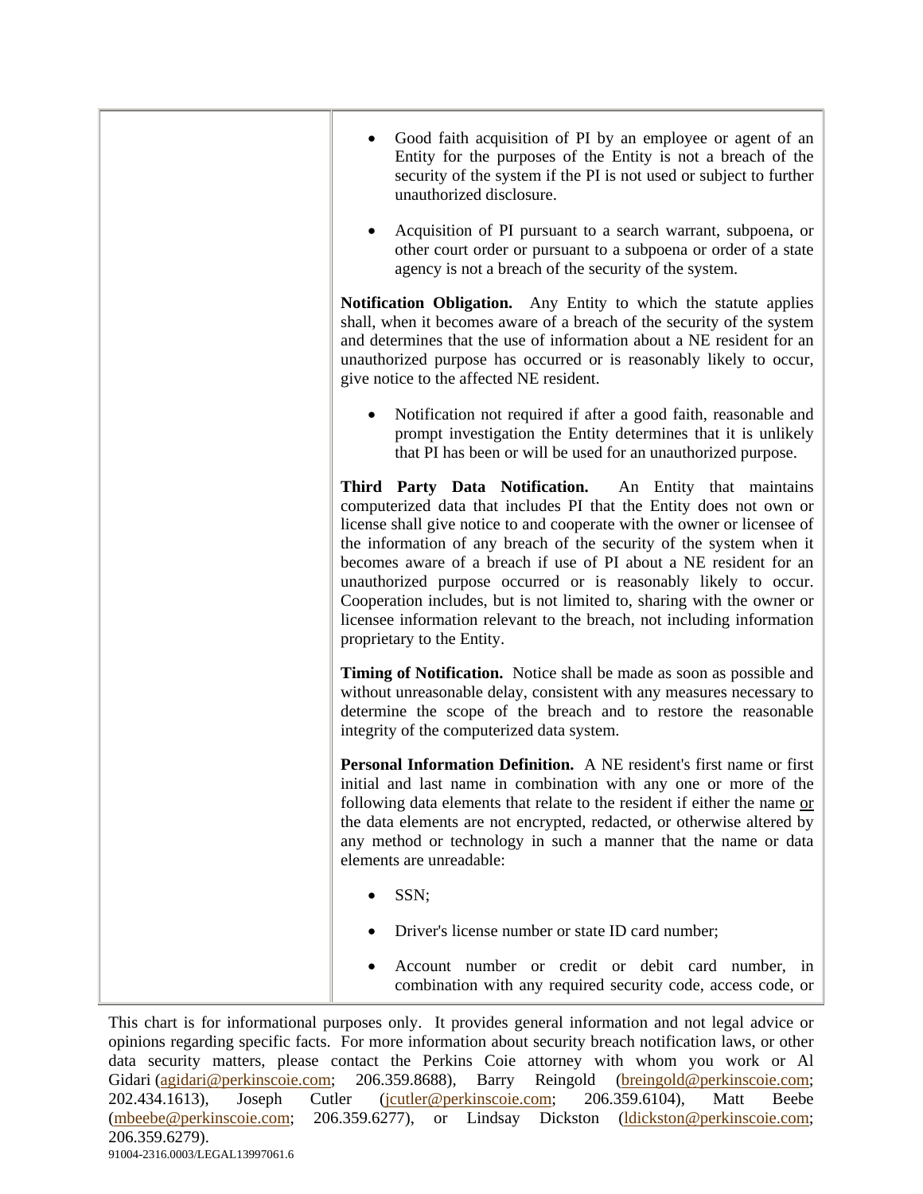| | |
|---|---|
| | • Good faith acquisition of PI by an employee or agent of an Entity for the purposes of the Entity is not a breach of the security of the system if the PI is not used or subject to further unauthorized disclosure.<br><br>• Acquisition of PI pursuant to a search warrant, subpoena, or other court order or pursuant to a subpoena or order of a state agency is not a breach of the security of the system.<br><br>**Notification Obligation.** Any Entity to which the statute applies shall, when it becomes aware of a breach of the security of the system and determines that the use of information about a NE resident for an unauthorized purpose has occurred or is reasonably likely to occur, give notice to the affected NE resident.<br><br>• Notification not required if after a good faith, reasonable and prompt investigation the Entity determines that it is unlikely that PI has been or will be used for an unauthorized purpose.<br><br>**Third Party Data Notification.** An Entity that maintains computerized data that includes PI that the Entity does not own or license shall give notice to and cooperate with the owner or licensee of the information of any breach of the security of the system when it becomes aware of a breach if use of PI about a NE resident for an unauthorized purpose occurred or is reasonably likely to occur. Cooperation includes, but is not limited to, sharing with the owner or licensee information relevant to the breach, not including information proprietary to the Entity.<br><br>**Timing of Notification.** Notice shall be made as soon as possible and without unreasonable delay, consistent with any measures necessary to determine the scope of the breach and to restore the reasonable integrity of the computerized data system.<br><br>**Personal Information Definition.** A NE resident's first name or first initial and last name in combination with any one or more of the following data elements that relate to the resident if either the name <u>or</u> the data elements are not encrypted, redacted, or otherwise altered by any method or technology in such a manner that the name or data elements are unreadable:<br><br>• SSN;<br><br>• Driver's license number or state ID card number;<br><br>• Account number or credit or debit card number, in combination with any required security code, access code, or |

This chart is for informational purposes only. It provides general information and not legal advice or opinions regarding specific facts. For more information about security breach notification laws, or other data security matters, please contact the Perkins Coie attorney with whom you work or Al Gidari (agidari@perkinscoie.com; 206.359.8688), Barry Reingold (breingold@perkinscoie.com; 202.434.1613), Joseph Cutler (jcutler@perkinscoie.com; 206.359.6104), Matt Beebe (mbeebe@perkinscoie.com; 206.359.6277), or Lindsay Dickston (ldickston@perkinscoie.com; 206.359.6279).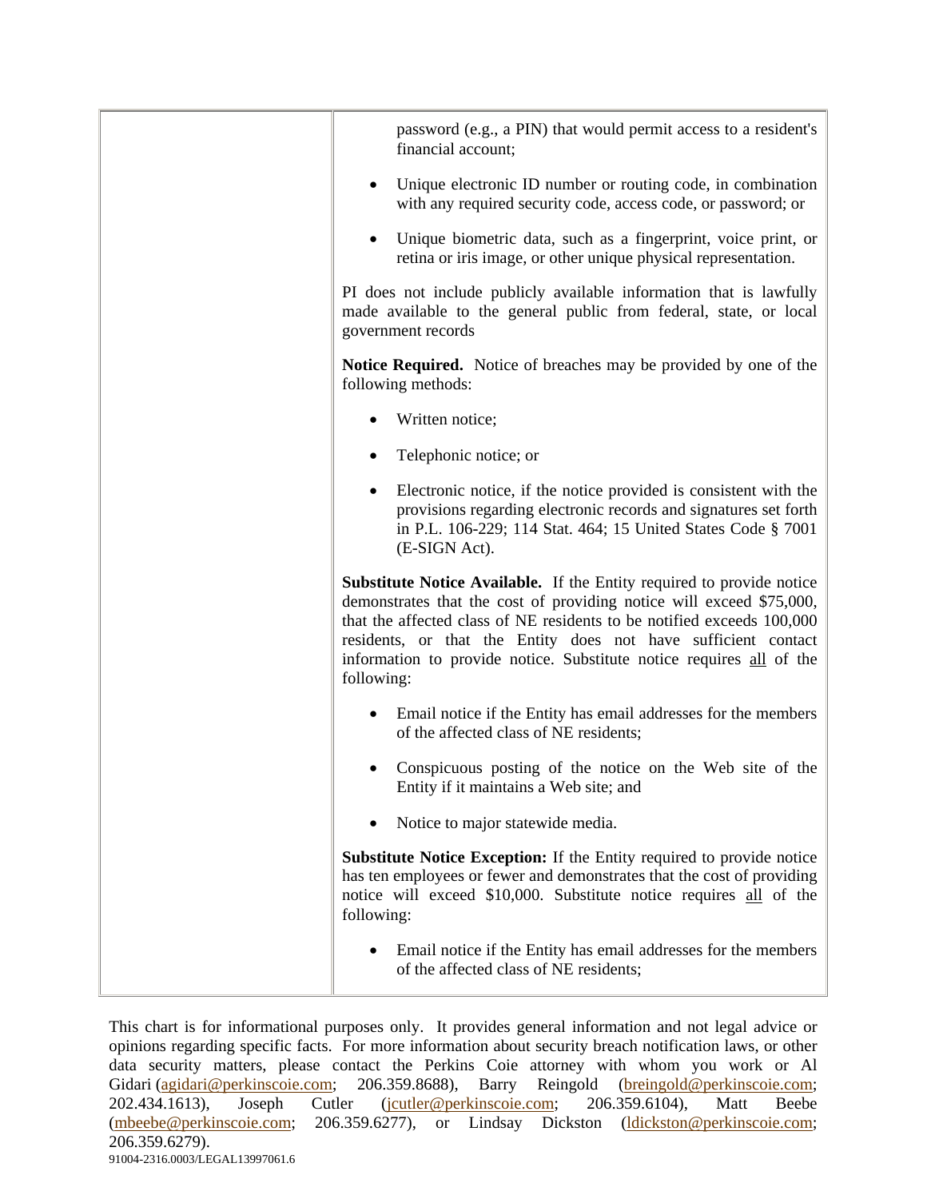| | password (e.g., a PIN) that would permit access to a resident's financial account;<br><br>• Unique electronic ID number or routing code, in combination with any required security code, access code, or password; or<br><br>• Unique biometric data, such as a fingerprint, voice print, or retina or iris image, or other unique physical representation.<br><br>PI does not include publicly available information that is lawfully made available to the general public from federal, state, or local government records<br><br>**Notice Required.** Notice of breaches may be provided by one of the following methods:<br><br>• Written notice;<br><br>• Telephonic notice; or<br><br>• Electronic notice, if the notice provided is consistent with the provisions regarding electronic records and signatures set forth in P.L. 106-229; 114 Stat. 464; 15 United States Code § 7001 (E-SIGN Act).<br><br>**Substitute Notice Available.** If the Entity required to provide notice demonstrates that the cost of providing notice will exceed $75,000, that the affected class of NE residents to be notified exceeds 100,000 residents, or that the Entity does not have sufficient contact information to provide notice. Substitute notice requires all of the following:<br><br>• Email notice if the Entity has email addresses for the members of the affected class of NE residents;<br><br>• Conspicuous posting of the notice on the Web site of the Entity if it maintains a Web site; and<br><br>• Notice to major statewide media.<br><br>**Substitute Notice Exception:** If the Entity required to provide notice has ten employees or fewer and demonstrates that the cost of providing notice will exceed $10,000. Substitute notice requires all of the following:<br><br>• Email notice if the Entity has email addresses for the members of the affected class of NE residents; |
|---|---|

This chart is for informational purposes only. It provides general information and not legal advice or opinions regarding specific facts. For more information about security breach notification laws, or other data security matters, please contact the Perkins Coie attorney with whom you work or Al Gidari (agidari@perkinscoie.com; 206.359.8688), Barry Reingold (breingold@perkinscoie.com; 202.434.1613), Joseph Cutler (jcutler@perkinscoie.com; 206.359.6104), Matt Beebe (mbeebe@perkinscoie.com; 206.359.6277), or Lindsay Dickston (ldickston@perkinscoie.com; 206.359.6279).

91004-2316.0003/LEGAL13997061.6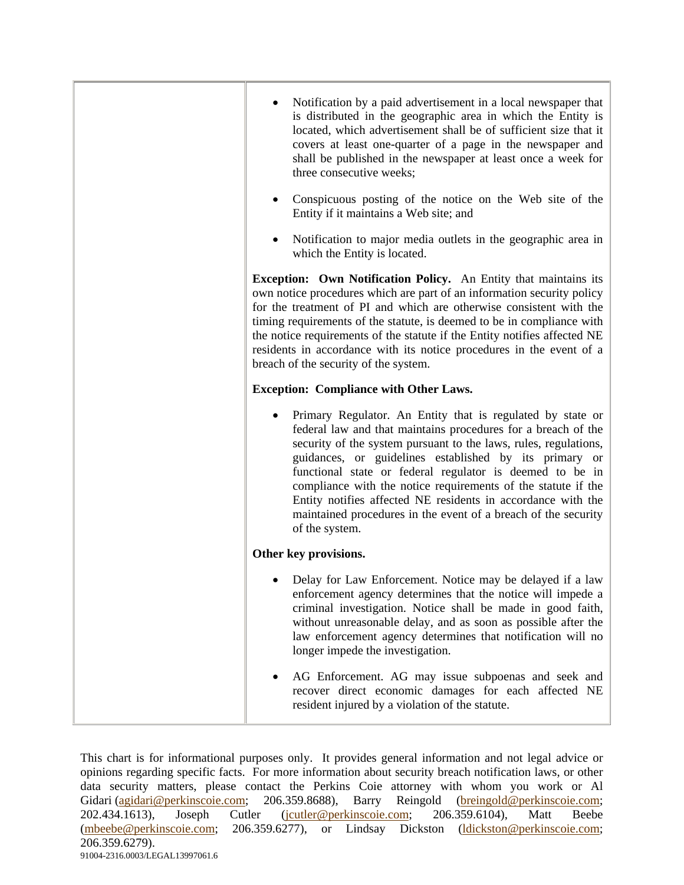| | |
|---|---|
| | • Notification by a paid advertisement in a local newspaper that is distributed in the geographic area in which the Entity is located, which advertisement shall be of sufficient size that it covers at least one-quarter of a page in the newspaper and shall be published in the newspaper at least once a week for three consecutive weeks;<br><br>• Conspicuous posting of the notice on the Web site of the Entity if it maintains a Web site; and<br><br>• Notification to major media outlets in the geographic area in which the Entity is located.<br><br>**Exception: Own Notification Policy.** An Entity that maintains its own notice procedures which are part of an information security policy for the treatment of PI and which are otherwise consistent with the timing requirements of the statute, is deemed to be in compliance with the notice requirements of the statute if the Entity notifies affected NE residents in accordance with its notice procedures in the event of a breach of the security of the system.<br><br>**Exception: Compliance with Other Laws.**<br><br>• Primary Regulator. An Entity that is regulated by state or federal law and that maintains procedures for a breach of the security of the system pursuant to the laws, rules, regulations, guidances, or guidelines established by its primary or functional state or federal regulator is deemed to be in compliance with the notice requirements of the statute if the Entity notifies affected NE residents in accordance with the maintained procedures in the event of a breach of the security of the system.<br><br>**Other key provisions.**<br><br>• Delay for Law Enforcement. Notice may be delayed if a law enforcement agency determines that the notice will impede a criminal investigation. Notice shall be made in good faith, without unreasonable delay, and as soon as possible after the law enforcement agency determines that notification will no longer impede the investigation.<br><br>• AG Enforcement. AG may issue subpoenas and seek and recover direct economic damages for each affected NE resident injured by a violation of the statute. |

This chart is for informational purposes only. It provides general information and not legal advice or opinions regarding specific facts. For more information about security breach notification laws, or other data security matters, please contact the Perkins Coie attorney with whom you work or Al Gidari (agidari@perkinscoie.com; 206.359.8688), Barry Reingold (breingold@perkinscoie.com; 202.434.1613), Joseph Cutler (jcutler@perkinscoie.com; 206.359.6104), Matt Beebe (mbeebe@perkinscoie.com; 206.359.6277), or Lindsay Dickston (ldickston@perkinscoie.com; 206.359.6279).

91004-2316.0003/LEGAL13997061.6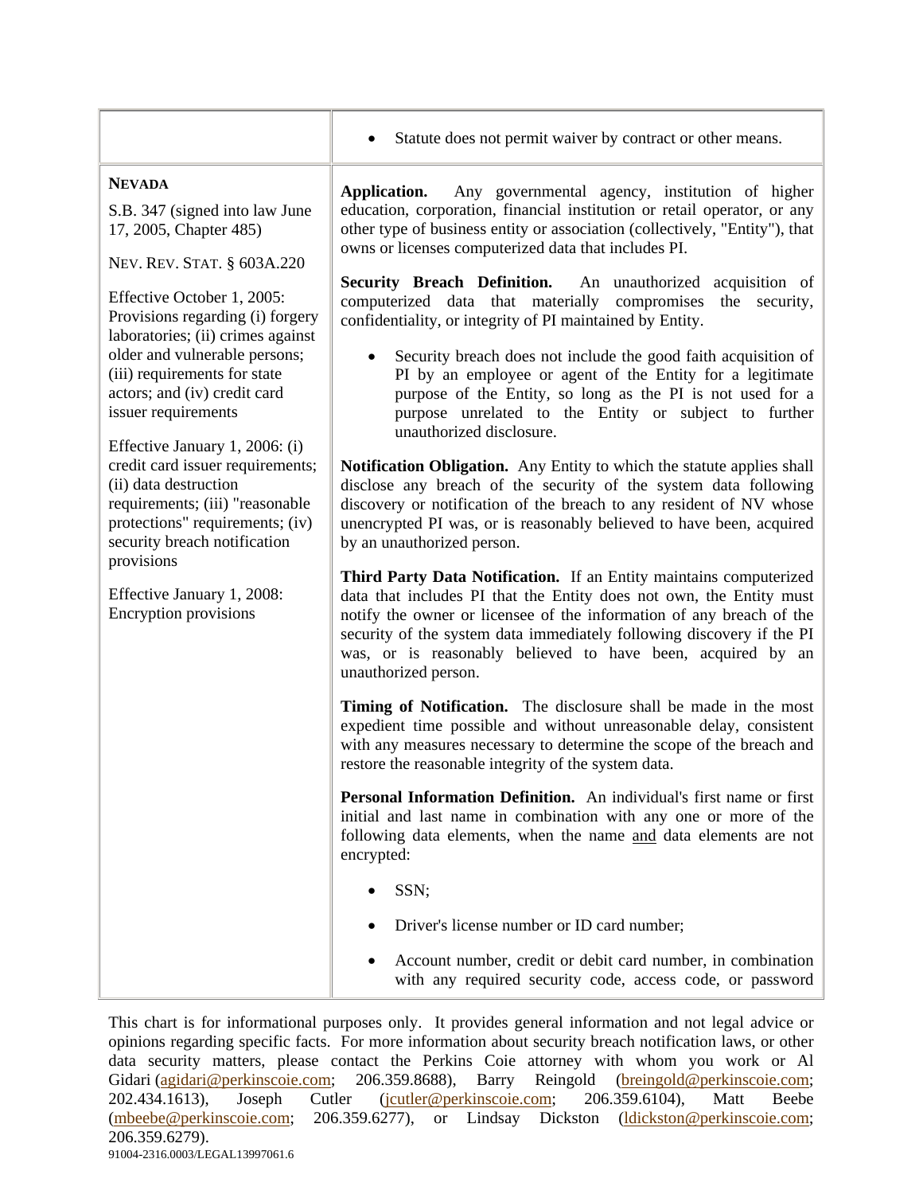| | |
|---|---|
| | • Statute does not permit waiver by contract or other means. |
| **NEVADA**<br><br>S.B. 347 (signed into law June 17, 2005, Chapter 485)<br><br>NEV. REV. STAT. § 603A.220<br><br>Effective October 1, 2005: Provisions regarding (i) forgery laboratories; (ii) crimes against older and vulnerable persons; (iii) requirements for state actors; and (iv) credit card issuer requirements<br><br>Effective January 1, 2006: (i) credit card issuer requirements; (ii) data destruction requirements; (iii) "reasonable protections" requirements; (iv) security breach notification provisions<br><br>Effective January 1, 2008: Encryption provisions | **Application.** Any governmental agency, institution of higher education, corporation, financial institution or retail operator, or any other type of business entity or association (collectively, "Entity"), that owns or licenses computerized data that includes PI.<br><br>**Security Breach Definition.** An unauthorized acquisition of computerized data that materially compromises the security, confidentiality, or integrity of PI maintained by Entity.<br><br>• Security breach does not include the good faith acquisition of PI by an employee or agent of the Entity for a legitimate purpose of the Entity, so long as the PI is not used for a purpose unrelated to the Entity or subject to further unauthorized disclosure.<br><br>**Notification Obligation.** Any Entity to which the statute applies shall disclose any breach of the security of the system data following discovery or notification of the breach to any resident of NV whose unencrypted PI was, or is reasonably believed to have been, acquired by an unauthorized person.<br><br>**Third Party Data Notification.** If an Entity maintains computerized data that includes PI that the Entity does not own, the Entity must notify the owner or licensee of the information of any breach of the security of the system data immediately following discovery if the PI was, or is reasonably believed to have been, acquired by an unauthorized person.<br><br>**Timing of Notification.** The disclosure shall be made in the most expedient time possible and without unreasonable delay, consistent with any measures necessary to determine the scope of the breach and restore the reasonable integrity of the system data.<br><br>**Personal Information Definition.** An individual's first name or first initial and last name in combination with any one or more of the following data elements, when the name <u>and</u> data elements are not encrypted:<br><br>• SSN;<br><br>• Driver's license number or ID card number;<br><br>• Account number, credit or debit card number, in combination with any required security code, access code, or password |

This chart is for informational purposes only. It provides general information and not legal advice or opinions regarding specific facts. For more information about security breach notification laws, or other data security matters, please contact the Perkins Coie attorney with whom you work or Al Gidari (agidari@perkinscoie.com; 206.359.8688), Barry Reingold (breingold@perkinscoie.com; 202.434.1613), Joseph Cutler (jcutler@perkinscoie.com; 206.359.6104), Matt Beebe (mbeebe@perkinscoie.com; 206.359.6277), or Lindsay Dickston (ldickston@perkinscoie.com; 206.359.6279).

91004-2316.0003/LEGAL13997061.6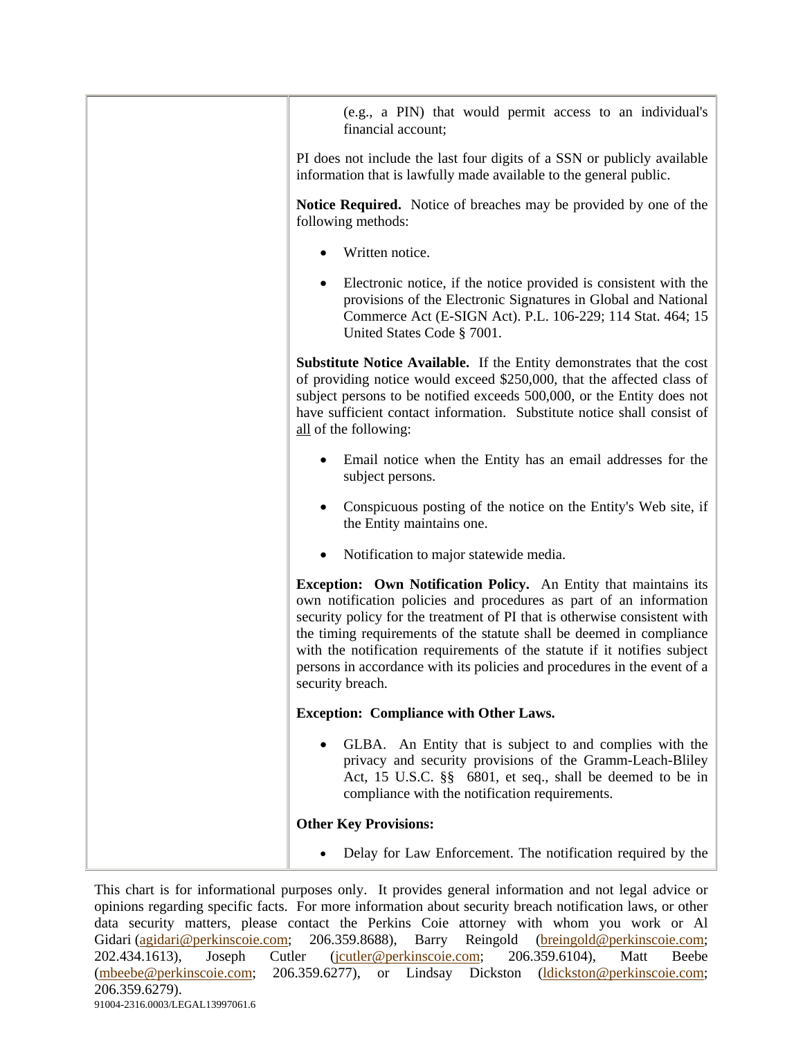| | (e.g., a PIN) that would permit access to an individual's financial account;<br><br>PI does not include the last four digits of a SSN or publicly available information that is lawfully made available to the general public.<br><br>**Notice Required.** Notice of breaches may be provided by one of the following methods:<br><br>• Written notice.<br><br>• Electronic notice, if the notice provided is consistent with the provisions of the Electronic Signatures in Global and National Commerce Act (E-SIGN Act). P.L. 106-229; 114 Stat. 464; 15 United States Code § 7001.<br><br>**Substitute Notice Available.** If the Entity demonstrates that the cost of providing notice would exceed $250,000, that the affected class of subject persons to be notified exceeds 500,000, or the Entity does not have sufficient contact information. Substitute notice shall consist of <u>all</u> of the following:<br><br>• Email notice when the Entity has an email addresses for the subject persons.<br><br>• Conspicuous posting of the notice on the Entity's Web site, if the Entity maintains one.<br><br>• Notification to major statewide media.<br><br>**Exception: Own Notification Policy.** An Entity that maintains its own notification policies and procedures as part of an information security policy for the treatment of PI that is otherwise consistent with the timing requirements of the statute shall be deemed in compliance with the notification requirements of the statute if it notifies subject persons in accordance with its policies and procedures in the event of a security breach.<br><br>**Exception: Compliance with Other Laws.**<br><br>• GLBA. An Entity that is subject to and complies with the privacy and security provisions of the Gramm-Leach-Bliley Act, 15 U.S.C. §§ 6801, et seq., shall be deemed to be in compliance with the notification requirements.<br><br>**Other Key Provisions:**<br><br>• Delay for Law Enforcement. The notification required by the |
|---|---|

This chart is for informational purposes only. It provides general information and not legal advice or opinions regarding specific facts. For more information about security breach notification laws, or other data security matters, please contact the Perkins Coie attorney with whom you work or Al Gidari (agidari@perkinscoie.com; 206.359.8688), Barry Reingold (breingold@perkinscoie.com; 202.434.1613), Joseph Cutler (jcutler@perkinscoie.com; 206.359.6104), Matt Beebe (mbeebe@perkinscoie.com; 206.359.6277), or Lindsay Dickston (ldickston@perkinscoie.com; 206.359.6279).

91004-2316.0003/LEGAL13997061.6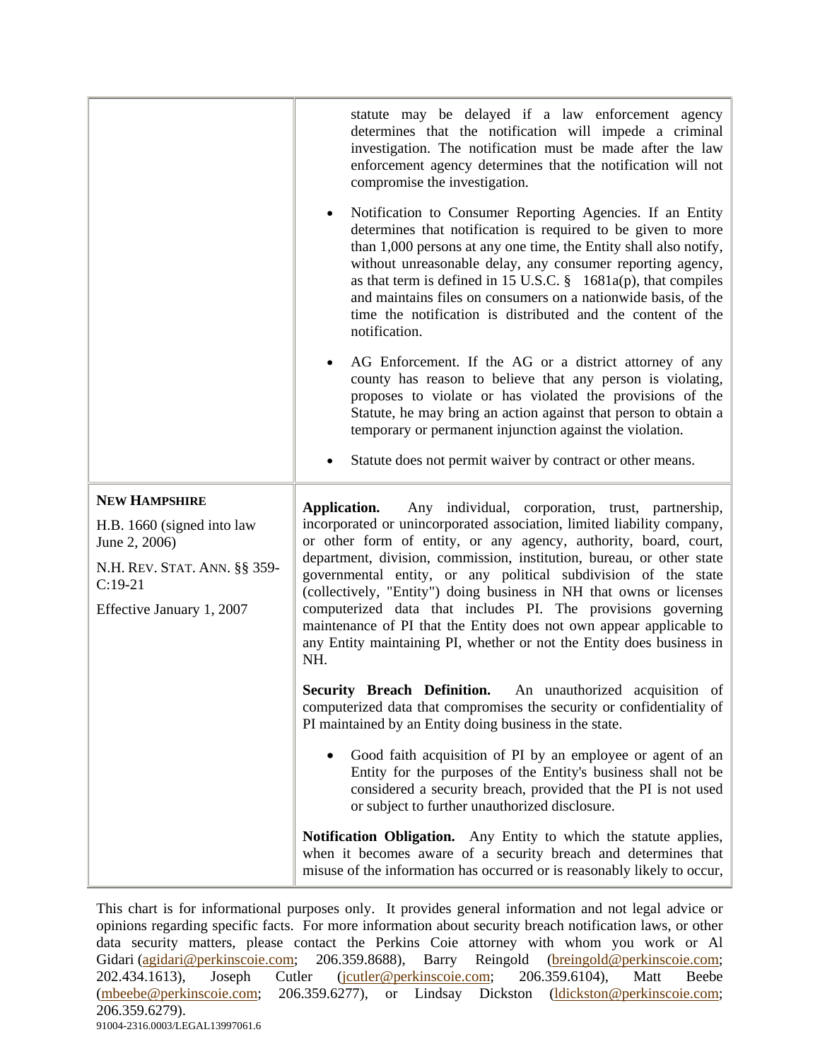| | |
|---|---|
| | statute may be delayed if a law enforcement agency determines that the notification will impede a criminal investigation. The notification must be made after the law enforcement agency determines that the notification will not compromise the investigation.<br><br>• Notification to Consumer Reporting Agencies. If an Entity determines that notification is required to be given to more than 1,000 persons at any one time, the Entity shall also notify, without unreasonable delay, any consumer reporting agency, as that term is defined in 15 U.S.C. § 1681a(p), that compiles and maintains files on consumers on a nationwide basis, of the time the notification is distributed and the content of the notification.<br><br>• AG Enforcement. If the AG or a district attorney of any county has reason to believe that any person is violating, proposes to violate or has violated the provisions of the Statute, he may bring an action against that person to obtain a temporary or permanent injunction against the violation.<br><br>• Statute does not permit waiver by contract or other means. |
| **NEW HAMPSHIRE**<br><br>H.B. 1660 (signed into law June 2, 2006)<br><br>N.H. REV. STAT. ANN. §§ 359-C:19-21<br><br>Effective January 1, 2007 | **Application.** Any individual, corporation, trust, partnership, incorporated or unincorporated association, limited liability company, or other form of entity, or any agency, authority, board, court, department, division, commission, institution, bureau, or other state governmental entity, or any political subdivision of the state (collectively, "Entity") doing business in NH that owns or licenses computerized data that includes PI. The provisions governing maintenance of PI that the Entity does not own appear applicable to any Entity maintaining PI, whether or not the Entity does business in NH.<br><br>**Security Breach Definition.** An unauthorized acquisition of computerized data that compromises the security or confidentiality of PI maintained by an Entity doing business in the state.<br><br>• Good faith acquisition of PI by an employee or agent of an Entity for the purposes of the Entity's business shall not be considered a security breach, provided that the PI is not used or subject to further unauthorized disclosure.<br><br>**Notification Obligation.** Any Entity to which the statute applies, when it becomes aware of a security breach and determines that misuse of the information has occurred or is reasonably likely to occur, |

This chart is for informational purposes only. It provides general information and not legal advice or opinions regarding specific facts. For more information about security breach notification laws, or other data security matters, please contact the Perkins Coie attorney with whom you work or Al Gidari (agidari@perkinscoie.com; 206.359.8688), Barry Reingold (breingold@perkinscoie.com; 202.434.1613), Joseph Cutler (jcutler@perkinscoie.com; 206.359.6104), Matt Beebe (mbeebe@perkinscoie.com; 206.359.6277), or Lindsay Dickston (ldickston@perkinscoie.com; 206.359.6279).

91004-2316.0003/LEGAL13997061.6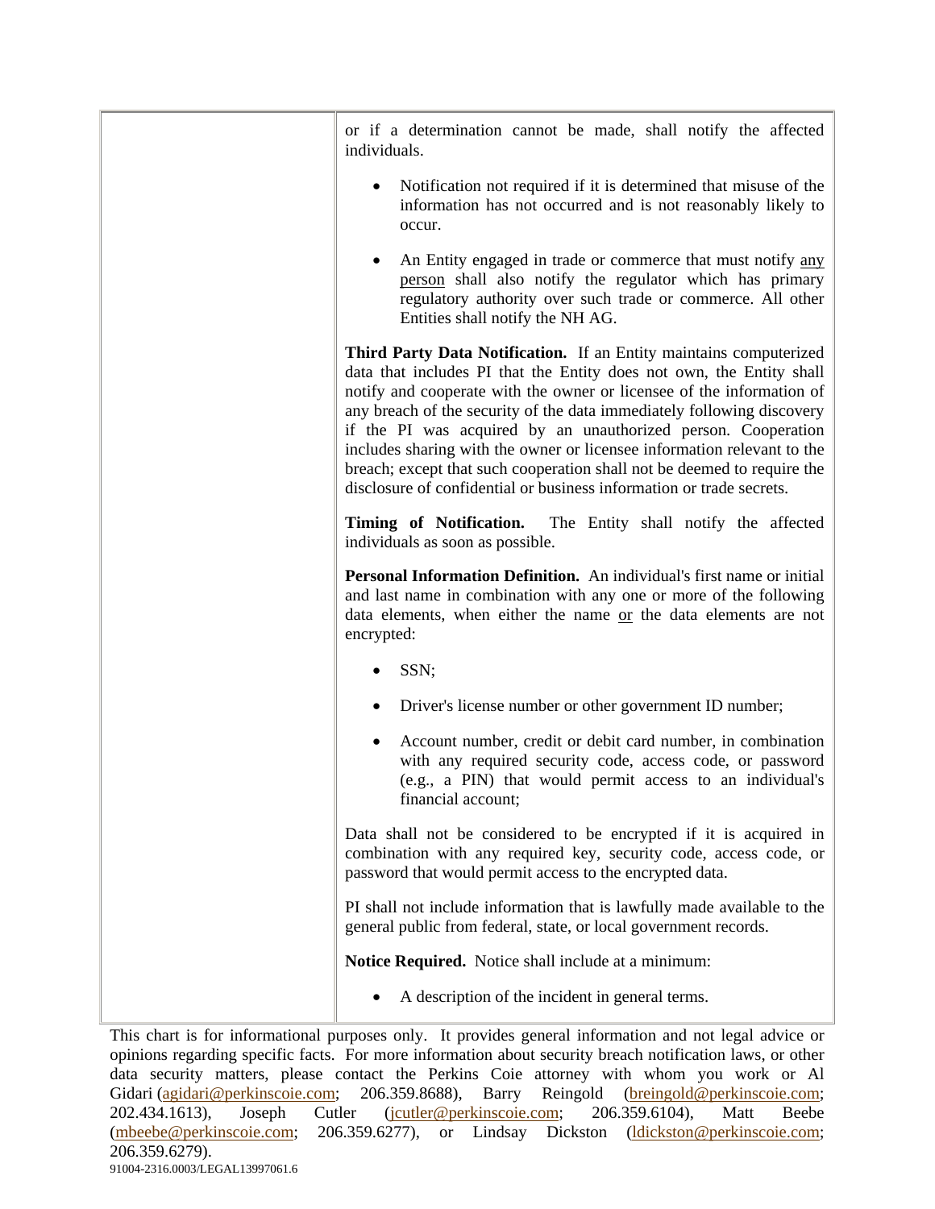| | |
|---|---|
| | or if a determination cannot be made, shall notify the affected individuals.<br><br>• Notification not required if it is determined that misuse of the information has not occurred and is not reasonably likely to occur.<br><br>• An Entity engaged in trade or commerce that must notify <u>any person</u> shall also notify the regulator which has primary regulatory authority over such trade or commerce. All other Entities shall notify the NH AG.<br><br>**Third Party Data Notification.** If an Entity maintains computerized data that includes PI that the Entity does not own, the Entity shall notify and cooperate with the owner or licensee of the information of any breach of the security of the data immediately following discovery if the PI was acquired by an unauthorized person. Cooperation includes sharing with the owner or licensee information relevant to the breach; except that such cooperation shall not be deemed to require the disclosure of confidential or business information or trade secrets.<br><br>**Timing of Notification.** The Entity shall notify the affected individuals as soon as possible.<br><br>**Personal Information Definition.** An individual's first name or initial and last name in combination with any one or more of the following data elements, when either the name <u>or</u> the data elements are not encrypted:<br><br>• SSN;<br><br>• Driver's license number or other government ID number;<br><br>• Account number, credit or debit card number, in combination with any required security code, access code, or password (e.g., a PIN) that would permit access to an individual's financial account;<br><br>Data shall not be considered to be encrypted if it is acquired in combination with any required key, security code, access code, or password that would permit access to the encrypted data.<br><br>PI shall not include information that is lawfully made available to the general public from federal, state, or local government records.<br><br>**Notice Required.** Notice shall include at a minimum:<br><br>• A description of the incident in general terms. |

This chart is for informational purposes only. It provides general information and not legal advice or opinions regarding specific facts. For more information about security breach notification laws, or other data security matters, please contact the Perkins Coie attorney with whom you work or Al Gidari (agidari@perkinscoie.com; 206.359.8688), Barry Reingold (breingold@perkinscoie.com; 202.434.1613), Joseph Cutler (jcutler@perkinscoie.com; 206.359.6104), Matt Beebe (mbeebe@perkinscoie.com; 206.359.6277), or Lindsay Dickston (ldickston@perkinscoie.com; 206.359.6279).

91004-2316.0003/LEGAL13997061.6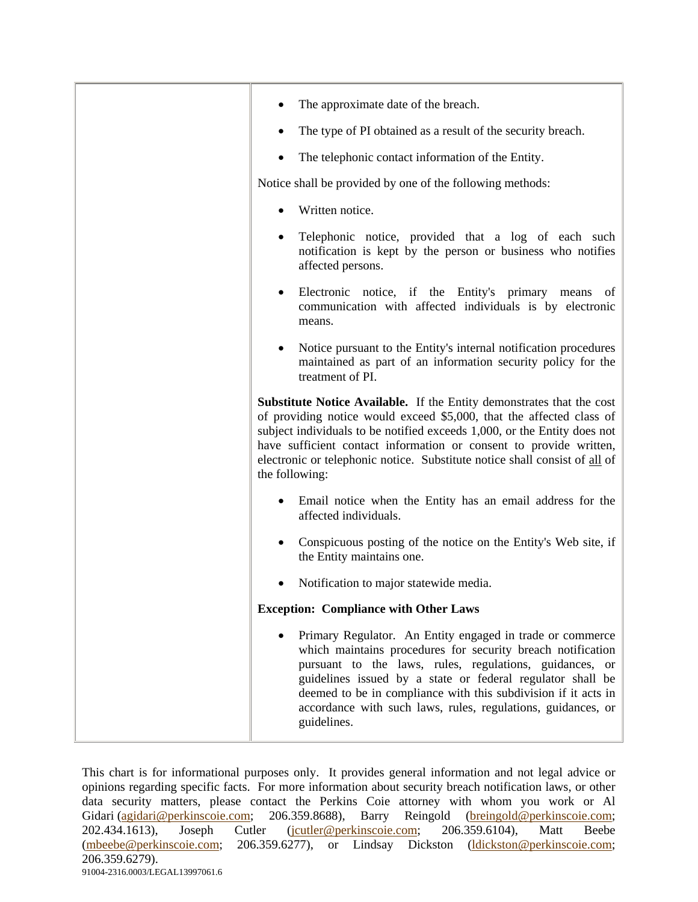| | • The approximate date of the breach.<br><br>• The type of PI obtained as a result of the security breach.<br><br>• The telephonic contact information of the Entity.<br><br>Notice shall be provided by one of the following methods:<br><br>• Written notice.<br><br>• Telephonic notice, provided that a log of each such notification is kept by the person or business who notifies affected persons.<br><br>• Electronic notice, if the Entity's primary means of communication with affected individuals is by electronic means.<br><br>• Notice pursuant to the Entity's internal notification procedures maintained as part of an information security policy for the treatment of PI.<br><br>**Substitute Notice Available.** If the Entity demonstrates that the cost of providing notice would exceed $5,000, that the affected class of subject individuals to be notified exceeds 1,000, or the Entity does not have sufficient contact information or consent to provide written, electronic or telephonic notice. Substitute notice shall consist of <u>all</u> of the following:<br><br>• Email notice when the Entity has an email address for the affected individuals.<br><br>• Conspicuous posting of the notice on the Entity's Web site, if the Entity maintains one.<br><br>• Notification to major statewide media.<br><br>**Exception: Compliance with Other Laws**<br><br>• Primary Regulator. An Entity engaged in trade or commerce which maintains procedures for security breach notification pursuant to the laws, rules, regulations, guidances, or guidelines issued by a state or federal regulator shall be deemed to be in compliance with this subdivision if it acts in accordance with such laws, rules, regulations, guidances, or guidelines. |
|---|---|

This chart is for informational purposes only. It provides general information and not legal advice or opinions regarding specific facts. For more information about security breach notification laws, or other data security matters, please contact the Perkins Coie attorney with whom you work or Al Gidari (agidari@perkinscoie.com; 206.359.8688), Barry Reingold (breingold@perkinscoie.com; 202.434.1613), Joseph Cutler (jcutler@perkinscoie.com; 206.359.6104), Matt Beebe (mbeebe@perkinscoie.com; 206.359.6277), or Lindsay Dickston (ldickston@perkinscoie.com; 206.359.6279).

91004-2316.0003/LEGAL13997061.6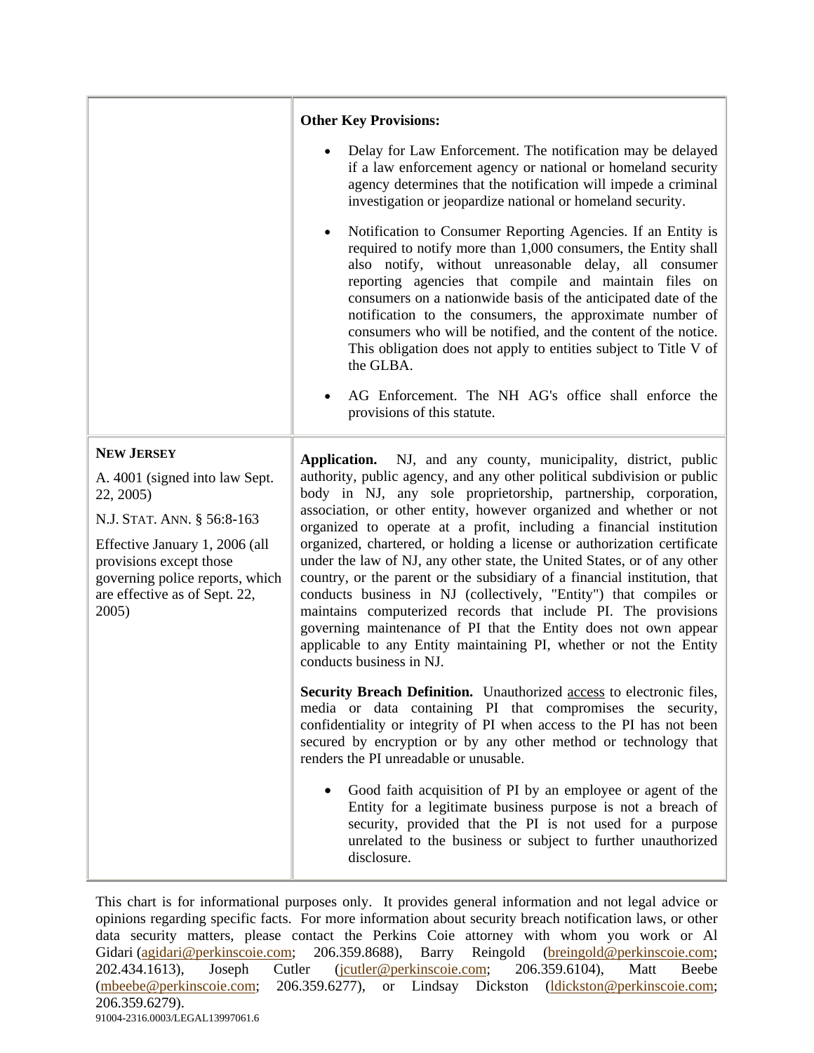| | |
|---|---|
| | **Other Key Provisions:**<br><br>• Delay for Law Enforcement. The notification may be delayed if a law enforcement agency or national or homeland security agency determines that the notification will impede a criminal investigation or jeopardize national or homeland security.<br><br>• Notification to Consumer Reporting Agencies. If an Entity is required to notify more than 1,000 consumers, the Entity shall also notify, without unreasonable delay, all consumer reporting agencies that compile and maintain files on consumers on a nationwide basis of the anticipated date of the notification to the consumers, the approximate number of consumers who will be notified, and the content of the notice. This obligation does not apply to entities subject to Title V of the GLBA.<br><br>• AG Enforcement. The NH AG's office shall enforce the provisions of this statute. |
| **NEW JERSEY**<br><br>A. 4001 (signed into law Sept. 22, 2005)<br><br>N.J. STAT. ANN. § 56:8-163<br><br>Effective January 1, 2006 (all provisions except those governing police reports, which are effective as of Sept. 22, 2005) | **Application.** NJ, and any county, municipality, district, public authority, public agency, and any other political subdivision or public body in NJ, any sole proprietorship, partnership, corporation, association, or other entity, however organized and whether or not organized to operate at a profit, including a financial institution organized, chartered, or holding a license or authorization certificate under the law of NJ, any other state, the United States, or of any other country, or the parent or the subsidiary of a financial institution, that conducts business in NJ (collectively, "Entity") that compiles or maintains computerized records that include PI. The provisions governing maintenance of PI that the Entity does not own appear applicable to any Entity maintaining PI, whether or not the Entity conducts business in NJ.<br><br>**Security Breach Definition.** Unauthorized access to electronic files, media or data containing PI that compromises the security, confidentiality or integrity of PI when access to the PI has not been secured by encryption or by any other method or technology that renders the PI unreadable or unusable.<br><br>• Good faith acquisition of PI by an employee or agent of the Entity for a legitimate business purpose is not a breach of security, provided that the PI is not used for a purpose unrelated to the business or subject to further unauthorized disclosure. |

This chart is for informational purposes only. It provides general information and not legal advice or opinions regarding specific facts. For more information about security breach notification laws, or other data security matters, please contact the Perkins Coie attorney with whom you work or Al Gidari (agidari@perkinscoie.com; 206.359.8688), Barry Reingold (breingold@perkinscoie.com; 202.434.1613), Joseph Cutler (jcutler@perkinscoie.com; 206.359.6104), Matt Beebe (mbeebe@perkinscoie.com; 206.359.6277), or Lindsay Dickston (ldickston@perkinscoie.com; 206.359.6279).

91004-2316.0003/LEGAL13997061.6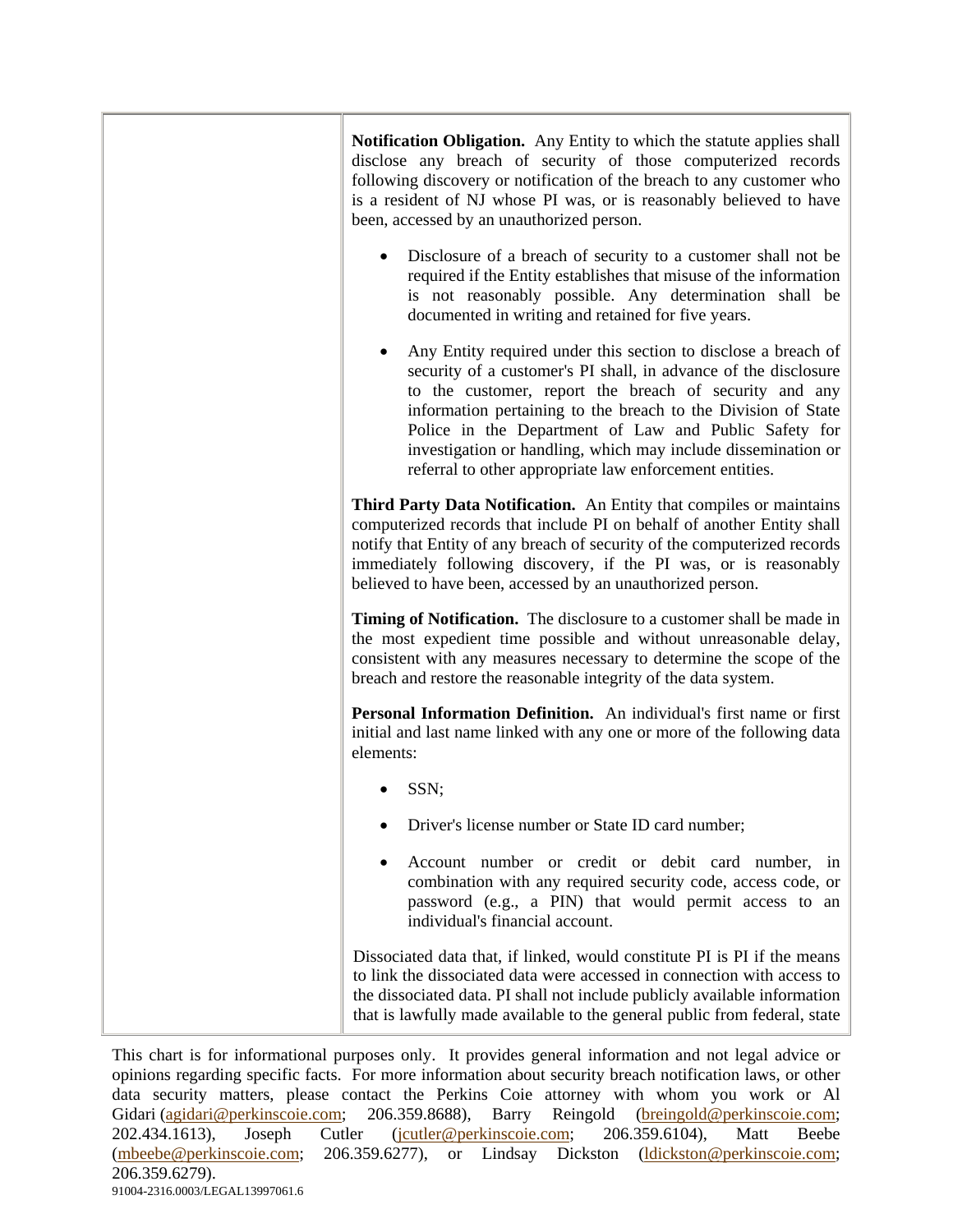| | |
|---|---|
| | **Notification Obligation.** Any Entity to which the statute applies shall disclose any breach of security of those computerized records following discovery or notification of the breach to any customer who is a resident of NJ whose PI was, or is reasonably believed to have been, accessed by an unauthorized person.<br><br>• Disclosure of a breach of security to a customer shall not be required if the Entity establishes that misuse of the information is not reasonably possible. Any determination shall be documented in writing and retained for five years.<br><br>• Any Entity required under this section to disclose a breach of security of a customer's PI shall, in advance of the disclosure to the customer, report the breach of security and any information pertaining to the breach to the Division of State Police in the Department of Law and Public Safety for investigation or handling, which may include dissemination or referral to other appropriate law enforcement entities.<br><br>**Third Party Data Notification.** An Entity that compiles or maintains computerized records that include PI on behalf of another Entity shall notify that Entity of any breach of security of the computerized records immediately following discovery, if the PI was, or is reasonably believed to have been, accessed by an unauthorized person.<br><br>**Timing of Notification.** The disclosure to a customer shall be made in the most expedient time possible and without unreasonable delay, consistent with any measures necessary to determine the scope of the breach and restore the reasonable integrity of the data system.<br><br>**Personal Information Definition.** An individual's first name or first initial and last name linked with any one or more of the following data elements:<br><br>• SSN;<br><br>• Driver's license number or State ID card number;<br><br>• Account number or credit or debit card number, in combination with any required security code, access code, or password (e.g., a PIN) that would permit access to an individual's financial account.<br><br>Dissociated data that, if linked, would constitute PI is PI if the means to link the dissociated data were accessed in connection with access to the dissociated data. PI shall not include publicly available information that is lawfully made available to the general public from federal, state |

This chart is for informational purposes only. It provides general information and not legal advice or opinions regarding specific facts. For more information about security breach notification laws, or other data security matters, please contact the Perkins Coie attorney with whom you work or Al Gidari (agidari@perkinscoie.com; 206.359.8688), Barry Reingold (breingold@perkinscoie.com; 202.434.1613), Joseph Cutler (jcutler@perkinscoie.com; 206.359.6104), Matt Beebe (mbeebe@perkinscoie.com; 206.359.6277), or Lindsay Dickston (ldickston@perkinscoie.com; 206.359.6279).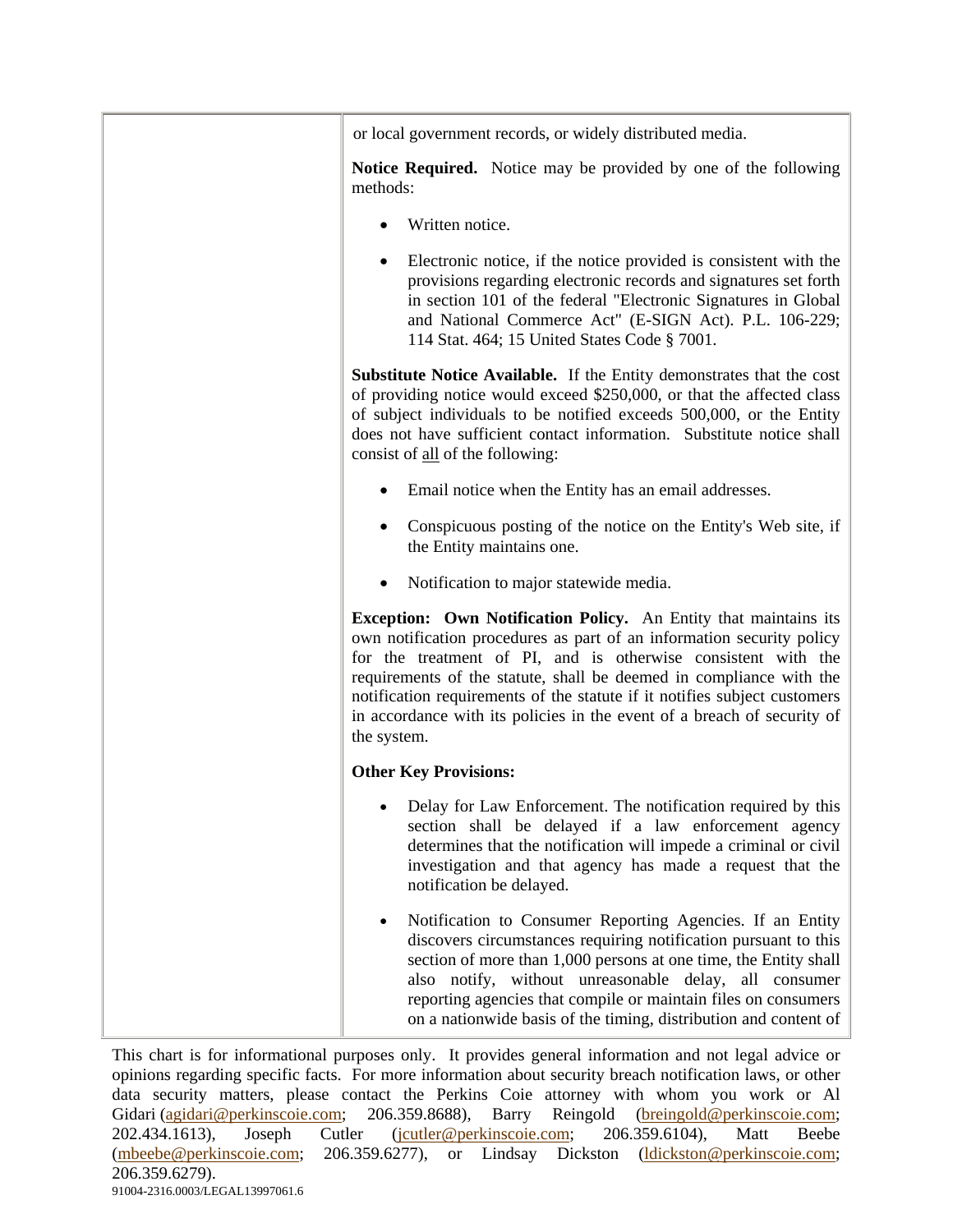| | or local government records, or widely distributed media.<br><br>**Notice Required.** Notice may be provided by one of the following methods:<br><br>• Written notice.<br><br>• Electronic notice, if the notice provided is consistent with the provisions regarding electronic records and signatures set forth in section 101 of the federal "Electronic Signatures in Global and National Commerce Act" (E-SIGN Act). P.L. 106-229; 114 Stat. 464; 15 United States Code § 7001.<br><br>**Substitute Notice Available.** If the Entity demonstrates that the cost of providing notice would exceed $250,000, or that the affected class of subject individuals to be notified exceeds 500,000, or the Entity does not have sufficient contact information. Substitute notice shall consist of <u>all</u> of the following:<br><br>• Email notice when the Entity has an email addresses.<br><br>• Conspicuous posting of the notice on the Entity's Web site, if the Entity maintains one.<br><br>• Notification to major statewide media.<br><br>**Exception: Own Notification Policy.** An Entity that maintains its own notification procedures as part of an information security policy for the treatment of PI, and is otherwise consistent with the requirements of the statute, shall be deemed in compliance with the notification requirements of the statute if it notifies subject customers in accordance with its policies in the event of a breach of security of the system.<br><br>**Other Key Provisions:**<br><br>• Delay for Law Enforcement. The notification required by this section shall be delayed if a law enforcement agency determines that the notification will impede a criminal or civil investigation and that agency has made a request that the notification be delayed.<br><br>• Notification to Consumer Reporting Agencies. If an Entity discovers circumstances requiring notification pursuant to this section of more than 1,000 persons at one time, the Entity shall also notify, without unreasonable delay, all consumer reporting agencies that compile or maintain files on consumers on a nationwide basis of the timing, distribution and content of |
|---|---|

This chart is for informational purposes only. It provides general information and not legal advice or opinions regarding specific facts. For more information about security breach notification laws, or other data security matters, please contact the Perkins Coie attorney with whom you work or Al Gidari (agidari@perkinscoie.com; 206.359.8688), Barry Reingold (breingold@perkinscoie.com; 202.434.1613), Joseph Cutler (jcutler@perkinscoie.com; 206.359.6104), Matt Beebe (mbeebe@perkinscoie.com; 206.359.6277), or Lindsay Dickston (ldickston@perkinscoie.com; 206.359.6279).

91004-2316.0003/LEGAL13997061.6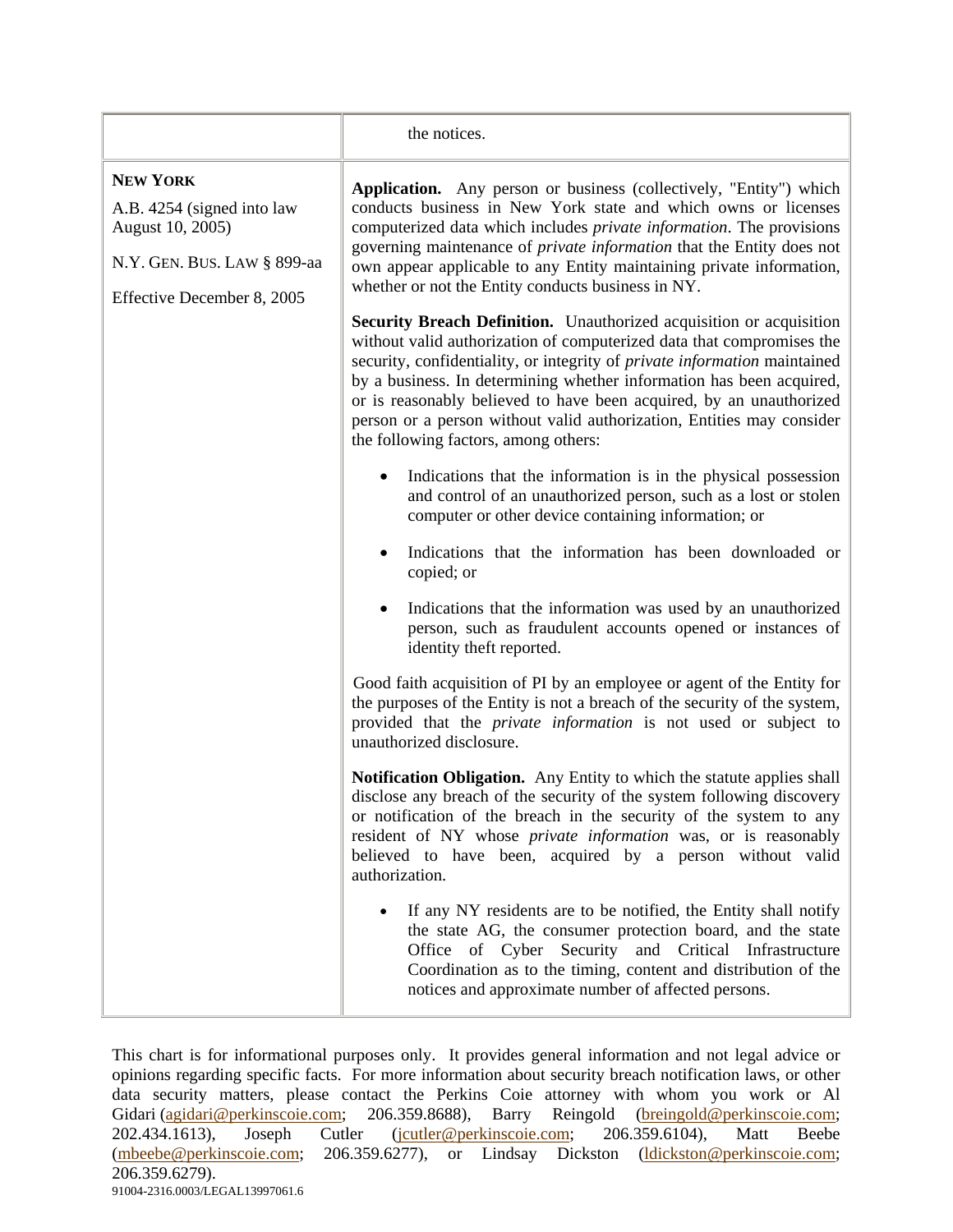| | |
|---|---|
| | the notices. |
| **NEW YORK**<br><br>A.B. 4254 (signed into law August 10, 2005)<br><br>N.Y. GEN. BUS. LAW § 899-aa<br><br>Effective December 8, 2005 | **Application.** Any person or business (collectively, "Entity") which conducts business in New York state and which owns or licenses computerized data which includes *private information*. The provisions governing maintenance of *private information* that the Entity does not own appear applicable to any Entity maintaining private information, whether or not the Entity conducts business in NY.<br><br>**Security Breach Definition.** Unauthorized acquisition or acquisition without valid authorization of computerized data that compromises the security, confidentiality, or integrity of *private information* maintained by a business. In determining whether information has been acquired, or is reasonably believed to have been acquired, by an unauthorized person or a person without valid authorization, Entities may consider the following factors, among others:<br><br>• Indications that the information is in the physical possession and control of an unauthorized person, such as a lost or stolen computer or other device containing information; or<br><br>• Indications that the information has been downloaded or copied; or<br><br>• Indications that the information was used by an unauthorized person, such as fraudulent accounts opened or instances of identity theft reported.<br><br>Good faith acquisition of PI by an employee or agent of the Entity for the purposes of the Entity is not a breach of the security of the system, provided that the *private information* is not used or subject to unauthorized disclosure.<br><br>**Notification Obligation.** Any Entity to which the statute applies shall disclose any breach of the security of the system following discovery or notification of the breach in the security of the system to any resident of NY whose *private information* was, or is reasonably believed to have been, acquired by a person without valid authorization.<br><br>• If any NY residents are to be notified, the Entity shall notify the state AG, the consumer protection board, and the state Office of Cyber Security and Critical Infrastructure Coordination as to the timing, content and distribution of the notices and approximate number of affected persons. |

This chart is for informational purposes only. It provides general information and not legal advice or opinions regarding specific facts. For more information about security breach notification laws, or other data security matters, please contact the Perkins Coie attorney with whom you work or Al Gidari (agidari@perkinscoie.com; 206.359.8688), Barry Reingold (breingold@perkinscoie.com; 202.434.1613), Joseph Cutler (jcutler@perkinscoie.com; 206.359.6104), Matt Beebe (mbeebe@perkinscoie.com; 206.359.6277), or Lindsay Dickston (ldickston@perkinscoie.com; 206.359.6279).

91004-2316.0003/LEGAL13997061.6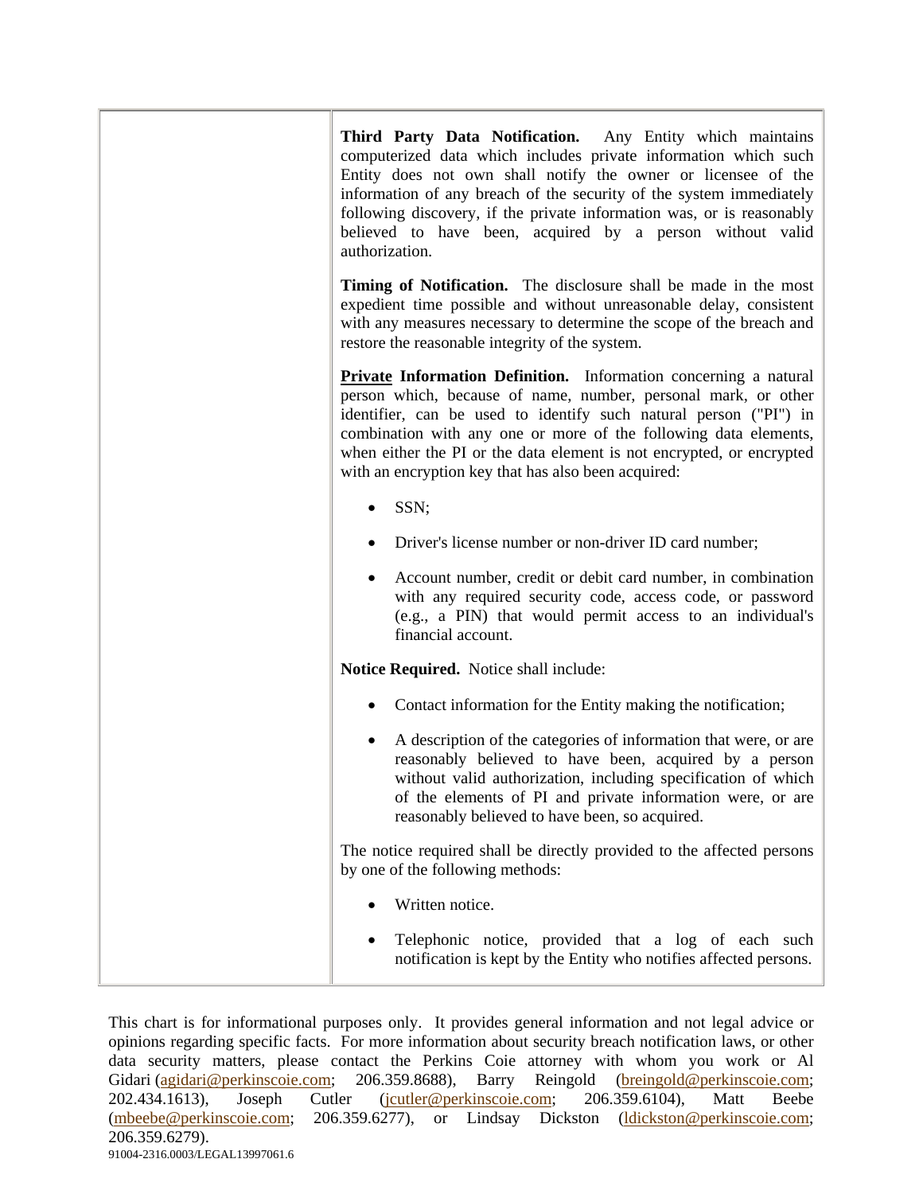| | **Third Party Data Notification.** Any Entity which maintains computerized data which includes private information which such Entity does not own shall notify the owner or licensee of the information of any breach of the security of the system immediately following discovery, if the private information was, or is reasonably believed to have been, acquired by a person without valid authorization.<br><br>**Timing of Notification.** The disclosure shall be made in the most expedient time possible and without unreasonable delay, consistent with any measures necessary to determine the scope of the breach and restore the reasonable integrity of the system.<br><br>**<u>Private</u> Information Definition.** Information concerning a natural person which, because of name, number, personal mark, or other identifier, can be used to identify such natural person ("PI") in combination with any one or more of the following data elements, when either the PI or the data element is not encrypted, or encrypted with an encryption key that has also been acquired:<br><br>• SSN;<br>• Driver's license number or non-driver ID card number;<br>• Account number, credit or debit card number, in combination with any required security code, access code, or password (e.g., a PIN) that would permit access to an individual's financial account.<br><br>**Notice Required.** Notice shall include:<br><br>• Contact information for the Entity making the notification;<br>• A description of the categories of information that were, or are reasonably believed to have been, acquired by a person without valid authorization, including specification of which of the elements of PI and private information were, or are reasonably believed to have been, so acquired.<br><br>The notice required shall be directly provided to the affected persons by one of the following methods:<br><br>• Written notice.<br>• Telephonic notice, provided that a log of each such notification is kept by the Entity who notifies affected persons. |
|---|---|

This chart is for informational purposes only. It provides general information and not legal advice or opinions regarding specific facts. For more information about security breach notification laws, or other data security matters, please contact the Perkins Coie attorney with whom you work or Al Gidari (agidari@perkinscoie.com; 206.359.8688), Barry Reingold (breingold@perkinscoie.com; 202.434.1613), Joseph Cutler (jcutler@perkinscoie.com; 206.359.6104), Matt Beebe (mbeebe@perkinscoie.com; 206.359.6277), or Lindsay Dickston (ldickston@perkinscoie.com; 206.359.6279).

91004-2316.0003/LEGAL13997061.6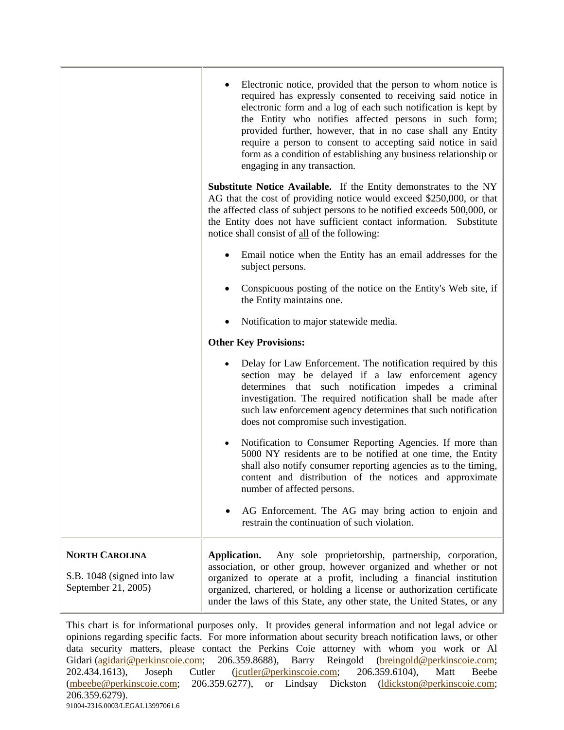| | |
|---|---|
| | • Electronic notice, provided that the person to whom notice is required has expressly consented to receiving said notice in electronic form and a log of each such notification is kept by the Entity who notifies affected persons in such form; provided further, however, that in no case shall any Entity require a person to consent to accepting said notice in said form as a condition of establishing any business relationship or engaging in any transaction.<br><br>**Substitute Notice Available.** If the Entity demonstrates to the NY AG that the cost of providing notice would exceed $250,000, or that the affected class of subject persons to be notified exceeds 500,000, or the Entity does not have sufficient contact information. Substitute notice shall consist of <u>all</u> of the following:<br><br>• Email notice when the Entity has an email addresses for the subject persons.<br><br>• Conspicuous posting of the notice on the Entity's Web site, if the Entity maintains one.<br><br>• Notification to major statewide media.<br><br>**Other Key Provisions:**<br><br>• Delay for Law Enforcement. The notification required by this section may be delayed if a law enforcement agency determines that such notification impedes a criminal investigation. The required notification shall be made after such law enforcement agency determines that such notification does not compromise such investigation.<br><br>• Notification to Consumer Reporting Agencies. If more than 5000 NY residents are to be notified at one time, the Entity shall also notify consumer reporting agencies as to the timing, content and distribution of the notices and approximate number of affected persons.<br><br>• AG Enforcement. The AG may bring action to enjoin and restrain the continuation of such violation. |
| **NORTH CAROLINA**<br><br>S.B. 1048 (signed into law September 21, 2005) | **Application.** Any sole proprietorship, partnership, corporation, association, or other group, however organized and whether or not organized to operate at a profit, including a financial institution organized, chartered, or holding a license or authorization certificate under the laws of this State, any other state, the United States, or any |

This chart is for informational purposes only. It provides general information and not legal advice or opinions regarding specific facts. For more information about security breach notification laws, or other data security matters, please contact the Perkins Coie attorney with whom you work or Al Gidari (agidari@perkinscoie.com; 206.359.8688), Barry Reingold (breingold@perkinscoie.com; 202.434.1613), Joseph Cutler (jcutler@perkinscoie.com; 206.359.6104), Matt Beebe (mbeebe@perkinscoie.com; 206.359.6277), or Lindsay Dickston (ldickston@perkinscoie.com; 206.359.6279).

91004-2316.0003/LEGAL13997061.6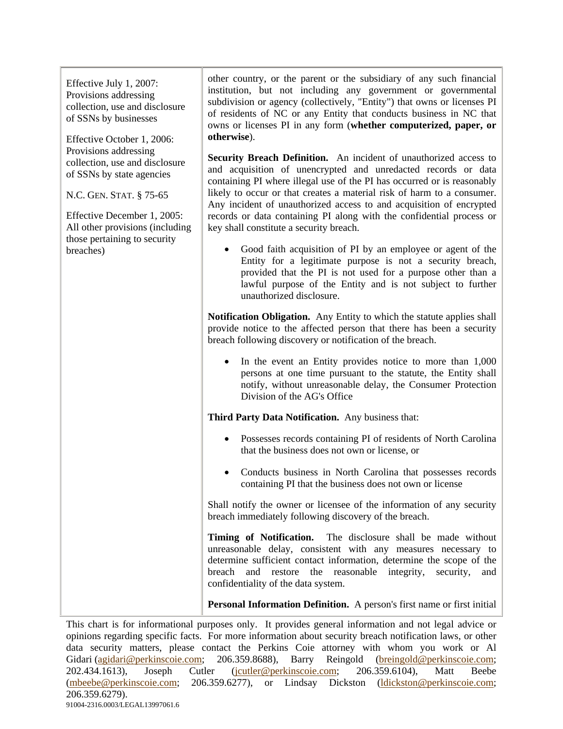| | |
|---|---|
| Effective July 1, 2007: Provisions addressing collection, use and disclosure of SSNs by businesses<br><br>Effective October 1, 2006: Provisions addressing collection, use and disclosure of SSNs by state agencies<br><br>N.C. GEN. STAT. § 75-65<br><br>Effective December 1, 2005: All other provisions (including those pertaining to security breaches) | other country, or the parent or the subsidiary of any such financial institution, but not including any government or governmental subdivision or agency (collectively, "Entity") that owns or licenses PI of residents of NC or any Entity that conducts business in NC that owns or licenses PI in any form (**whether computerized, paper, or otherwise**).<br><br>**Security Breach Definition.** An incident of unauthorized access to and acquisition of unencrypted and unredacted records or data containing PI where illegal use of the PI has occurred or is reasonably likely to occur or that creates a material risk of harm to a consumer. Any incident of unauthorized access to and acquisition of encrypted records or data containing PI along with the confidential process or key shall constitute a security breach.<br><br>• Good faith acquisition of PI by an employee or agent of the Entity for a legitimate purpose is not a security breach, provided that the PI is not used for a purpose other than a lawful purpose of the Entity and is not subject to further unauthorized disclosure.<br><br>**Notification Obligation.** Any Entity to which the statute applies shall provide notice to the affected person that there has been a security breach following discovery or notification of the breach.<br><br>• In the event an Entity provides notice to more than 1,000 persons at one time pursuant to the statute, the Entity shall notify, without unreasonable delay, the Consumer Protection Division of the AG's Office<br><br>**Third Party Data Notification.** Any business that:<br><br>• Possesses records containing PI of residents of North Carolina that the business does not own or license, or<br><br>• Conducts business in North Carolina that possesses records containing PI that the business does not own or license<br><br>Shall notify the owner or licensee of the information of any security breach immediately following discovery of the breach.<br><br>**Timing of Notification.** The disclosure shall be made without unreasonable delay, consistent with any measures necessary to determine sufficient contact information, determine the scope of the breach and restore the reasonable integrity, security, and confidentiality of the data system.<br><br>**Personal Information Definition.** A person's first name or first initial |

This chart is for informational purposes only. It provides general information and not legal advice or opinions regarding specific facts. For more information about security breach notification laws, or other data security matters, please contact the Perkins Coie attorney with whom you work or Al Gidari (agidari@perkinscoie.com; 206.359.8688), Barry Reingold (breingold@perkinscoie.com; 202.434.1613), Joseph Cutler (jcutler@perkinscoie.com; 206.359.6104), Matt Beebe (mbeebe@perkinscoie.com; 206.359.6277), or Lindsay Dickston (ldickston@perkinscoie.com; 206.359.6279).

91004-2316.0003/LEGAL13997061.6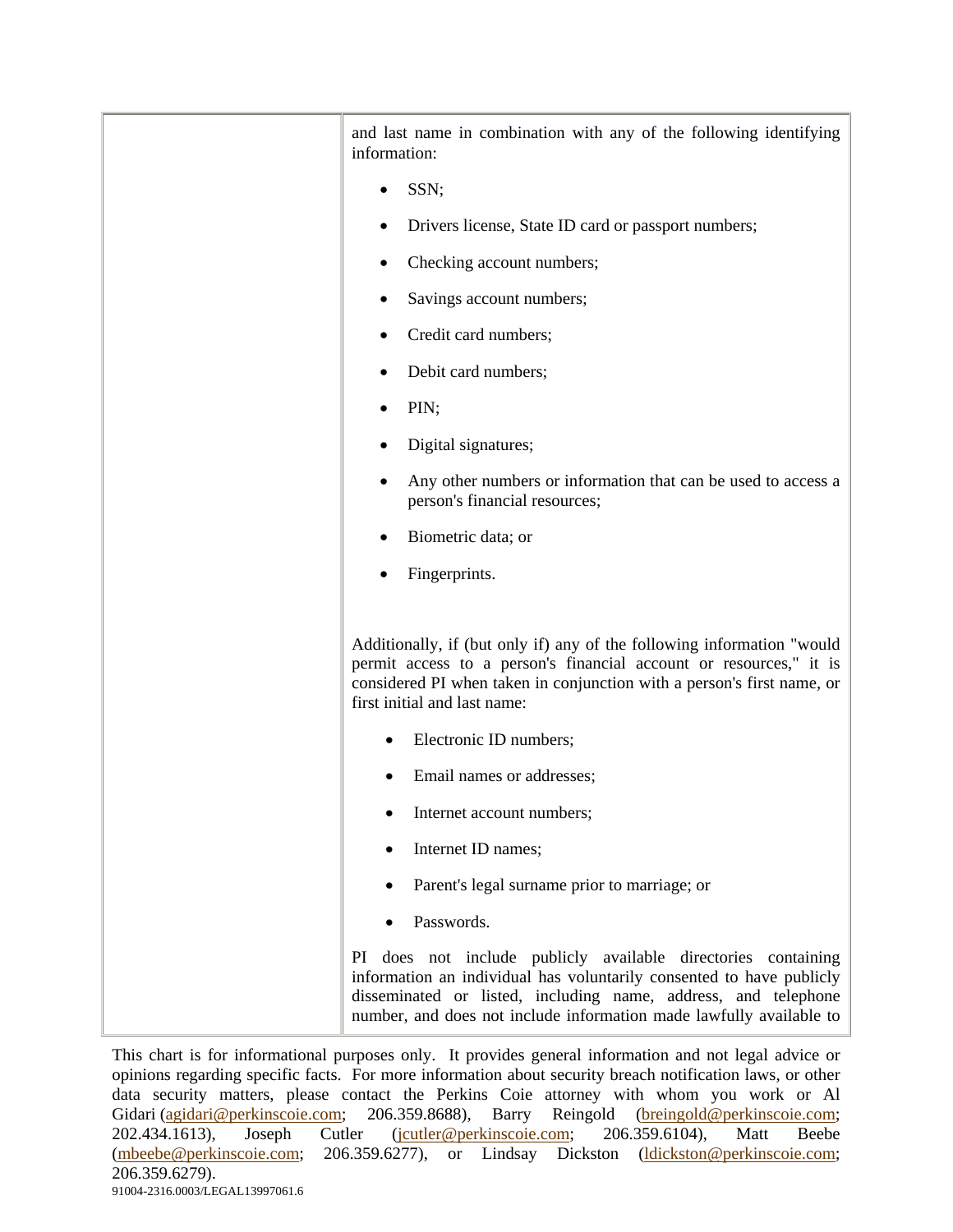| | and last name in combination with any of the following identifying information:<br><br>• SSN;<br>• Drivers license, State ID card or passport numbers;<br>• Checking account numbers;<br>• Savings account numbers;<br>• Credit card numbers;<br>• Debit card numbers;<br>• PIN;<br>• Digital signatures;<br>• Any other numbers or information that can be used to access a person's financial resources;<br>• Biometric data; or<br>• Fingerprints.<br><br>Additionally, if (but only if) any of the following information "would permit access to a person's financial account or resources," it is considered PI when taken in conjunction with a person's first name, or first initial and last name:<br><br>• Electronic ID numbers;<br>• Email names or addresses;<br>• Internet account numbers;<br>• Internet ID names;<br>• Parent's legal surname prior to marriage; or<br>• Passwords.<br><br>PI does not include publicly available directories containing information an individual has voluntarily consented to have publicly disseminated or listed, including name, address, and telephone number, and does not include information made lawfully available to |
|---|---|

This chart is for informational purposes only. It provides general information and not legal advice or opinions regarding specific facts. For more information about security breach notification laws, or other data security matters, please contact the Perkins Coie attorney with whom you work or Al Gidari (agidari@perkinscoie.com; 206.359.8688), Barry Reingold (breingold@perkinscoie.com; 202.434.1613), Joseph Cutler (jcutler@perkinscoie.com; 206.359.6104), Matt Beebe (mbeebe@perkinscoie.com; 206.359.6277), or Lindsay Dickston (ldickston@perkinscoie.com; 206.359.6279).

91004-2316.0003/LEGAL13997061.6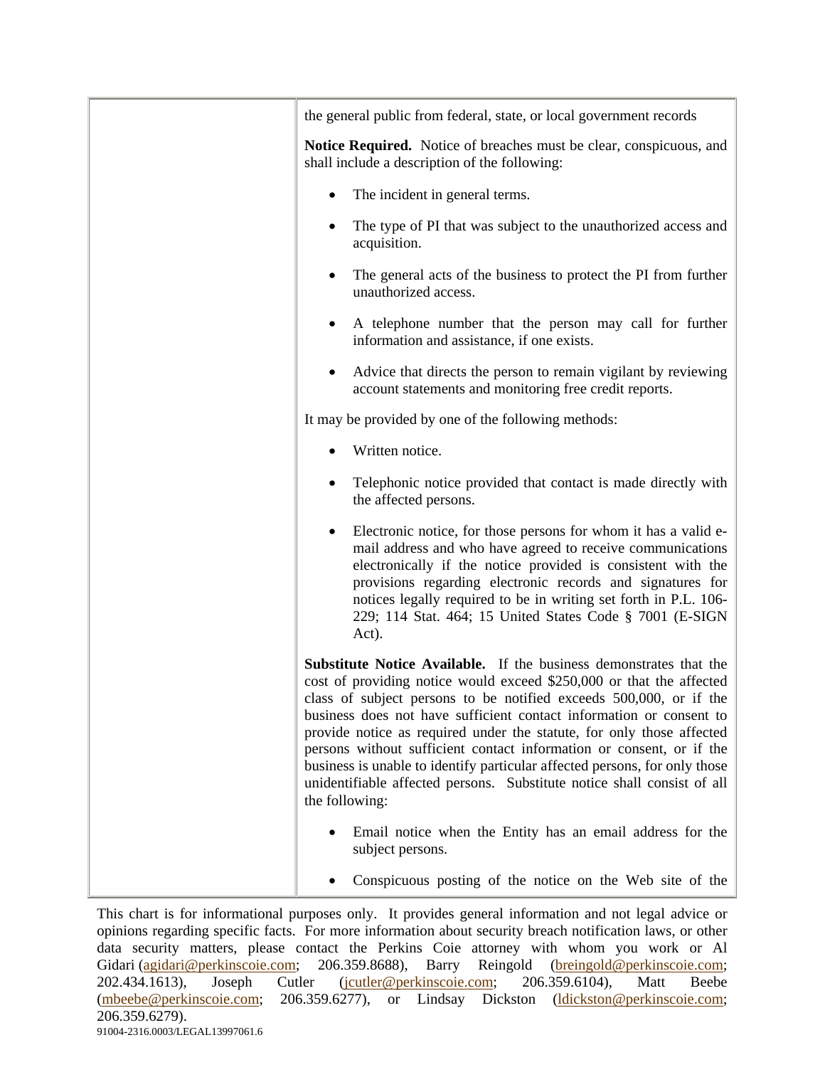| | the general public from federal, state, or local government records<br><br>**Notice Required.** Notice of breaches must be clear, conspicuous, and shall include a description of the following:<br><br>• The incident in general terms.<br><br>• The type of PI that was subject to the unauthorized access and acquisition.<br><br>• The general acts of the business to protect the PI from further unauthorized access.<br><br>• A telephone number that the person may call for further information and assistance, if one exists.<br><br>• Advice that directs the person to remain vigilant by reviewing account statements and monitoring free credit reports.<br><br>It may be provided by one of the following methods:<br><br>• Written notice.<br><br>• Telephonic notice provided that contact is made directly with the affected persons.<br><br>• Electronic notice, for those persons for whom it has a valid e-mail address and who have agreed to receive communications electronically if the notice provided is consistent with the provisions regarding electronic records and signatures for notices legally required to be in writing set forth in P.L. 106-229; 114 Stat. 464; 15 United States Code § 7001 (E-SIGN Act).<br><br>**Substitute Notice Available.** If the business demonstrates that the cost of providing notice would exceed $250,000 or that the affected class of subject persons to be notified exceeds 500,000, or if the business does not have sufficient contact information or consent to provide notice as required under the statute, for only those affected persons without sufficient contact information or consent, or if the business is unable to identify particular affected persons, for only those unidentifiable affected persons. Substitute notice shall consist of all the following:<br><br>• Email notice when the Entity has an email address for the subject persons.<br><br>• Conspicuous posting of the notice on the Web site of the |
|---|---|

This chart is for informational purposes only. It provides general information and not legal advice or opinions regarding specific facts. For more information about security breach notification laws, or other data security matters, please contact the Perkins Coie attorney with whom you work or Al Gidari (agidari@perkinscoie.com; 206.359.8688), Barry Reingold (breingold@perkinscoie.com; 202.434.1613), Joseph Cutler (jcutler@perkinscoie.com; 206.359.6104), Matt Beebe (mbeebe@perkinscoie.com; 206.359.6277), or Lindsay Dickston (ldickston@perkinscoie.com; 206.359.6279).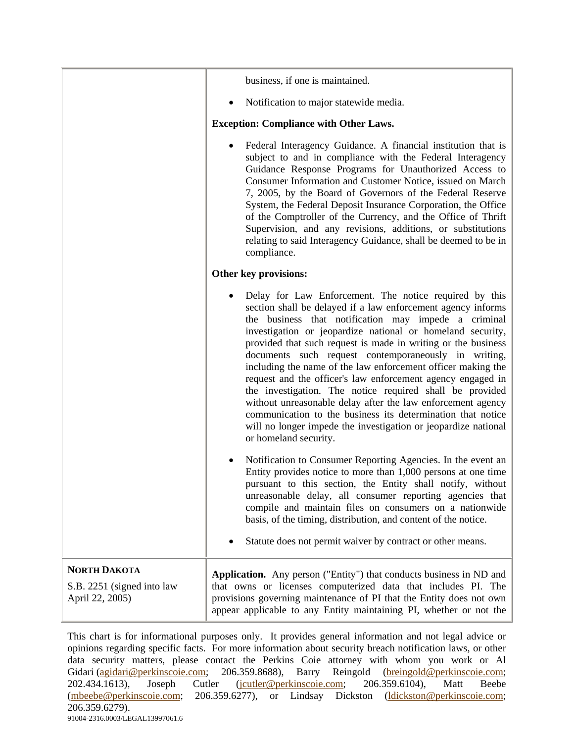| | |
|---|---|
| | business, if one is maintained.<br><br>• Notification to major statewide media.<br><br>**Exception: Compliance with Other Laws.**<br><br>• Federal Interagency Guidance. A financial institution that is subject to and in compliance with the Federal Interagency Guidance Response Programs for Unauthorized Access to Consumer Information and Customer Notice, issued on March 7, 2005, by the Board of Governors of the Federal Reserve System, the Federal Deposit Insurance Corporation, the Office of the Comptroller of the Currency, and the Office of Thrift Supervision, and any revisions, additions, or substitutions relating to said Interagency Guidance, shall be deemed to be in compliance.<br><br>**Other key provisions:**<br><br>• Delay for Law Enforcement. The notice required by this section shall be delayed if a law enforcement agency informs the business that notification may impede a criminal investigation or jeopardize national or homeland security, provided that such request is made in writing or the business documents such request contemporaneously in writing, including the name of the law enforcement officer making the request and the officer's law enforcement agency engaged in the investigation. The notice required shall be provided without unreasonable delay after the law enforcement agency communication to the business its determination that notice will no longer impede the investigation or jeopardize national or homeland security.<br><br>• Notification to Consumer Reporting Agencies. In the event an Entity provides notice to more than 1,000 persons at one time pursuant to this section, the Entity shall notify, without unreasonable delay, all consumer reporting agencies that compile and maintain files on consumers on a nationwide basis, of the timing, distribution, and content of the notice.<br><br>• Statute does not permit waiver by contract or other means. |
| **NORTH DAKOTA**<br><br>S.B. 2251 (signed into law April 22, 2005) | **Application.** Any person ("Entity") that conducts business in ND and that owns or licenses computerized data that includes PI. The provisions governing maintenance of PI that the Entity does not own appear applicable to any Entity maintaining PI, whether or not the |

This chart is for informational purposes only. It provides general information and not legal advice or opinions regarding specific facts. For more information about security breach notification laws, or other data security matters, please contact the Perkins Coie attorney with whom you work or Al Gidari (agidari@perkinscoie.com; 206.359.8688), Barry Reingold (breingold@perkinscoie.com; 202.434.1613), Joseph Cutler (jcutler@perkinscoie.com; 206.359.6104), Matt Beebe (mbeebe@perkinscoie.com; 206.359.6277), or Lindsay Dickston (ldickston@perkinscoie.com; 206.359.6279).

91004-2316.0003/LEGAL13997061.6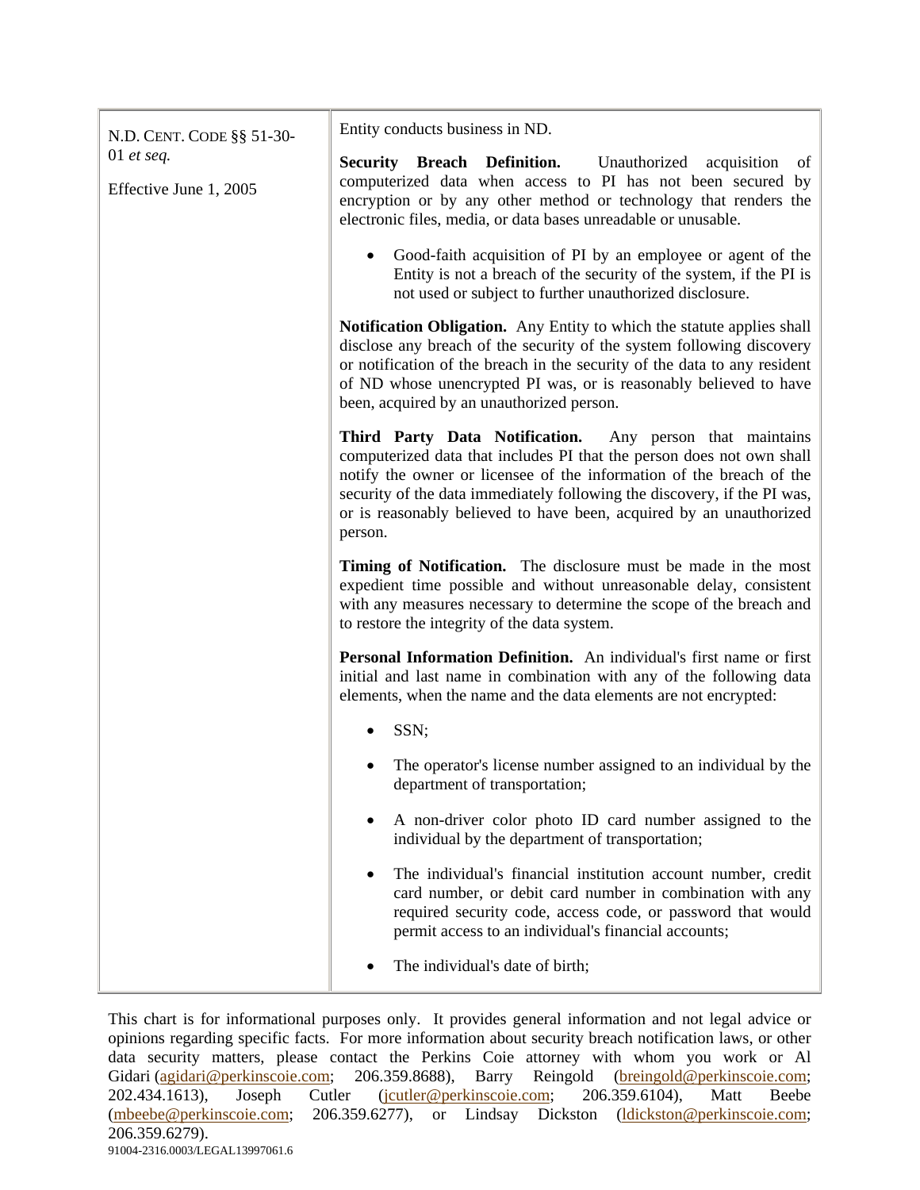| | |
|---|---|
| N.D. CENT. CODE §§ 51-30-01 *et seq.*<br><br>Effective June 1, 2005 | Entity conducts business in ND.<br><br>**Security Breach Definition.** Unauthorized acquisition of computerized data when access to PI has not been secured by encryption or by any other method or technology that renders the electronic files, media, or data bases unreadable or unusable.<br><br>• Good-faith acquisition of PI by an employee or agent of the Entity is not a breach of the security of the system, if the PI is not used or subject to further unauthorized disclosure.<br><br>**Notification Obligation.** Any Entity to which the statute applies shall disclose any breach of the security of the system following discovery or notification of the breach in the security of the data to any resident of ND whose unencrypted PI was, or is reasonably believed to have been, acquired by an unauthorized person.<br><br>**Third Party Data Notification.** Any person that maintains computerized data that includes PI that the person does not own shall notify the owner or licensee of the information of the breach of the security of the data immediately following the discovery, if the PI was, or is reasonably believed to have been, acquired by an unauthorized person.<br><br>**Timing of Notification.** The disclosure must be made in the most expedient time possible and without unreasonable delay, consistent with any measures necessary to determine the scope of the breach and to restore the integrity of the data system.<br><br>**Personal Information Definition.** An individual's first name or first initial and last name in combination with any of the following data elements, when the name and the data elements are not encrypted:<br><br>• SSN;<br><br>• The operator's license number assigned to an individual by the department of transportation;<br><br>• A non-driver color photo ID card number assigned to the individual by the department of transportation;<br><br>• The individual's financial institution account number, credit card number, or debit card number in combination with any required security code, access code, or password that would permit access to an individual's financial accounts;<br><br>• The individual's date of birth; |

This chart is for informational purposes only. It provides general information and not legal advice or opinions regarding specific facts. For more information about security breach notification laws, or other data security matters, please contact the Perkins Coie attorney with whom you work or Al Gidari (agidari@perkinscoie.com; 206.359.8688), Barry Reingold (breingold@perkinscoie.com; 202.434.1613), Joseph Cutler (jcutler@perkinscoie.com; 206.359.6104), Matt Beebe (mbeebe@perkinscoie.com; 206.359.6277), or Lindsay Dickston (ldickston@perkinscoie.com; 206.359.6279).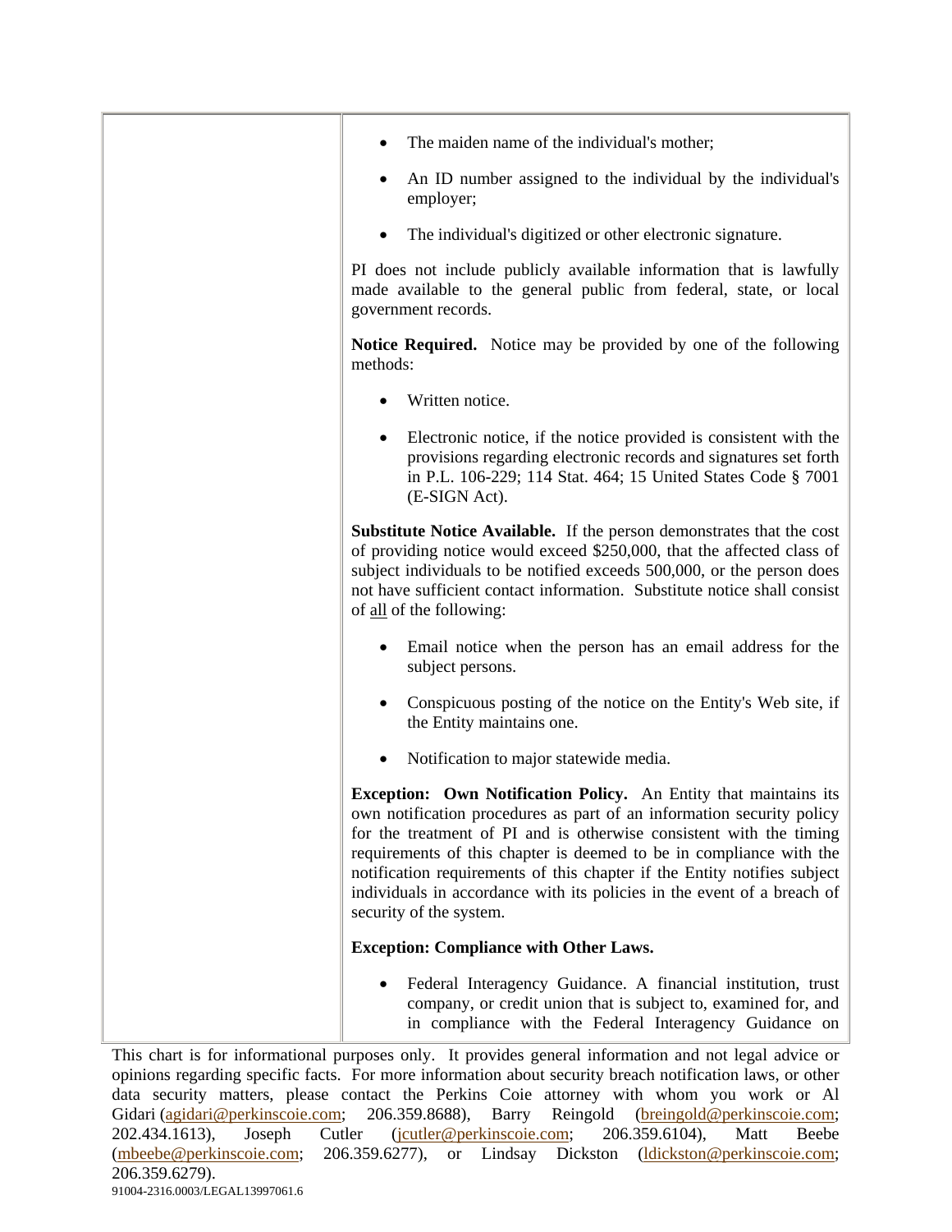| | • The maiden name of the individual's mother;<br><br>• An ID number assigned to the individual by the individual's employer;<br><br>• The individual's digitized or other electronic signature.<br><br>PI does not include publicly available information that is lawfully made available to the general public from federal, state, or local government records.<br><br>**Notice Required.** Notice may be provided by one of the following methods:<br><br>• Written notice.<br><br>• Electronic notice, if the notice provided is consistent with the provisions regarding electronic records and signatures set forth in P.L. 106-229; 114 Stat. 464; 15 United States Code § 7001 (E-SIGN Act).<br><br>**Substitute Notice Available.** If the person demonstrates that the cost of providing notice would exceed $250,000, that the affected class of subject individuals to be notified exceeds 500,000, or the person does not have sufficient contact information. Substitute notice shall consist of <u>all</u> of the following:<br><br>• Email notice when the person has an email address for the subject persons.<br><br>• Conspicuous posting of the notice on the Entity's Web site, if the Entity maintains one.<br><br>• Notification to major statewide media.<br><br>**Exception: Own Notification Policy.** An Entity that maintains its own notification procedures as part of an information security policy for the treatment of PI and is otherwise consistent with the timing requirements of this chapter is deemed to be in compliance with the notification requirements of this chapter if the Entity notifies subject individuals in accordance with its policies in the event of a breach of security of the system.<br><br>**Exception: Compliance with Other Laws.**<br><br>• Federal Interagency Guidance. A financial institution, trust company, or credit union that is subject to, examined for, and in compliance with the Federal Interagency Guidance on |
|---|---|

This chart is for informational purposes only. It provides general information and not legal advice or opinions regarding specific facts. For more information about security breach notification laws, or other data security matters, please contact the Perkins Coie attorney with whom you work or Al Gidari (agidari@perkinscoie.com; 206.359.8688), Barry Reingold (breingold@perkinscoie.com; 202.434.1613), Joseph Cutler (jcutler@perkinscoie.com; 206.359.6104), Matt Beebe (mbeebe@perkinscoie.com; 206.359.6277), or Lindsay Dickston (ldickston@perkinscoie.com; 206.359.6279).

91004-2316.0003/LEGAL13997061.6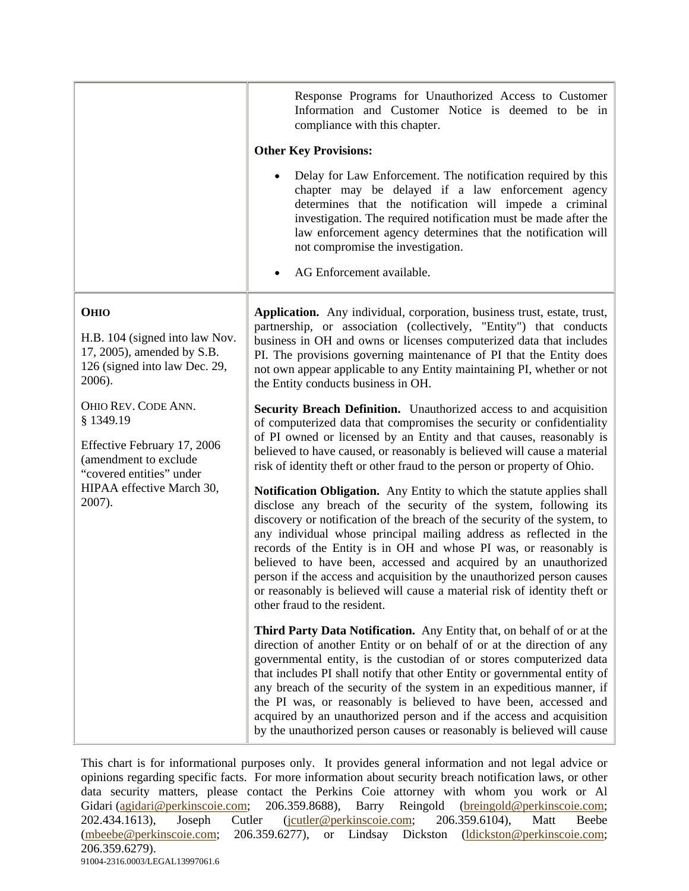| | |
|---|---|
| | Response Programs for Unauthorized Access to Customer Information and Customer Notice is deemed to be in compliance with this chapter.<br><br>**Other Key Provisions:**<br><br>• Delay for Law Enforcement. The notification required by this chapter may be delayed if a law enforcement agency determines that the notification will impede a criminal investigation. The required notification must be made after the law enforcement agency determines that the notification will not compromise the investigation.<br><br>• AG Enforcement available. |
| **OHIO**<br><br>H.B. 104 (signed into law Nov. 17, 2005), amended by S.B. 126 (signed into law Dec. 29, 2006).<br><br>OHIO REV. CODE ANN. § 1349.19<br><br>Effective February 17, 2006 (amendment to exclude "covered entities" under HIPAA effective March 30, 2007). | **Application.** Any individual, corporation, business trust, estate, trust, partnership, or association (collectively, "Entity") that conducts business in OH and owns or licenses computerized data that includes PI. The provisions governing maintenance of PI that the Entity does not own appear applicable to any Entity maintaining PI, whether or not the Entity conducts business in OH.<br><br>**Security Breach Definition.** Unauthorized access to and acquisition of computerized data that compromises the security or confidentiality of PI owned or licensed by an Entity and that causes, reasonably is believed to have caused, or reasonably is believed will cause a material risk of identity theft or other fraud to the person or property of Ohio.<br><br>**Notification Obligation.** Any Entity to which the statute applies shall disclose any breach of the security of the system, following its discovery or notification of the breach of the security of the system, to any individual whose principal mailing address as reflected in the records of the Entity is in OH and whose PI was, or reasonably is believed to have been, accessed and acquired by an unauthorized person if the access and acquisition by the unauthorized person causes or reasonably is believed will cause a material risk of identity theft or other fraud to the resident.<br><br>**Third Party Data Notification.** Any Entity that, on behalf of or at the direction of another Entity or on behalf of or at the direction of any governmental entity, is the custodian of or stores computerized data that includes PI shall notify that other Entity or governmental entity of any breach of the security of the system in an expeditious manner, if the PI was, or reasonably is believed to have been, accessed and acquired by an unauthorized person and if the access and acquisition by the unauthorized person causes or reasonably is believed will cause |

This chart is for informational purposes only. It provides general information and not legal advice or opinions regarding specific facts. For more information about security breach notification laws, or other data security matters, please contact the Perkins Coie attorney with whom you work or Al Gidari (agidari@perkinscoie.com; 206.359.8688), Barry Reingold (breingold@perkinscoie.com; 202.434.1613), Joseph Cutler (jcutler@perkinscoie.com; 206.359.6104), Matt Beebe (mbeebe@perkinscoie.com; 206.359.6277), or Lindsay Dickston (ldickston@perkinscoie.com; 206.359.6279).

91004-2316.0003/LEGAL13997061.6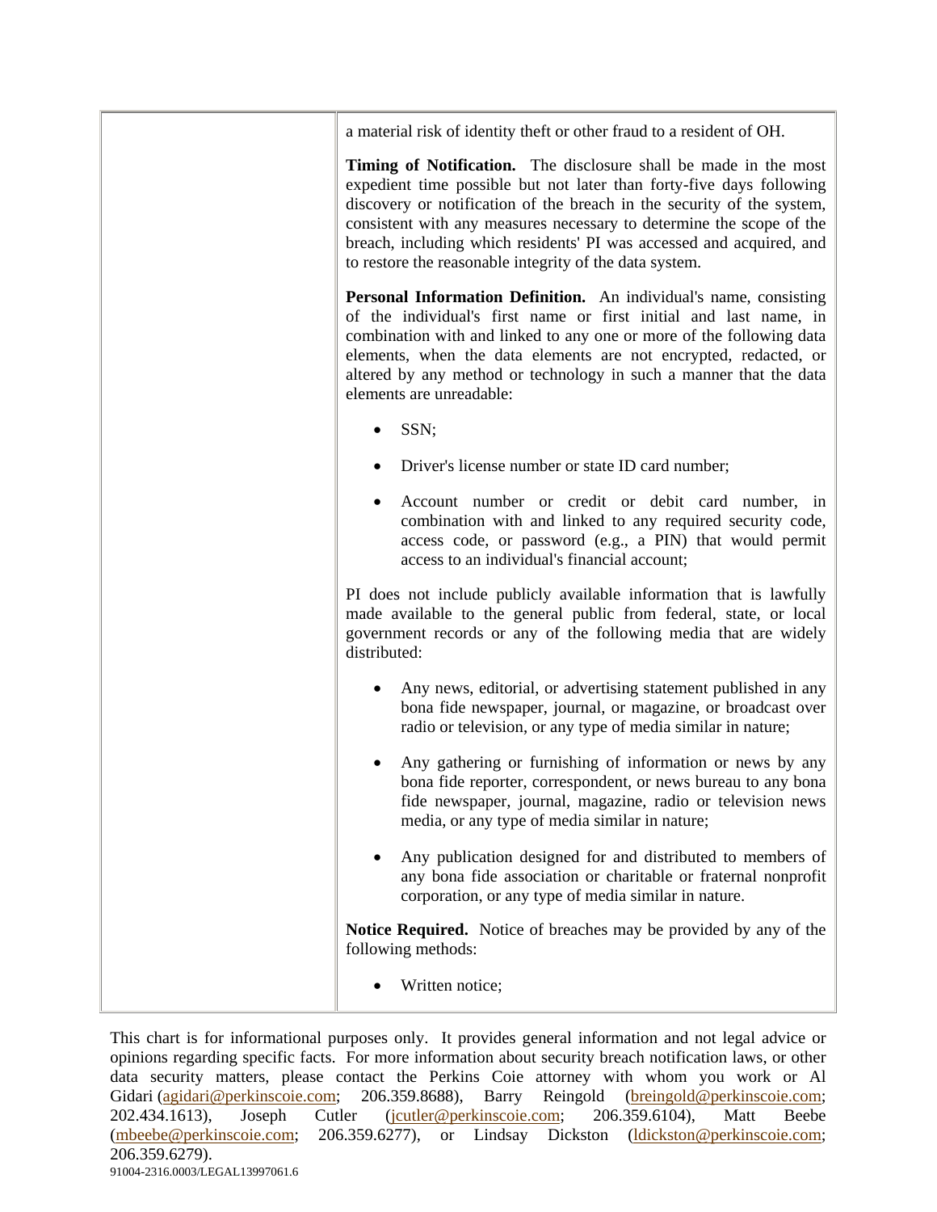| | |
|---|---|
| | a material risk of identity theft or other fraud to a resident of OH.<br><br>**Timing of Notification.** The disclosure shall be made in the most expedient time possible but not later than forty-five days following discovery or notification of the breach in the security of the system, consistent with any measures necessary to determine the scope of the breach, including which residents' PI was accessed and acquired, and to restore the reasonable integrity of the data system.<br><br>**Personal Information Definition.** An individual's name, consisting of the individual's first name or first initial and last name, in combination with and linked to any one or more of the following data elements, when the data elements are not encrypted, redacted, or altered by any method or technology in such a manner that the data elements are unreadable:<br><br>• SSN;<br><br>• Driver's license number or state ID card number;<br><br>• Account number or credit or debit card number, in combination with and linked to any required security code, access code, or password (e.g., a PIN) that would permit access to an individual's financial account;<br><br>PI does not include publicly available information that is lawfully made available to the general public from federal, state, or local government records or any of the following media that are widely distributed:<br><br>• Any news, editorial, or advertising statement published in any bona fide newspaper, journal, or magazine, or broadcast over radio or television, or any type of media similar in nature;<br><br>• Any gathering or furnishing of information or news by any bona fide reporter, correspondent, or news bureau to any bona fide newspaper, journal, magazine, radio or television news media, or any type of media similar in nature;<br><br>• Any publication designed for and distributed to members of any bona fide association or charitable or fraternal nonprofit corporation, or any type of media similar in nature.<br><br>**Notice Required.** Notice of breaches may be provided by any of the following methods:<br><br>• Written notice; |

This chart is for informational purposes only. It provides general information and not legal advice or opinions regarding specific facts. For more information about security breach notification laws, or other data security matters, please contact the Perkins Coie attorney with whom you work or Al Gidari (agidari@perkinscoie.com; 206.359.8688), Barry Reingold (breingold@perkinscoie.com; 202.434.1613), Joseph Cutler (jcutler@perkinscoie.com; 206.359.6104), Matt Beebe (mbeebe@perkinscoie.com; 206.359.6277), or Lindsay Dickston (ldickston@perkinscoie.com; 206.359.6279).

91004-2316.0003/LEGAL13997061.6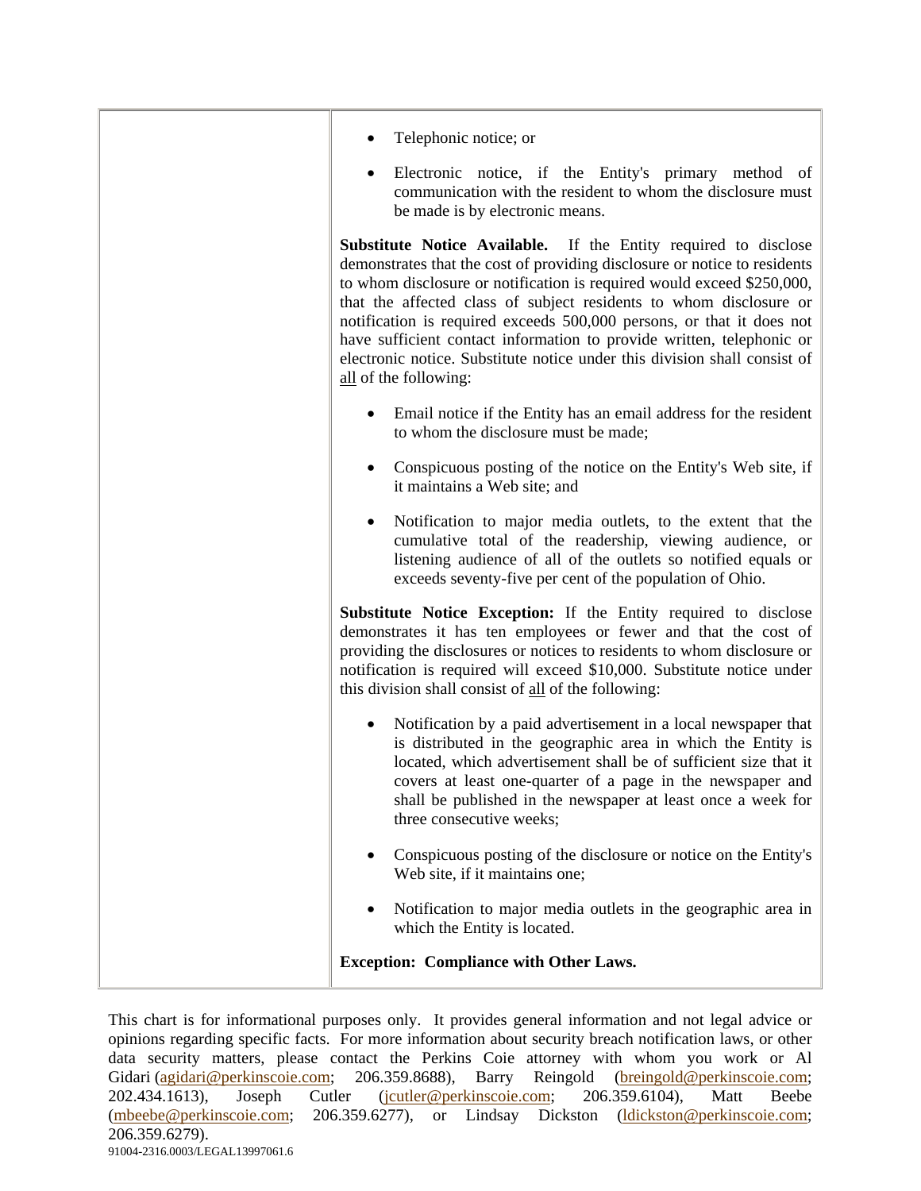| | |
|---|---|
| | • Telephonic notice; or<br><br>• Electronic notice, if the Entity's primary method of communication with the resident to whom the disclosure must be made is by electronic means.<br><br>**Substitute Notice Available.** If the Entity required to disclose demonstrates that the cost of providing disclosure or notice to residents to whom disclosure or notification is required would exceed $250,000, that the affected class of subject residents to whom disclosure or notification is required exceeds 500,000 persons, or that it does not have sufficient contact information to provide written, telephonic or electronic notice. Substitute notice under this division shall consist of all of the following:<br><br>• Email notice if the Entity has an email address for the resident to whom the disclosure must be made;<br><br>• Conspicuous posting of the notice on the Entity's Web site, if it maintains a Web site; and<br><br>• Notification to major media outlets, to the extent that the cumulative total of the readership, viewing audience, or listening audience of all of the outlets so notified equals or exceeds seventy-five per cent of the population of Ohio.<br><br>**Substitute Notice Exception:** If the Entity required to disclose demonstrates it has ten employees or fewer and that the cost of providing the disclosures or notices to residents to whom disclosure or notification is required will exceed $10,000. Substitute notice under this division shall consist of all of the following:<br><br>• Notification by a paid advertisement in a local newspaper that is distributed in the geographic area in which the Entity is located, which advertisement shall be of sufficient size that it covers at least one-quarter of a page in the newspaper and shall be published in the newspaper at least once a week for three consecutive weeks;<br><br>• Conspicuous posting of the disclosure or notice on the Entity's Web site, if it maintains one;<br><br>• Notification to major media outlets in the geographic area in which the Entity is located.<br><br>**Exception: Compliance with Other Laws.** |

This chart is for informational purposes only. It provides general information and not legal advice or opinions regarding specific facts. For more information about security breach notification laws, or other data security matters, please contact the Perkins Coie attorney with whom you work or Al Gidari (agidari@perkinscoie.com; 206.359.8688), Barry Reingold (breingold@perkinscoie.com; 202.434.1613), Joseph Cutler (jcutler@perkinscoie.com; 206.359.6104), Matt Beebe (mbeebe@perkinscoie.com; 206.359.6277), or Lindsay Dickston (ldickston@perkinscoie.com; 206.359.6279).

91004-2316.0003/LEGAL13997061.6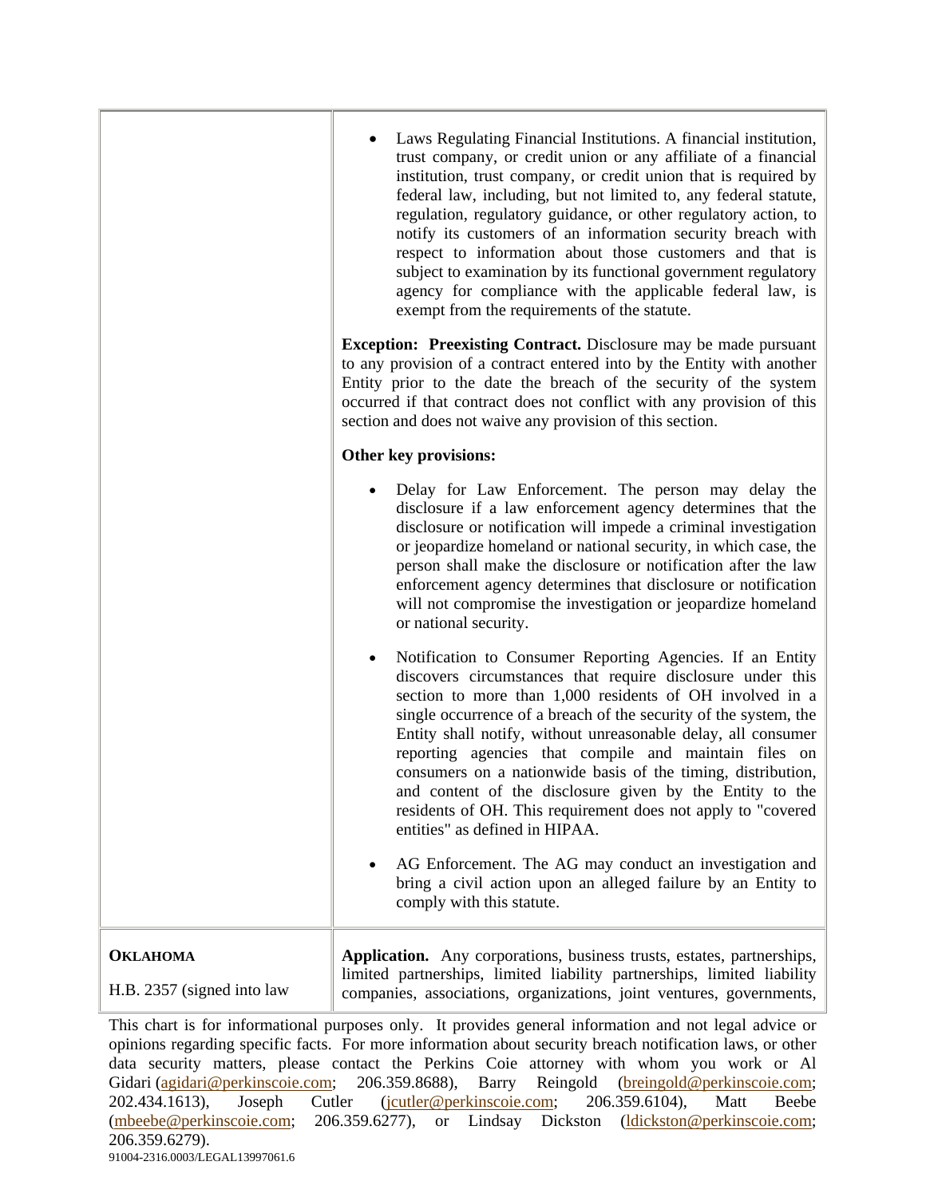| | |
|---|---|
| | • Laws Regulating Financial Institutions. A financial institution, trust company, or credit union or any affiliate of a financial institution, trust company, or credit union that is required by federal law, including, but not limited to, any federal statute, regulation, regulatory guidance, or other regulatory action, to notify its customers of an information security breach with respect to information about those customers and that is subject to examination by its functional government regulatory agency for compliance with the applicable federal law, is exempt from the requirements of the statute.<br><br>**Exception: Preexisting Contract.** Disclosure may be made pursuant to any provision of a contract entered into by the Entity with another Entity prior to the date the breach of the security of the system occurred if that contract does not conflict with any provision of this section and does not waive any provision of this section.<br><br>**Other key provisions:**<br><br>• Delay for Law Enforcement. The person may delay the disclosure if a law enforcement agency determines that the disclosure or notification will impede a criminal investigation or jeopardize homeland or national security, in which case, the person shall make the disclosure or notification after the law enforcement agency determines that disclosure or notification will not compromise the investigation or jeopardize homeland or national security.<br><br>• Notification to Consumer Reporting Agencies. If an Entity discovers circumstances that require disclosure under this section to more than 1,000 residents of OH involved in a single occurrence of a breach of the security of the system, the Entity shall notify, without unreasonable delay, all consumer reporting agencies that compile and maintain files on consumers on a nationwide basis of the timing, distribution, and content of the disclosure given by the Entity to the residents of OH. This requirement does not apply to "covered entities" as defined in HIPAA.<br><br>• AG Enforcement. The AG may conduct an investigation and bring a civil action upon an alleged failure by an Entity to comply with this statute. |
| **OKLAHOMA**<br><br>H.B. 2357 (signed into law | **Application.** Any corporations, business trusts, estates, partnerships, limited partnerships, limited liability partnerships, limited liability companies, associations, organizations, joint ventures, governments, |

This chart is for informational purposes only. It provides general information and not legal advice or opinions regarding specific facts. For more information about security breach notification laws, or other data security matters, please contact the Perkins Coie attorney with whom you work or Al Gidari (agidari@perkinscoie.com; 206.359.8688), Barry Reingold (breingold@perkinscoie.com; 202.434.1613), Joseph Cutler (jcutler@perkinscoie.com; 206.359.6104), Matt Beebe (mbeebe@perkinscoie.com; 206.359.6277), or Lindsay Dickston (ldickston@perkinscoie.com; 206.359.6279).

91004-2316.0003/LEGAL13997061.6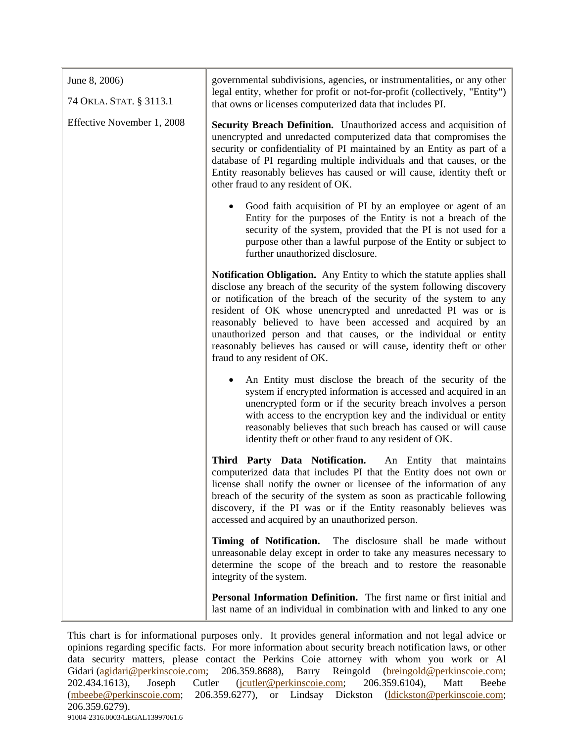| | |
|---|---|
| June 8, 2006)<br><br>74 OKLA. STAT. § 3113.1<br><br>Effective November 1, 2008 | governmental subdivisions, agencies, or instrumentalities, or any other legal entity, whether for profit or not-for-profit (collectively, "Entity") that owns or licenses computerized data that includes PI.<br><br>**Security Breach Definition.** Unauthorized access and acquisition of unencrypted and unredacted computerized data that compromises the security or confidentiality of PI maintained by an Entity as part of a database of PI regarding multiple individuals and that causes, or the Entity reasonably believes has caused or will cause, identity theft or other fraud to any resident of OK.<br><br>• Good faith acquisition of PI by an employee or agent of an Entity for the purposes of the Entity is not a breach of the security of the system, provided that the PI is not used for a purpose other than a lawful purpose of the Entity or subject to further unauthorized disclosure.<br><br>**Notification Obligation.** Any Entity to which the statute applies shall disclose any breach of the security of the system following discovery or notification of the breach of the security of the system to any resident of OK whose unencrypted and unredacted PI was or is reasonably believed to have been accessed and acquired by an unauthorized person and that causes, or the individual or entity reasonably believes has caused or will cause, identity theft or other fraud to any resident of OK.<br><br>• An Entity must disclose the breach of the security of the system if encrypted information is accessed and acquired in an unencrypted form or if the security breach involves a person with access to the encryption key and the individual or entity reasonably believes that such breach has caused or will cause identity theft or other fraud to any resident of OK.<br><br>**Third Party Data Notification.** An Entity that maintains computerized data that includes PI that the Entity does not own or license shall notify the owner or licensee of the information of any breach of the security of the system as soon as practicable following discovery, if the PI was or if the Entity reasonably believes was accessed and acquired by an unauthorized person.<br><br>**Timing of Notification.** The disclosure shall be made without unreasonable delay except in order to take any measures necessary to determine the scope of the breach and to restore the reasonable integrity of the system.<br><br>**Personal Information Definition.** The first name or first initial and last name of an individual in combination with and linked to any one |

This chart is for informational purposes only. It provides general information and not legal advice or opinions regarding specific facts. For more information about security breach notification laws, or other data security matters, please contact the Perkins Coie attorney with whom you work or Al Gidari (agidari@perkinscoie.com; 206.359.8688), Barry Reingold (breingold@perkinscoie.com; 202.434.1613), Joseph Cutler (jcutler@perkinscoie.com; 206.359.6104), Matt Beebe (mbeebe@perkinscoie.com; 206.359.6277), or Lindsay Dickston (ldickston@perkinscoie.com; 206.359.6279).

91004-2316.0003/LEGAL13997061.6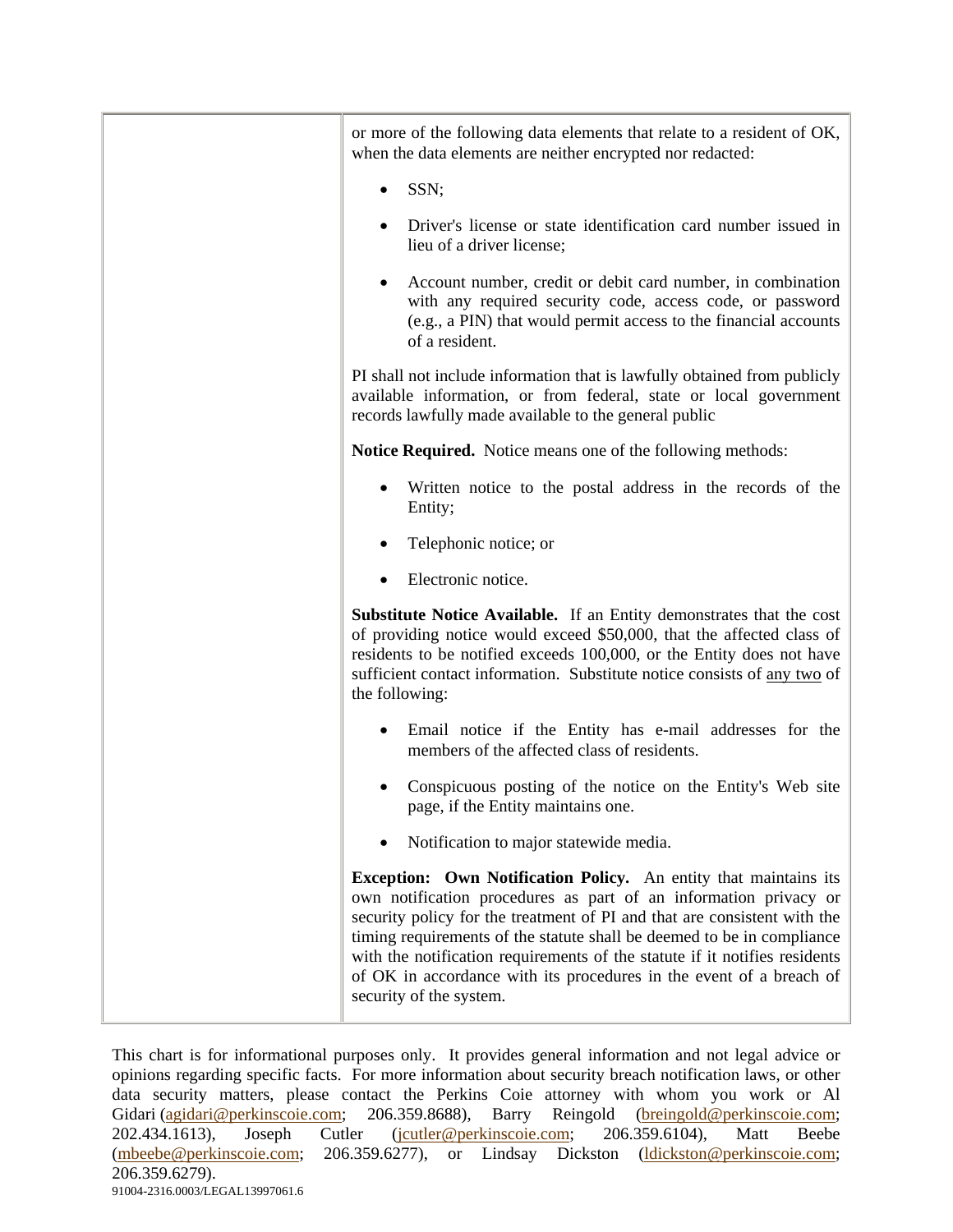| | |
|---|---|
| | or more of the following data elements that relate to a resident of OK, when the data elements are neither encrypted nor redacted:<br><br>• SSN;<br><br>• Driver's license or state identification card number issued in lieu of a driver license;<br><br>• Account number, credit or debit card number, in combination with any required security code, access code, or password (e.g., a PIN) that would permit access to the financial accounts of a resident.<br><br>PI shall not include information that is lawfully obtained from publicly available information, or from federal, state or local government records lawfully made available to the general public<br><br>**Notice Required.** Notice means one of the following methods:<br><br>• Written notice to the postal address in the records of the Entity;<br><br>• Telephonic notice; or<br><br>• Electronic notice.<br><br>**Substitute Notice Available.** If an Entity demonstrates that the cost of providing notice would exceed $50,000, that the affected class of residents to be notified exceeds 100,000, or the Entity does not have sufficient contact information. Substitute notice consists of <u>any two</u> of the following:<br><br>• Email notice if the Entity has e-mail addresses for the members of the affected class of residents.<br><br>• Conspicuous posting of the notice on the Entity's Web site page, if the Entity maintains one.<br><br>• Notification to major statewide media.<br><br>**Exception: Own Notification Policy.** An entity that maintains its own notification procedures as part of an information privacy or security policy for the treatment of PI and that are consistent with the timing requirements of the statute shall be deemed to be in compliance with the notification requirements of the statute if it notifies residents of OK in accordance with its procedures in the event of a breach of security of the system. |

This chart is for informational purposes only. It provides general information and not legal advice or opinions regarding specific facts. For more information about security breach notification laws, or other data security matters, please contact the Perkins Coie attorney with whom you work or Al Gidari (agidari@perkinscoie.com; 206.359.8688), Barry Reingold (breingold@perkinscoie.com; 202.434.1613), Joseph Cutler (jcutler@perkinscoie.com; 206.359.6104), Matt Beebe (mbeebe@perkinscoie.com; 206.359.6277), or Lindsay Dickston (ldickston@perkinscoie.com; 206.359.6279).

91004-2316.0003/LEGAL13997061.6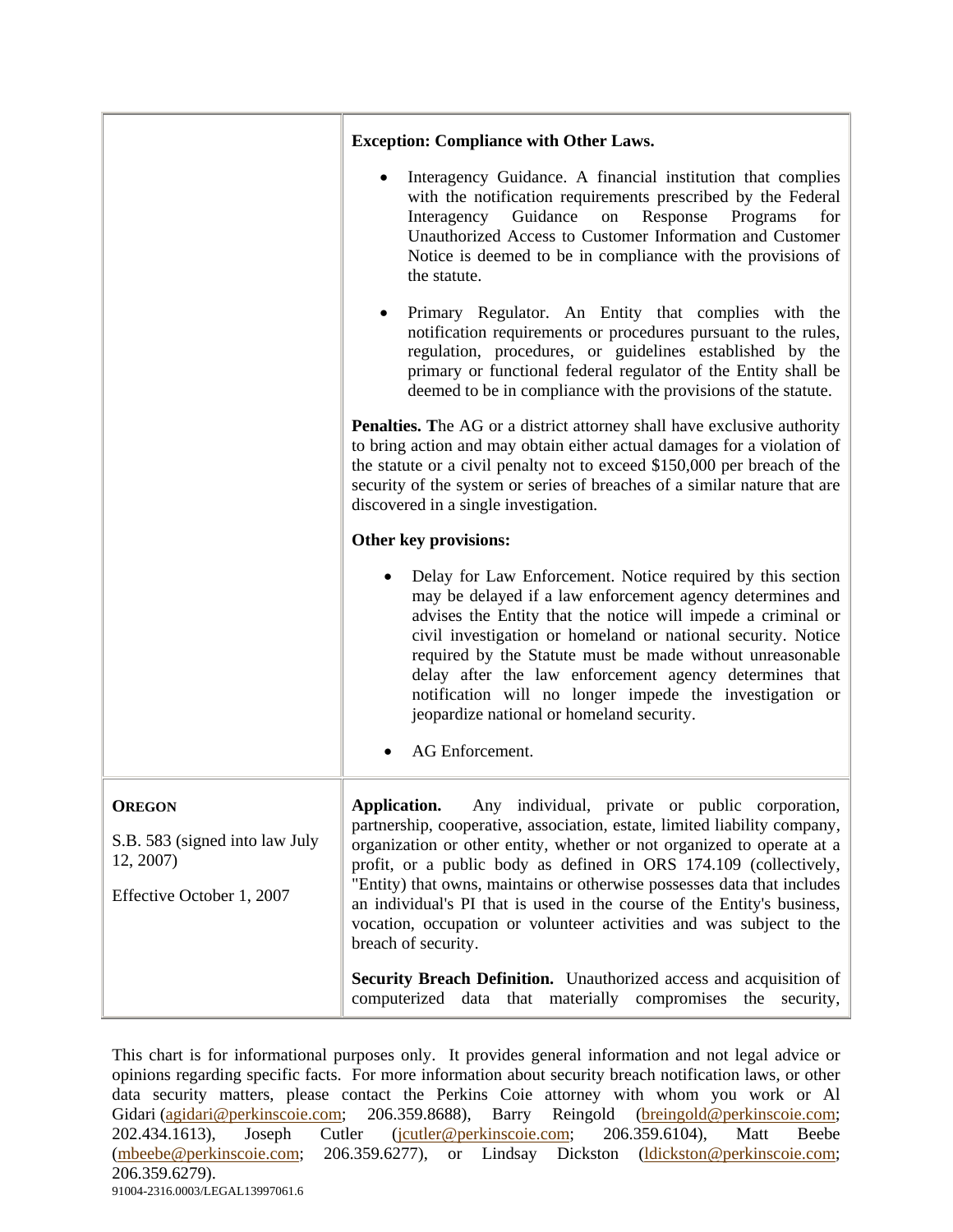| | |
|---|---|
| | **Exception: Compliance with Other Laws.**<br><br>• Interagency Guidance. A financial institution that complies with the notification requirements prescribed by the Federal Interagency Guidance on Response Programs for Unauthorized Access to Customer Information and Customer Notice is deemed to be in compliance with the provisions of the statute.<br><br>• Primary Regulator. An Entity that complies with the notification requirements or procedures pursuant to the rules, regulation, procedures, or guidelines established by the primary or functional federal regulator of the Entity shall be deemed to be in compliance with the provisions of the statute.<br><br>**Penalties. T**he AG or a district attorney shall have exclusive authority to bring action and may obtain either actual damages for a violation of the statute or a civil penalty not to exceed $150,000 per breach of the security of the system or series of breaches of a similar nature that are discovered in a single investigation.<br><br>**Other key provisions:**<br><br>• Delay for Law Enforcement. Notice required by this section may be delayed if a law enforcement agency determines and advises the Entity that the notice will impede a criminal or civil investigation or homeland or national security. Notice required by the Statute must be made without unreasonable delay after the law enforcement agency determines that notification will no longer impede the investigation or jeopardize national or homeland security.<br><br>• AG Enforcement. |
| **OREGON**<br><br>S.B. 583 (signed into law July 12, 2007)<br><br>Effective October 1, 2007 | **Application.** Any individual, private or public corporation, partnership, cooperative, association, estate, limited liability company, organization or other entity, whether or not organized to operate at a profit, or a public body as defined in ORS 174.109 (collectively, "Entity) that owns, maintains or otherwise possesses data that includes an individual's PI that is used in the course of the Entity's business, vocation, occupation or volunteer activities and was subject to the breach of security.<br><br>**Security Breach Definition.** Unauthorized access and acquisition of computerized data that materially compromises the security, |

This chart is for informational purposes only. It provides general information and not legal advice or opinions regarding specific facts. For more information about security breach notification laws, or other data security matters, please contact the Perkins Coie attorney with whom you work or Al Gidari (agidari@perkinscoie.com; 206.359.8688), Barry Reingold (breingold@perkinscoie.com; 202.434.1613), Joseph Cutler (jcutler@perkinscoie.com; 206.359.6104), Matt Beebe (mbeebe@perkinscoie.com; 206.359.6277), or Lindsay Dickston (ldickston@perkinscoie.com; 206.359.6279).

91004-2316.0003/LEGAL13997061.6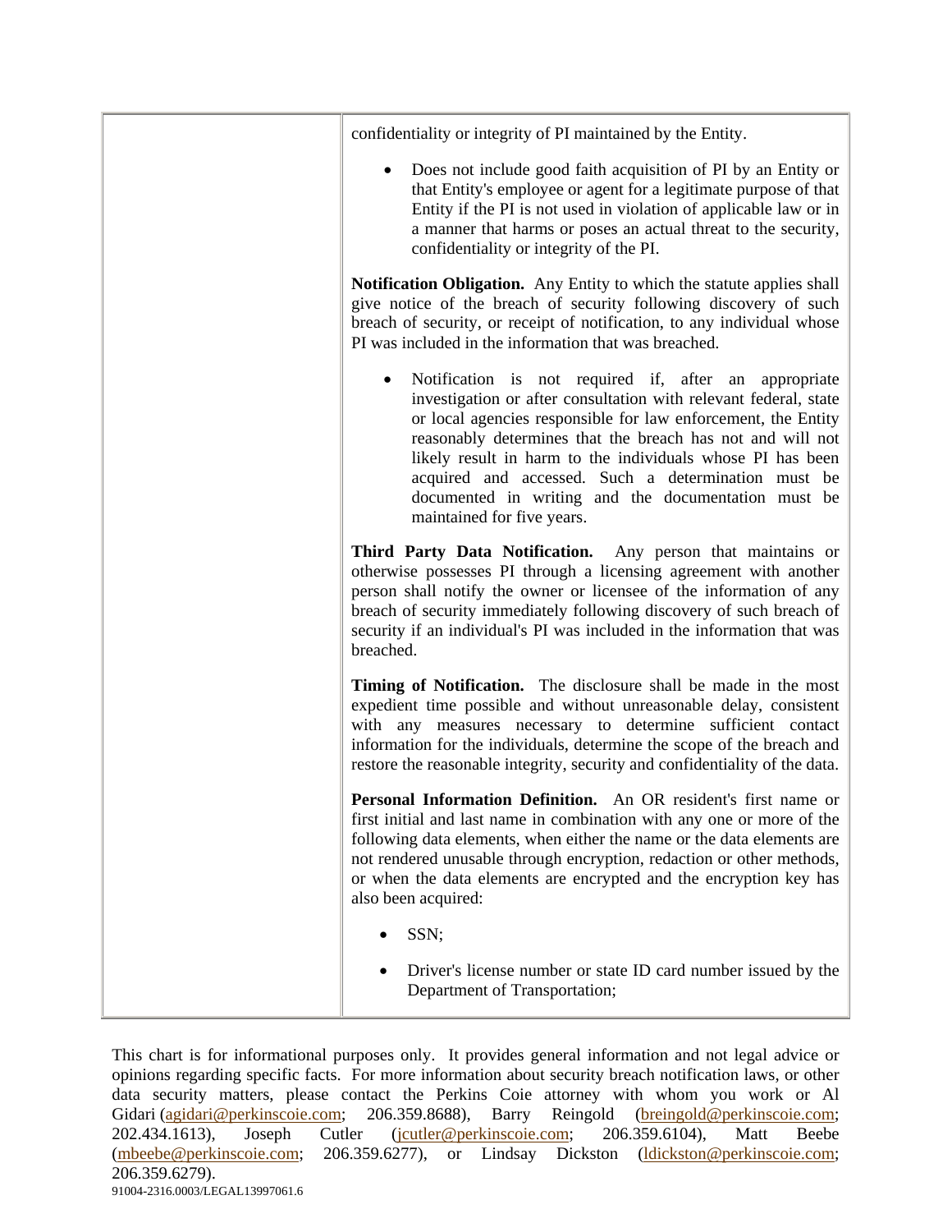| | |
|---|---|
| | confidentiality or integrity of PI maintained by the Entity.<br><br>• Does not include good faith acquisition of PI by an Entity or that Entity's employee or agent for a legitimate purpose of that Entity if the PI is not used in violation of applicable law or in a manner that harms or poses an actual threat to the security, confidentiality or integrity of the PI.<br><br>**Notification Obligation.** Any Entity to which the statute applies shall give notice of the breach of security following discovery of such breach of security, or receipt of notification, to any individual whose PI was included in the information that was breached.<br><br>• Notification is not required if, after an appropriate investigation or after consultation with relevant federal, state or local agencies responsible for law enforcement, the Entity reasonably determines that the breach has not and will not likely result in harm to the individuals whose PI has been acquired and accessed. Such a determination must be documented in writing and the documentation must be maintained for five years.<br><br>**Third Party Data Notification.** Any person that maintains or otherwise possesses PI through a licensing agreement with another person shall notify the owner or licensee of the information of any breach of security immediately following discovery of such breach of security if an individual's PI was included in the information that was breached.<br><br>**Timing of Notification.** The disclosure shall be made in the most expedient time possible and without unreasonable delay, consistent with any measures necessary to determine sufficient contact information for the individuals, determine the scope of the breach and restore the reasonable integrity, security and confidentiality of the data.<br><br>**Personal Information Definition.** An OR resident's first name or first initial and last name in combination with any one or more of the following data elements, when either the name or the data elements are not rendered unusable through encryption, redaction or other methods, or when the data elements are encrypted and the encryption key has also been acquired:<br><br>• SSN;<br><br>• Driver's license number or state ID card number issued by the Department of Transportation; |

This chart is for informational purposes only. It provides general information and not legal advice or opinions regarding specific facts. For more information about security breach notification laws, or other data security matters, please contact the Perkins Coie attorney with whom you work or Al Gidari (agidari@perkinscoie.com; 206.359.8688), Barry Reingold (breingold@perkinscoie.com; 202.434.1613), Joseph Cutler (jcutler@perkinscoie.com; 206.359.6104), Matt Beebe (mbeebe@perkinscoie.com; 206.359.6277), or Lindsay Dickston (ldickston@perkinscoie.com; 206.359.6279).

91004-2316.0003/LEGAL13997061.6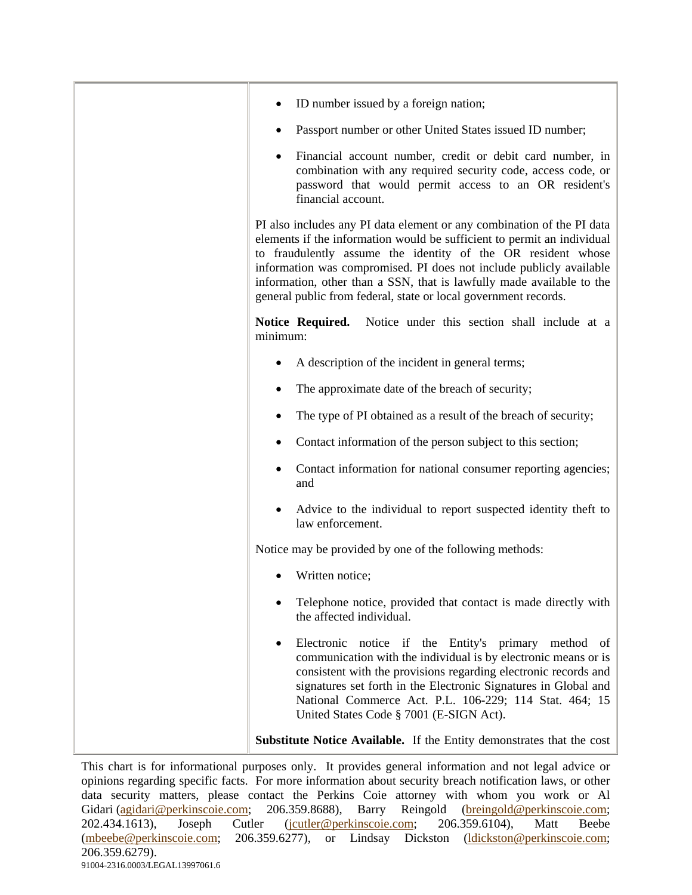| | • ID number issued by a foreign nation;<br><br>• Passport number or other United States issued ID number;<br><br>• Financial account number, credit or debit card number, in combination with any required security code, access code, or password that would permit access to an OR resident's financial account.<br><br>PI also includes any PI data element or any combination of the PI data elements if the information would be sufficient to permit an individual to fraudulently assume the identity of the OR resident whose information was compromised. PI does not include publicly available information, other than a SSN, that is lawfully made available to the general public from federal, state or local government records.<br><br>**Notice Required.** Notice under this section shall include at a minimum:<br><br>• A description of the incident in general terms;<br><br>• The approximate date of the breach of security;<br><br>• The type of PI obtained as a result of the breach of security;<br><br>• Contact information of the person subject to this section;<br><br>• Contact information for national consumer reporting agencies; and<br><br>• Advice to the individual to report suspected identity theft to law enforcement.<br><br>Notice may be provided by one of the following methods:<br><br>• Written notice;<br><br>• Telephone notice, provided that contact is made directly with the affected individual.<br><br>• Electronic notice if the Entity's primary method of communication with the individual is by electronic means or is consistent with the provisions regarding electronic records and signatures set forth in the Electronic Signatures in Global and National Commerce Act. P.L. 106-229; 114 Stat. 464; 15 United States Code § 7001 (E-SIGN Act).<br><br>**Substitute Notice Available.** If the Entity demonstrates that the cost |
|---|---|

This chart is for informational purposes only. It provides general information and not legal advice or opinions regarding specific facts. For more information about security breach notification laws, or other data security matters, please contact the Perkins Coie attorney with whom you work or Al Gidari (agidari@perkinscoie.com; 206.359.8688), Barry Reingold (breingold@perkinscoie.com; 202.434.1613), Joseph Cutler (jcutler@perkinscoie.com; 206.359.6104), Matt Beebe (mbeebe@perkinscoie.com; 206.359.6277), or Lindsay Dickston (ldickston@perkinscoie.com; 206.359.6279).

91004-2316.0003/LEGAL13997061.6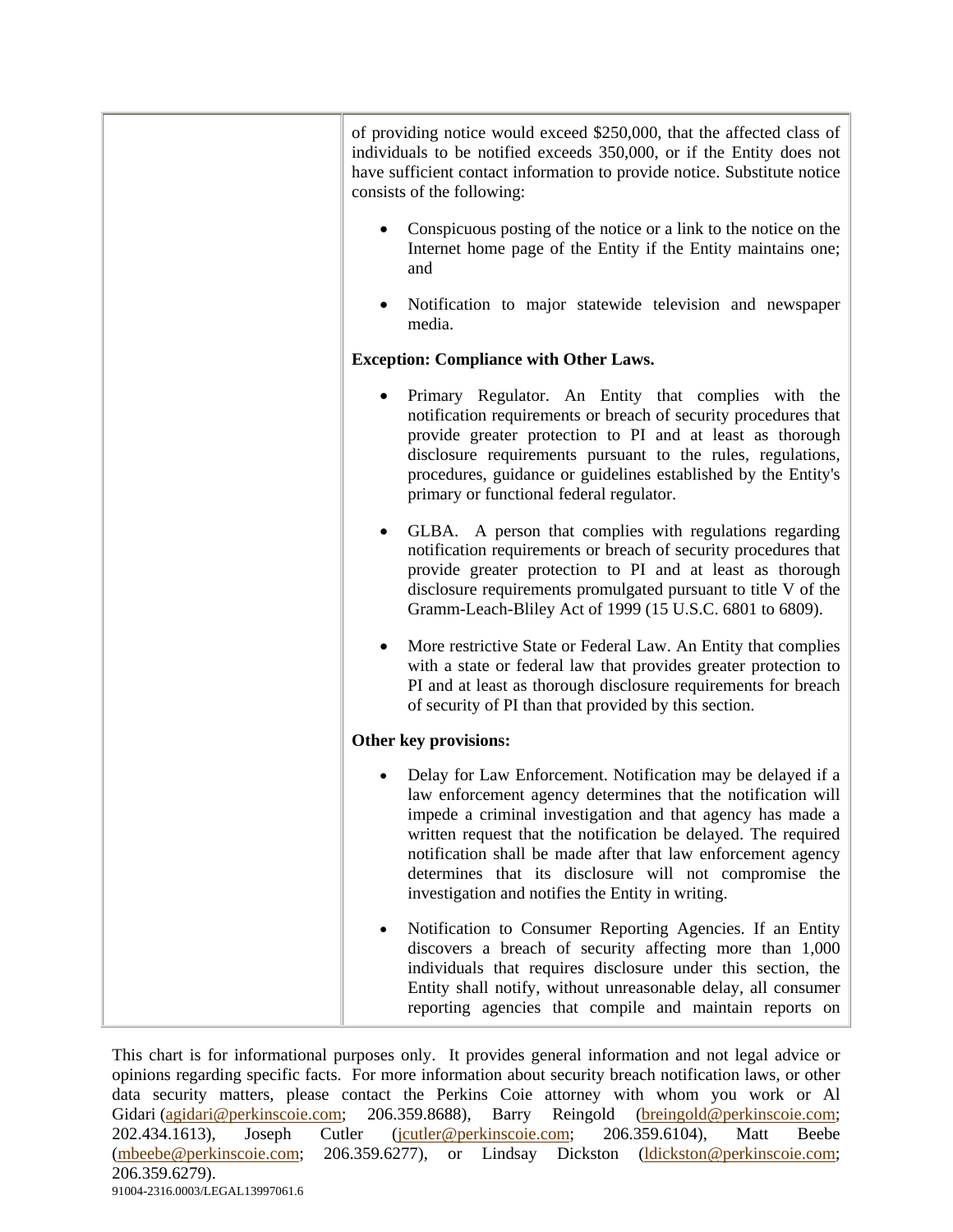| | of providing notice would exceed $250,000, that the affected class of individuals to be notified exceeds 350,000, or if the Entity does not have sufficient contact information to provide notice. Substitute notice consists of the following:<br><br>• Conspicuous posting of the notice or a link to the notice on the Internet home page of the Entity if the Entity maintains one; and<br><br>• Notification to major statewide television and newspaper media.<br><br>**Exception: Compliance with Other Laws.**<br><br>• Primary Regulator. An Entity that complies with the notification requirements or breach of security procedures that provide greater protection to PI and at least as thorough disclosure requirements pursuant to the rules, regulations, procedures, guidance or guidelines established by the Entity's primary or functional federal regulator.<br><br>• GLBA. A person that complies with regulations regarding notification requirements or breach of security procedures that provide greater protection to PI and at least as thorough disclosure requirements promulgated pursuant to title V of the Gramm-Leach-Bliley Act of 1999 (15 U.S.C. 6801 to 6809).<br><br>• More restrictive State or Federal Law. An Entity that complies with a state or federal law that provides greater protection to PI and at least as thorough disclosure requirements for breach of security of PI than that provided by this section.<br><br>**Other key provisions:**<br><br>• Delay for Law Enforcement. Notification may be delayed if a law enforcement agency determines that the notification will impede a criminal investigation and that agency has made a written request that the notification be delayed. The required notification shall be made after that law enforcement agency determines that its disclosure will not compromise the investigation and notifies the Entity in writing.<br><br>• Notification to Consumer Reporting Agencies. If an Entity discovers a breach of security affecting more than 1,000 individuals that requires disclosure under this section, the Entity shall notify, without unreasonable delay, all consumer reporting agencies that compile and maintain reports on |
|---|---|

This chart is for informational purposes only. It provides general information and not legal advice or opinions regarding specific facts. For more information about security breach notification laws, or other data security matters, please contact the Perkins Coie attorney with whom you work or Al Gidari (agidari@perkinscoie.com; 206.359.8688), Barry Reingold (breingold@perkinscoie.com; 202.434.1613), Joseph Cutler (jcutler@perkinscoie.com; 206.359.6104), Matt Beebe (mbeebe@perkinscoie.com; 206.359.6277), or Lindsay Dickston (ldickston@perkinscoie.com; 206.359.6279).

91004-2316.0003/LEGAL13997061.6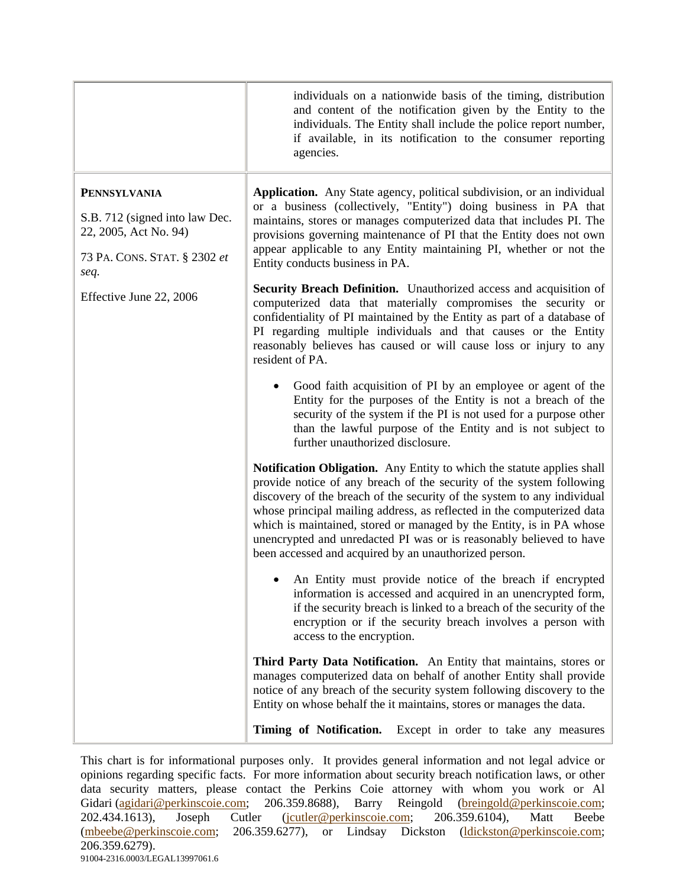| | |
|---|---|
| | individuals on a nationwide basis of the timing, distribution and content of the notification given by the Entity to the individuals. The Entity shall include the police report number, if available, in its notification to the consumer reporting agencies. |
| **PENNSYLVANIA**<br><br>S.B. 712 (signed into law Dec. 22, 2005, Act No. 94)<br><br>73 PA. CONS. STAT. § 2302 *et seq.*<br><br>Effective June 22, 2006 | **Application.** Any State agency, political subdivision, or an individual or a business (collectively, "Entity") doing business in PA that maintains, stores or manages computerized data that includes PI. The provisions governing maintenance of PI that the Entity does not own appear applicable to any Entity maintaining PI, whether or not the Entity conducts business in PA.<br><br>**Security Breach Definition.** Unauthorized access and acquisition of computerized data that materially compromises the security or confidentiality of PI maintained by the Entity as part of a database of PI regarding multiple individuals and that causes or the Entity reasonably believes has caused or will cause loss or injury to any resident of PA.<br><br>• Good faith acquisition of PI by an employee or agent of the Entity for the purposes of the Entity is not a breach of the security of the system if the PI is not used for a purpose other than the lawful purpose of the Entity and is not subject to further unauthorized disclosure.<br><br>**Notification Obligation.** Any Entity to which the statute applies shall provide notice of any breach of the security of the system following discovery of the breach of the security of the system to any individual whose principal mailing address, as reflected in the computerized data which is maintained, stored or managed by the Entity, is in PA whose unencrypted and unredacted PI was or is reasonably believed to have been accessed and acquired by an unauthorized person.<br><br>• An Entity must provide notice of the breach if encrypted information is accessed and acquired in an unencrypted form, if the security breach is linked to a breach of the security of the encryption or if the security breach involves a person with access to the encryption.<br><br>**Third Party Data Notification.** An Entity that maintains, stores or manages computerized data on behalf of another Entity shall provide notice of any breach of the security system following discovery to the Entity on whose behalf the it maintains, stores or manages the data.<br><br>**Timing of Notification.** Except in order to take any measures |

This chart is for informational purposes only. It provides general information and not legal advice or opinions regarding specific facts. For more information about security breach notification laws, or other data security matters, please contact the Perkins Coie attorney with whom you work or Al Gidari (agidari@perkinscoie.com; 206.359.8688), Barry Reingold (breingold@perkinscoie.com; 202.434.1613), Joseph Cutler (jcutler@perkinscoie.com; 206.359.6104), Matt Beebe (mbeebe@perkinscoie.com; 206.359.6277), or Lindsay Dickston (ldickston@perkinscoie.com; 206.359.6279).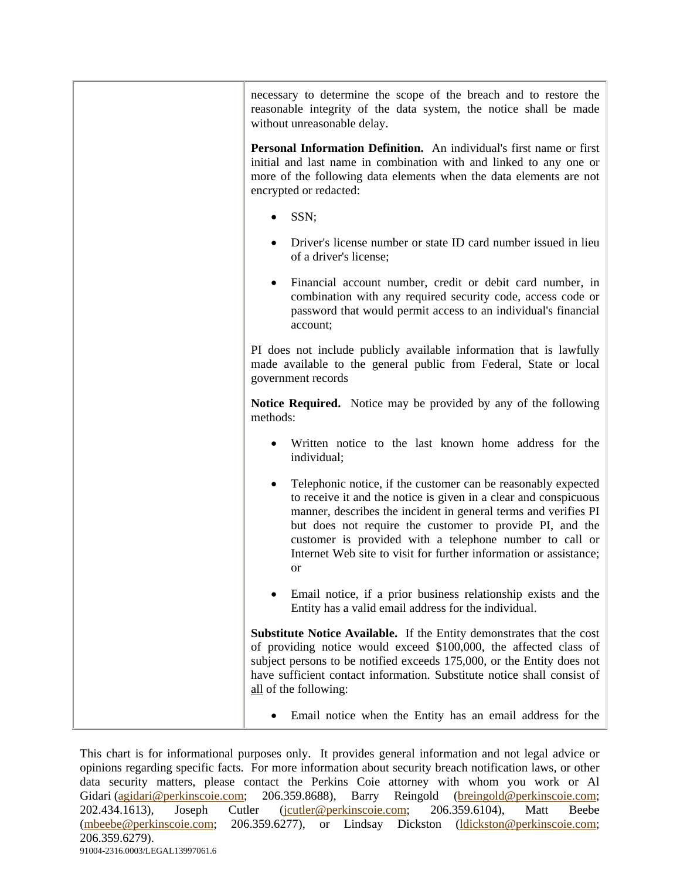| | necessary to determine the scope of the breach and to restore the reasonable integrity of the data system, the notice shall be made without unreasonable delay.<br><br>**Personal Information Definition.** An individual's first name or first initial and last name in combination with and linked to any one or more of the following data elements when the data elements are not encrypted or redacted:<br><br>• SSN;<br><br>• Driver's license number or state ID card number issued in lieu of a driver's license;<br><br>• Financial account number, credit or debit card number, in combination with any required security code, access code or password that would permit access to an individual's financial account;<br><br>PI does not include publicly available information that is lawfully made available to the general public from Federal, State or local government records<br><br>**Notice Required.** Notice may be provided by any of the following methods:<br><br>• Written notice to the last known home address for the individual;<br><br>• Telephonic notice, if the customer can be reasonably expected to receive it and the notice is given in a clear and conspicuous manner, describes the incident in general terms and verifies PI but does not require the customer to provide PI, and the customer is provided with a telephone number to call or Internet Web site to visit for further information or assistance; or<br><br>• Email notice, if a prior business relationship exists and the Entity has a valid email address for the individual.<br><br>**Substitute Notice Available.** If the Entity demonstrates that the cost of providing notice would exceed $100,000, the affected class of subject persons to be notified exceeds 175,000, or the Entity does not have sufficient contact information. Substitute notice shall consist of <u>all</u> of the following:<br><br>• Email notice when the Entity has an email address for the |
|---|---|

This chart is for informational purposes only. It provides general information and not legal advice or opinions regarding specific facts. For more information about security breach notification laws, or other data security matters, please contact the Perkins Coie attorney with whom you work or Al Gidari (agidari@perkinscoie.com; 206.359.8688), Barry Reingold (breingold@perkinscoie.com; 202.434.1613), Joseph Cutler (jcutler@perkinscoie.com; 206.359.6104), Matt Beebe (mbeebe@perkinscoie.com; 206.359.6277), or Lindsay Dickston (ldickston@perkinscoie.com; 206.359.6279).

91004-2316.0003/LEGAL13997061.6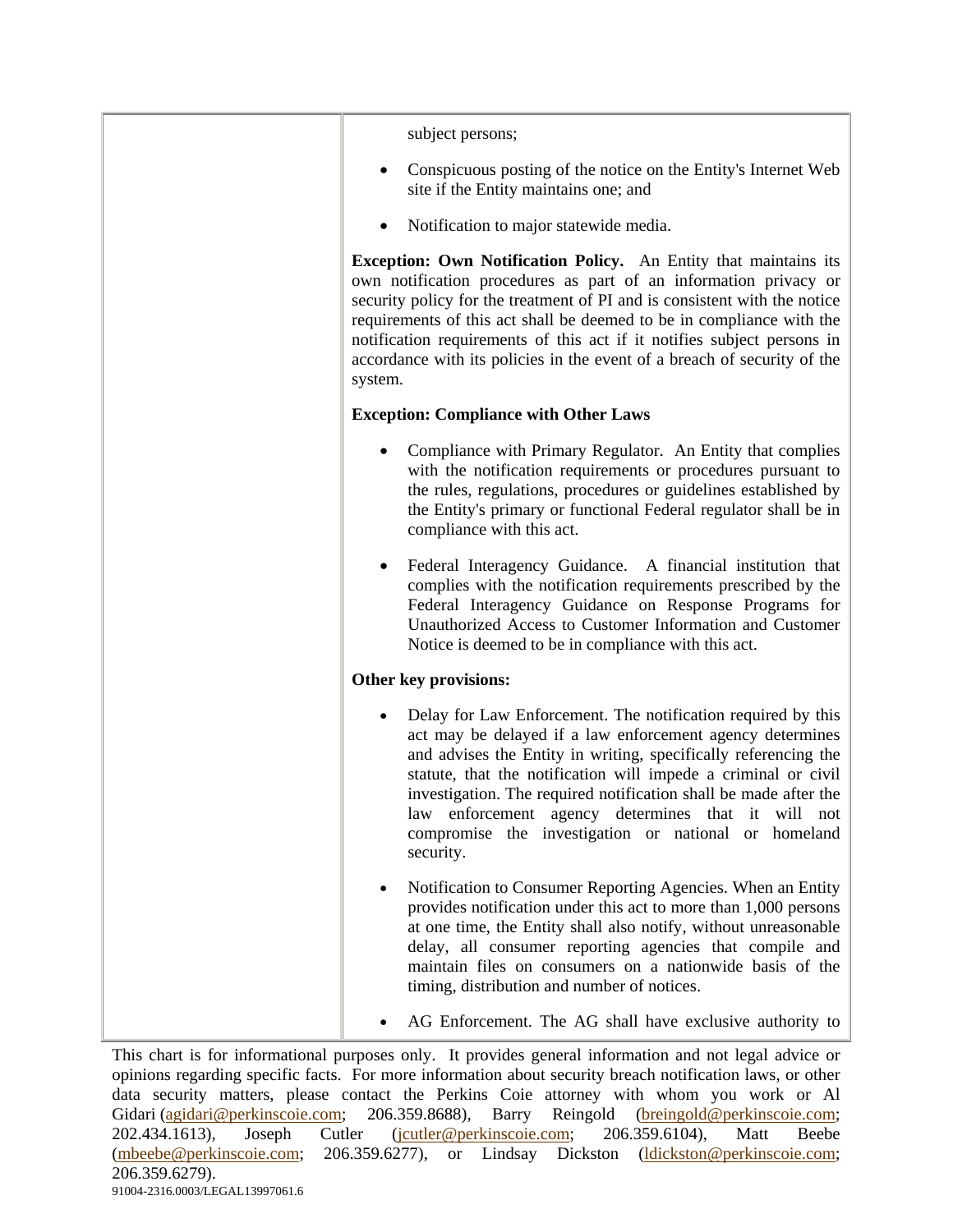| | subject persons;<br><br>• Conspicuous posting of the notice on the Entity's Internet Web site if the Entity maintains one; and<br><br>• Notification to major statewide media.<br><br>**Exception: Own Notification Policy.** An Entity that maintains its own notification procedures as part of an information privacy or security policy for the treatment of PI and is consistent with the notice requirements of this act shall be deemed to be in compliance with the notification requirements of this act if it notifies subject persons in accordance with its policies in the event of a breach of security of the system.<br><br>**Exception: Compliance with Other Laws**<br><br>• Compliance with Primary Regulator. An Entity that complies with the notification requirements or procedures pursuant to the rules, regulations, procedures or guidelines established by the Entity's primary or functional Federal regulator shall be in compliance with this act.<br><br>• Federal Interagency Guidance. A financial institution that complies with the notification requirements prescribed by the Federal Interagency Guidance on Response Programs for Unauthorized Access to Customer Information and Customer Notice is deemed to be in compliance with this act.<br><br>**Other key provisions:**<br><br>• Delay for Law Enforcement. The notification required by this act may be delayed if a law enforcement agency determines and advises the Entity in writing, specifically referencing the statute, that the notification will impede a criminal or civil investigation. The required notification shall be made after the law enforcement agency determines that it will not compromise the investigation or national or homeland security.<br><br>• Notification to Consumer Reporting Agencies. When an Entity provides notification under this act to more than 1,000 persons at one time, the Entity shall also notify, without unreasonable delay, all consumer reporting agencies that compile and maintain files on consumers on a nationwide basis of the timing, distribution and number of notices.<br><br>• AG Enforcement. The AG shall have exclusive authority to |
|---|---|

This chart is for informational purposes only. It provides general information and not legal advice or opinions regarding specific facts. For more information about security breach notification laws, or other data security matters, please contact the Perkins Coie attorney with whom you work or Al Gidari (agidari@perkinscoie.com; 206.359.8688), Barry Reingold (breingold@perkinscoie.com; 202.434.1613), Joseph Cutler (jcutler@perkinscoie.com; 206.359.6104), Matt Beebe (mbeebe@perkinscoie.com; 206.359.6277), or Lindsay Dickston (ldickston@perkinscoie.com; 206.359.6279).

91004-2316.0003/LEGAL13997061.6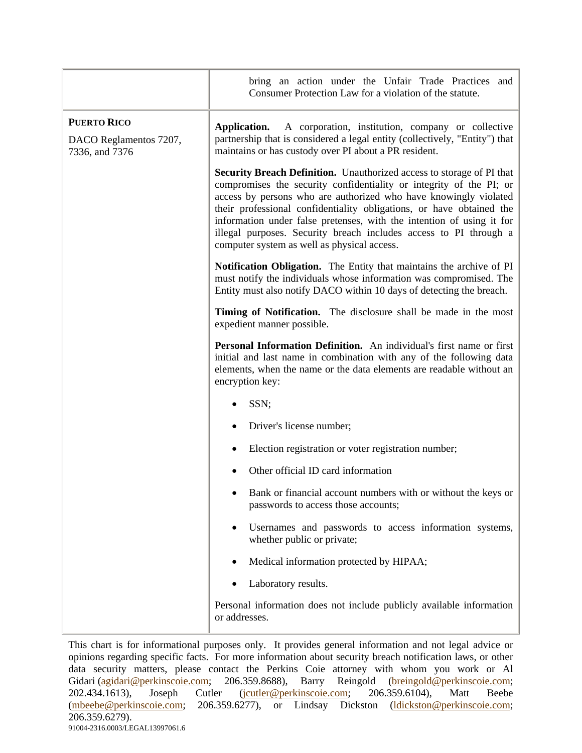| | |
|---|---|
| | bring an action under the Unfair Trade Practices and Consumer Protection Law for a violation of the statute. |
| **PUERTO RICO**<br><br>DACO Reglamentos 7207, 7336, and 7376 | **Application.** A corporation, institution, company or collective partnership that is considered a legal entity (collectively, "Entity") that maintains or has custody over PI about a PR resident.<br><br>**Security Breach Definition.** Unauthorized access to storage of PI that compromises the security confidentiality or integrity of the PI; or access by persons who are authorized who have knowingly violated their professional confidentiality obligations, or have obtained the information under false pretenses, with the intention of using it for illegal purposes. Security breach includes access to PI through a computer system as well as physical access.<br><br>**Notification Obligation.** The Entity that maintains the archive of PI must notify the individuals whose information was compromised. The Entity must also notify DACO within 10 days of detecting the breach.<br><br>**Timing of Notification.** The disclosure shall be made in the most expedient manner possible.<br><br>**Personal Information Definition.** An individual's first name or first initial and last name in combination with any of the following data elements, when the name or the data elements are readable without an encryption key:<br><br>• SSN;<br>• Driver's license number;<br>• Election registration or voter registration number;<br>• Other official ID card information<br>• Bank or financial account numbers with or without the keys or passwords to access those accounts;<br>• Usernames and passwords to access information systems, whether public or private;<br>• Medical information protected by HIPAA;<br>• Laboratory results.<br><br>Personal information does not include publicly available information or addresses. |

This chart is for informational purposes only. It provides general information and not legal advice or opinions regarding specific facts. For more information about security breach notification laws, or other data security matters, please contact the Perkins Coie attorney with whom you work or Al Gidari (agidari@perkinscoie.com; 206.359.8688), Barry Reingold (breingold@perkinscoie.com; 202.434.1613), Joseph Cutler (jcutler@perkinscoie.com; 206.359.6104), Matt Beebe (mbeebe@perkinscoie.com; 206.359.6277), or Lindsay Dickston (ldickston@perkinscoie.com; 206.359.6279).

91004-2316.0003/LEGAL13997061.6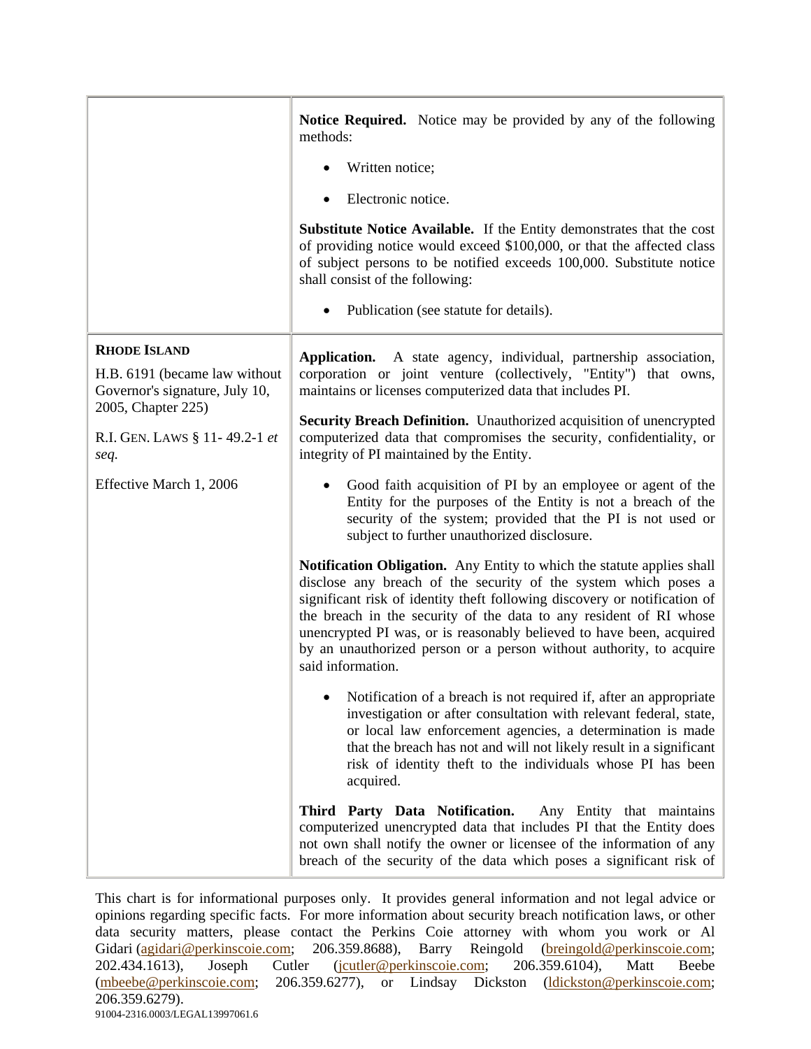| | |
|---|---|
| | **Notice Required.** Notice may be provided by any of the following methods:<br><br>• Written notice;<br><br>• Electronic notice.<br><br>**Substitute Notice Available.** If the Entity demonstrates that the cost of providing notice would exceed \$100,000, or that the affected class of subject persons to be notified exceeds 100,000. Substitute notice shall consist of the following:<br><br>• Publication (see statute for details). |
| **RHODE ISLAND**<br><br>H.B. 6191 (became law without Governor's signature, July 10, 2005, Chapter 225)<br><br>R.I. GEN. LAWS § 11- 49.2-1 *et seq.*<br><br>Effective March 1, 2006 | **Application.** A state agency, individual, partnership association, corporation or joint venture (collectively, "Entity") that owns, maintains or licenses computerized data that includes PI.<br><br>**Security Breach Definition.** Unauthorized acquisition of unencrypted computerized data that compromises the security, confidentiality, or integrity of PI maintained by the Entity.<br><br>• Good faith acquisition of PI by an employee or agent of the Entity for the purposes of the Entity is not a breach of the security of the system; provided that the PI is not used or subject to further unauthorized disclosure.<br><br>**Notification Obligation.** Any Entity to which the statute applies shall disclose any breach of the security of the system which poses a significant risk of identity theft following discovery or notification of the breach in the security of the data to any resident of RI whose unencrypted PI was, or is reasonably believed to have been, acquired by an unauthorized person or a person without authority, to acquire said information.<br><br>• Notification of a breach is not required if, after an appropriate investigation or after consultation with relevant federal, state, or local law enforcement agencies, a determination is made that the breach has not and will not likely result in a significant risk of identity theft to the individuals whose PI has been acquired.<br><br>**Third Party Data Notification.** Any Entity that maintains computerized unencrypted data that includes PI that the Entity does not own shall notify the owner or licensee of the information of any breach of the security of the data which poses a significant risk of |

This chart is for informational purposes only. It provides general information and not legal advice or opinions regarding specific facts. For more information about security breach notification laws, or other data security matters, please contact the Perkins Coie attorney with whom you work or Al Gidari (agidari@perkinscoie.com; 206.359.8688), Barry Reingold (breingold@perkinscoie.com; 202.434.1613), Joseph Cutler (jcutler@perkinscoie.com; 206.359.6104), Matt Beebe (mbeebe@perkinscoie.com; 206.359.6277), or Lindsay Dickston (ldickston@perkinscoie.com; 206.359.6279).

91004-2316.0003/LEGAL13997061.6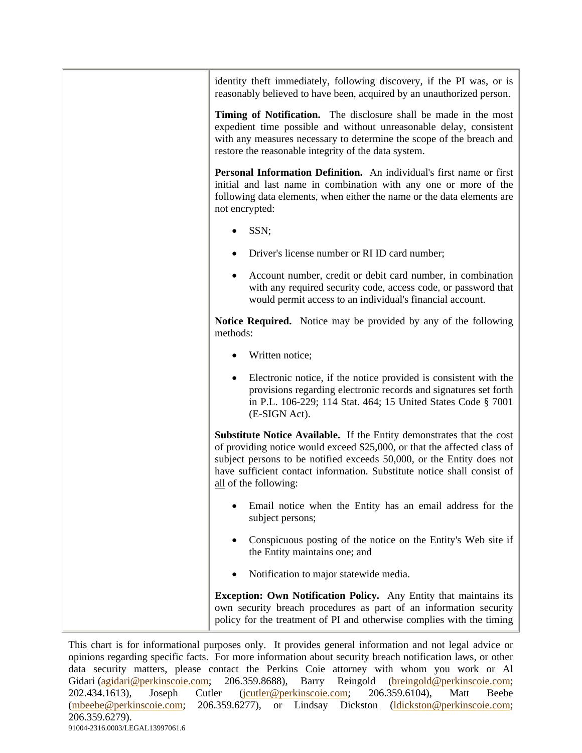| | identity theft immediately, following discovery, if the PI was, or is reasonably believed to have been, acquired by an unauthorized person.<br><br>**Timing of Notification.** The disclosure shall be made in the most expedient time possible and without unreasonable delay, consistent with any measures necessary to determine the scope of the breach and restore the reasonable integrity of the data system.<br><br>**Personal Information Definition.** An individual's first name or first initial and last name in combination with any one or more of the following data elements, when either the name or the data elements are not encrypted:<br><br>• SSN;<br><br>• Driver's license number or RI ID card number;<br><br>• Account number, credit or debit card number, in combination with any required security code, access code, or password that would permit access to an individual's financial account.<br><br>**Notice Required.** Notice may be provided by any of the following methods:<br><br>• Written notice;<br><br>• Electronic notice, if the notice provided is consistent with the provisions regarding electronic records and signatures set forth in P.L. 106-229; 114 Stat. 464; 15 United States Code § 7001 (E-SIGN Act).<br><br>**Substitute Notice Available.** If the Entity demonstrates that the cost of providing notice would exceed $25,000, or that the affected class of subject persons to be notified exceeds 50,000, or the Entity does not have sufficient contact information. Substitute notice shall consist of <u>all</u> of the following:<br><br>• Email notice when the Entity has an email address for the subject persons;<br><br>• Conspicuous posting of the notice on the Entity's Web site if the Entity maintains one; and<br><br>• Notification to major statewide media.<br><br>**Exception: Own Notification Policy.** Any Entity that maintains its own security breach procedures as part of an information security policy for the treatment of PI and otherwise complies with the timing |
|---|---|

This chart is for informational purposes only. It provides general information and not legal advice or opinions regarding specific facts. For more information about security breach notification laws, or other data security matters, please contact the Perkins Coie attorney with whom you work or Al Gidari (agidari@perkinscoie.com; 206.359.8688), Barry Reingold (breingold@perkinscoie.com; 202.434.1613), Joseph Cutler (jcutler@perkinscoie.com; 206.359.6104), Matt Beebe (mbeebe@perkinscoie.com; 206.359.6277), or Lindsay Dickston (ldickston@perkinscoie.com; 206.359.6279).

91004-2316.0003/LEGAL13997061.6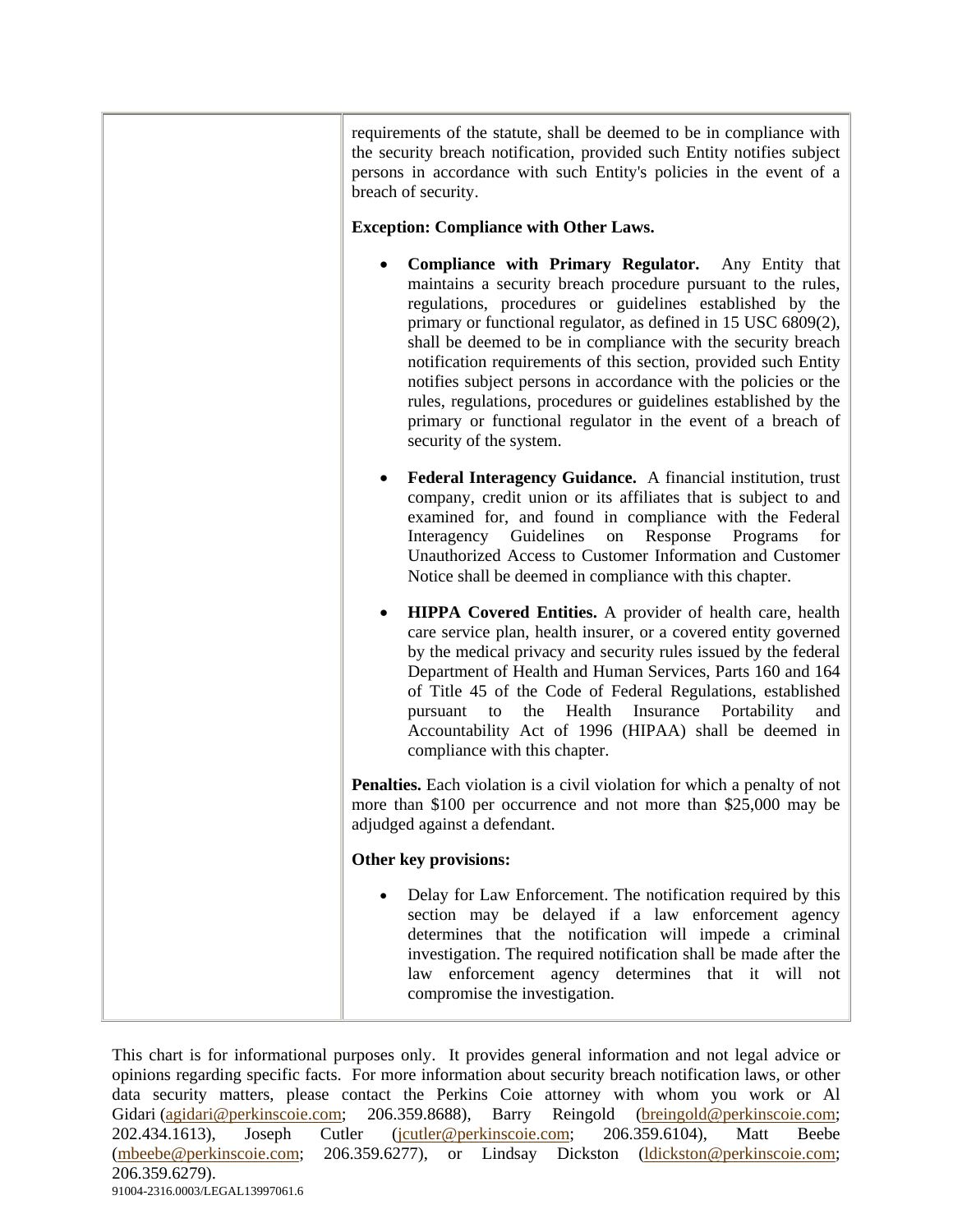| | requirements of the statute, shall be deemed to be in compliance with the security breach notification, provided such Entity notifies subject persons in accordance with such Entity's policies in the event of a breach of security.<br><br>**Exception: Compliance with Other Laws.**<br><br>• **Compliance with Primary Regulator.** Any Entity that maintains a security breach procedure pursuant to the rules, regulations, procedures or guidelines established by the primary or functional regulator, as defined in 15 USC 6809(2), shall be deemed to be in compliance with the security breach notification requirements of this section, provided such Entity notifies subject persons in accordance with the policies or the rules, regulations, procedures or guidelines established by the primary or functional regulator in the event of a breach of security of the system.<br><br>• **Federal Interagency Guidance.** A financial institution, trust company, credit union or its affiliates that is subject to and examined for, and found in compliance with the Federal Interagency Guidelines on Response Programs for Unauthorized Access to Customer Information and Customer Notice shall be deemed in compliance with this chapter.<br><br>• **HIPPA Covered Entities.** A provider of health care, health care service plan, health insurer, or a covered entity governed by the medical privacy and security rules issued by the federal Department of Health and Human Services, Parts 160 and 164 of Title 45 of the Code of Federal Regulations, established pursuant to the Health Insurance Portability and Accountability Act of 1996 (HIPAA) shall be deemed in compliance with this chapter.<br><br>**Penalties.** Each violation is a civil violation for which a penalty of not more than $100 per occurrence and not more than $25,000 may be adjudged against a defendant.<br><br>**Other key provisions:**<br><br>• Delay for Law Enforcement. The notification required by this section may be delayed if a law enforcement agency determines that the notification will impede a criminal investigation. The required notification shall be made after the law enforcement agency determines that it will not compromise the investigation. |
|---|---|

This chart is for informational purposes only. It provides general information and not legal advice or opinions regarding specific facts. For more information about security breach notification laws, or other data security matters, please contact the Perkins Coie attorney with whom you work or Al Gidari (agidari@perkinscoie.com; 206.359.8688), Barry Reingold (breingold@perkinscoie.com; 202.434.1613), Joseph Cutler (jcutler@perkinscoie.com; 206.359.6104), Matt Beebe (mbeebe@perkinscoie.com; 206.359.6277), or Lindsay Dickston (ldickston@perkinscoie.com; 206.359.6279).

91004-2316.0003/LEGAL13997061.6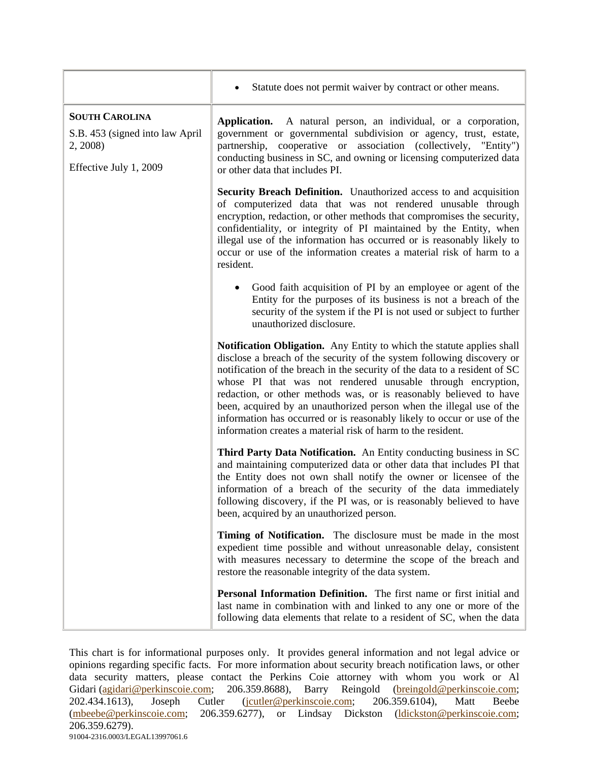| | |
|---|---|
| | • Statute does not permit waiver by contract or other means. |
| **SOUTH CAROLINA**<br><br>S.B. 453 (signed into law April 2, 2008)<br><br>Effective July 1, 2009 | **Application.** A natural person, an individual, or a corporation, government or governmental subdivision or agency, trust, estate, partnership, cooperative or association (collectively, "Entity") conducting business in SC, and owning or licensing computerized data or other data that includes PI.<br><br>**Security Breach Definition.** Unauthorized access to and acquisition of computerized data that was not rendered unusable through encryption, redaction, or other methods that compromises the security, confidentiality, or integrity of PI maintained by the Entity, when illegal use of the information has occurred or is reasonably likely to occur or use of the information creates a material risk of harm to a resident.<br><br>• Good faith acquisition of PI by an employee or agent of the Entity for the purposes of its business is not a breach of the security of the system if the PI is not used or subject to further unauthorized disclosure.<br><br>**Notification Obligation.** Any Entity to which the statute applies shall disclose a breach of the security of the system following discovery or notification of the breach in the security of the data to a resident of SC whose PI that was not rendered unusable through encryption, redaction, or other methods was, or is reasonably believed to have been, acquired by an unauthorized person when the illegal use of the information has occurred or is reasonably likely to occur or use of the information creates a material risk of harm to the resident.<br><br>**Third Party Data Notification.** An Entity conducting business in SC and maintaining computerized data or other data that includes PI that the Entity does not own shall notify the owner or licensee of the information of a breach of the security of the data immediately following discovery, if the PI was, or is reasonably believed to have been, acquired by an unauthorized person.<br><br>**Timing of Notification.** The disclosure must be made in the most expedient time possible and without unreasonable delay, consistent with measures necessary to determine the scope of the breach and restore the reasonable integrity of the data system.<br><br>**Personal Information Definition.** The first name or first initial and last name in combination with and linked to any one or more of the following data elements that relate to a resident of SC, when the data |

This chart is for informational purposes only. It provides general information and not legal advice or opinions regarding specific facts. For more information about security breach notification laws, or other data security matters, please contact the Perkins Coie attorney with whom you work or Al Gidari (agidari@perkinscoie.com; 206.359.8688), Barry Reingold (breingold@perkinscoie.com; 202.434.1613), Joseph Cutler (jcutler@perkinscoie.com; 206.359.6104), Matt Beebe (mbeebe@perkinscoie.com; 206.359.6277), or Lindsay Dickston (ldickston@perkinscoie.com; 206.359.6279).

91004-2316.0003/LEGAL13997061.6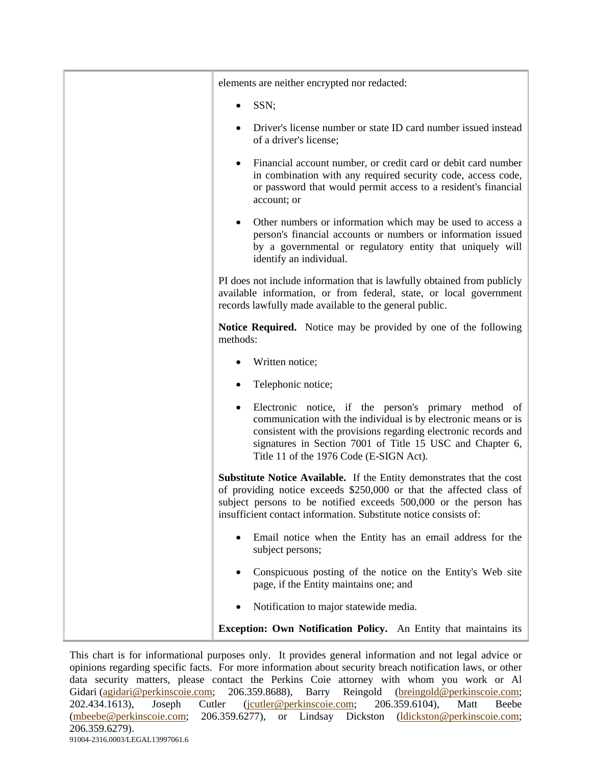| | elements are neither encrypted nor redacted:<br><br>- SSN;<br>- Driver's license number or state ID card number issued instead of a driver's license;<br>- Financial account number, or credit card or debit card number in combination with any required security code, access code, or password that would permit access to a resident's financial account; or<br>- Other numbers or information which may be used to access a person's financial accounts or numbers or information issued by a governmental or regulatory entity that uniquely will identify an individual.<br><br>PI does not include information that is lawfully obtained from publicly available information, or from federal, state, or local government records lawfully made available to the general public.<br><br>**Notice Required.** Notice may be provided by one of the following methods:<br><br>- Written notice;<br>- Telephonic notice;<br>- Electronic notice, if the person's primary method of communication with the individual is by electronic means or is consistent with the provisions regarding electronic records and signatures in Section 7001 of Title 15 USC and Chapter 6, Title 11 of the 1976 Code (E-SIGN Act).<br><br>**Substitute Notice Available.** If the Entity demonstrates that the cost of providing notice exceeds $250,000 or that the affected class of subject persons to be notified exceeds 500,000 or the person has insufficient contact information. Substitute notice consists of:<br><br>- Email notice when the Entity has an email address for the subject persons;<br>- Conspicuous posting of the notice on the Entity's Web site page, if the Entity maintains one; and<br>- Notification to major statewide media.<br><br>**Exception: Own Notification Policy.** An Entity that maintains its |
|---|---|

This chart is for informational purposes only. It provides general information and not legal advice or opinions regarding specific facts. For more information about security breach notification laws, or other data security matters, please contact the Perkins Coie attorney with whom you work or Al Gidari (agidari@perkinscoie.com; 206.359.8688), Barry Reingold (breingold@perkinscoie.com; 202.434.1613), Joseph Cutler (jcutler@perkinscoie.com; 206.359.6104), Matt Beebe (mbeebe@perkinscoie.com; 206.359.6277), or Lindsay Dickston (ldickston@perkinscoie.com; 206.359.6279).

91004-2316.0003/LEGAL13997061.6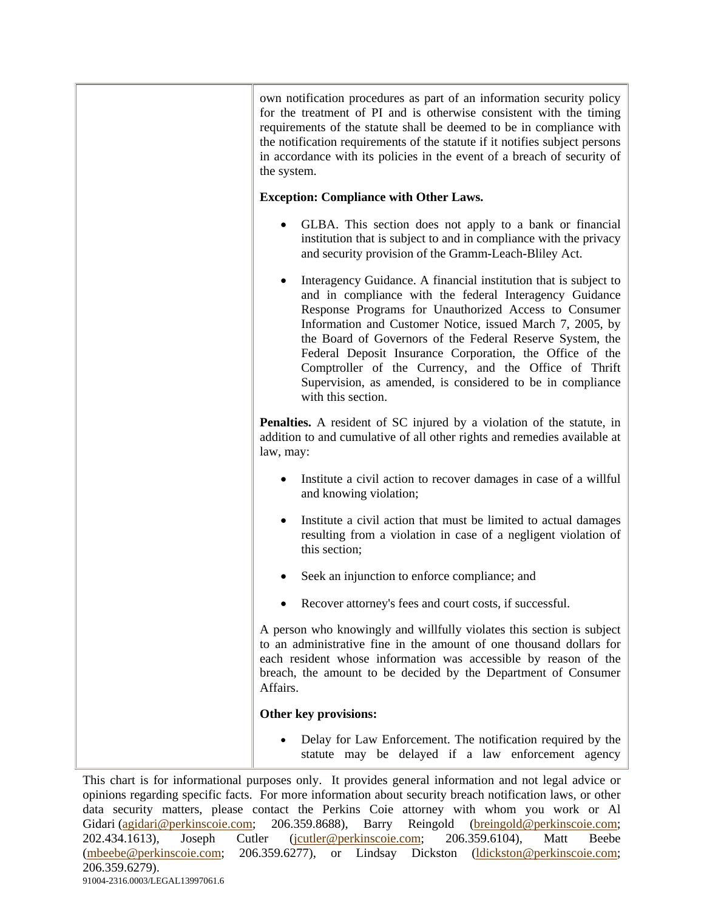| | |
|---|---|
| | own notification procedures as part of an information security policy for the treatment of PI and is otherwise consistent with the timing requirements of the statute shall be deemed to be in compliance with the notification requirements of the statute if it notifies subject persons in accordance with its policies in the event of a breach of security of the system.<br><br>**Exception: Compliance with Other Laws.**<br><br>• GLBA. This section does not apply to a bank or financial institution that is subject to and in compliance with the privacy and security provision of the Gramm-Leach-Bliley Act.<br><br>• Interagency Guidance. A financial institution that is subject to and in compliance with the federal Interagency Guidance Response Programs for Unauthorized Access to Consumer Information and Customer Notice, issued March 7, 2005, by the Board of Governors of the Federal Reserve System, the Federal Deposit Insurance Corporation, the Office of the Comptroller of the Currency, and the Office of Thrift Supervision, as amended, is considered to be in compliance with this section.<br><br>**Penalties.** A resident of SC injured by a violation of the statute, in addition to and cumulative of all other rights and remedies available at law, may:<br><br>• Institute a civil action to recover damages in case of a willful and knowing violation;<br><br>• Institute a civil action that must be limited to actual damages resulting from a violation in case of a negligent violation of this section;<br><br>• Seek an injunction to enforce compliance; and<br><br>• Recover attorney's fees and court costs, if successful.<br><br>A person who knowingly and willfully violates this section is subject to an administrative fine in the amount of one thousand dollars for each resident whose information was accessible by reason of the breach, the amount to be decided by the Department of Consumer Affairs.<br><br>**Other key provisions:**<br><br>• Delay for Law Enforcement. The notification required by the statute may be delayed if a law enforcement agency |

This chart is for informational purposes only. It provides general information and not legal advice or opinions regarding specific facts. For more information about security breach notification laws, or other data security matters, please contact the Perkins Coie attorney with whom you work or Al Gidari (agidari@perkinscoie.com; 206.359.8688), Barry Reingold (breingold@perkinscoie.com; 202.434.1613), Joseph Cutler (jcutler@perkinscoie.com; 206.359.6104), Matt Beebe (mbeebe@perkinscoie.com; 206.359.6277), or Lindsay Dickston (ldickston@perkinscoie.com; 206.359.6279).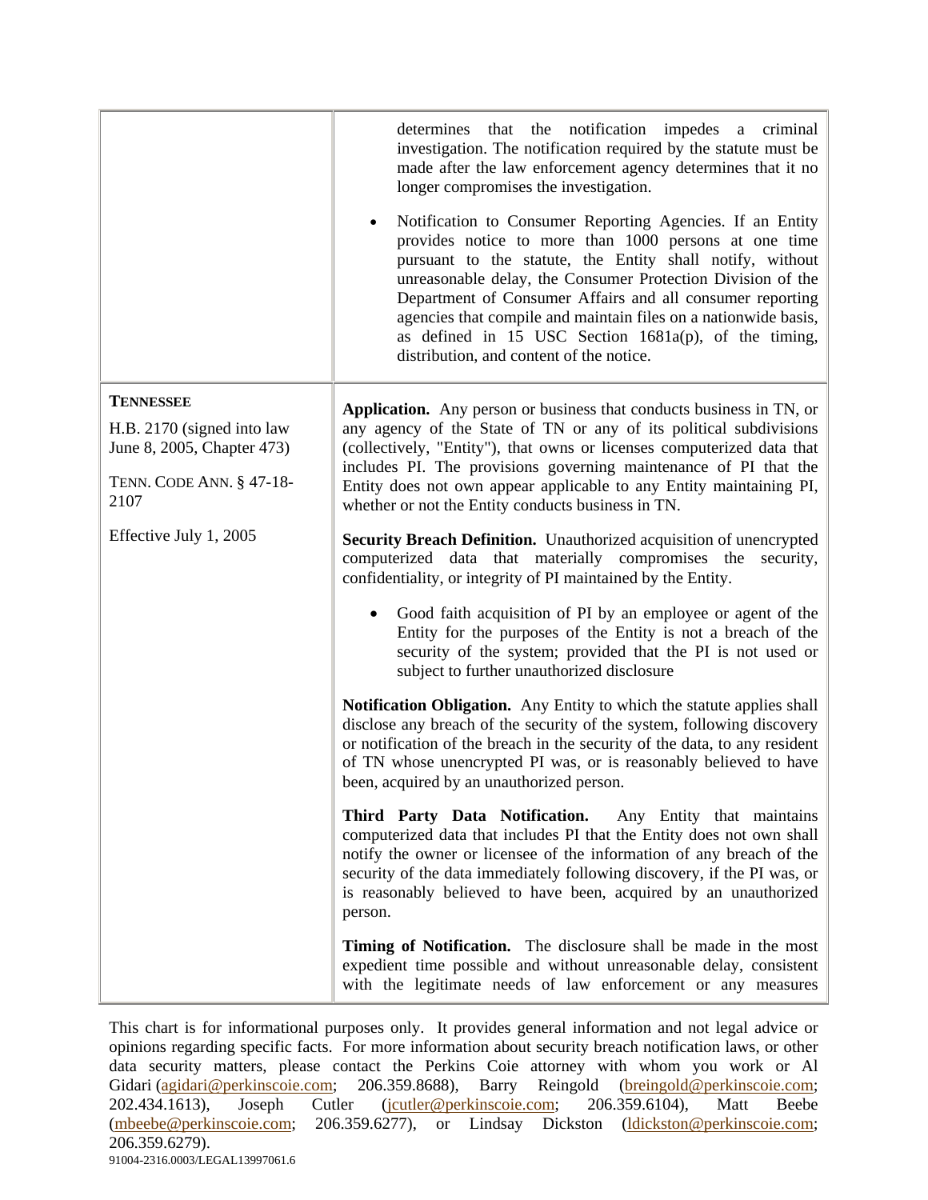| | |
|---|---|
| | determines that the notification impedes a criminal investigation. The notification required by the statute must be made after the law enforcement agency determines that it no longer compromises the investigation.<br><br>• Notification to Consumer Reporting Agencies. If an Entity provides notice to more than 1000 persons at one time pursuant to the statute, the Entity shall notify, without unreasonable delay, the Consumer Protection Division of the Department of Consumer Affairs and all consumer reporting agencies that compile and maintain files on a nationwide basis, as defined in 15 USC Section 1681a(p), of the timing, distribution, and content of the notice. |
| **TENNESSEE**<br><br>H.B. 2170 (signed into law June 8, 2005, Chapter 473)<br><br>TENN. CODE ANN. § 47-18-2107<br><br>Effective July 1, 2005 | **Application.** Any person or business that conducts business in TN, or any agency of the State of TN or any of its political subdivisions (collectively, "Entity"), that owns or licenses computerized data that includes PI. The provisions governing maintenance of PI that the Entity does not own appear applicable to any Entity maintaining PI, whether or not the Entity conducts business in TN.<br><br>**Security Breach Definition.** Unauthorized acquisition of unencrypted computerized data that materially compromises the security, confidentiality, or integrity of PI maintained by the Entity.<br><br>• Good faith acquisition of PI by an employee or agent of the Entity for the purposes of the Entity is not a breach of the security of the system; provided that the PI is not used or subject to further unauthorized disclosure<br><br>**Notification Obligation.** Any Entity to which the statute applies shall disclose any breach of the security of the system, following discovery or notification of the breach in the security of the data, to any resident of TN whose unencrypted PI was, or is reasonably believed to have been, acquired by an unauthorized person.<br><br>**Third Party Data Notification.** Any Entity that maintains computerized data that includes PI that the Entity does not own shall notify the owner or licensee of the information of any breach of the security of the data immediately following discovery, if the PI was, or is reasonably believed to have been, acquired by an unauthorized person.<br><br>**Timing of Notification.** The disclosure shall be made in the most expedient time possible and without unreasonable delay, consistent with the legitimate needs of law enforcement or any measures |

This chart is for informational purposes only. It provides general information and not legal advice or opinions regarding specific facts. For more information about security breach notification laws, or other data security matters, please contact the Perkins Coie attorney with whom you work or Al Gidari (agidari@perkinscoie.com; 206.359.8688), Barry Reingold (breingold@perkinscoie.com; 202.434.1613), Joseph Cutler (jcutler@perkinscoie.com; 206.359.6104), Matt Beebe (mbeebe@perkinscoie.com; 206.359.6277), or Lindsay Dickston (ldickston@perkinscoie.com; 206.359.6279).

91004-2316.0003/LEGAL13997061.6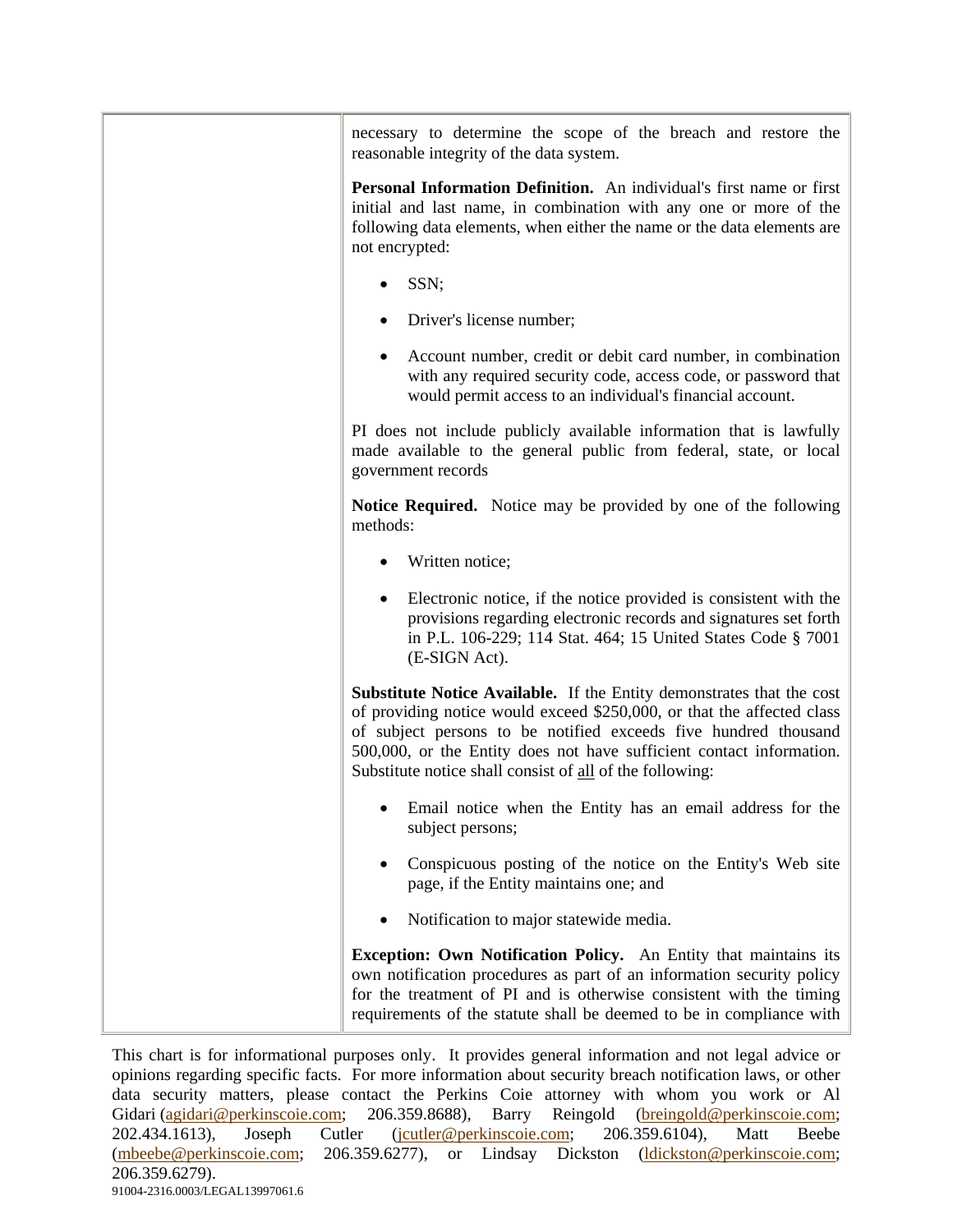| | necessary to determine the scope of the breach and restore the reasonable integrity of the data system.<br><br>**Personal Information Definition.** An individual's first name or first initial and last name, in combination with any one or more of the following data elements, when either the name or the data elements are not encrypted:<br><br>• SSN;<br><br>• Driver's license number;<br><br>• Account number, credit or debit card number, in combination with any required security code, access code, or password that would permit access to an individual's financial account.<br><br>PI does not include publicly available information that is lawfully made available to the general public from federal, state, or local government records<br><br>**Notice Required.** Notice may be provided by one of the following methods:<br><br>• Written notice;<br><br>• Electronic notice, if the notice provided is consistent with the provisions regarding electronic records and signatures set forth in P.L. 106-229; 114 Stat. 464; 15 United States Code § 7001 (E-SIGN Act).<br><br>**Substitute Notice Available.** If the Entity demonstrates that the cost of providing notice would exceed $250,000, or that the affected class of subject persons to be notified exceeds five hundred thousand 500,000, or the Entity does not have sufficient contact information. Substitute notice shall consist of all of the following:<br><br>• Email notice when the Entity has an email address for the subject persons;<br><br>• Conspicuous posting of the notice on the Entity's Web site page, if the Entity maintains one; and<br><br>• Notification to major statewide media.<br><br>**Exception: Own Notification Policy.** An Entity that maintains its own notification procedures as part of an information security policy for the treatment of PI and is otherwise consistent with the timing requirements of the statute shall be deemed to be in compliance with |
|---|---|

This chart is for informational purposes only. It provides general information and not legal advice or opinions regarding specific facts. For more information about security breach notification laws, or other data security matters, please contact the Perkins Coie attorney with whom you work or Al Gidari (agidari@perkinscoie.com; 206.359.8688), Barry Reingold (breingold@perkinscoie.com; 202.434.1613), Joseph Cutler (jcutler@perkinscoie.com; 206.359.6104), Matt Beebe (mbeebe@perkinscoie.com; 206.359.6277), or Lindsay Dickston (ldickston@perkinscoie.com; 206.359.6279).

91004-2316.0003/LEGAL13997061.6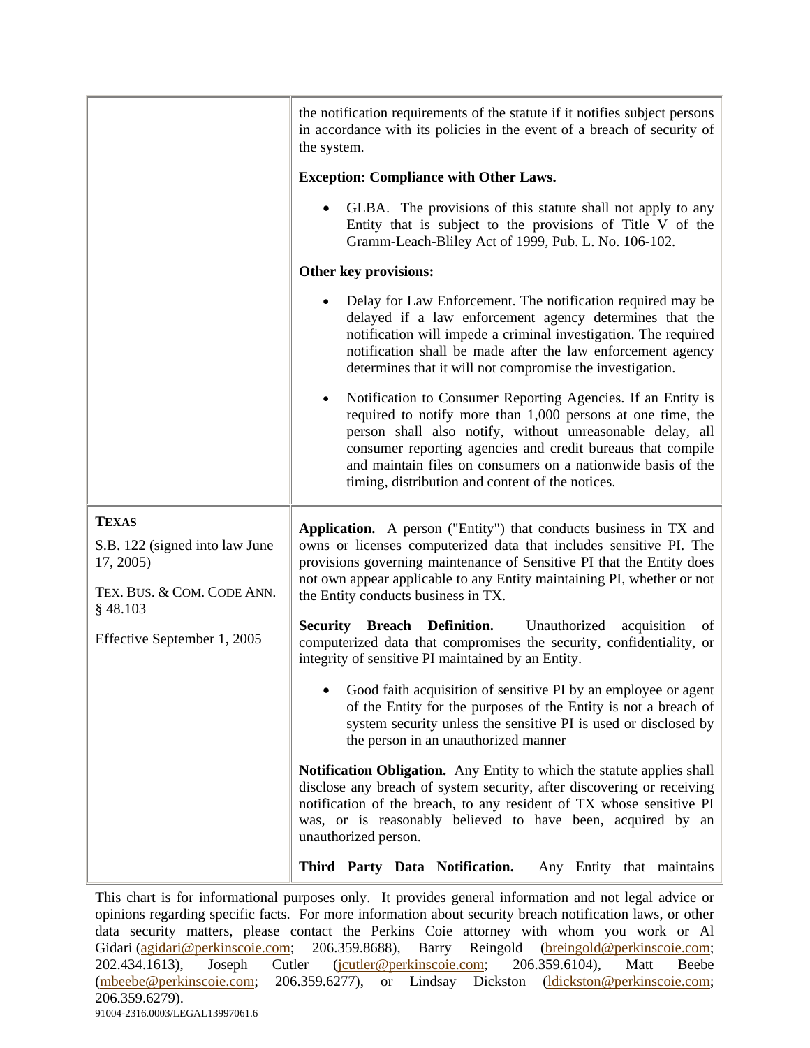| | |
|---|---|
| | the notification requirements of the statute if it notifies subject persons in accordance with its policies in the event of a breach of security of the system.<br><br>**Exception: Compliance with Other Laws.**<br><br>• GLBA. The provisions of this statute shall not apply to any Entity that is subject to the provisions of Title V of the Gramm-Leach-Bliley Act of 1999, Pub. L. No. 106-102.<br><br>**Other key provisions:**<br><br>• Delay for Law Enforcement. The notification required may be delayed if a law enforcement agency determines that the notification will impede a criminal investigation. The required notification shall be made after the law enforcement agency determines that it will not compromise the investigation.<br><br>• Notification to Consumer Reporting Agencies. If an Entity is required to notify more than 1,000 persons at one time, the person shall also notify, without unreasonable delay, all consumer reporting agencies and credit bureaus that compile and maintain files on consumers on a nationwide basis of the timing, distribution and content of the notices. |
| **TEXAS**<br><br>S.B. 122 (signed into law June 17, 2005)<br><br>TEX. BUS. & COM. CODE ANN. § 48.103<br><br>Effective September 1, 2005 | **Application.** A person ("Entity") that conducts business in TX and owns or licenses computerized data that includes sensitive PI. The provisions governing maintenance of Sensitive PI that the Entity does not own appear applicable to any Entity maintaining PI, whether or not the Entity conducts business in TX.<br><br>**Security Breach Definition.** Unauthorized acquisition of computerized data that compromises the security, confidentiality, or integrity of sensitive PI maintained by an Entity.<br><br>• Good faith acquisition of sensitive PI by an employee or agent of the Entity for the purposes of the Entity is not a breach of system security unless the sensitive PI is used or disclosed by the person in an unauthorized manner<br><br>**Notification Obligation.** Any Entity to which the statute applies shall disclose any breach of system security, after discovering or receiving notification of the breach, to any resident of TX whose sensitive PI was, or is reasonably believed to have been, acquired by an unauthorized person.<br><br>**Third Party Data Notification.** Any Entity that maintains |

This chart is for informational purposes only. It provides general information and not legal advice or opinions regarding specific facts. For more information about security breach notification laws, or other data security matters, please contact the Perkins Coie attorney with whom you work or Al Gidari (agidari@perkinscoie.com; 206.359.8688), Barry Reingold (breingold@perkinscoie.com; 202.434.1613), Joseph Cutler (jcutler@perkinscoie.com; 206.359.6104), Matt Beebe (mbeebe@perkinscoie.com; 206.359.6277), or Lindsay Dickston (ldickston@perkinscoie.com; 206.359.6279).

91004-2316.0003/LEGAL13997061.6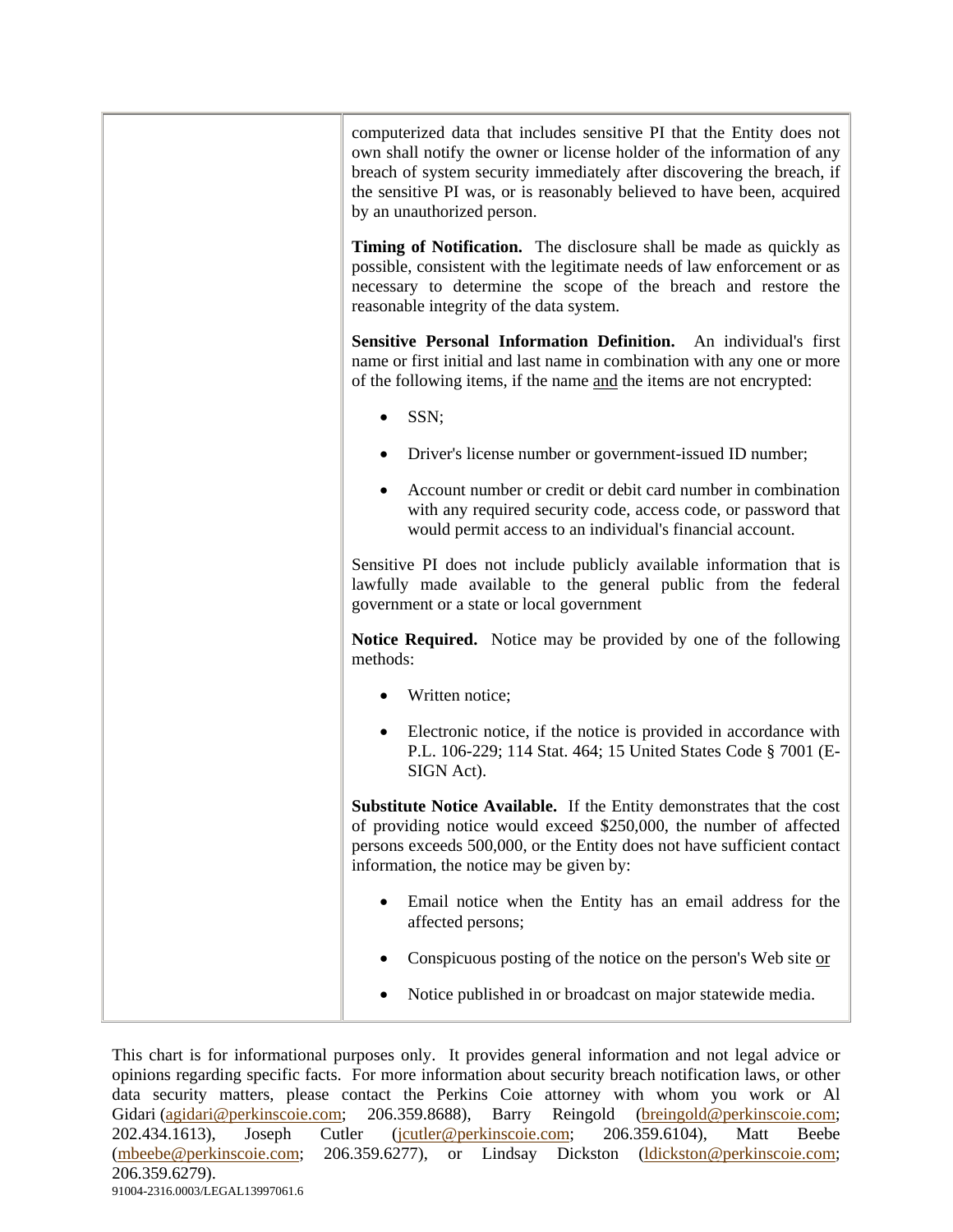| | computerized data that includes sensitive PI that the Entity does not own shall notify the owner or license holder of the information of any breach of system security immediately after discovering the breach, if the sensitive PI was, or is reasonably believed to have been, acquired by an unauthorized person.<br><br>**Timing of Notification.** The disclosure shall be made as quickly as possible, consistent with the legitimate needs of law enforcement or as necessary to determine the scope of the breach and restore the reasonable integrity of the data system.<br><br>**Sensitive Personal Information Definition.** An individual's first name or first initial and last name in combination with any one or more of the following items, if the name and the items are not encrypted:<br><br>• SSN;<br>• Driver's license number or government-issued ID number;<br>• Account number or credit or debit card number in combination with any required security code, access code, or password that would permit access to an individual's financial account.<br><br>Sensitive PI does not include publicly available information that is lawfully made available to the general public from the federal government or a state or local government<br><br>**Notice Required.** Notice may be provided by one of the following methods:<br><br>• Written notice;<br>• Electronic notice, if the notice is provided in accordance with P.L. 106-229; 114 Stat. 464; 15 United States Code § 7001 (E-SIGN Act).<br><br>**Substitute Notice Available.** If the Entity demonstrates that the cost of providing notice would exceed $250,000, the number of affected persons exceeds 500,000, or the Entity does not have sufficient contact information, the notice may be given by:<br><br>• Email notice when the Entity has an email address for the affected persons;<br>• Conspicuous posting of the notice on the person's Web site or<br>• Notice published in or broadcast on major statewide media. |
|---|---|

This chart is for informational purposes only. It provides general information and not legal advice or opinions regarding specific facts. For more information about security breach notification laws, or other data security matters, please contact the Perkins Coie attorney with whom you work or Al Gidari (agidari@perkinscoie.com; 206.359.8688), Barry Reingold (breingold@perkinscoie.com; 202.434.1613), Joseph Cutler (jcutler@perkinscoie.com; 206.359.6104), Matt Beebe (mbeebe@perkinscoie.com; 206.359.6277), or Lindsay Dickston (ldickston@perkinscoie.com; 206.359.6279).

91004-2316.0003/LEGAL13997061.6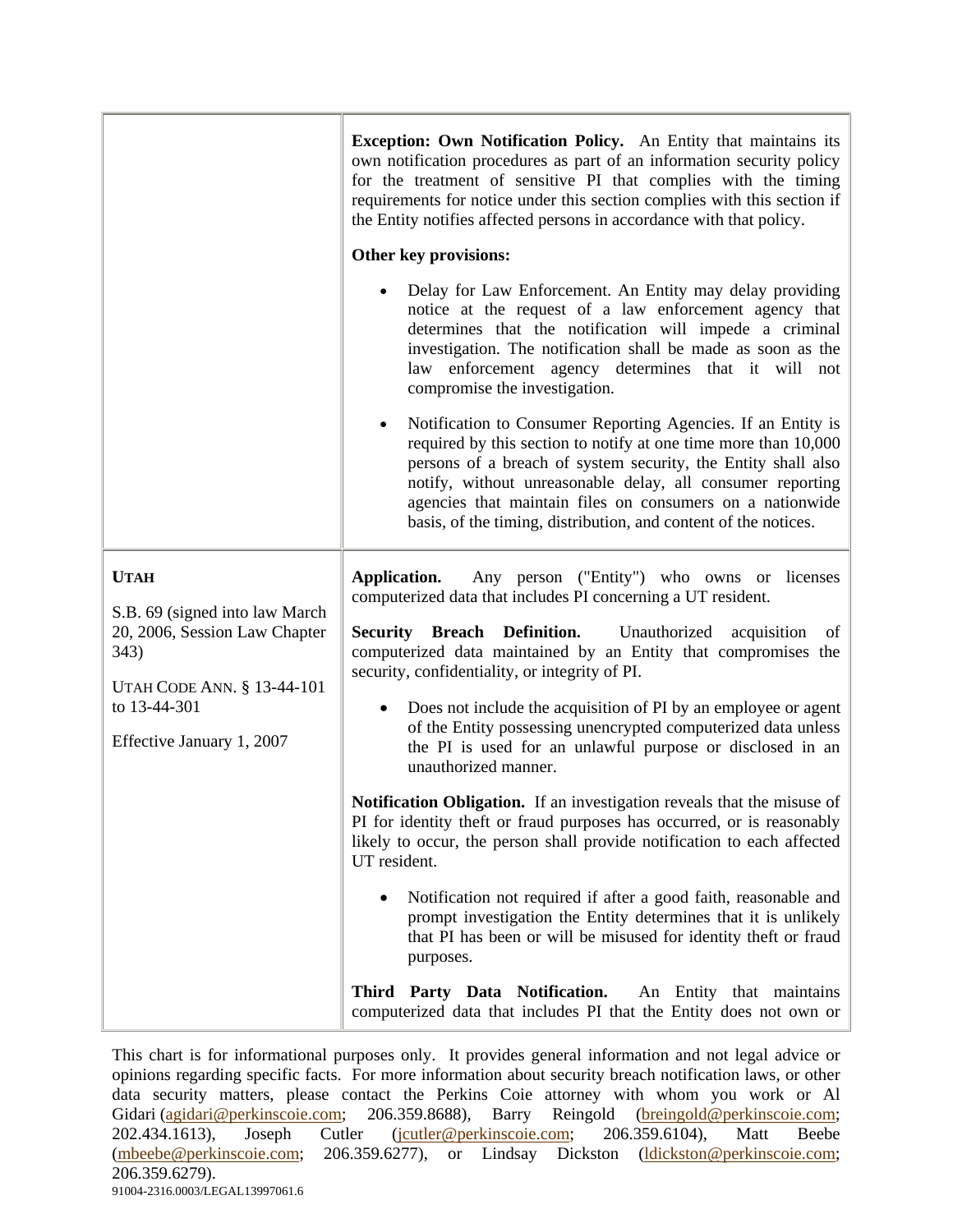| | |
|---|---|
| | **Exception: Own Notification Policy.** An Entity that maintains its own notification procedures as part of an information security policy for the treatment of sensitive PI that complies with the timing requirements for notice under this section complies with this section if the Entity notifies affected persons in accordance with that policy.<br><br>**Other key provisions:**<br><br>• Delay for Law Enforcement. An Entity may delay providing notice at the request of a law enforcement agency that determines that the notification will impede a criminal investigation. The notification shall be made as soon as the law enforcement agency determines that it will not compromise the investigation.<br><br>• Notification to Consumer Reporting Agencies. If an Entity is required by this section to notify at one time more than 10,000 persons of a breach of system security, the Entity shall also notify, without unreasonable delay, all consumer reporting agencies that maintain files on consumers on a nationwide basis, of the timing, distribution, and content of the notices. |
| **UTAH**<br><br>S.B. 69 (signed into law March 20, 2006, Session Law Chapter 343)<br><br>UTAH CODE ANN. § 13-44-101 to 13-44-301<br><br>Effective January 1, 2007 | **Application.** Any person ("Entity") who owns or licenses computerized data that includes PI concerning a UT resident.<br><br>**Security Breach Definition.** Unauthorized acquisition of computerized data maintained by an Entity that compromises the security, confidentiality, or integrity of PI.<br><br>• Does not include the acquisition of PI by an employee or agent of the Entity possessing unencrypted computerized data unless the PI is used for an unlawful purpose or disclosed in an unauthorized manner.<br><br>**Notification Obligation.** If an investigation reveals that the misuse of PI for identity theft or fraud purposes has occurred, or is reasonably likely to occur, the person shall provide notification to each affected UT resident.<br><br>• Notification not required if after a good faith, reasonable and prompt investigation the Entity determines that it is unlikely that PI has been or will be misused for identity theft or fraud purposes.<br><br>**Third Party Data Notification.** An Entity that maintains computerized data that includes PI that the Entity does not own or |

This chart is for informational purposes only. It provides general information and not legal advice or opinions regarding specific facts. For more information about security breach notification laws, or other data security matters, please contact the Perkins Coie attorney with whom you work or Al Gidari (agidari@perkinscoie.com; 206.359.8688), Barry Reingold (breingold@perkinscoie.com; 202.434.1613), Joseph Cutler (jcutler@perkinscoie.com; 206.359.6104), Matt Beebe (mbeebe@perkinscoie.com; 206.359.6277), or Lindsay Dickston (ldickston@perkinscoie.com; 206.359.6279).

91004-2316.0003/LEGAL13997061.6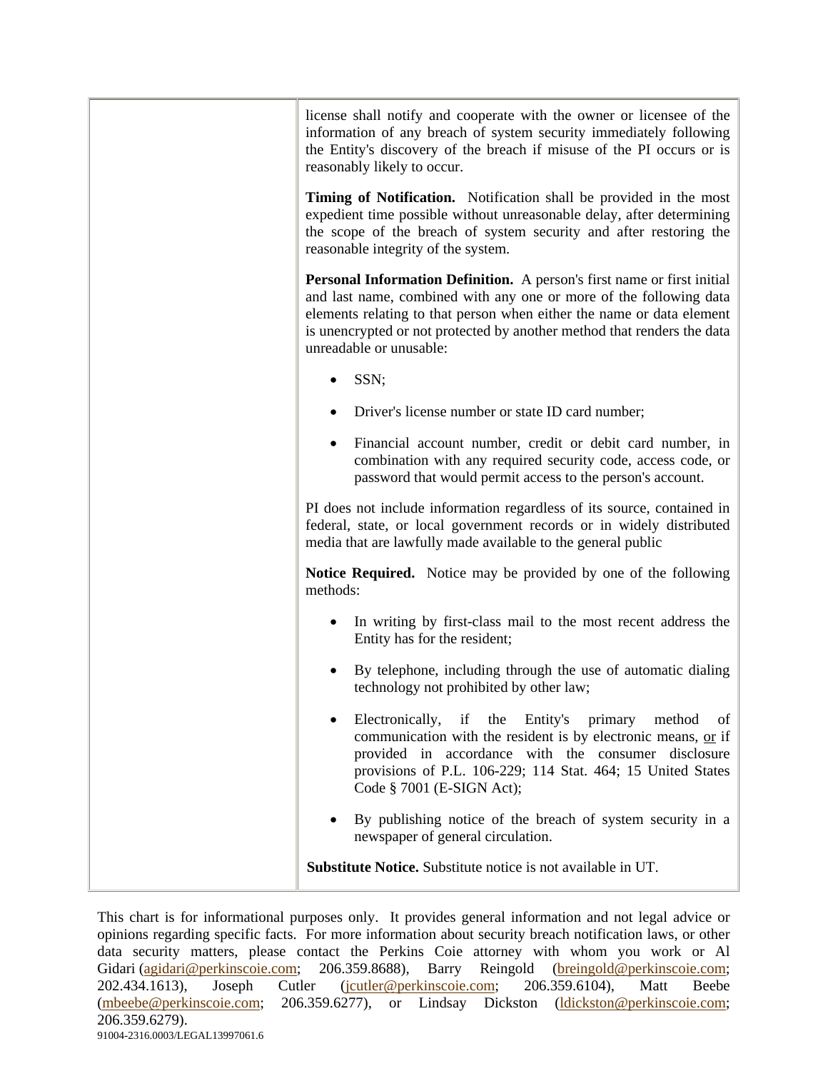| | |
|---|---|
| | license shall notify and cooperate with the owner or licensee of the information of any breach of system security immediately following the Entity's discovery of the breach if misuse of the PI occurs or is reasonably likely to occur.<br><br>**Timing of Notification.** Notification shall be provided in the most expedient time possible without unreasonable delay, after determining the scope of the breach of system security and after restoring the reasonable integrity of the system.<br><br>**Personal Information Definition.** A person's first name or first initial and last name, combined with any one or more of the following data elements relating to that person when either the name or data element is unencrypted or not protected by another method that renders the data unreadable or unusable:<br><br>• SSN;<br><br>• Driver's license number or state ID card number;<br><br>• Financial account number, credit or debit card number, in combination with any required security code, access code, or password that would permit access to the person's account.<br><br>PI does not include information regardless of its source, contained in federal, state, or local government records or in widely distributed media that are lawfully made available to the general public<br><br>**Notice Required.** Notice may be provided by one of the following methods:<br><br>• In writing by first-class mail to the most recent address the Entity has for the resident;<br><br>• By telephone, including through the use of automatic dialing technology not prohibited by other law;<br><br>• Electronically, if the Entity's primary method of communication with the resident is by electronic means, or if provided in accordance with the consumer disclosure provisions of P.L. 106-229; 114 Stat. 464; 15 United States Code § 7001 (E-SIGN Act);<br><br>• By publishing notice of the breach of system security in a newspaper of general circulation.<br><br>**Substitute Notice.** Substitute notice is not available in UT. |

This chart is for informational purposes only. It provides general information and not legal advice or opinions regarding specific facts. For more information about security breach notification laws, or other data security matters, please contact the Perkins Coie attorney with whom you work or Al Gidari (agidari@perkinscoie.com; 206.359.8688), Barry Reingold (breingold@perkinscoie.com; 202.434.1613), Joseph Cutler (jcutler@perkinscoie.com; 206.359.6104), Matt Beebe (mbeebe@perkinscoie.com; 206.359.6277), or Lindsay Dickston (ldickston@perkinscoie.com; 206.359.6279).

91004-2316.0003/LEGAL13997061.6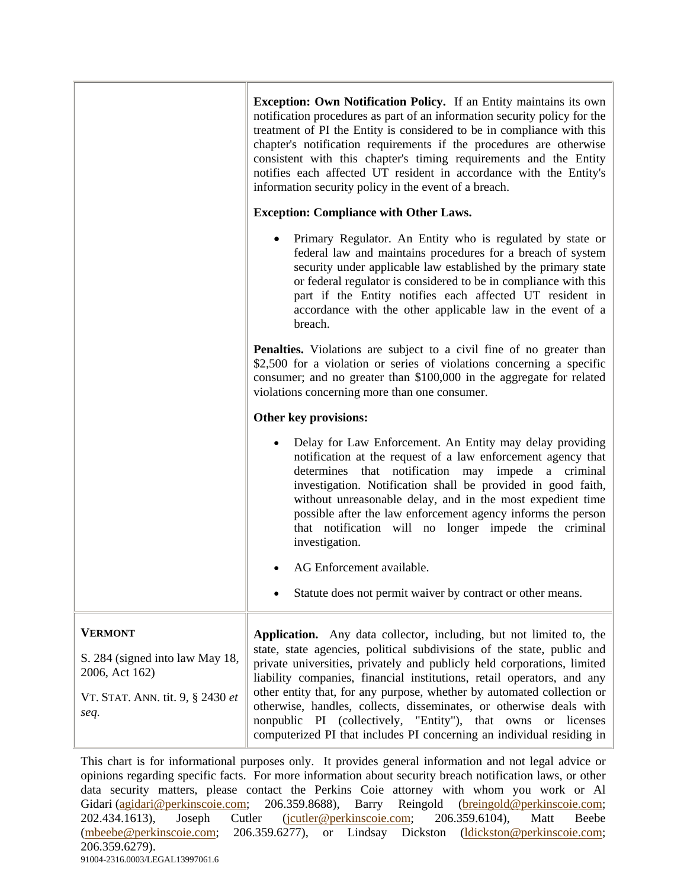| | |
|---|---|
| | **Exception: Own Notification Policy.** If an Entity maintains its own notification procedures as part of an information security policy for the treatment of PI the Entity is considered to be in compliance with this chapter's notification requirements if the procedures are otherwise consistent with this chapter's timing requirements and the Entity notifies each affected UT resident in accordance with the Entity's information security policy in the event of a breach.<br><br>**Exception: Compliance with Other Laws.**<br><br>• Primary Regulator. An Entity who is regulated by state or federal law and maintains procedures for a breach of system security under applicable law established by the primary state or federal regulator is considered to be in compliance with this part if the Entity notifies each affected UT resident in accordance with the other applicable law in the event of a breach.<br><br>**Penalties.** Violations are subject to a civil fine of no greater than $2,500 for a violation or series of violations concerning a specific consumer; and no greater than $100,000 in the aggregate for related violations concerning more than one consumer.<br><br>**Other key provisions:**<br><br>• Delay for Law Enforcement. An Entity may delay providing notification at the request of a law enforcement agency that determines that notification may impede a criminal investigation. Notification shall be provided in good faith, without unreasonable delay, and in the most expedient time possible after the law enforcement agency informs the person that notification will no longer impede the criminal investigation.<br><br>• AG Enforcement available.<br><br>• Statute does not permit waiver by contract or other means. |
| **VERMONT**<br><br>S. 284 (signed into law May 18, 2006, Act 162)<br><br>VT. STAT. ANN. tit. 9, § 2430 *et seq.* | **Application.** Any data collector, including, but not limited to, the state, state agencies, political subdivisions of the state, public and private universities, privately and publicly held corporations, limited liability companies, financial institutions, retail operators, and any other entity that, for any purpose, whether by automated collection or otherwise, handles, collects, disseminates, or otherwise deals with nonpublic PI (collectively, "Entity"), that owns or licenses computerized PI that includes PI concerning an individual residing in |

This chart is for informational purposes only. It provides general information and not legal advice or opinions regarding specific facts. For more information about security breach notification laws, or other data security matters, please contact the Perkins Coie attorney with whom you work or Al Gidari (agidari@perkinscoie.com; 206.359.8688), Barry Reingold (breingold@perkinscoie.com; 202.434.1613), Joseph Cutler (jcutler@perkinscoie.com; 206.359.6104), Matt Beebe (mbeebe@perkinscoie.com; 206.359.6277), or Lindsay Dickston (ldickston@perkinscoie.com; 206.359.6279).

91004-2316.0003/LEGAL13997061.6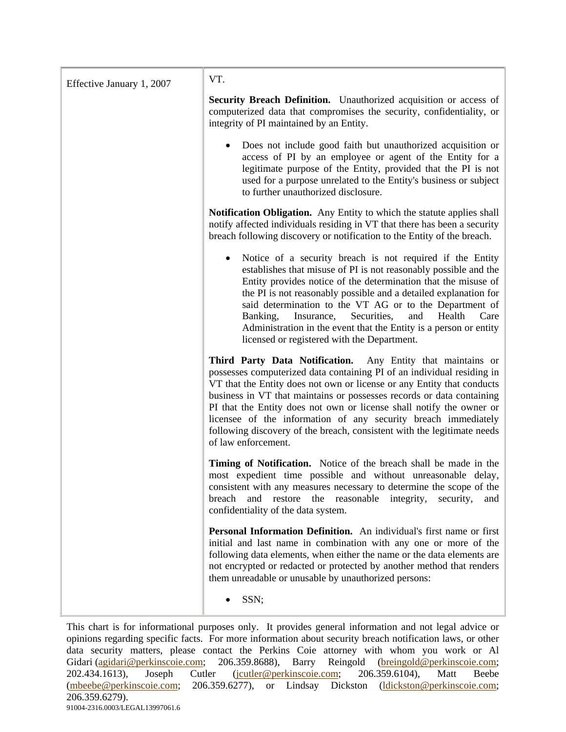| | |
|---|---|
| Effective January 1, 2007 | VT.<br><br>**Security Breach Definition.** Unauthorized acquisition or access of computerized data that compromises the security, confidentiality, or integrity of PI maintained by an Entity.<br><br>• Does not include good faith but unauthorized acquisition or access of PI by an employee or agent of the Entity for a legitimate purpose of the Entity, provided that the PI is not used for a purpose unrelated to the Entity's business or subject to further unauthorized disclosure.<br><br>**Notification Obligation.** Any Entity to which the statute applies shall notify affected individuals residing in VT that there has been a security breach following discovery or notification to the Entity of the breach.<br><br>• Notice of a security breach is not required if the Entity establishes that misuse of PI is not reasonably possible and the Entity provides notice of the determination that the misuse of the PI is not reasonably possible and a detailed explanation for said determination to the VT AG or to the Department of Banking, Insurance, Securities, and Health Care Administration in the event that the Entity is a person or entity licensed or registered with the Department.<br><br>**Third Party Data Notification.** Any Entity that maintains or possesses computerized data containing PI of an individual residing in VT that the Entity does not own or license or any Entity that conducts business in VT that maintains or possesses records or data containing PI that the Entity does not own or license shall notify the owner or licensee of the information of any security breach immediately following discovery of the breach, consistent with the legitimate needs of law enforcement.<br><br>**Timing of Notification.** Notice of the breach shall be made in the most expedient time possible and without unreasonable delay, consistent with any measures necessary to determine the scope of the breach and restore the reasonable integrity, security, and confidentiality of the data system.<br><br>**Personal Information Definition.** An individual's first name or first initial and last name in combination with any one or more of the following data elements, when either the name or the data elements are not encrypted or redacted or protected by another method that renders them unreadable or unusable by unauthorized persons:<br><br>• SSN; |

This chart is for informational purposes only. It provides general information and not legal advice or opinions regarding specific facts. For more information about security breach notification laws, or other data security matters, please contact the Perkins Coie attorney with whom you work or Al Gidari (agidari@perkinscoie.com; 206.359.8688), Barry Reingold (breingold@perkinscoie.com; 202.434.1613), Joseph Cutler (jcutler@perkinscoie.com; 206.359.6104), Matt Beebe (mbeebe@perkinscoie.com; 206.359.6277), or Lindsay Dickston (ldickston@perkinscoie.com; 206.359.6279).

91004-2316.0003/LEGAL13997061.6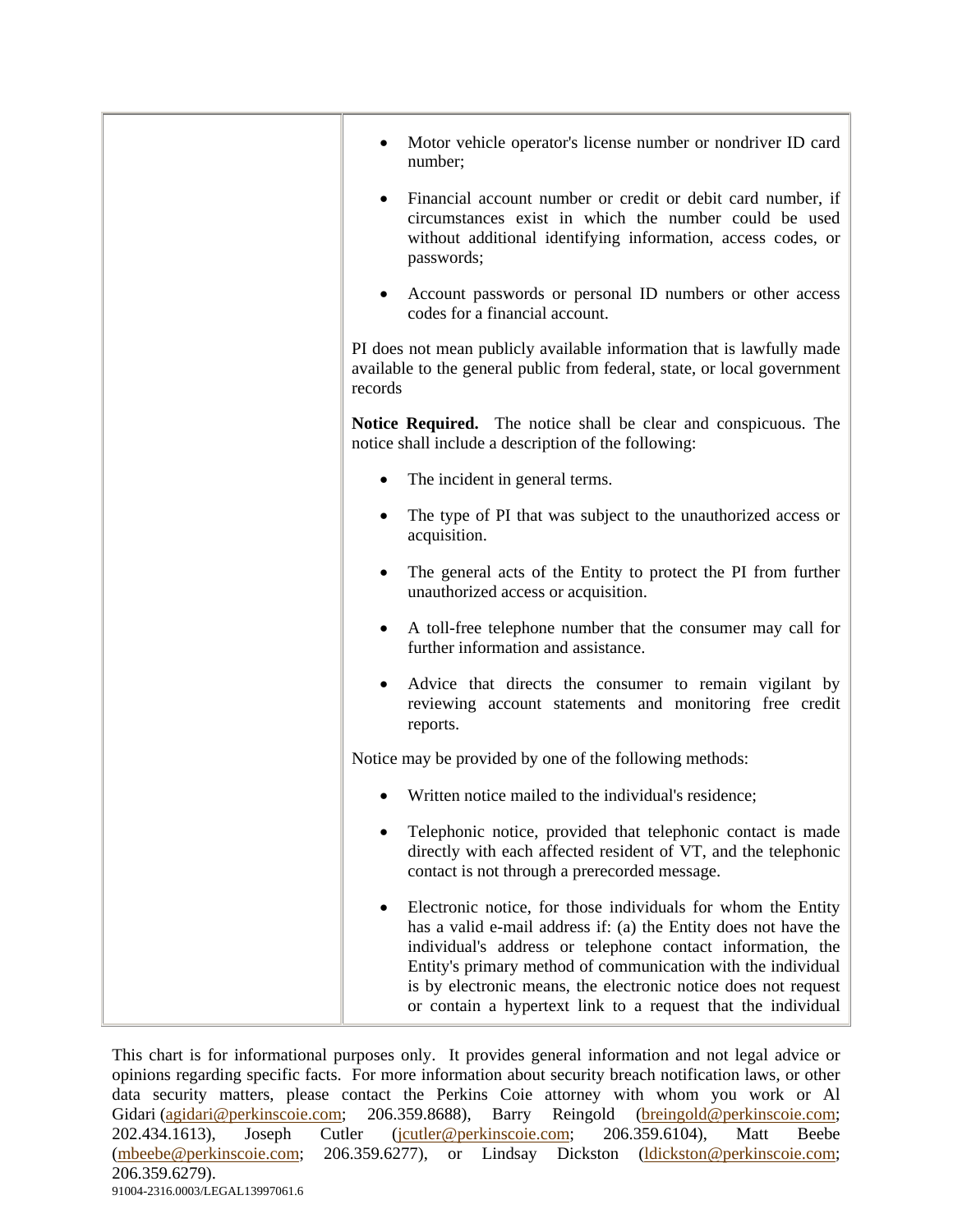| | |
|---|---|
| | • Motor vehicle operator's license number or nondriver ID card number;<br><br>• Financial account number or credit or debit card number, if circumstances exist in which the number could be used without additional identifying information, access codes, or passwords;<br><br>• Account passwords or personal ID numbers or other access codes for a financial account.<br><br>PI does not mean publicly available information that is lawfully made available to the general public from federal, state, or local government records<br><br>**Notice Required.** The notice shall be clear and conspicuous. The notice shall include a description of the following:<br><br>• The incident in general terms.<br><br>• The type of PI that was subject to the unauthorized access or acquisition.<br><br>• The general acts of the Entity to protect the PI from further unauthorized access or acquisition.<br><br>• A toll-free telephone number that the consumer may call for further information and assistance.<br><br>• Advice that directs the consumer to remain vigilant by reviewing account statements and monitoring free credit reports.<br><br>Notice may be provided by one of the following methods:<br><br>• Written notice mailed to the individual's residence;<br><br>• Telephonic notice, provided that telephonic contact is made directly with each affected resident of VT, and the telephonic contact is not through a prerecorded message.<br><br>• Electronic notice, for those individuals for whom the Entity has a valid e-mail address if: (a) the Entity does not have the individual's address or telephone contact information, the Entity's primary method of communication with the individual is by electronic means, the electronic notice does not request or contain a hypertext link to a request that the individual |

This chart is for informational purposes only. It provides general information and not legal advice or opinions regarding specific facts. For more information about security breach notification laws, or other data security matters, please contact the Perkins Coie attorney with whom you work or Al Gidari (agidari@perkinscoie.com; 206.359.8688), Barry Reingold (breingold@perkinscoie.com; 202.434.1613), Joseph Cutler (jcutler@perkinscoie.com; 206.359.6104), Matt Beebe (mbeebe@perkinscoie.com; 206.359.6277), or Lindsay Dickston (ldickston@perkinscoie.com; 206.359.6279).

91004-2316.0003/LEGAL13997061.6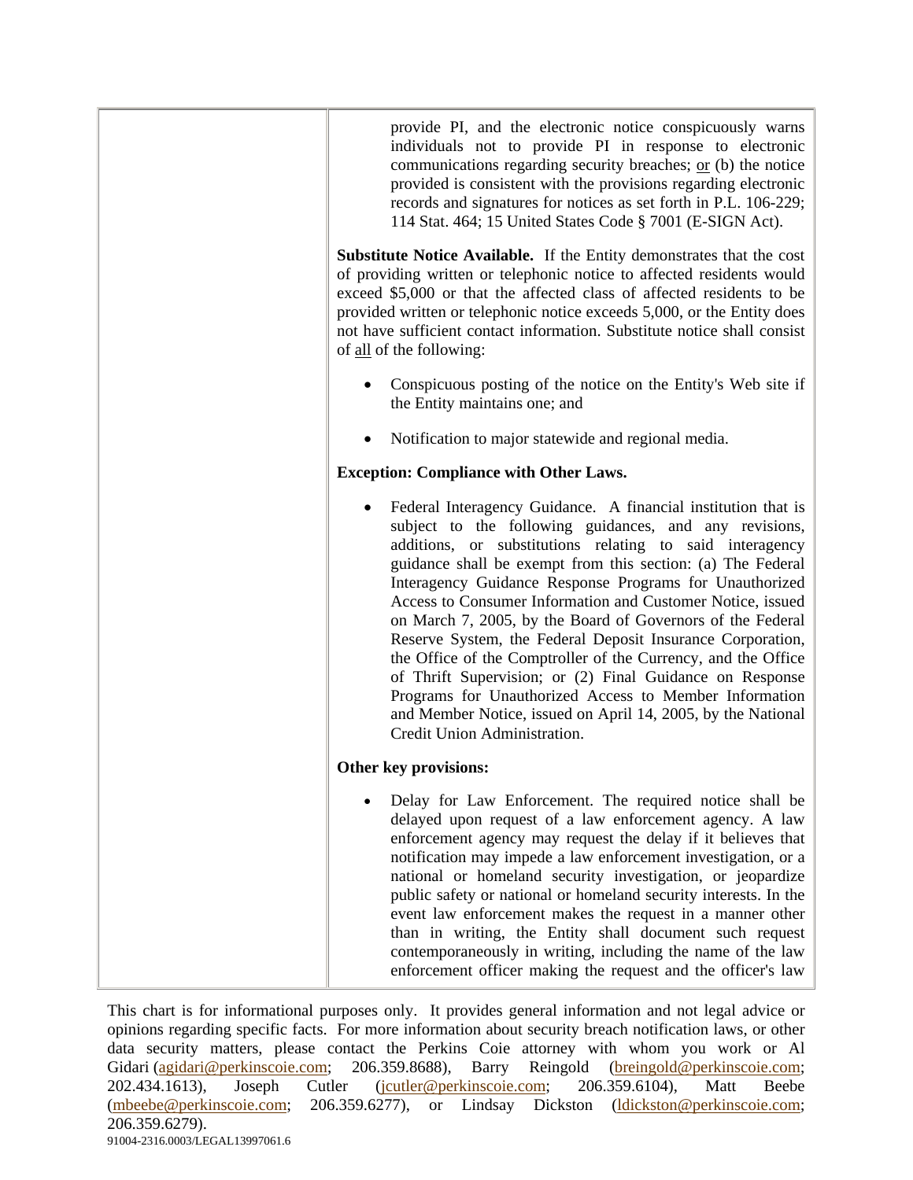| | provide PI, and the electronic notice conspicuously warns individuals not to provide PI in response to electronic communications regarding security breaches; or (b) the notice provided is consistent with the provisions regarding electronic records and signatures for notices as set forth in P.L. 106-229; 114 Stat. 464; 15 United States Code § 7001 (E-SIGN Act).<br><br>**Substitute Notice Available.** If the Entity demonstrates that the cost of providing written or telephonic notice to affected residents would exceed $5,000 or that the affected class of affected residents to be provided written or telephonic notice exceeds 5,000, or the Entity does not have sufficient contact information. Substitute notice shall consist of all of the following:<br><br>• Conspicuous posting of the notice on the Entity's Web site if the Entity maintains one; and<br><br>• Notification to major statewide and regional media.<br><br>**Exception: Compliance with Other Laws.**<br><br>• Federal Interagency Guidance. A financial institution that is subject to the following guidances, and any revisions, additions, or substitutions relating to said interagency guidance shall be exempt from this section: (a) The Federal Interagency Guidance Response Programs for Unauthorized Access to Consumer Information and Customer Notice, issued on March 7, 2005, by the Board of Governors of the Federal Reserve System, the Federal Deposit Insurance Corporation, the Office of the Comptroller of the Currency, and the Office of Thrift Supervision; or (2) Final Guidance on Response Programs for Unauthorized Access to Member Information and Member Notice, issued on April 14, 2005, by the National Credit Union Administration.<br><br>**Other key provisions:**<br><br>• Delay for Law Enforcement. The required notice shall be delayed upon request of a law enforcement agency. A law enforcement agency may request the delay if it believes that notification may impede a law enforcement investigation, or a national or homeland security investigation, or jeopardize public safety or national or homeland security interests. In the event law enforcement makes the request in a manner other than in writing, the Entity shall document such request contemporaneously in writing, including the name of the law enforcement officer making the request and the officer's law |
|---|---|

This chart is for informational purposes only. It provides general information and not legal advice or opinions regarding specific facts. For more information about security breach notification laws, or other data security matters, please contact the Perkins Coie attorney with whom you work or Al Gidari (agidari@perkinscoie.com; 206.359.8688), Barry Reingold (breingold@perkinscoie.com; 202.434.1613), Joseph Cutler (jcutler@perkinscoie.com; 206.359.6104), Matt Beebe (mbeebe@perkinscoie.com; 206.359.6277), or Lindsay Dickston (ldickston@perkinscoie.com; 206.359.6279).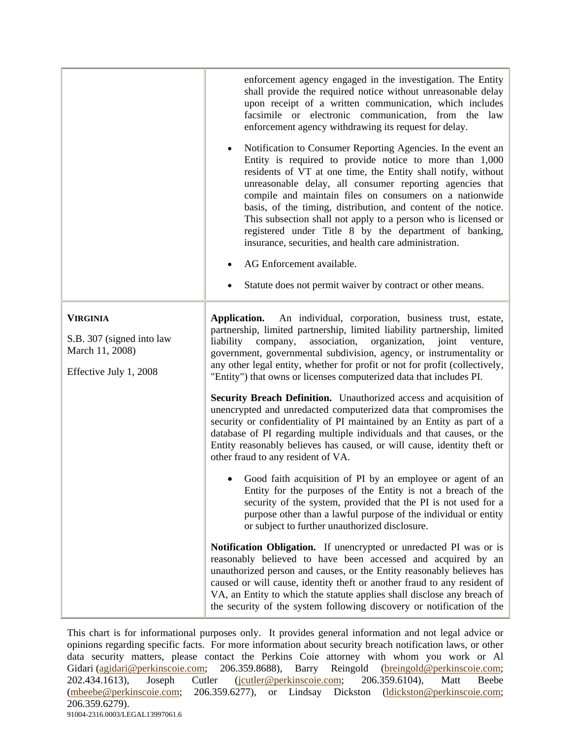| | |
|---|---|
| | enforcement agency engaged in the investigation. The Entity shall provide the required notice without unreasonable delay upon receipt of a written communication, which includes facsimile or electronic communication, from the law enforcement agency withdrawing its request for delay.<br><br>• Notification to Consumer Reporting Agencies. In the event an Entity is required to provide notice to more than 1,000 residents of VT at one time, the Entity shall notify, without unreasonable delay, all consumer reporting agencies that compile and maintain files on consumers on a nationwide basis, of the timing, distribution, and content of the notice. This subsection shall not apply to a person who is licensed or registered under Title 8 by the department of banking, insurance, securities, and health care administration.<br><br>• AG Enforcement available.<br><br>• Statute does not permit waiver by contract or other means. |
| **VIRGINIA**<br><br>S.B. 307 (signed into law March 11, 2008)<br><br>Effective July 1, 2008 | **Application.** An individual, corporation, business trust, estate, partnership, limited partnership, limited liability partnership, limited liability company, association, organization, joint venture, government, governmental subdivision, agency, or instrumentality or any other legal entity, whether for profit or not for profit (collectively, "Entity") that owns or licenses computerized data that includes PI.<br><br>**Security Breach Definition.** Unauthorized access and acquisition of unencrypted and unredacted computerized data that compromises the security or confidentiality of PI maintained by an Entity as part of a database of PI regarding multiple individuals and that causes, or the Entity reasonably believes has caused, or will cause, identity theft or other fraud to any resident of VA.<br><br>• Good faith acquisition of PI by an employee or agent of an Entity for the purposes of the Entity is not a breach of the security of the system, provided that the PI is not used for a purpose other than a lawful purpose of the individual or entity or subject to further unauthorized disclosure.<br><br>**Notification Obligation.** If unencrypted or unredacted PI was or is reasonably believed to have been accessed and acquired by an unauthorized person and causes, or the Entity reasonably believes has caused or will cause, identity theft or another fraud to any resident of VA, an Entity to which the statute applies shall disclose any breach of the security of the system following discovery or notification of the |

This chart is for informational purposes only. It provides general information and not legal advice or opinions regarding specific facts. For more information about security breach notification laws, or other data security matters, please contact the Perkins Coie attorney with whom you work or Al Gidari (agidari@perkinscoie.com; 206.359.8688), Barry Reingold (breingold@perkinscoie.com; 202.434.1613), Joseph Cutler (jcutler@perkinscoie.com; 206.359.6104), Matt Beebe (mbeebe@perkinscoie.com; 206.359.6277), or Lindsay Dickston (ldickston@perkinscoie.com; 206.359.6279).

91004-2316.0003/LEGAL13997061.6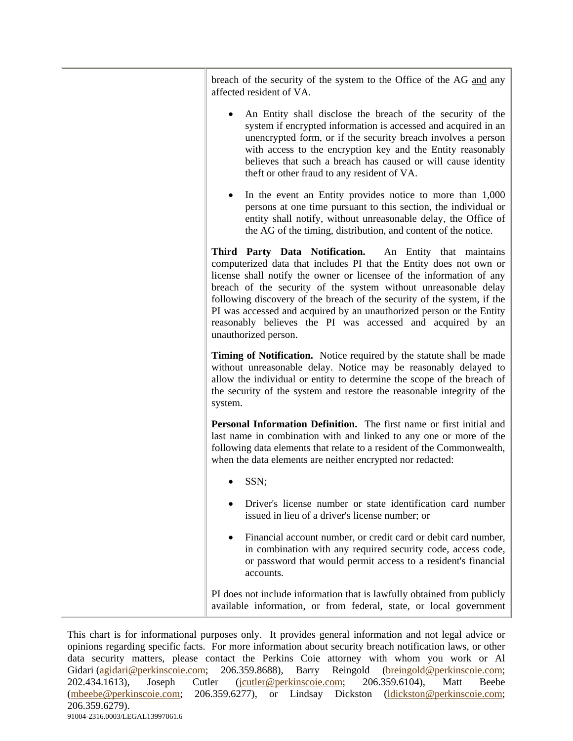breach of the security of the system to the Office of the AG and any affected resident of VA.

- An Entity shall disclose the breach of the security of the system if encrypted information is accessed and acquired in an unencrypted form, or if the security breach involves a person with access to the encryption key and the Entity reasonably believes that such a breach has caused or will cause identity theft or other fraud to any resident of VA.
- In the event an Entity provides notice to more than 1,000 persons at one time pursuant to this section, the individual or entity shall notify, without unreasonable delay, the Office of the AG of the timing, distribution, and content of the notice.

**Third Party Data Notification.** An Entity that maintains computerized data that includes PI that the Entity does not own or license shall notify the owner or licensee of the information of any breach of the security of the system without unreasonable delay following discovery of the breach of the security of the system, if the PI was accessed and acquired by an unauthorized person or the Entity reasonably believes the PI was accessed and acquired by an unauthorized person.

**Timing of Notification.** Notice required by the statute shall be made without unreasonable delay. Notice may be reasonably delayed to allow the individual or entity to determine the scope of the breach of the security of the system and restore the reasonable integrity of the system.

**Personal Information Definition.** The first name or first initial and last name in combination with and linked to any one or more of the following data elements that relate to a resident of the Commonwealth, when the data elements are neither encrypted nor redacted:

- SSN;
- Driver's license number or state identification card number issued in lieu of a driver's license number; or
- Financial account number, or credit card or debit card number, in combination with any required security code, access code, or password that would permit access to a resident's financial accounts.

PI does not include information that is lawfully obtained from publicly available information, or from federal, state, or local government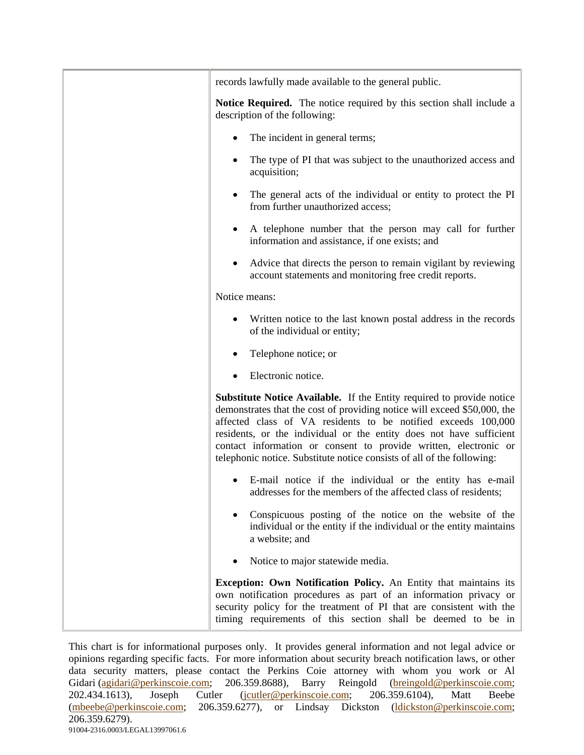| | records lawfully made available to the general public.<br><br>**Notice Required.** The notice required by this section shall include a description of the following:<br><br>• The incident in general terms;<br>• The type of PI that was subject to the unauthorized access and acquisition;<br>• The general acts of the individual or entity to protect the PI from further unauthorized access;<br>• A telephone number that the person may call for further information and assistance, if one exists; and<br>• Advice that directs the person to remain vigilant by reviewing account statements and monitoring free credit reports.<br><br>Notice means:<br><br>• Written notice to the last known postal address in the records of the individual or entity;<br>• Telephone notice; or<br>• Electronic notice.<br><br>**Substitute Notice Available.** If the Entity required to provide notice demonstrates that the cost of providing notice will exceed $50,000, the affected class of VA residents to be notified exceeds 100,000 residents, or the individual or the entity does not have sufficient contact information or consent to provide written, electronic or telephonic notice. Substitute notice consists of all of the following:<br><br>• E-mail notice if the individual or the entity has e-mail addresses for the members of the affected class of residents;<br>• Conspicuous posting of the notice on the website of the individual or the entity if the individual or the entity maintains a website; and<br>• Notice to major statewide media.<br><br>**Exception: Own Notification Policy.** An Entity that maintains its own notification procedures as part of an information privacy or security policy for the treatment of PI that are consistent with the timing requirements of this section shall be deemed to be in |
|---|---|

This chart is for informational purposes only. It provides general information and not legal advice or opinions regarding specific facts. For more information about security breach notification laws, or other data security matters, please contact the Perkins Coie attorney with whom you work or Al Gidari (agidari@perkinscoie.com; 206.359.8688), Barry Reingold (breingold@perkinscoie.com; 202.434.1613), Joseph Cutler (jcutler@perkinscoie.com; 206.359.6104), Matt Beebe (mbeebe@perkinscoie.com; 206.359.6277), or Lindsay Dickston (ldickston@perkinscoie.com; 206.359.6279).

91004-2316.0003/LEGAL13997061.6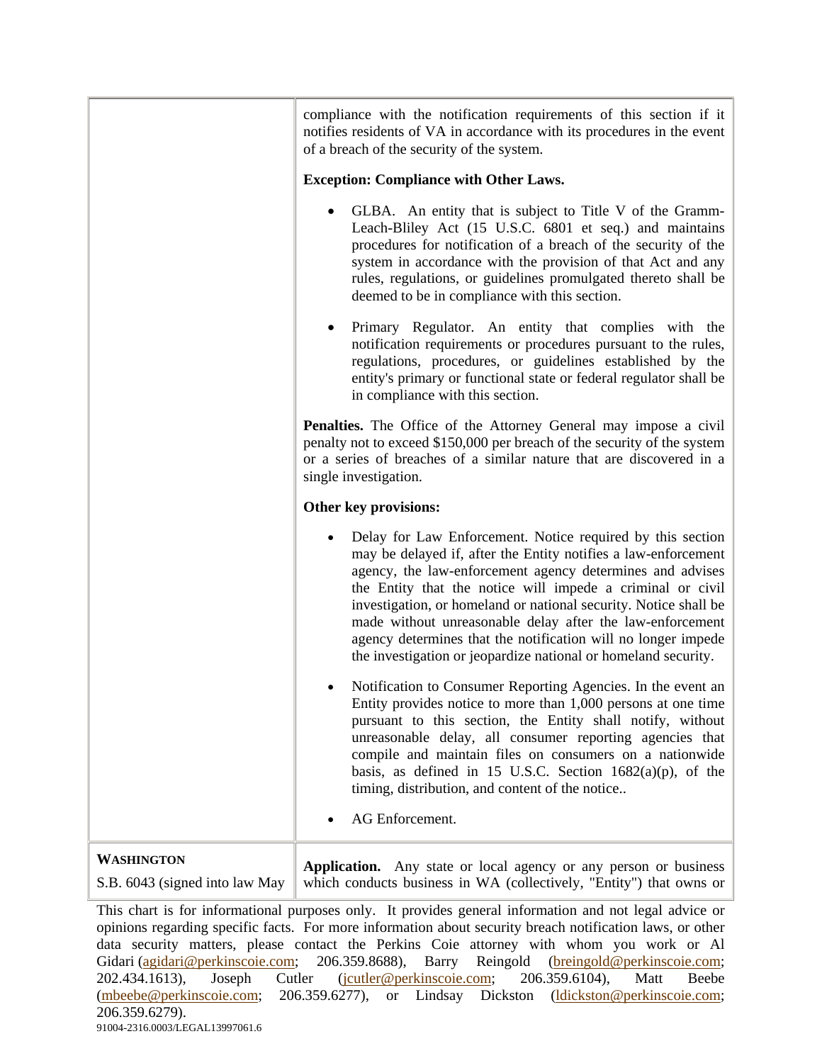| | |
|---|---|
| | compliance with the notification requirements of this section if it notifies residents of VA in accordance with its procedures in the event of a breach of the security of the system.<br><br>**Exception: Compliance with Other Laws.**<br><br>• GLBA. An entity that is subject to Title V of the Gramm-Leach-Bliley Act (15 U.S.C. 6801 et seq.) and maintains procedures for notification of a breach of the security of the system in accordance with the provision of that Act and any rules, regulations, or guidelines promulgated thereto shall be deemed to be in compliance with this section.<br><br>• Primary Regulator. An entity that complies with the notification requirements or procedures pursuant to the rules, regulations, procedures, or guidelines established by the entity's primary or functional state or federal regulator shall be in compliance with this section.<br><br>**Penalties.** The Office of the Attorney General may impose a civil penalty not to exceed $150,000 per breach of the security of the system or a series of breaches of a similar nature that are discovered in a single investigation.<br><br>**Other key provisions:**<br><br>• Delay for Law Enforcement. Notice required by this section may be delayed if, after the Entity notifies a law-enforcement agency, the law-enforcement agency determines and advises the Entity that the notice will impede a criminal or civil investigation, or homeland or national security. Notice shall be made without unreasonable delay after the law-enforcement agency determines that the notification will no longer impede the investigation or jeopardize national or homeland security.<br><br>• Notification to Consumer Reporting Agencies. In the event an Entity provides notice to more than 1,000 persons at one time pursuant to this section, the Entity shall notify, without unreasonable delay, all consumer reporting agencies that compile and maintain files on consumers on a nationwide basis, as defined in 15 U.S.C. Section 1682(a)(p), of the timing, distribution, and content of the notice..<br><br>• AG Enforcement. |
| **WASHINGTON**<br><br>S.B. 6043 (signed into law May | **Application.** Any state or local agency or any person or business which conducts business in WA (collectively, "Entity") that owns or |

This chart is for informational purposes only. It provides general information and not legal advice or opinions regarding specific facts. For more information about security breach notification laws, or other data security matters, please contact the Perkins Coie attorney with whom you work or Al Gidari (agidari@perkinscoie.com; 206.359.8688), Barry Reingold (breingold@perkinscoie.com; 202.434.1613), Joseph Cutler (jcutler@perkinscoie.com; 206.359.6104), Matt Beebe (mbeebe@perkinscoie.com; 206.359.6277), or Lindsay Dickston (ldickston@perkinscoie.com; 206.359.6279).

91004-2316.0003/LEGAL13997061.6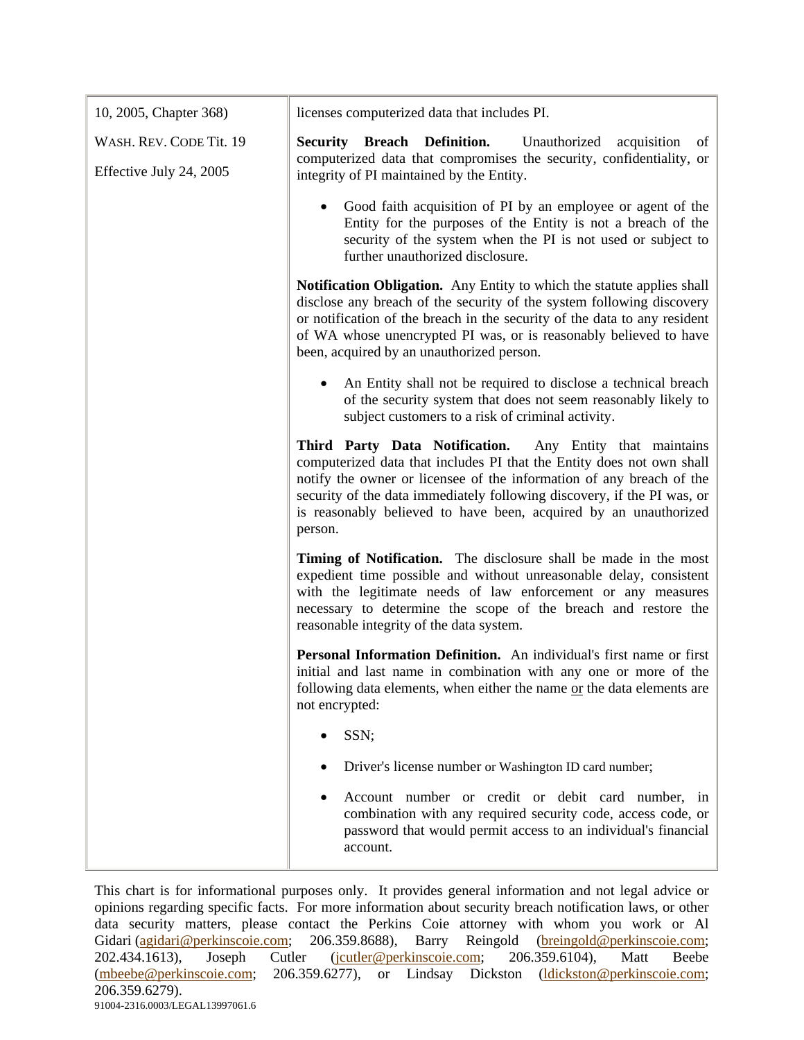| | |
|---|---|
| 10, 2005, Chapter 368)<br><br>WASH. REV. CODE Tit. 19<br><br>Effective July 24, 2005 | licenses computerized data that includes PI.<br><br>**Security Breach Definition.** Unauthorized acquisition of computerized data that compromises the security, confidentiality, or integrity of PI maintained by the Entity.<br><br>• Good faith acquisition of PI by an employee or agent of the Entity for the purposes of the Entity is not a breach of the security of the system when the PI is not used or subject to further unauthorized disclosure.<br><br>**Notification Obligation.** Any Entity to which the statute applies shall disclose any breach of the security of the system following discovery or notification of the breach in the security of the data to any resident of WA whose unencrypted PI was, or is reasonably believed to have been, acquired by an unauthorized person.<br><br>• An Entity shall not be required to disclose a technical breach of the security system that does not seem reasonably likely to subject customers to a risk of criminal activity.<br><br>**Third Party Data Notification.** Any Entity that maintains computerized data that includes PI that the Entity does not own shall notify the owner or licensee of the information of any breach of the security of the data immediately following discovery, if the PI was, or is reasonably believed to have been, acquired by an unauthorized person.<br><br>**Timing of Notification.** The disclosure shall be made in the most expedient time possible and without unreasonable delay, consistent with the legitimate needs of law enforcement or any measures necessary to determine the scope of the breach and restore the reasonable integrity of the data system.<br><br>**Personal Information Definition.** An individual's first name or first initial and last name in combination with any one or more of the following data elements, when either the name or the data elements are not encrypted:<br><br>• SSN;<br><br>• Driver's license number or Washington ID card number;<br><br>• Account number or credit or debit card number, in combination with any required security code, access code, or password that would permit access to an individual's financial account. |

This chart is for informational purposes only. It provides general information and not legal advice or opinions regarding specific facts. For more information about security breach notification laws, or other data security matters, please contact the Perkins Coie attorney with whom you work or Al Gidari (agidari@perkinscoie.com; 206.359.8688), Barry Reingold (breingold@perkinscoie.com; 202.434.1613), Joseph Cutler (jcutler@perkinscoie.com; 206.359.6104), Matt Beebe (mbeebe@perkinscoie.com; 206.359.6277), or Lindsay Dickston (ldickston@perkinscoie.com; 206.359.6279).

91004-2316.0003/LEGAL13997061.6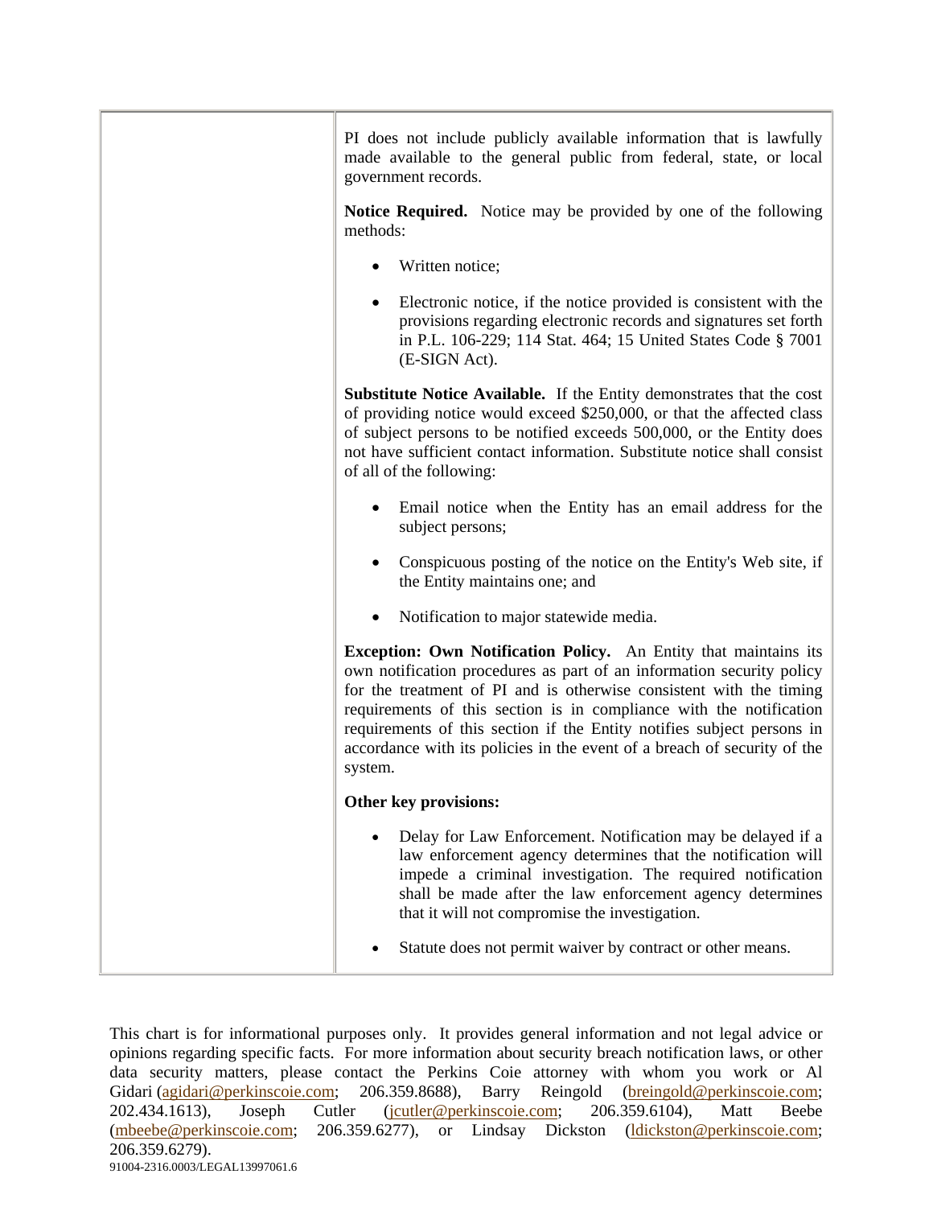| | PI does not include publicly available information that is lawfully made available to the general public from federal, state, or local government records.<br><br>**Notice Required.** Notice may be provided by one of the following methods:<br><br>• Written notice;<br><br>• Electronic notice, if the notice provided is consistent with the provisions regarding electronic records and signatures set forth in P.L. 106-229; 114 Stat. 464; 15 United States Code § 7001 (E-SIGN Act).<br><br>**Substitute Notice Available.** If the Entity demonstrates that the cost of providing notice would exceed $250,000, or that the affected class of subject persons to be notified exceeds 500,000, or the Entity does not have sufficient contact information. Substitute notice shall consist of all of the following:<br><br>• Email notice when the Entity has an email address for the subject persons;<br><br>• Conspicuous posting of the notice on the Entity's Web site, if the Entity maintains one; and<br><br>• Notification to major statewide media.<br><br>**Exception: Own Notification Policy.** An Entity that maintains its own notification procedures as part of an information security policy for the treatment of PI and is otherwise consistent with the timing requirements of this section is in compliance with the notification requirements of this section if the Entity notifies subject persons in accordance with its policies in the event of a breach of security of the system.<br><br>**Other key provisions:**<br><br>• Delay for Law Enforcement. Notification may be delayed if a law enforcement agency determines that the notification will impede a criminal investigation. The required notification shall be made after the law enforcement agency determines that it will not compromise the investigation.<br><br>• Statute does not permit waiver by contract or other means. |
|---|---|

This chart is for informational purposes only. It provides general information and not legal advice or opinions regarding specific facts. For more information about security breach notification laws, or other data security matters, please contact the Perkins Coie attorney with whom you work or Al Gidari (agidari@perkinscoie.com; 206.359.8688), Barry Reingold (breingold@perkinscoie.com; 202.434.1613), Joseph Cutler (jcutler@perkinscoie.com; 206.359.6104), Matt Beebe (mbeebe@perkinscoie.com; 206.359.6277), or Lindsay Dickston (ldickston@perkinscoie.com; 206.359.6279).

91004-2316.0003/LEGAL13997061.6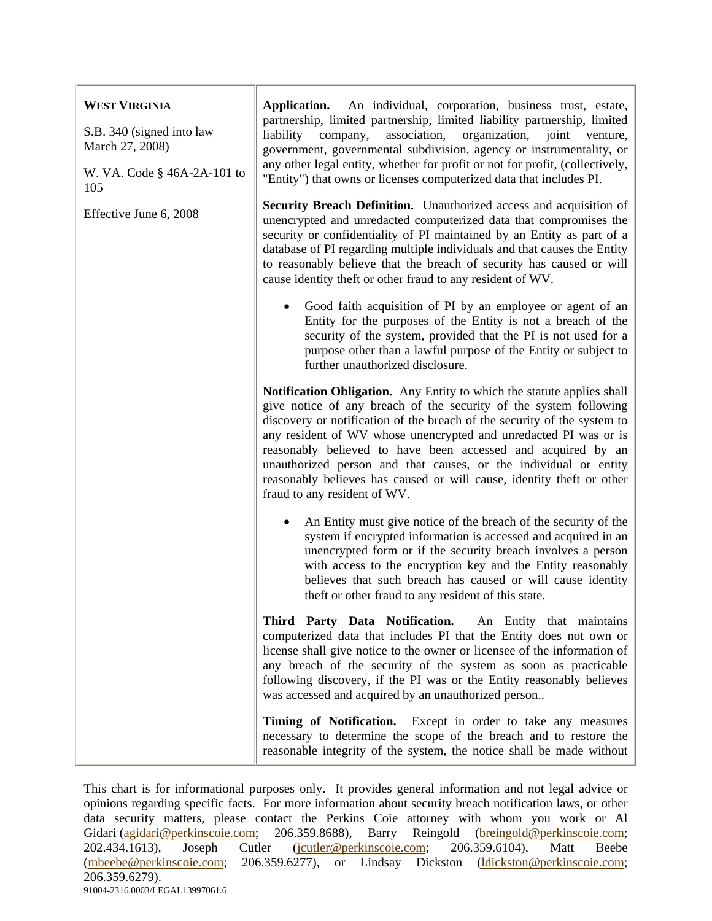| | |
|---|---|
| **WEST VIRGINIA**<br><br>S.B. 340 (signed into law March 27, 2008)<br><br>W. VA. Code § 46A-2A-101 to 105<br><br>Effective June 6, 2008 | **Application.** An individual, corporation, business trust, estate, partnership, limited partnership, limited liability partnership, limited liability company, association, organization, joint venture, government, governmental subdivision, agency or instrumentality, or any other legal entity, whether for profit or not for profit, (collectively, "Entity") that owns or licenses computerized data that includes PI.<br><br>**Security Breach Definition.** Unauthorized access and acquisition of unencrypted and unredacted computerized data that compromises the security or confidentiality of PI maintained by an Entity as part of a database of PI regarding multiple individuals and that causes the Entity to reasonably believe that the breach of security has caused or will cause identity theft or other fraud to any resident of WV.<br><br>• Good faith acquisition of PI by an employee or agent of an Entity for the purposes of the Entity is not a breach of the security of the system, provided that the PI is not used for a purpose other than a lawful purpose of the Entity or subject to further unauthorized disclosure.<br><br>**Notification Obligation.** Any Entity to which the statute applies shall give notice of any breach of the security of the system following discovery or notification of the breach of the security of the system to any resident of WV whose unencrypted and unredacted PI was or is reasonably believed to have been accessed and acquired by an unauthorized person and that causes, or the individual or entity reasonably believes has caused or will cause, identity theft or other fraud to any resident of WV.<br><br>• An Entity must give notice of the breach of the security of the system if encrypted information is accessed and acquired in an unencrypted form or if the security breach involves a person with access to the encryption key and the Entity reasonably believes that such breach has caused or will cause identity theft or other fraud to any resident of this state.<br><br>**Third Party Data Notification.** An Entity that maintains computerized data that includes PI that the Entity does not own or license shall give notice to the owner or licensee of the information of any breach of the security of the system as soon as practicable following discovery, if the PI was or the Entity reasonably believes was accessed and acquired by an unauthorized person..<br><br>**Timing of Notification.** Except in order to take any measures necessary to determine the scope of the breach and to restore the reasonable integrity of the system, the notice shall be made without |

This chart is for informational purposes only. It provides general information and not legal advice or opinions regarding specific facts. For more information about security breach notification laws, or other data security matters, please contact the Perkins Coie attorney with whom you work or Al Gidari (agidari@perkinscoie.com; 206.359.8688), Barry Reingold (breingold@perkinscoie.com; 202.434.1613), Joseph Cutler (jcutler@perkinscoie.com; 206.359.6104), Matt Beebe (mbeebe@perkinscoie.com; 206.359.6277), or Lindsay Dickston (ldickston@perkinscoie.com; 206.359.6279).

91004-2316.0003/LEGAL13997061.6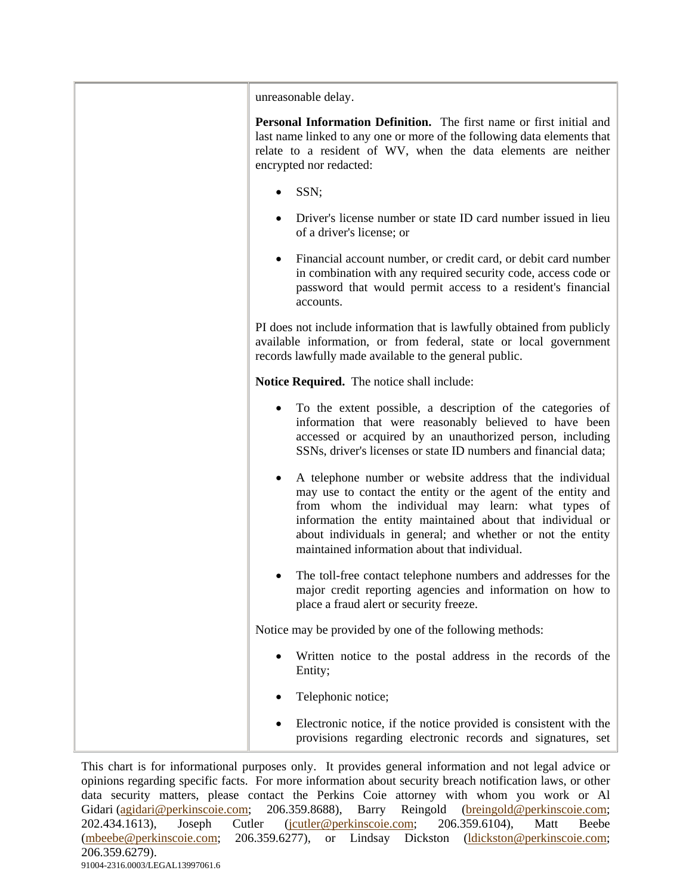| | unreasonable delay.<br><br>**Personal Information Definition.** The first name or first initial and last name linked to any one or more of the following data elements that relate to a resident of WV, when the data elements are neither encrypted nor redacted:<br><br>• SSN;<br>• Driver's license number or state ID card number issued in lieu of a driver's license; or<br>• Financial account number, or credit card, or debit card number in combination with any required security code, access code or password that would permit access to a resident's financial accounts.<br><br>PI does not include information that is lawfully obtained from publicly available information, or from federal, state or local government records lawfully made available to the general public.<br><br>**Notice Required.** The notice shall include:<br><br>• To the extent possible, a description of the categories of information that were reasonably believed to have been accessed or acquired by an unauthorized person, including SSNs, driver's licenses or state ID numbers and financial data;<br>• A telephone number or website address that the individual may use to contact the entity or the agent of the entity and from whom the individual may learn: what types of information the entity maintained about that individual or about individuals in general; and whether or not the entity maintained information about that individual.<br>• The toll-free contact telephone numbers and addresses for the major credit reporting agencies and information on how to place a fraud alert or security freeze.<br><br>Notice may be provided by one of the following methods:<br><br>• Written notice to the postal address in the records of the Entity;<br>• Telephonic notice;<br>• Electronic notice, if the notice provided is consistent with the provisions regarding electronic records and signatures, set |
|---|---|

This chart is for informational purposes only. It provides general information and not legal advice or opinions regarding specific facts. For more information about security breach notification laws, or other data security matters, please contact the Perkins Coie attorney with whom you work or Al Gidari (agidari@perkinscoie.com; 206.359.8688), Barry Reingold (breingold@perkinscoie.com; 202.434.1613), Joseph Cutler (jcutler@perkinscoie.com; 206.359.6104), Matt Beebe (mbeebe@perkinscoie.com; 206.359.6277), or Lindsay Dickston (ldickston@perkinscoie.com; 206.359.6279).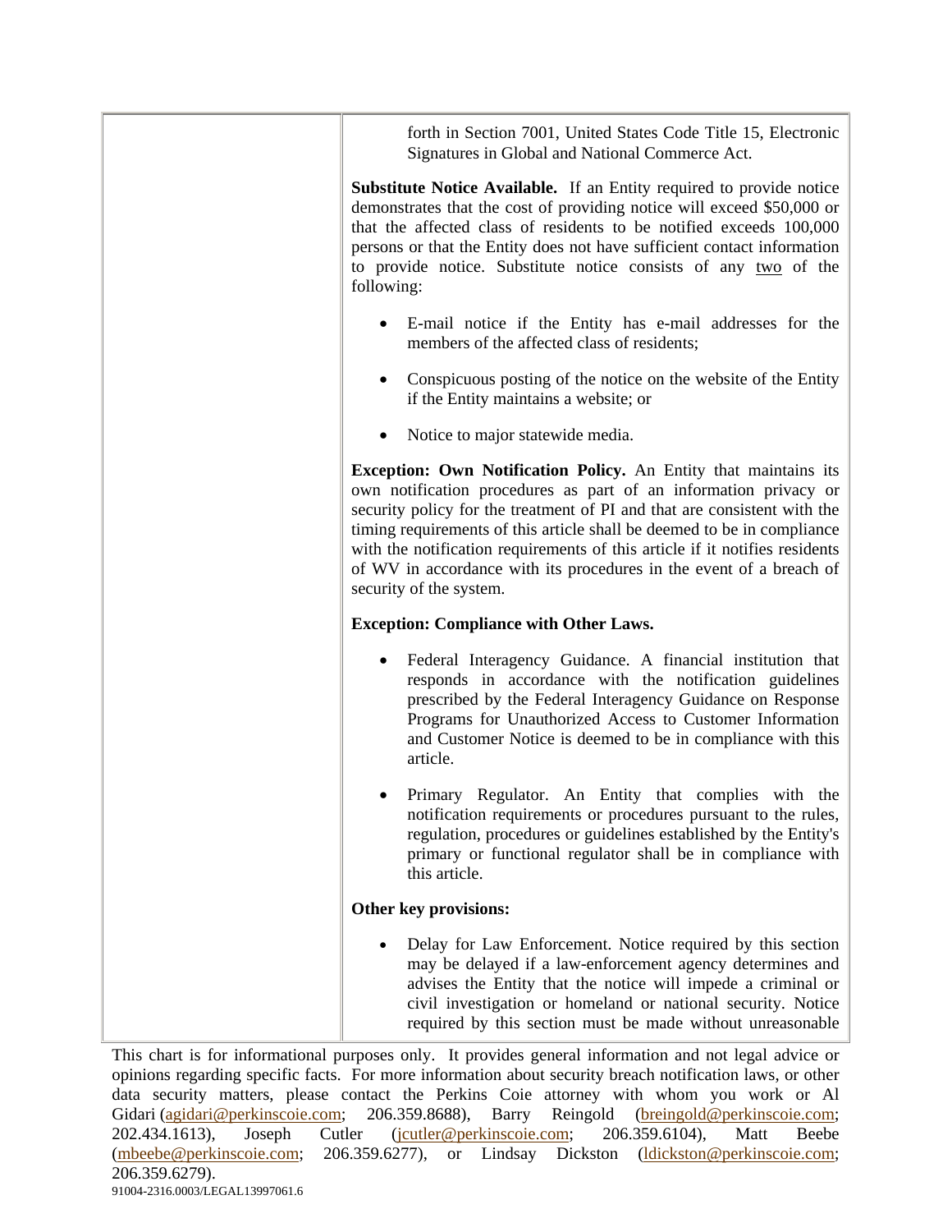| | forth in Section 7001, United States Code Title 15, Electronic Signatures in Global and National Commerce Act.<br><br>**Substitute Notice Available.** If an Entity required to provide notice demonstrates that the cost of providing notice will exceed $50,000 or that the affected class of residents to be notified exceeds 100,000 persons or that the Entity does not have sufficient contact information to provide notice. Substitute notice consists of any two of the following:<br><br>• E-mail notice if the Entity has e-mail addresses for the members of the affected class of residents;<br><br>• Conspicuous posting of the notice on the website of the Entity if the Entity maintains a website; or<br><br>• Notice to major statewide media.<br><br>**Exception: Own Notification Policy.** An Entity that maintains its own notification procedures as part of an information privacy or security policy for the treatment of PI and that are consistent with the timing requirements of this article shall be deemed to be in compliance with the notification requirements of this article if it notifies residents of WV in accordance with its procedures in the event of a breach of security of the system.<br><br>**Exception: Compliance with Other Laws.**<br><br>• Federal Interagency Guidance. A financial institution that responds in accordance with the notification guidelines prescribed by the Federal Interagency Guidance on Response Programs for Unauthorized Access to Customer Information and Customer Notice is deemed to be in compliance with this article.<br><br>• Primary Regulator. An Entity that complies with the notification requirements or procedures pursuant to the rules, regulation, procedures or guidelines established by the Entity's primary or functional regulator shall be in compliance with this article.<br><br>**Other key provisions:**<br><br>• Delay for Law Enforcement. Notice required by this section may be delayed if a law-enforcement agency determines and advises the Entity that the notice will impede a criminal or civil investigation or homeland or national security. Notice required by this section must be made without unreasonable |
|---|---|

This chart is for informational purposes only. It provides general information and not legal advice or opinions regarding specific facts. For more information about security breach notification laws, or other data security matters, please contact the Perkins Coie attorney with whom you work or Al Gidari (agidari@perkinscoie.com; 206.359.8688), Barry Reingold (breingold@perkinscoie.com; 202.434.1613), Joseph Cutler (jcutler@perkinscoie.com; 206.359.6104), Matt Beebe (mbeebe@perkinscoie.com; 206.359.6277), or Lindsay Dickston (ldickston@perkinscoie.com; 206.359.6279).

91004-2316.0003/LEGAL13997061.6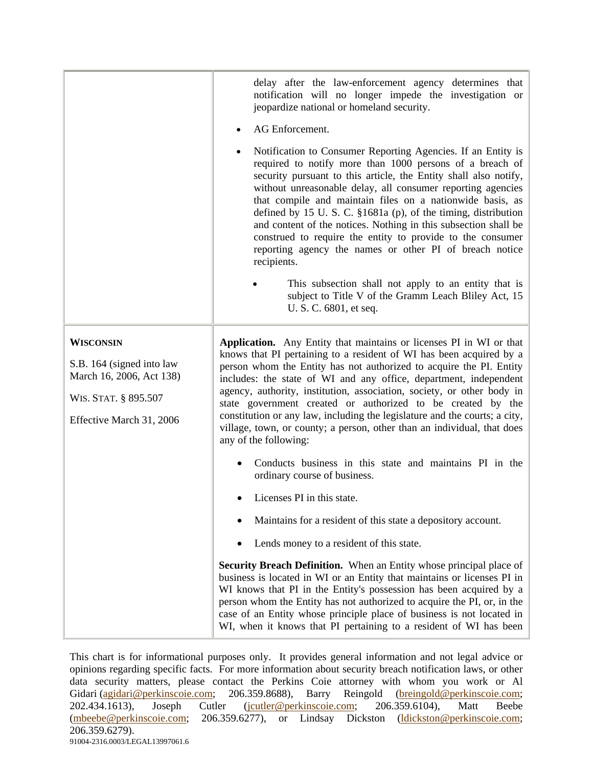| | |
|---|---|
| | delay after the law-enforcement agency determines that notification will no longer impede the investigation or jeopardize national or homeland security.<br><br>• AG Enforcement.<br><br>• Notification to Consumer Reporting Agencies. If an Entity is required to notify more than 1000 persons of a breach of security pursuant to this article, the Entity shall also notify, without unreasonable delay, all consumer reporting agencies that compile and maintain files on a nationwide basis, as defined by 15 U. S. C. §1681a (p), of the timing, distribution and content of the notices. Nothing in this subsection shall be construed to require the entity to provide to the consumer reporting agency the names or other PI of breach notice recipients.<br><br>　　• This subsection shall not apply to an entity that is subject to Title V of the Gramm Leach Bliley Act, 15 U. S. C. 6801, et seq. |
| **WISCONSIN**<br><br>S.B. 164 (signed into law March 16, 2006, Act 138)<br><br>WIS. STAT. § 895.507<br><br>Effective March 31, 2006 | **Application.** Any Entity that maintains or licenses PI in WI or that knows that PI pertaining to a resident of WI has been acquired by a person whom the Entity has not authorized to acquire the PI. Entity includes: the state of WI and any office, department, independent agency, authority, institution, association, society, or other body in state government created or authorized to be created by the constitution or any law, including the legislature and the courts; a city, village, town, or county; a person, other than an individual, that does any of the following:<br><br>• Conducts business in this state and maintains PI in the ordinary course of business.<br><br>• Licenses PI in this state.<br><br>• Maintains for a resident of this state a depository account.<br><br>• Lends money to a resident of this state.<br><br>**Security Breach Definition.** When an Entity whose principal place of business is located in WI or an Entity that maintains or licenses PI in WI knows that PI in the Entity's possession has been acquired by a person whom the Entity has not authorized to acquire the PI, or, in the case of an Entity whose principle place of business is not located in WI, when it knows that PI pertaining to a resident of WI has been |

This chart is for informational purposes only. It provides general information and not legal advice or opinions regarding specific facts. For more information about security breach notification laws, or other data security matters, please contact the Perkins Coie attorney with whom you work or Al Gidari (agidari@perkinscoie.com; 206.359.8688), Barry Reingold (breingold@perkinscoie.com; 202.434.1613), Joseph Cutler (jcutler@perkinscoie.com; 206.359.6104), Matt Beebe (mbeebe@perkinscoie.com; 206.359.6277), or Lindsay Dickston (ldickston@perkinscoie.com; 206.359.6279).

91004-2316.0003/LEGAL13997061.6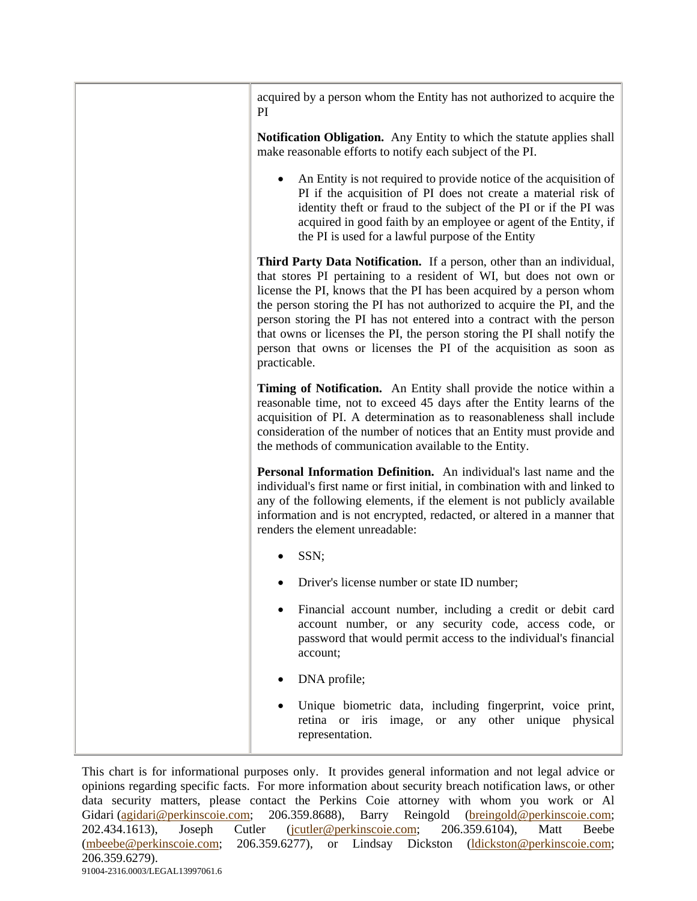| | acquired by a person whom the Entity has not authorized to acquire the PI<br><br>**Notification Obligation.** Any Entity to which the statute applies shall make reasonable efforts to notify each subject of the PI.<br><br>• An Entity is not required to provide notice of the acquisition of PI if the acquisition of PI does not create a material risk of identity theft or fraud to the subject of the PI or if the PI was acquired in good faith by an employee or agent of the Entity, if the PI is used for a lawful purpose of the Entity<br><br>**Third Party Data Notification.** If a person, other than an individual, that stores PI pertaining to a resident of WI, but does not own or license the PI, knows that the PI has been acquired by a person whom the person storing the PI has not authorized to acquire the PI, and the person storing the PI has not entered into a contract with the person that owns or licenses the PI, the person storing the PI shall notify the person that owns or licenses the PI of the acquisition as soon as practicable.<br><br>**Timing of Notification.** An Entity shall provide the notice within a reasonable time, not to exceed 45 days after the Entity learns of the acquisition of PI. A determination as to reasonableness shall include consideration of the number of notices that an Entity must provide and the methods of communication available to the Entity.<br><br>**Personal Information Definition.** An individual's last name and the individual's first name or first initial, in combination with and linked to any of the following elements, if the element is not publicly available information and is not encrypted, redacted, or altered in a manner that renders the element unreadable:<br><br>• SSN;<br><br>• Driver's license number or state ID number;<br><br>• Financial account number, including a credit or debit card account number, or any security code, access code, or password that would permit access to the individual's financial account;<br><br>• DNA profile;<br><br>• Unique biometric data, including fingerprint, voice print, retina or iris image, or any other unique physical representation. |
|---|---|

This chart is for informational purposes only. It provides general information and not legal advice or opinions regarding specific facts. For more information about security breach notification laws, or other data security matters, please contact the Perkins Coie attorney with whom you work or Al Gidari (agidari@perkinscoie.com; 206.359.8688), Barry Reingold (breingold@perkinscoie.com; 202.434.1613), Joseph Cutler (jcutler@perkinscoie.com; 206.359.6104), Matt Beebe (mbeebe@perkinscoie.com; 206.359.6277), or Lindsay Dickston (ldickston@perkinscoie.com; 206.359.6279).

91004-2316.0003/LEGAL13997061.6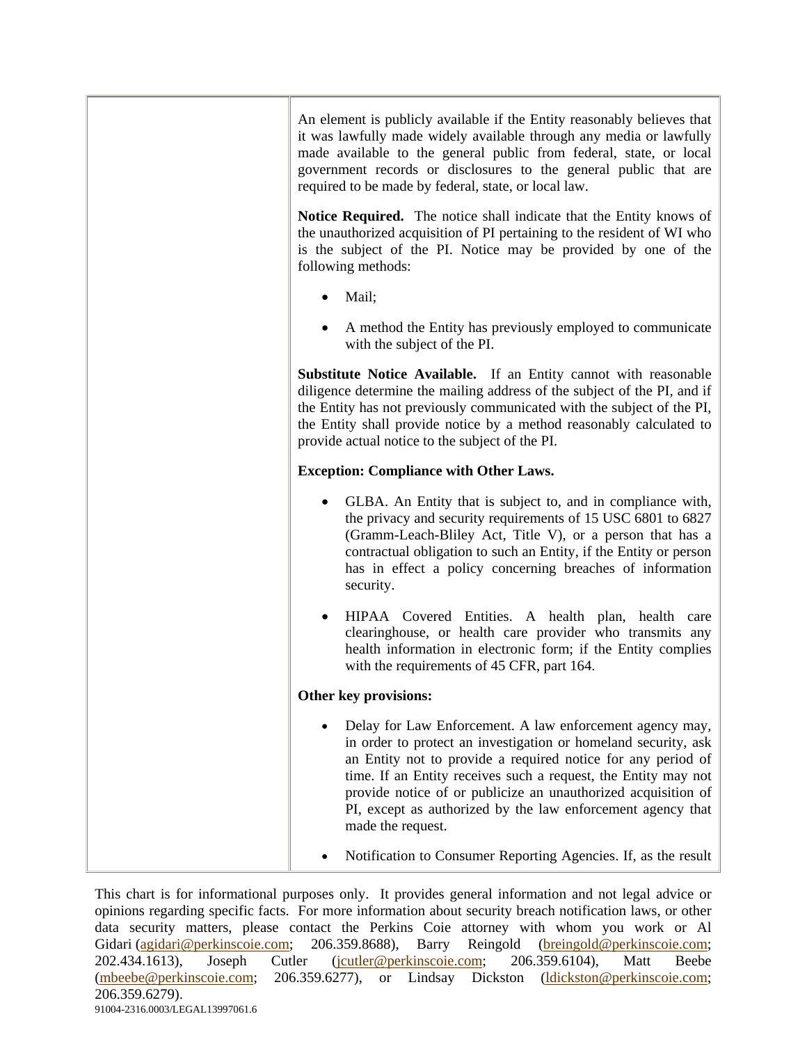| | An element is publicly available if the Entity reasonably believes that it was lawfully made widely available through any media or lawfully made available to the general public from federal, state, or local government records or disclosures to the general public that are required to be made by federal, state, or local law.<br><br>**Notice Required.** The notice shall indicate that the Entity knows of the unauthorized acquisition of PI pertaining to the resident of WI who is the subject of the PI. Notice may be provided by one of the following methods:<br><br>• Mail;<br><br>• A method the Entity has previously employed to communicate with the subject of the PI.<br><br>**Substitute Notice Available.** If an Entity cannot with reasonable diligence determine the mailing address of the subject of the PI, and if the Entity has not previously communicated with the subject of the PI, the Entity shall provide notice by a method reasonably calculated to provide actual notice to the subject of the PI.<br><br>**Exception: Compliance with Other Laws.**<br><br>• GLBA. An Entity that is subject to, and in compliance with, the privacy and security requirements of 15 USC 6801 to 6827 (Gramm-Leach-Bliley Act, Title V), or a person that has a contractual obligation to such an Entity, if the Entity or person has in effect a policy concerning breaches of information security.<br><br>• HIPAA Covered Entities. A health plan, health care clearinghouse, or health care provider who transmits any health information in electronic form; if the Entity complies with the requirements of 45 CFR, part 164.<br><br>**Other key provisions:**<br><br>• Delay for Law Enforcement. A law enforcement agency may, in order to protect an investigation or homeland security, ask an Entity not to provide a required notice for any period of time. If an Entity receives such a request, the Entity may not provide notice of or publicize an unauthorized acquisition of PI, except as authorized by the law enforcement agency that made the request.<br><br>• Notification to Consumer Reporting Agencies. If, as the result |
|---|---|

This chart is for informational purposes only. It provides general information and not legal advice or opinions regarding specific facts. For more information about security breach notification laws, or other data security matters, please contact the Perkins Coie attorney with whom you work or Al Gidari (agidari@perkinscoie.com; 206.359.8688), Barry Reingold (breingold@perkinscoie.com; 202.434.1613), Joseph Cutler (jcutler@perkinscoie.com; 206.359.6104), Matt Beebe (mbeebe@perkinscoie.com; 206.359.6277), or Lindsay Dickston (ldickston@perkinscoie.com; 206.359.6279).

91004-2316.0003/LEGAL13997061.6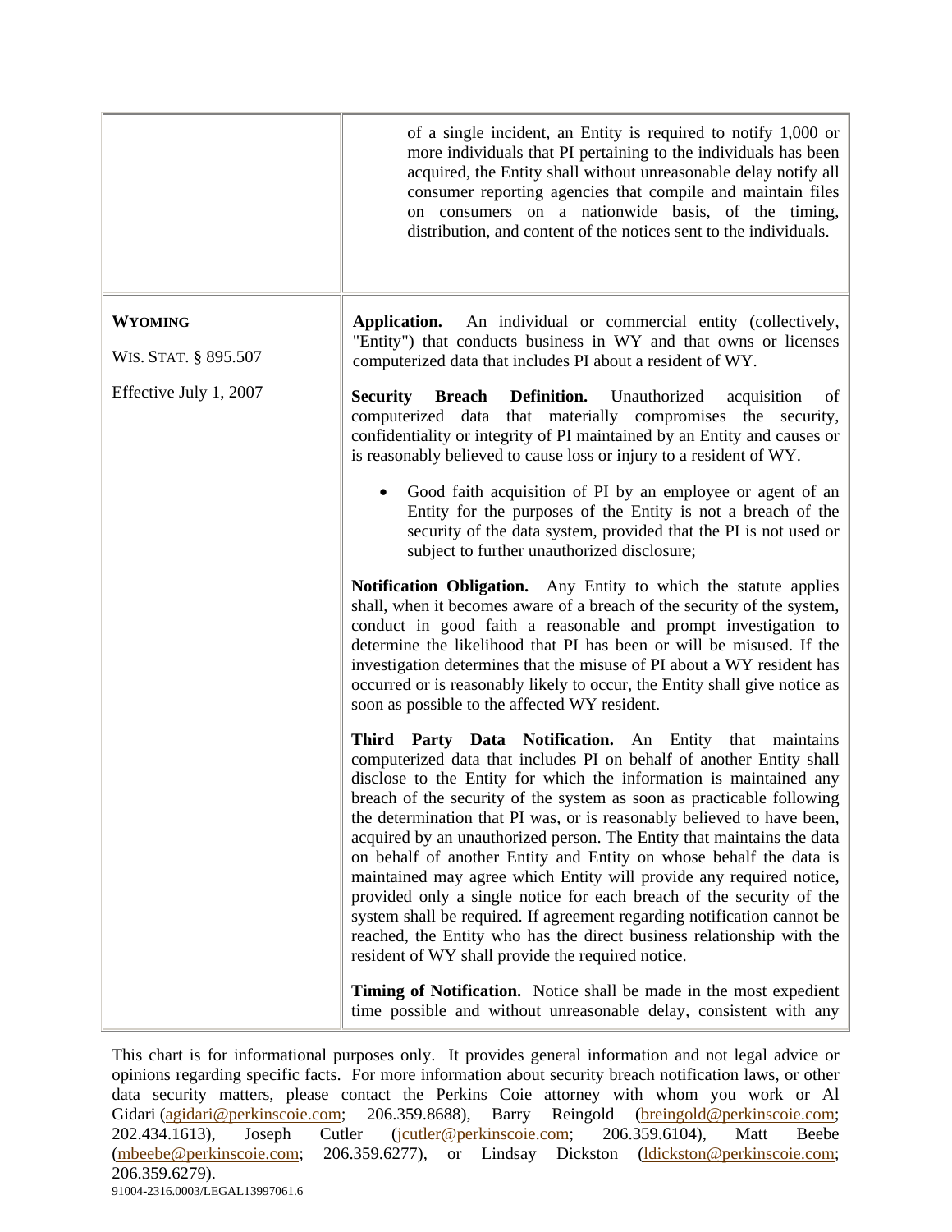| | |
|---|---|
| | of a single incident, an Entity is required to notify 1,000 or more individuals that PI pertaining to the individuals has been acquired, the Entity shall without unreasonable delay notify all consumer reporting agencies that compile and maintain files on consumers on a nationwide basis, of the timing, distribution, and content of the notices sent to the individuals. |
| **WYOMING**<br><br>WIS. STAT. § 895.507<br><br>Effective July 1, 2007 | **Application.** An individual or commercial entity (collectively, "Entity") that conducts business in WY and that owns or licenses computerized data that includes PI about a resident of WY.<br><br>**Security Breach Definition.** Unauthorized acquisition of computerized data that materially compromises the security, confidentiality or integrity of PI maintained by an Entity and causes or is reasonably believed to cause loss or injury to a resident of WY.<br><br>• Good faith acquisition of PI by an employee or agent of an Entity for the purposes of the Entity is not a breach of the security of the data system, provided that the PI is not used or subject to further unauthorized disclosure;<br><br>**Notification Obligation.** Any Entity to which the statute applies shall, when it becomes aware of a breach of the security of the system, conduct in good faith a reasonable and prompt investigation to determine the likelihood that PI has been or will be misused. If the investigation determines that the misuse of PI about a WY resident has occurred or is reasonably likely to occur, the Entity shall give notice as soon as possible to the affected WY resident.<br><br>**Third Party Data Notification.** An Entity that maintains computerized data that includes PI on behalf of another Entity shall disclose to the Entity for which the information is maintained any breach of the security of the system as soon as practicable following the determination that PI was, or is reasonably believed to have been, acquired by an unauthorized person. The Entity that maintains the data on behalf of another Entity and Entity on whose behalf the data is maintained may agree which Entity will provide any required notice, provided only a single notice for each breach of the security of the system shall be required. If agreement regarding notification cannot be reached, the Entity who has the direct business relationship with the resident of WY shall provide the required notice.<br><br>**Timing of Notification.** Notice shall be made in the most expedient time possible and without unreasonable delay, consistent with any |

This chart is for informational purposes only. It provides general information and not legal advice or opinions regarding specific facts. For more information about security breach notification laws, or other data security matters, please contact the Perkins Coie attorney with whom you work or Al Gidari (agidari@perkinscoie.com; 206.359.8688), Barry Reingold (breingold@perkinscoie.com; 202.434.1613), Joseph Cutler (jcutler@perkinscoie.com; 206.359.6104), Matt Beebe (mbeebe@perkinscoie.com; 206.359.6277), or Lindsay Dickston (ldickston@perkinscoie.com; 206.359.6279).

91004-2316.0003/LEGAL13997061.6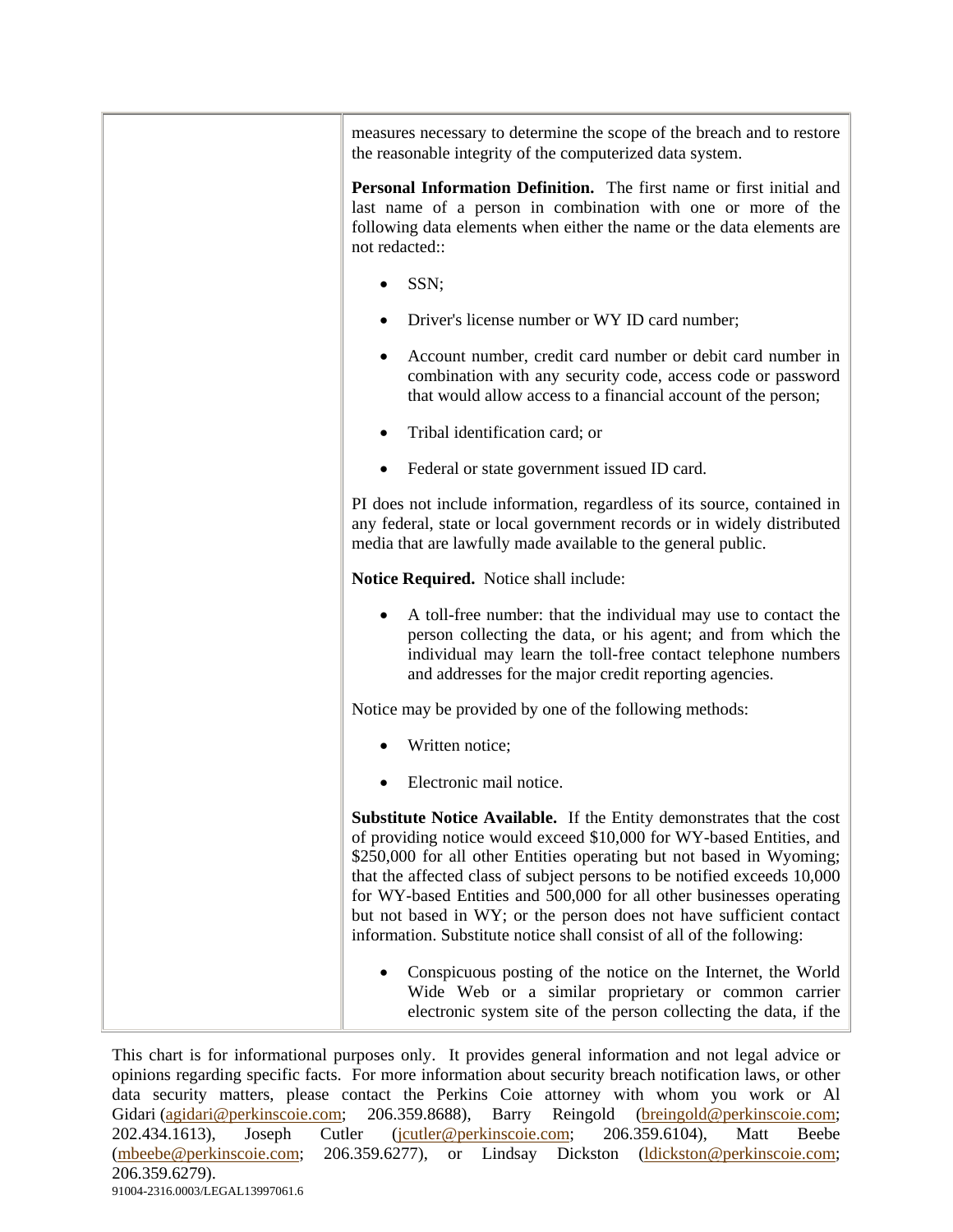| | measures necessary to determine the scope of the breach and to restore the reasonable integrity of the computerized data system.<br><br>**Personal Information Definition.** The first name or first initial and last name of a person in combination with one or more of the following data elements when either the name or the data elements are not redacted::<br><br>• SSN;<br>• Driver's license number or WY ID card number;<br>• Account number, credit card number or debit card number in combination with any security code, access code or password that would allow access to a financial account of the person;<br>• Tribal identification card; or<br>• Federal or state government issued ID card.<br><br>PI does not include information, regardless of its source, contained in any federal, state or local government records or in widely distributed media that are lawfully made available to the general public.<br><br>**Notice Required.** Notice shall include:<br><br>• A toll-free number: that the individual may use to contact the person collecting the data, or his agent; and from which the individual may learn the toll-free contact telephone numbers and addresses for the major credit reporting agencies.<br><br>Notice may be provided by one of the following methods:<br><br>• Written notice;<br>• Electronic mail notice.<br><br>**Substitute Notice Available.** If the Entity demonstrates that the cost of providing notice would exceed $10,000 for WY-based Entities, and $250,000 for all other Entities operating but not based in Wyoming; that the affected class of subject persons to be notified exceeds 10,000 for WY-based Entities and 500,000 for all other businesses operating but not based in WY; or the person does not have sufficient contact information. Substitute notice shall consist of all of the following:<br><br>• Conspicuous posting of the notice on the Internet, the World Wide Web or a similar proprietary or common carrier electronic system site of the person collecting the data, if the |
|---|---|

This chart is for informational purposes only. It provides general information and not legal advice or opinions regarding specific facts. For more information about security breach notification laws, or other data security matters, please contact the Perkins Coie attorney with whom you work or Al Gidari (agidari@perkinscoie.com; 206.359.8688), Barry Reingold (breingold@perkinscoie.com; 202.434.1613), Joseph Cutler (jcutler@perkinscoie.com; 206.359.6104), Matt Beebe (mbeebe@perkinscoie.com; 206.359.6277), or Lindsay Dickston (ldickston@perkinscoie.com; 206.359.6279).

91004-2316.0003/LEGAL13997061.6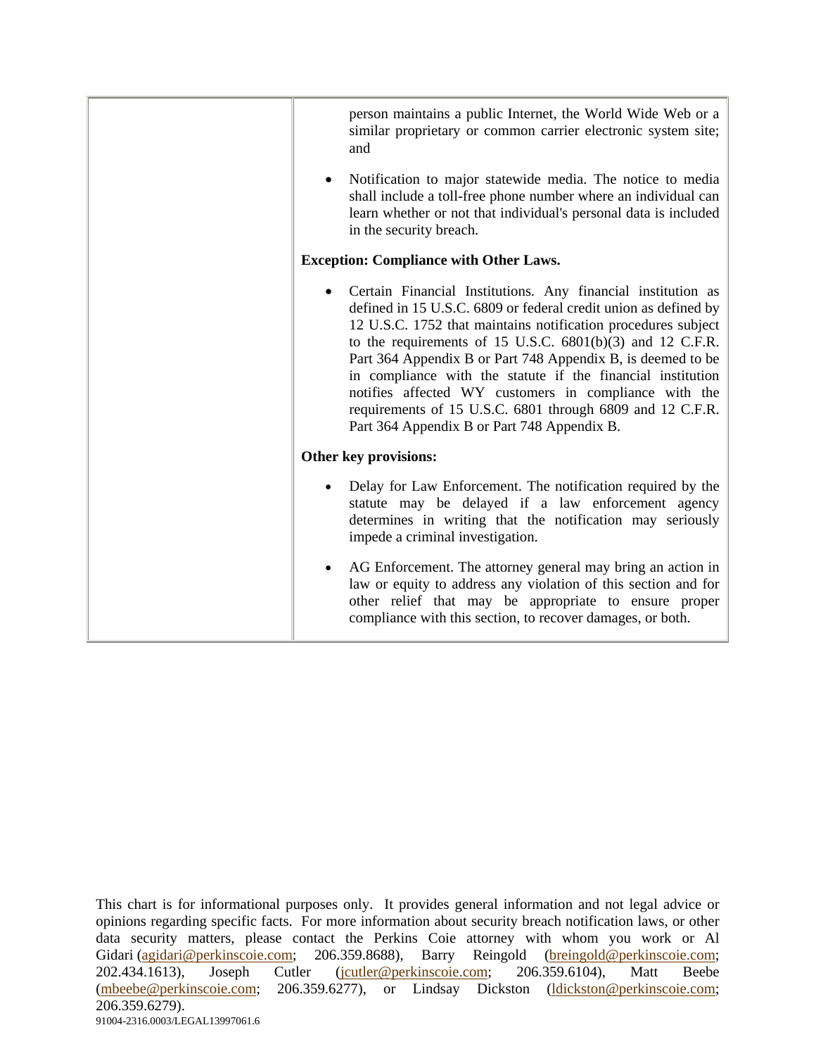| | |
|---|---|
| | person maintains a public Internet, the World Wide Web or a similar proprietary or common carrier electronic system site; and<br><br>• Notification to major statewide media. The notice to media shall include a toll-free phone number where an individual can learn whether or not that individual's personal data is included in the security breach.<br><br>**Exception: Compliance with Other Laws.**<br><br>• Certain Financial Institutions. Any financial institution as defined in 15 U.S.C. 6809 or federal credit union as defined by 12 U.S.C. 1752 that maintains notification procedures subject to the requirements of 15 U.S.C. 6801(b)(3) and 12 C.F.R. Part 364 Appendix B or Part 748 Appendix B, is deemed to be in compliance with the statute if the financial institution notifies affected WY customers in compliance with the requirements of 15 U.S.C. 6801 through 6809 and 12 C.F.R. Part 364 Appendix B or Part 748 Appendix B.<br><br>**Other key provisions:**<br><br>• Delay for Law Enforcement. The notification required by the statute may be delayed if a law enforcement agency determines in writing that the notification may seriously impede a criminal investigation.<br><br>• AG Enforcement. The attorney general may bring an action in law or equity to address any violation of this section and for other relief that may be appropriate to ensure proper compliance with this section, to recover damages, or both. |

This chart is for informational purposes only. It provides general information and not legal advice or opinions regarding specific facts. For more information about security breach notification laws, or other data security matters, please contact the Perkins Coie attorney with whom you work or Al Gidari (agidari@perkinscoie.com; 206.359.8688), Barry Reingold (breingold@perkinscoie.com; 202.434.1613), Joseph Cutler (jcutler@perkinscoie.com; 206.359.6104), Matt Beebe (mbeebe@perkinscoie.com; 206.359.6277), or Lindsay Dickston (ldickston@perkinscoie.com; 206.359.6279).

91004-2316.0003/LEGAL13997061.6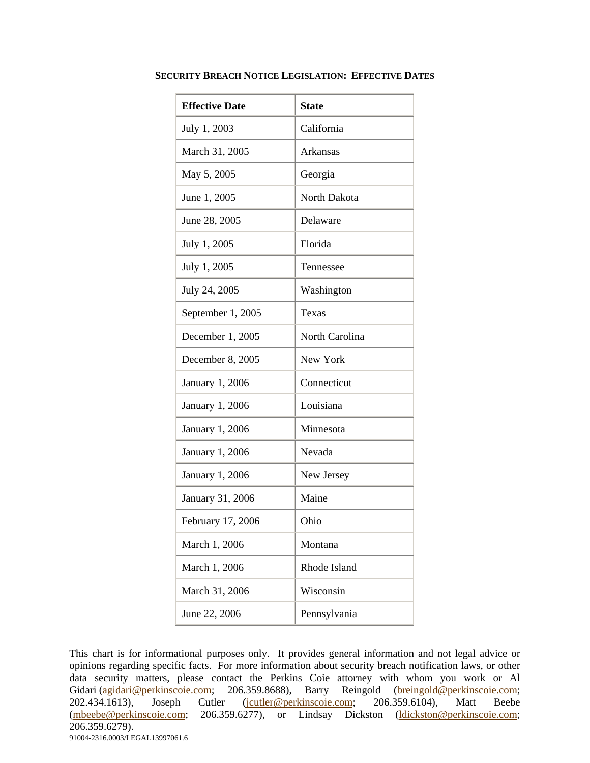## Security Breach Notice Legislation: Effective Dates

| Effective Date | State |
|---|---|
| July 1, 2003 | California |
| March 31, 2005 | Arkansas |
| May 5, 2005 | Georgia |
| June 1, 2005 | North Dakota |
| June 28, 2005 | Delaware |
| July 1, 2005 | Florida |
| July 1, 2005 | Tennessee |
| July 24, 2005 | Washington |
| September 1, 2005 | Texas |
| December 1, 2005 | North Carolina |
| December 8, 2005 | New York |
| January 1, 2006 | Connecticut |
| January 1, 2006 | Louisiana |
| January 1, 2006 | Minnesota |
| January 1, 2006 | Nevada |
| January 1, 2006 | New Jersey |
| January 31, 2006 | Maine |
| February 17, 2006 | Ohio |
| March 1, 2006 | Montana |
| March 1, 2006 | Rhode Island |
| March 31, 2006 | Wisconsin |
| June 22, 2006 | Pennsylvania |

This chart is for informational purposes only. It provides general information and not legal advice or opinions regarding specific facts. For more information about security breach notification laws, or other data security matters, please contact the Perkins Coie attorney with whom you work or Al Gidari (agidari@perkinscoie.com; 206.359.8688), Barry Reingold (breingold@perkinscoie.com; 202.434.1613), Joseph Cutler (jcutler@perkinscoie.com; 206.359.6104), Matt Beebe (mbeebe@perkinscoie.com; 206.359.6277), or Lindsay Dickston (ldickston@perkinscoie.com; 206.359.6279).

91004-2316.0003/LEGAL13997061.6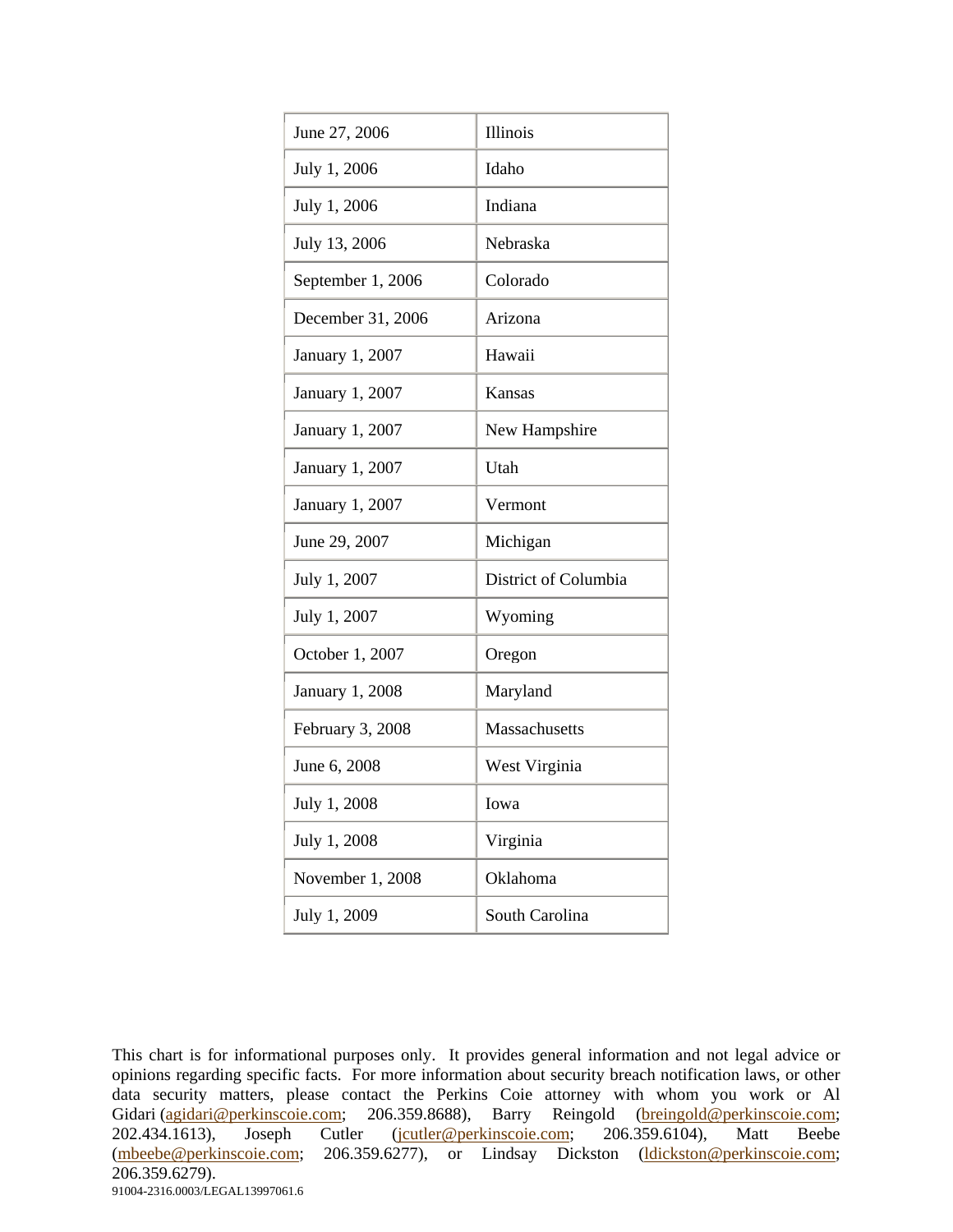| | |
|---|---|
| June 27, 2006 | Illinois |
| July 1, 2006 | Idaho |
| July 1, 2006 | Indiana |
| July 13, 2006 | Nebraska |
| September 1, 2006 | Colorado |
| December 31, 2006 | Arizona |
| January 1, 2007 | Hawaii |
| January 1, 2007 | Kansas |
| January 1, 2007 | New Hampshire |
| January 1, 2007 | Utah |
| January 1, 2007 | Vermont |
| June 29, 2007 | Michigan |
| July 1, 2007 | District of Columbia |
| July 1, 2007 | Wyoming |
| October 1, 2007 | Oregon |
| January 1, 2008 | Maryland |
| February 3, 2008 | Massachusetts |
| June 6, 2008 | West Virginia |
| July 1, 2008 | Iowa |
| July 1, 2008 | Virginia |
| November 1, 2008 | Oklahoma |
| July 1, 2009 | South Carolina |

This chart is for informational purposes only. It provides general information and not legal advice or opinions regarding specific facts. For more information about security breach notification laws, or other data security matters, please contact the Perkins Coie attorney with whom you work or Al Gidari (agidari@perkinscoie.com; 206.359.8688), Barry Reingold (breingold@perkinscoie.com; 202.434.1613), Joseph Cutler (jcutler@perkinscoie.com; 206.359.6104), Matt Beebe (mbeebe@perkinscoie.com; 206.359.6277), or Lindsay Dickston (ldickston@perkinscoie.com; 206.359.6279).

91004-2316.0003/LEGAL13997061.6